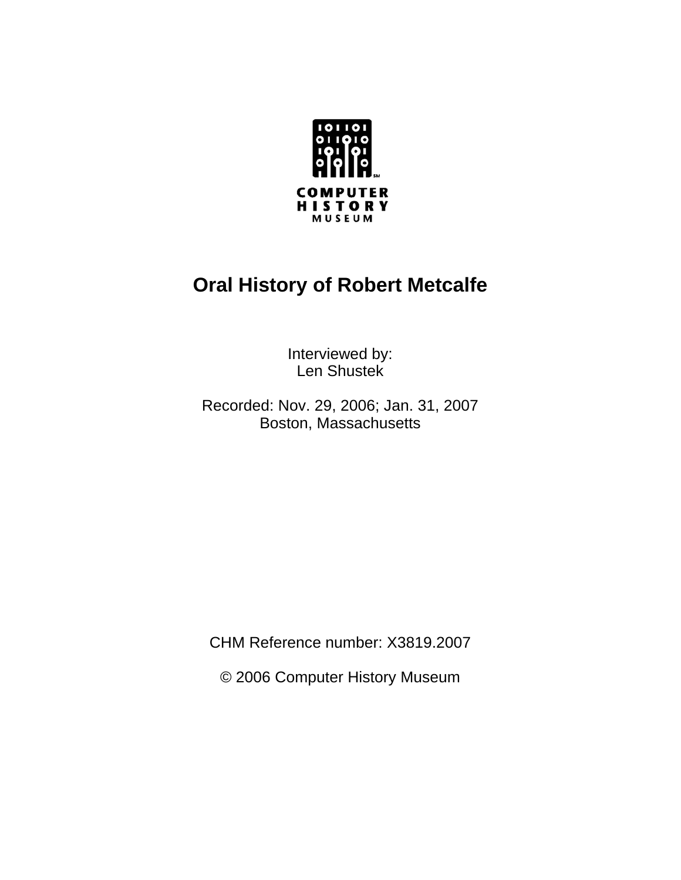COMPUTER HISTORY MUSEUM

# Oral History of Robert Metcalfe

Interviewed by:
Len Shustek

Recorded: Nov. 29, 2006; Jan. 31, 2007
Boston, Massachusetts

CHM Reference number: X3819.2007

© 2006 Computer History Museum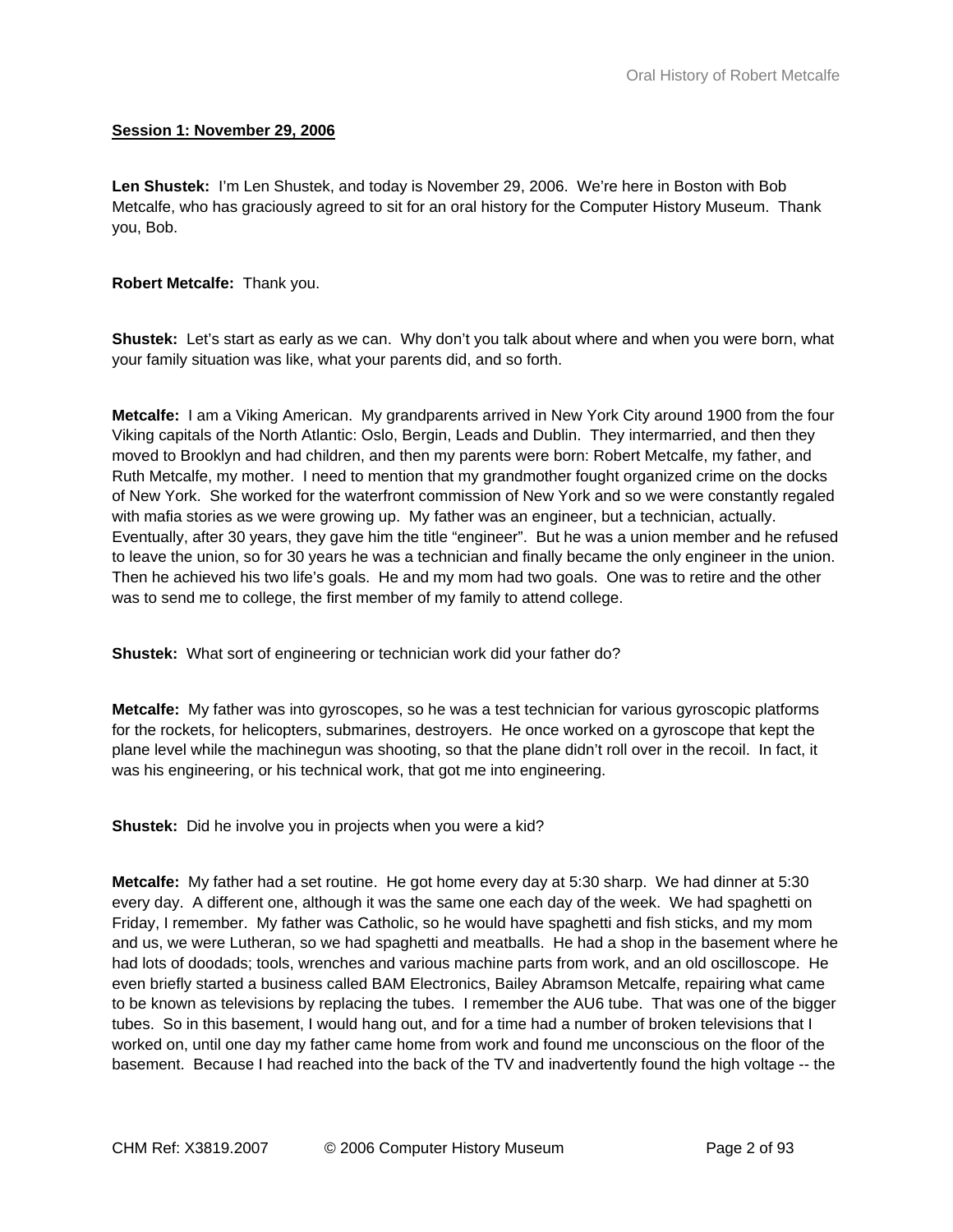**Session 1: November 29, 2006**

**Len Shustek:** I'm Len Shustek, and today is November 29, 2006. We're here in Boston with Bob Metcalfe, who has graciously agreed to sit for an oral history for the Computer History Museum. Thank you, Bob.

**Robert Metcalfe:** Thank you.

**Shustek:** Let's start as early as we can. Why don't you talk about where and when you were born, what your family situation was like, what your parents did, and so forth.

**Metcalfe:** I am a Viking American. My grandparents arrived in New York City around 1900 from the four Viking capitals of the North Atlantic: Oslo, Bergin, Leads and Dublin. They intermarried, and then they moved to Brooklyn and had children, and then my parents were born: Robert Metcalfe, my father, and Ruth Metcalfe, my mother. I need to mention that my grandmother fought organized crime on the docks of New York. She worked for the waterfront commission of New York and so we were constantly regaled with mafia stories as we were growing up. My father was an engineer, but a technician, actually. Eventually, after 30 years, they gave him the title "engineer". But he was a union member and he refused to leave the union, so for 30 years he was a technician and finally became the only engineer in the union. Then he achieved his two life's goals. He and my mom had two goals. One was to retire and the other was to send me to college, the first member of my family to attend college.

**Shustek:** What sort of engineering or technician work did your father do?

**Metcalfe:** My father was into gyroscopes, so he was a test technician for various gyroscopic platforms for the rockets, for helicopters, submarines, destroyers. He once worked on a gyroscope that kept the plane level while the machinegun was shooting, so that the plane didn't roll over in the recoil. In fact, it was his engineering, or his technical work, that got me into engineering.

**Shustek:** Did he involve you in projects when you were a kid?

**Metcalfe:** My father had a set routine. He got home every day at 5:30 sharp. We had dinner at 5:30 every day. A different one, although it was the same one each day of the week. We had spaghetti on Friday, I remember. My father was Catholic, so he would have spaghetti and fish sticks, and my mom and us, we were Lutheran, so we had spaghetti and meatballs. He had a shop in the basement where he had lots of doodads; tools, wrenches and various machine parts from work, and an old oscilloscope. He even briefly started a business called BAM Electronics, Bailey Abramson Metcalfe, repairing what came to be known as televisions by replacing the tubes. I remember the AU6 tube. That was one of the bigger tubes. So in this basement, I would hang out, and for a time had a number of broken televisions that I worked on, until one day my father came home from work and found me unconscious on the floor of the basement. Because I had reached into the back of the TV and inadvertently found the high voltage -- the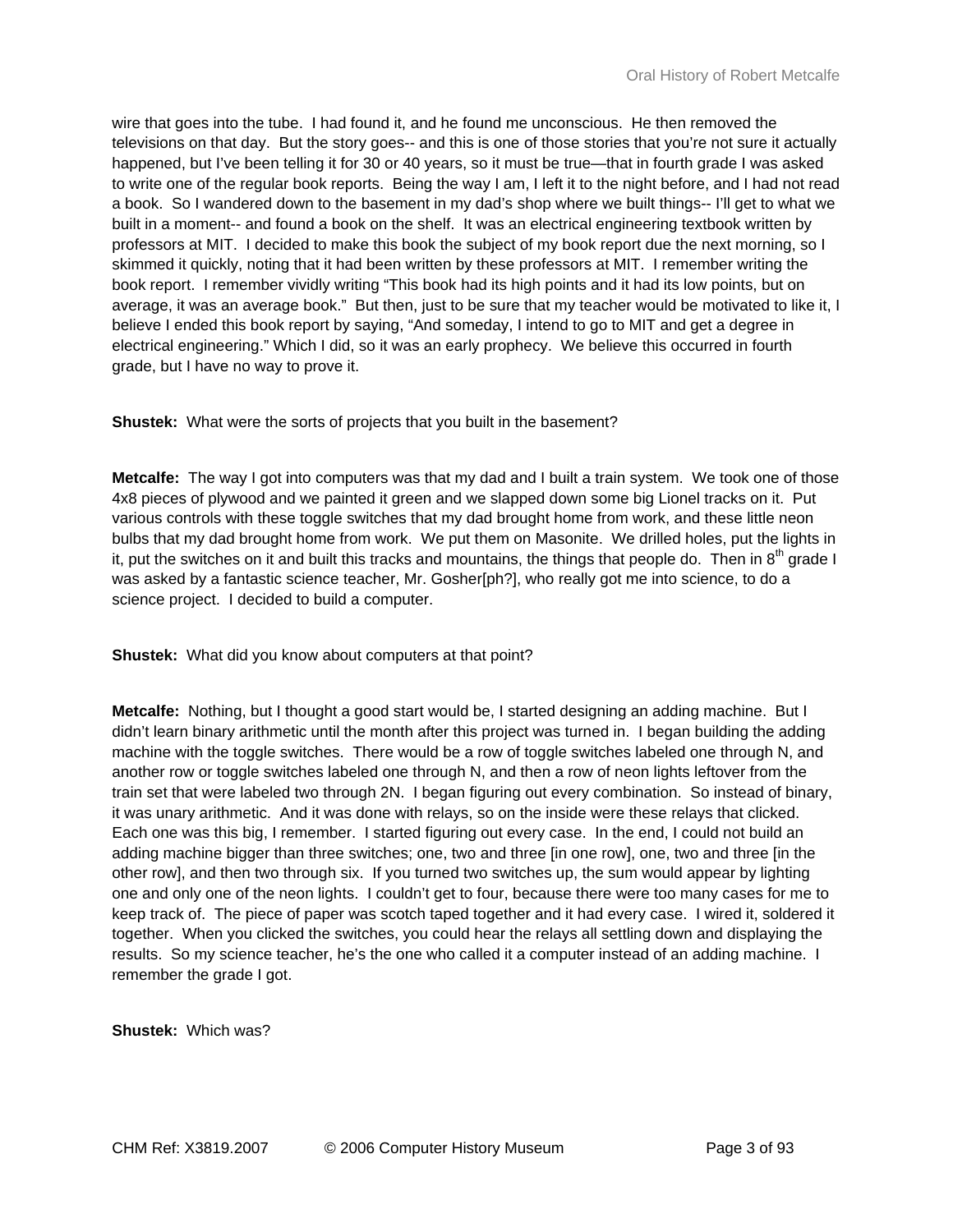wire that goes into the tube. I had found it, and he found me unconscious. He then removed the televisions on that day. But the story goes-- and this is one of those stories that you're not sure it actually happened, but I've been telling it for 30 or 40 years, so it must be true—that in fourth grade I was asked to write one of the regular book reports. Being the way I am, I left it to the night before, and I had not read a book. So I wandered down to the basement in my dad's shop where we built things-- I'll get to what we built in a moment-- and found a book on the shelf. It was an electrical engineering textbook written by professors at MIT. I decided to make this book the subject of my book report due the next morning, so I skimmed it quickly, noting that it had been written by these professors at MIT. I remember writing the book report. I remember vividly writing "This book had its high points and it had its low points, but on average, it was an average book." But then, just to be sure that my teacher would be motivated to like it, I believe I ended this book report by saying, "And someday, I intend to go to MIT and get a degree in electrical engineering." Which I did, so it was an early prophecy. We believe this occurred in fourth grade, but I have no way to prove it.

**Shustek:** What were the sorts of projects that you built in the basement?

**Metcalfe:** The way I got into computers was that my dad and I built a train system. We took one of those 4x8 pieces of plywood and we painted it green and we slapped down some big Lionel tracks on it. Put various controls with these toggle switches that my dad brought home from work, and these little neon bulbs that my dad brought home from work. We put them on Masonite. We drilled holes, put the lights in it, put the switches on it and built this tracks and mountains, the things that people do. Then in 8th grade I was asked by a fantastic science teacher, Mr. Gosher[ph?], who really got me into science, to do a science project. I decided to build a computer.

**Shustek:** What did you know about computers at that point?

**Metcalfe:** Nothing, but I thought a good start would be, I started designing an adding machine. But I didn't learn binary arithmetic until the month after this project was turned in. I began building the adding machine with the toggle switches. There would be a row of toggle switches labeled one through N, and another row or toggle switches labeled one through N, and then a row of neon lights leftover from the train set that were labeled two through 2N. I began figuring out every combination. So instead of binary, it was unary arithmetic. And it was done with relays, so on the inside were these relays that clicked. Each one was this big, I remember. I started figuring out every case. In the end, I could not build an adding machine bigger than three switches; one, two and three [in one row], one, two and three [in the other row], and then two through six. If you turned two switches up, the sum would appear by lighting one and only one of the neon lights. I couldn't get to four, because there were too many cases for me to keep track of. The piece of paper was scotch taped together and it had every case. I wired it, soldered it together. When you clicked the switches, you could hear the relays all settling down and displaying the results. So my science teacher, he's the one who called it a computer instead of an adding machine. I remember the grade I got.

**Shustek:** Which was?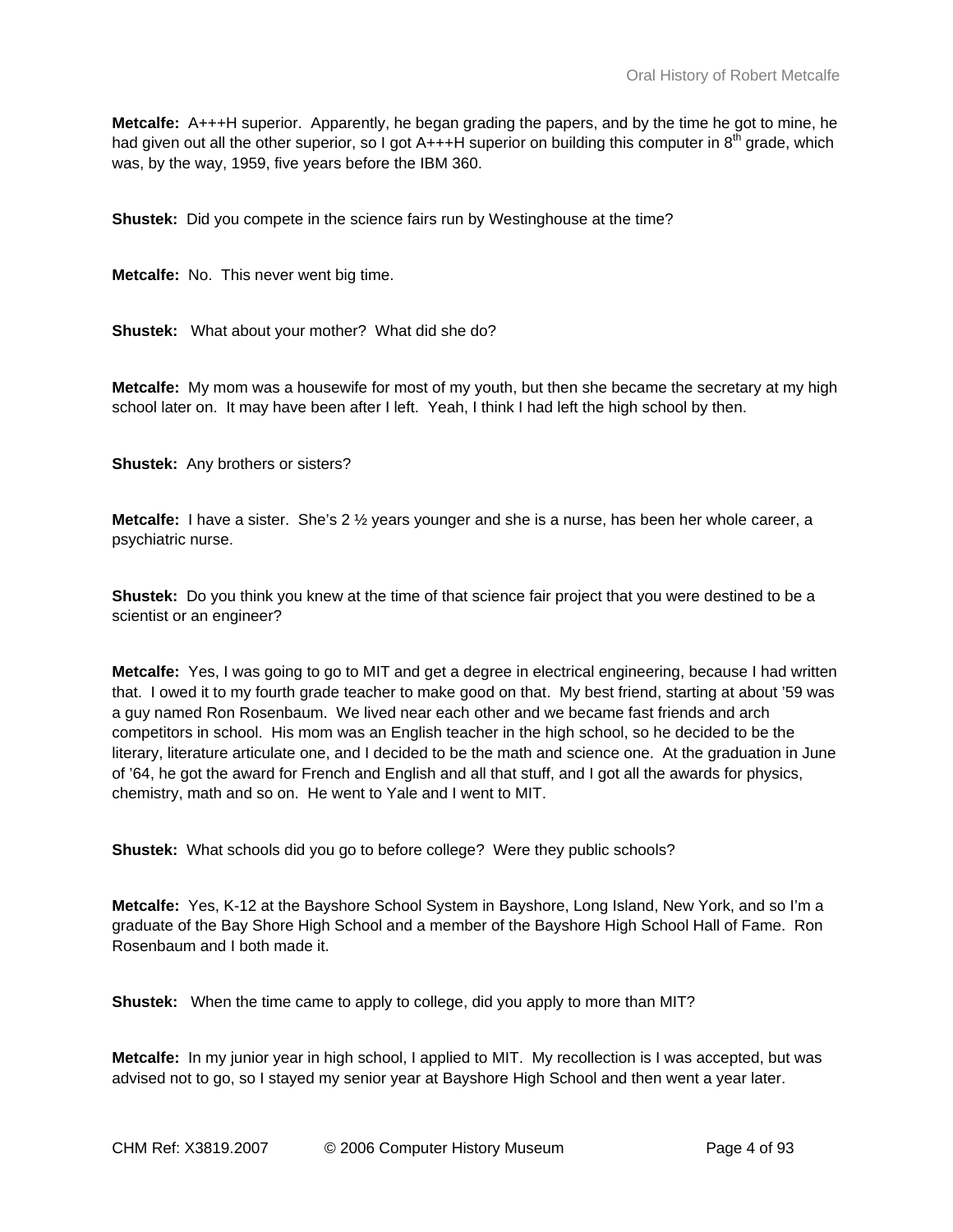**Metcalfe:** A+++H superior. Apparently, he began grading the papers, and by the time he got to mine, he had given out all the other superior, so I got A+++H superior on building this computer in 8th grade, which was, by the way, 1959, five years before the IBM 360.

**Shustek:** Did you compete in the science fairs run by Westinghouse at the time?

**Metcalfe:** No. This never went big time.

**Shustek:** What about your mother? What did she do?

**Metcalfe:** My mom was a housewife for most of my youth, but then she became the secretary at my high school later on. It may have been after I left. Yeah, I think I had left the high school by then.

**Shustek:** Any brothers or sisters?

**Metcalfe:** I have a sister. She's 2 ½ years younger and she is a nurse, has been her whole career, a psychiatric nurse.

**Shustek:** Do you think you knew at the time of that science fair project that you were destined to be a scientist or an engineer?

**Metcalfe:** Yes, I was going to go to MIT and get a degree in electrical engineering, because I had written that. I owed it to my fourth grade teacher to make good on that. My best friend, starting at about '59 was a guy named Ron Rosenbaum. We lived near each other and we became fast friends and arch competitors in school. His mom was an English teacher in the high school, so he decided to be the literary, literature articulate one, and I decided to be the math and science one. At the graduation in June of '64, he got the award for French and English and all that stuff, and I got all the awards for physics, chemistry, math and so on. He went to Yale and I went to MIT.

**Shustek:** What schools did you go to before college? Were they public schools?

**Metcalfe:** Yes, K-12 at the Bayshore School System in Bayshore, Long Island, New York, and so I'm a graduate of the Bay Shore High School and a member of the Bayshore High School Hall of Fame. Ron Rosenbaum and I both made it.

**Shustek:** When the time came to apply to college, did you apply to more than MIT?

**Metcalfe:** In my junior year in high school, I applied to MIT. My recollection is I was accepted, but was advised not to go, so I stayed my senior year at Bayshore High School and then went a year later.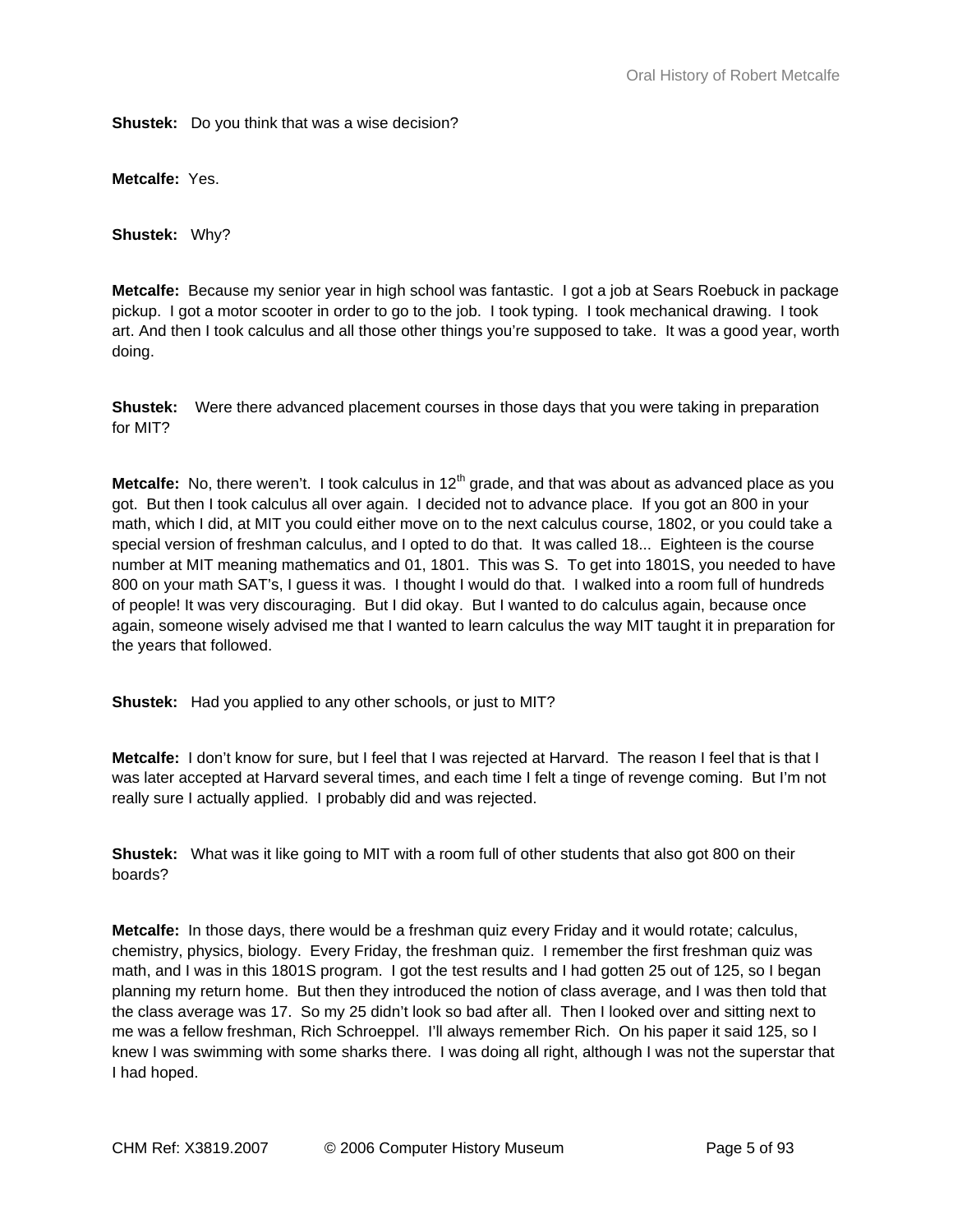**Shustek:** Do you think that was a wise decision?

**Metcalfe:** Yes.

**Shustek:** Why?

**Metcalfe:** Because my senior year in high school was fantastic. I got a job at Sears Roebuck in package pickup. I got a motor scooter in order to go to the job. I took typing. I took mechanical drawing. I took art. And then I took calculus and all those other things you're supposed to take. It was a good year, worth doing.

**Shustek:** Were there advanced placement courses in those days that you were taking in preparation for MIT?

**Metcalfe:** No, there weren't. I took calculus in 12th grade, and that was about as advanced place as you got. But then I took calculus all over again. I decided not to advance place. If you got an 800 in your math, which I did, at MIT you could either move on to the next calculus course, 1802, or you could take a special version of freshman calculus, and I opted to do that. It was called 18... Eighteen is the course number at MIT meaning mathematics and 01, 1801. This was S. To get into 1801S, you needed to have 800 on your math SAT's, I guess it was. I thought I would do that. I walked into a room full of hundreds of people! It was very discouraging. But I did okay. But I wanted to do calculus again, because once again, someone wisely advised me that I wanted to learn calculus the way MIT taught it in preparation for the years that followed.

**Shustek:** Had you applied to any other schools, or just to MIT?

**Metcalfe:** I don't know for sure, but I feel that I was rejected at Harvard. The reason I feel that is that I was later accepted at Harvard several times, and each time I felt a tinge of revenge coming. But I'm not really sure I actually applied. I probably did and was rejected.

**Shustek:** What was it like going to MIT with a room full of other students that also got 800 on their boards?

**Metcalfe:** In those days, there would be a freshman quiz every Friday and it would rotate; calculus, chemistry, physics, biology. Every Friday, the freshman quiz. I remember the first freshman quiz was math, and I was in this 1801S program. I got the test results and I had gotten 25 out of 125, so I began planning my return home. But then they introduced the notion of class average, and I was then told that the class average was 17. So my 25 didn't look so bad after all. Then I looked over and sitting next to me was a fellow freshman, Rich Schroeppel. I'll always remember Rich. On his paper it said 125, so I knew I was swimming with some sharks there. I was doing all right, although I was not the superstar that I had hoped.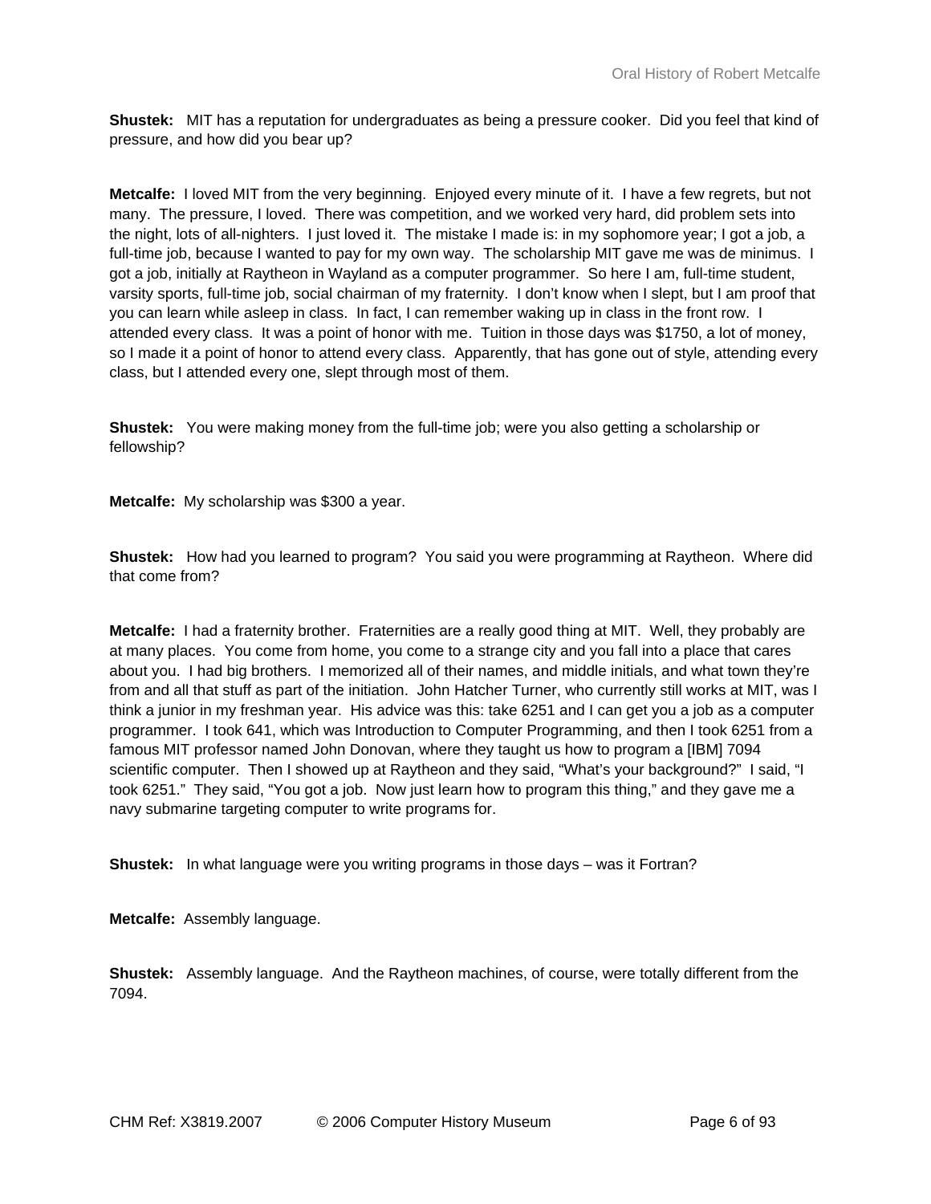**Shustek:** MIT has a reputation for undergraduates as being a pressure cooker. Did you feel that kind of pressure, and how did you bear up?

**Metcalfe:** I loved MIT from the very beginning. Enjoyed every minute of it. I have a few regrets, but not many. The pressure, I loved. There was competition, and we worked very hard, did problem sets into the night, lots of all-nighters. I just loved it. The mistake I made is: in my sophomore year; I got a job, a full-time job, because I wanted to pay for my own way. The scholarship MIT gave me was de minimus. I got a job, initially at Raytheon in Wayland as a computer programmer. So here I am, full-time student, varsity sports, full-time job, social chairman of my fraternity. I don't know when I slept, but I am proof that you can learn while asleep in class. In fact, I can remember waking up in class in the front row. I attended every class. It was a point of honor with me. Tuition in those days was $1750, a lot of money, so I made it a point of honor to attend every class. Apparently, that has gone out of style, attending every class, but I attended every one, slept through most of them.

**Shustek:** You were making money from the full-time job; were you also getting a scholarship or fellowship?

**Metcalfe:** My scholarship was $300 a year.

**Shustek:** How had you learned to program? You said you were programming at Raytheon. Where did that come from?

**Metcalfe:** I had a fraternity brother. Fraternities are a really good thing at MIT. Well, they probably are at many places. You come from home, you come to a strange city and you fall into a place that cares about you. I had big brothers. I memorized all of their names, and middle initials, and what town they're from and all that stuff as part of the initiation. John Hatcher Turner, who currently still works at MIT, was I think a junior in my freshman year. His advice was this: take 6251 and I can get you a job as a computer programmer. I took 641, which was Introduction to Computer Programming, and then I took 6251 from a famous MIT professor named John Donovan, where they taught us how to program a [IBM] 7094 scientific computer. Then I showed up at Raytheon and they said, "What's your background?" I said, "I took 6251." They said, "You got a job. Now just learn how to program this thing," and they gave me a navy submarine targeting computer to write programs for.

**Shustek:** In what language were you writing programs in those days – was it Fortran?

**Metcalfe:** Assembly language.

**Shustek:** Assembly language. And the Raytheon machines, of course, were totally different from the 7094.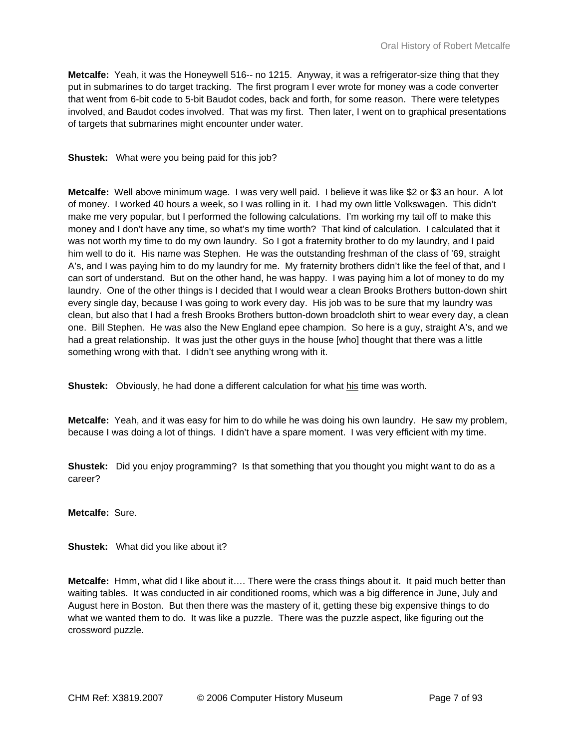**Metcalfe:** Yeah, it was the Honeywell 516-- no 1215. Anyway, it was a refrigerator-size thing that they put in submarines to do target tracking. The first program I ever wrote for money was a code converter that went from 6-bit code to 5-bit Baudot codes, back and forth, for some reason. There were teletypes involved, and Baudot codes involved. That was my first. Then later, I went on to graphical presentations of targets that submarines might encounter under water.

**Shustek:** What were you being paid for this job?

**Metcalfe:** Well above minimum wage. I was very well paid. I believe it was like $2 or $3 an hour. A lot of money. I worked 40 hours a week, so I was rolling in it. I had my own little Volkswagen. This didn't make me very popular, but I performed the following calculations. I'm working my tail off to make this money and I don't have any time, so what's my time worth? That kind of calculation. I calculated that it was not worth my time to do my own laundry. So I got a fraternity brother to do my laundry, and I paid him well to do it. His name was Stephen. He was the outstanding freshman of the class of '69, straight A's, and I was paying him to do my laundry for me. My fraternity brothers didn't like the feel of that, and I can sort of understand. But on the other hand, he was happy. I was paying him a lot of money to do my laundry. One of the other things is I decided that I would wear a clean Brooks Brothers button-down shirt every single day, because I was going to work every day. His job was to be sure that my laundry was clean, but also that I had a fresh Brooks Brothers button-down broadcloth shirt to wear every day, a clean one. Bill Stephen. He was also the New England epee champion. So here is a guy, straight A's, and we had a great relationship. It was just the other guys in the house [who] thought that there was a little something wrong with that. I didn't see anything wrong with it.

**Shustek:** Obviously, he had done a different calculation for what <u>his</u> time was worth.

**Metcalfe:** Yeah, and it was easy for him to do while he was doing his own laundry. He saw my problem, because I was doing a lot of things. I didn't have a spare moment. I was very efficient with my time.

**Shustek:** Did you enjoy programming? Is that something that you thought you might want to do as a career?

**Metcalfe:** Sure.

**Shustek:** What did you like about it?

**Metcalfe:** Hmm, what did I like about it…. There were the crass things about it. It paid much better than waiting tables. It was conducted in air conditioned rooms, which was a big difference in June, July and August here in Boston. But then there was the mastery of it, getting these big expensive things to do what we wanted them to do. It was like a puzzle. There was the puzzle aspect, like figuring out the crossword puzzle.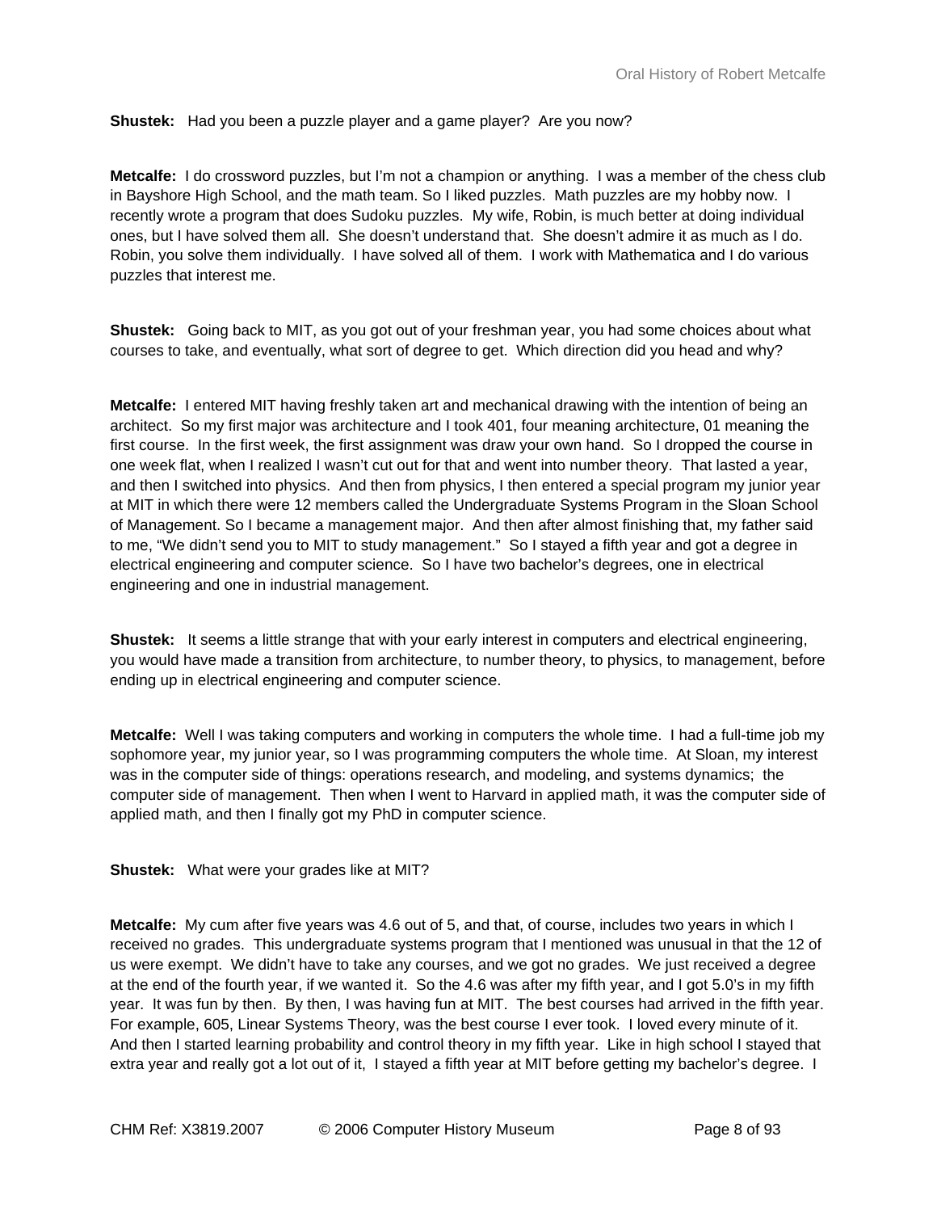**Shustek:** Had you been a puzzle player and a game player? Are you now?

**Metcalfe:** I do crossword puzzles, but I'm not a champion or anything. I was a member of the chess club in Bayshore High School, and the math team. So I liked puzzles. Math puzzles are my hobby now. I recently wrote a program that does Sudoku puzzles. My wife, Robin, is much better at doing individual ones, but I have solved them all. She doesn't understand that. She doesn't admire it as much as I do. Robin, you solve them individually. I have solved all of them. I work with Mathematica and I do various puzzles that interest me.

**Shustek:** Going back to MIT, as you got out of your freshman year, you had some choices about what courses to take, and eventually, what sort of degree to get. Which direction did you head and why?

**Metcalfe:** I entered MIT having freshly taken art and mechanical drawing with the intention of being an architect. So my first major was architecture and I took 401, four meaning architecture, 01 meaning the first course. In the first week, the first assignment was draw your own hand. So I dropped the course in one week flat, when I realized I wasn't cut out for that and went into number theory. That lasted a year, and then I switched into physics. And then from physics, I then entered a special program my junior year at MIT in which there were 12 members called the Undergraduate Systems Program in the Sloan School of Management. So I became a management major. And then after almost finishing that, my father said to me, "We didn't send you to MIT to study management." So I stayed a fifth year and got a degree in electrical engineering and computer science. So I have two bachelor's degrees, one in electrical engineering and one in industrial management.

**Shustek:** It seems a little strange that with your early interest in computers and electrical engineering, you would have made a transition from architecture, to number theory, to physics, to management, before ending up in electrical engineering and computer science.

**Metcalfe:** Well I was taking computers and working in computers the whole time. I had a full-time job my sophomore year, my junior year, so I was programming computers the whole time. At Sloan, my interest was in the computer side of things: operations research, and modeling, and systems dynamics; the computer side of management. Then when I went to Harvard in applied math, it was the computer side of applied math, and then I finally got my PhD in computer science.

**Shustek:** What were your grades like at MIT?

**Metcalfe:** My cum after five years was 4.6 out of 5, and that, of course, includes two years in which I received no grades. This undergraduate systems program that I mentioned was unusual in that the 12 of us were exempt. We didn't have to take any courses, and we got no grades. We just received a degree at the end of the fourth year, if we wanted it. So the 4.6 was after my fifth year, and I got 5.0's in my fifth year. It was fun by then. By then, I was having fun at MIT. The best courses had arrived in the fifth year. For example, 605, Linear Systems Theory, was the best course I ever took. I loved every minute of it. And then I started learning probability and control theory in my fifth year. Like in high school I stayed that extra year and really got a lot out of it, I stayed a fifth year at MIT before getting my bachelor's degree. I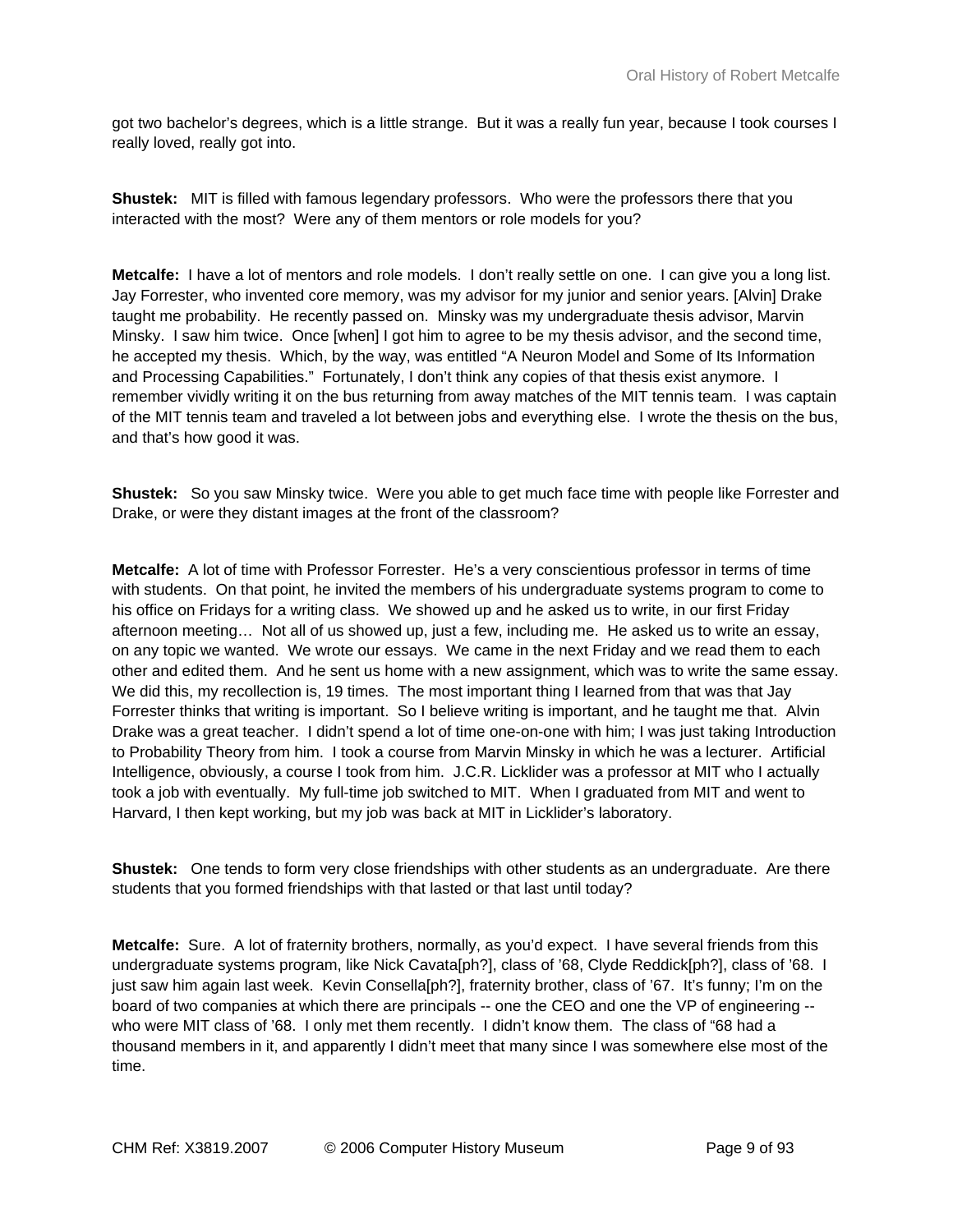got two bachelor's degrees, which is a little strange. But it was a really fun year, because I took courses I really loved, really got into.

**Shustek:** MIT is filled with famous legendary professors. Who were the professors there that you interacted with the most? Were any of them mentors or role models for you?

**Metcalfe:** I have a lot of mentors and role models. I don't really settle on one. I can give you a long list. Jay Forrester, who invented core memory, was my advisor for my junior and senior years. [Alvin] Drake taught me probability. He recently passed on. Minsky was my undergraduate thesis advisor, Marvin Minsky. I saw him twice. Once [when] I got him to agree to be my thesis advisor, and the second time, he accepted my thesis. Which, by the way, was entitled "A Neuron Model and Some of Its Information and Processing Capabilities." Fortunately, I don't think any copies of that thesis exist anymore. I remember vividly writing it on the bus returning from away matches of the MIT tennis team. I was captain of the MIT tennis team and traveled a lot between jobs and everything else. I wrote the thesis on the bus, and that's how good it was.

**Shustek:** So you saw Minsky twice. Were you able to get much face time with people like Forrester and Drake, or were they distant images at the front of the classroom?

**Metcalfe:** A lot of time with Professor Forrester. He's a very conscientious professor in terms of time with students. On that point, he invited the members of his undergraduate systems program to come to his office on Fridays for a writing class. We showed up and he asked us to write, in our first Friday afternoon meeting… Not all of us showed up, just a few, including me. He asked us to write an essay, on any topic we wanted. We wrote our essays. We came in the next Friday and we read them to each other and edited them. And he sent us home with a new assignment, which was to write the same essay. We did this, my recollection is, 19 times. The most important thing I learned from that was that Jay Forrester thinks that writing is important. So I believe writing is important, and he taught me that. Alvin Drake was a great teacher. I didn't spend a lot of time one-on-one with him; I was just taking Introduction to Probability Theory from him. I took a course from Marvin Minsky in which he was a lecturer. Artificial Intelligence, obviously, a course I took from him. J.C.R. Licklider was a professor at MIT who I actually took a job with eventually. My full-time job switched to MIT. When I graduated from MIT and went to Harvard, I then kept working, but my job was back at MIT in Licklider's laboratory.

**Shustek:** One tends to form very close friendships with other students as an undergraduate. Are there students that you formed friendships with that lasted or that last until today?

**Metcalfe:** Sure. A lot of fraternity brothers, normally, as you'd expect. I have several friends from this undergraduate systems program, like Nick Cavata[ph?], class of '68, Clyde Reddick[ph?], class of '68. I just saw him again last week. Kevin Consella[ph?], fraternity brother, class of '67. It's funny; I'm on the board of two companies at which there are principals -- one the CEO and one the VP of engineering -- who were MIT class of '68. I only met them recently. I didn't know them. The class of "68 had a thousand members in it, and apparently I didn't meet that many since I was somewhere else most of the time.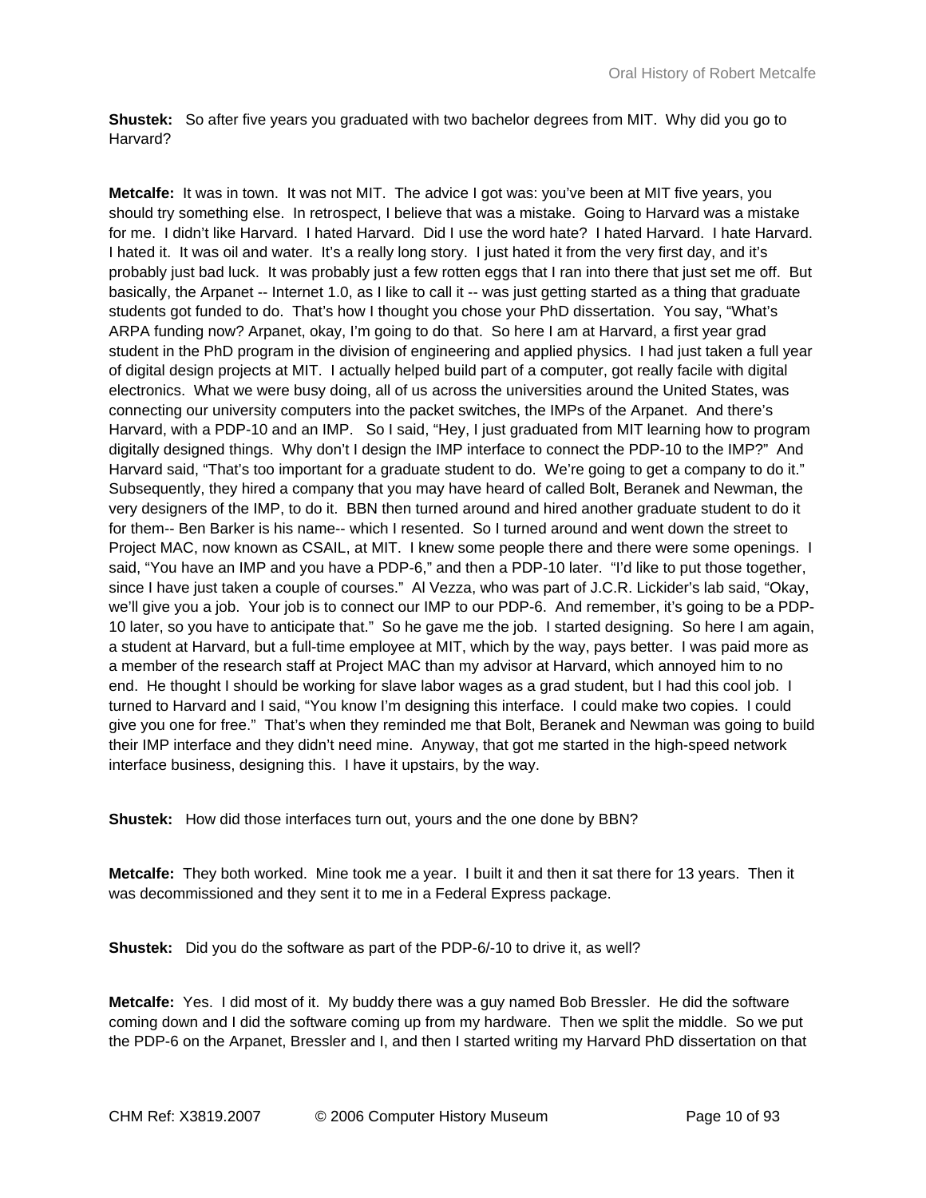**Shustek:** So after five years you graduated with two bachelor degrees from MIT. Why did you go to Harvard?

**Metcalfe:** It was in town. It was not MIT. The advice I got was: you've been at MIT five years, you should try something else. In retrospect, I believe that was a mistake. Going to Harvard was a mistake for me. I didn't like Harvard. I hated Harvard. Did I use the word hate? I hated Harvard. I hate Harvard. I hated it. It was oil and water. It's a really long story. I just hated it from the very first day, and it's probably just bad luck. It was probably just a few rotten eggs that I ran into there that just set me off. But basically, the Arpanet -- Internet 1.0, as I like to call it -- was just getting started as a thing that graduate students got funded to do. That's how I thought you chose your PhD dissertation. You say, "What's ARPA funding now? Arpanet, okay, I'm going to do that. So here I am at Harvard, a first year grad student in the PhD program in the division of engineering and applied physics. I had just taken a full year of digital design projects at MIT. I actually helped build part of a computer, got really facile with digital electronics. What we were busy doing, all of us across the universities around the United States, was connecting our university computers into the packet switches, the IMPs of the Arpanet. And there's Harvard, with a PDP-10 and an IMP. So I said, "Hey, I just graduated from MIT learning how to program digitally designed things. Why don't I design the IMP interface to connect the PDP-10 to the IMP?" And Harvard said, "That's too important for a graduate student to do. We're going to get a company to do it." Subsequently, they hired a company that you may have heard of called Bolt, Beranek and Newman, the very designers of the IMP, to do it. BBN then turned around and hired another graduate student to do it for them-- Ben Barker is his name-- which I resented. So I turned around and went down the street to Project MAC, now known as CSAIL, at MIT. I knew some people there and there were some openings. I said, "You have an IMP and you have a PDP-6," and then a PDP-10 later. "I'd like to put those together, since I have just taken a couple of courses." Al Vezza, who was part of J.C.R. Lickider's lab said, "Okay, we'll give you a job. Your job is to connect our IMP to our PDP-6. And remember, it's going to be a PDP-10 later, so you have to anticipate that." So he gave me the job. I started designing. So here I am again, a student at Harvard, but a full-time employee at MIT, which by the way, pays better. I was paid more as a member of the research staff at Project MAC than my advisor at Harvard, which annoyed him to no end. He thought I should be working for slave labor wages as a grad student, but I had this cool job. I turned to Harvard and I said, "You know I'm designing this interface. I could make two copies. I could give you one for free." That's when they reminded me that Bolt, Beranek and Newman was going to build their IMP interface and they didn't need mine. Anyway, that got me started in the high-speed network interface business, designing this. I have it upstairs, by the way.

**Shustek:** How did those interfaces turn out, yours and the one done by BBN?

**Metcalfe:** They both worked. Mine took me a year. I built it and then it sat there for 13 years. Then it was decommissioned and they sent it to me in a Federal Express package.

**Shustek:** Did you do the software as part of the PDP-6/-10 to drive it, as well?

**Metcalfe:** Yes. I did most of it. My buddy there was a guy named Bob Bressler. He did the software coming down and I did the software coming up from my hardware. Then we split the middle. So we put the PDP-6 on the Arpanet, Bressler and I, and then I started writing my Harvard PhD dissertation on that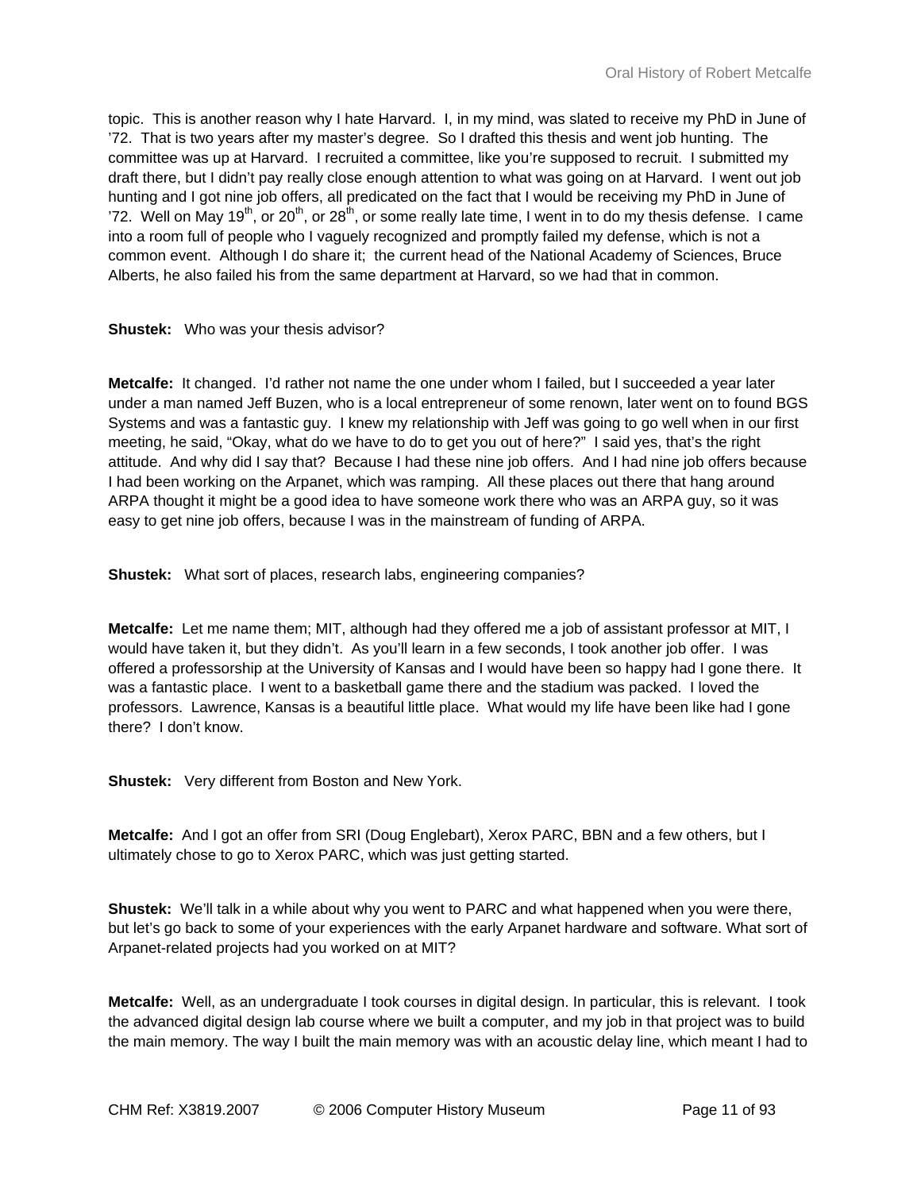topic. This is another reason why I hate Harvard. I, in my mind, was slated to receive my PhD in June of '72. That is two years after my master's degree. So I drafted this thesis and went job hunting. The committee was up at Harvard. I recruited a committee, like you're supposed to recruit. I submitted my draft there, but I didn't pay really close enough attention to what was going on at Harvard. I went out job hunting and I got nine job offers, all predicated on the fact that I would be receiving my PhD in June of '72. Well on May 19th, or 20th, or 28th, or some really late time, I went in to do my thesis defense. I came into a room full of people who I vaguely recognized and promptly failed my defense, which is not a common event. Although I do share it; the current head of the National Academy of Sciences, Bruce Alberts, he also failed his from the same department at Harvard, so we had that in common.

**Shustek:** Who was your thesis advisor?

**Metcalfe:** It changed. I'd rather not name the one under whom I failed, but I succeeded a year later under a man named Jeff Buzen, who is a local entrepreneur of some renown, later went on to found BGS Systems and was a fantastic guy. I knew my relationship with Jeff was going to go well when in our first meeting, he said, "Okay, what do we have to do to get you out of here?" I said yes, that's the right attitude. And why did I say that? Because I had these nine job offers. And I had nine job offers because I had been working on the Arpanet, which was ramping. All these places out there that hang around ARPA thought it might be a good idea to have someone work there who was an ARPA guy, so it was easy to get nine job offers, because I was in the mainstream of funding of ARPA.

**Shustek:** What sort of places, research labs, engineering companies?

**Metcalfe:** Let me name them; MIT, although had they offered me a job of assistant professor at MIT, I would have taken it, but they didn't. As you'll learn in a few seconds, I took another job offer. I was offered a professorship at the University of Kansas and I would have been so happy had I gone there. It was a fantastic place. I went to a basketball game there and the stadium was packed. I loved the professors. Lawrence, Kansas is a beautiful little place. What would my life have been like had I gone there? I don't know.

**Shustek:** Very different from Boston and New York.

**Metcalfe:** And I got an offer from SRI (Doug Englebart), Xerox PARC, BBN and a few others, but I ultimately chose to go to Xerox PARC, which was just getting started.

**Shustek:** We'll talk in a while about why you went to PARC and what happened when you were there, but let's go back to some of your experiences with the early Arpanet hardware and software. What sort of Arpanet-related projects had you worked on at MIT?

**Metcalfe:** Well, as an undergraduate I took courses in digital design. In particular, this is relevant. I took the advanced digital design lab course where we built a computer, and my job in that project was to build the main memory. The way I built the main memory was with an acoustic delay line, which meant I had to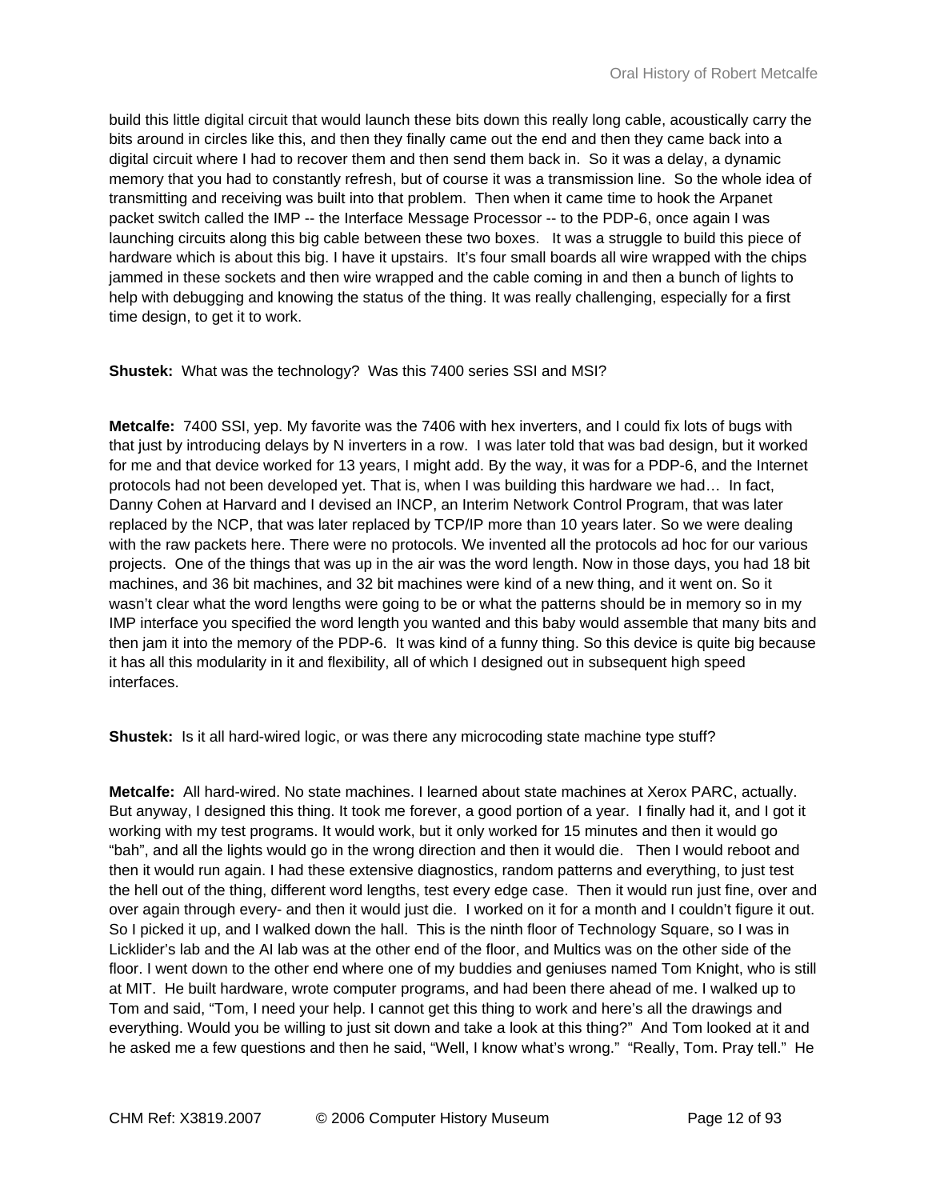build this little digital circuit that would launch these bits down this really long cable, acoustically carry the bits around in circles like this, and then they finally came out the end and then they came back into a digital circuit where I had to recover them and then send them back in. So it was a delay, a dynamic memory that you had to constantly refresh, but of course it was a transmission line. So the whole idea of transmitting and receiving was built into that problem. Then when it came time to hook the Arpanet packet switch called the IMP -- the Interface Message Processor -- to the PDP-6, once again I was launching circuits along this big cable between these two boxes. It was a struggle to build this piece of hardware which is about this big. I have it upstairs. It's four small boards all wire wrapped with the chips jammed in these sockets and then wire wrapped and the cable coming in and then a bunch of lights to help with debugging and knowing the status of the thing. It was really challenging, especially for a first time design, to get it to work.

**Shustek:** What was the technology? Was this 7400 series SSI and MSI?

**Metcalfe:** 7400 SSI, yep. My favorite was the 7406 with hex inverters, and I could fix lots of bugs with that just by introducing delays by N inverters in a row. I was later told that was bad design, but it worked for me and that device worked for 13 years, I might add. By the way, it was for a PDP-6, and the Internet protocols had not been developed yet. That is, when I was building this hardware we had… In fact, Danny Cohen at Harvard and I devised an INCP, an Interim Network Control Program, that was later replaced by the NCP, that was later replaced by TCP/IP more than 10 years later. So we were dealing with the raw packets here. There were no protocols. We invented all the protocols ad hoc for our various projects. One of the things that was up in the air was the word length. Now in those days, you had 18 bit machines, and 36 bit machines, and 32 bit machines were kind of a new thing, and it went on. So it wasn't clear what the word lengths were going to be or what the patterns should be in memory so in my IMP interface you specified the word length you wanted and this baby would assemble that many bits and then jam it into the memory of the PDP-6. It was kind of a funny thing. So this device is quite big because it has all this modularity in it and flexibility, all of which I designed out in subsequent high speed interfaces.

**Shustek:** Is it all hard-wired logic, or was there any microcoding state machine type stuff?

**Metcalfe:** All hard-wired. No state machines. I learned about state machines at Xerox PARC, actually. But anyway, I designed this thing. It took me forever, a good portion of a year. I finally had it, and I got it working with my test programs. It would work, but it only worked for 15 minutes and then it would go "bah", and all the lights would go in the wrong direction and then it would die. Then I would reboot and then it would run again. I had these extensive diagnostics, random patterns and everything, to just test the hell out of the thing, different word lengths, test every edge case. Then it would run just fine, over and over again through every- and then it would just die. I worked on it for a month and I couldn't figure it out. So I picked it up, and I walked down the hall. This is the ninth floor of Technology Square, so I was in Licklider's lab and the AI lab was at the other end of the floor, and Multics was on the other side of the floor. I went down to the other end where one of my buddies and geniuses named Tom Knight, who is still at MIT. He built hardware, wrote computer programs, and had been there ahead of me. I walked up to Tom and said, "Tom, I need your help. I cannot get this thing to work and here's all the drawings and everything. Would you be willing to just sit down and take a look at this thing?" And Tom looked at it and he asked me a few questions and then he said, "Well, I know what's wrong." "Really, Tom. Pray tell." He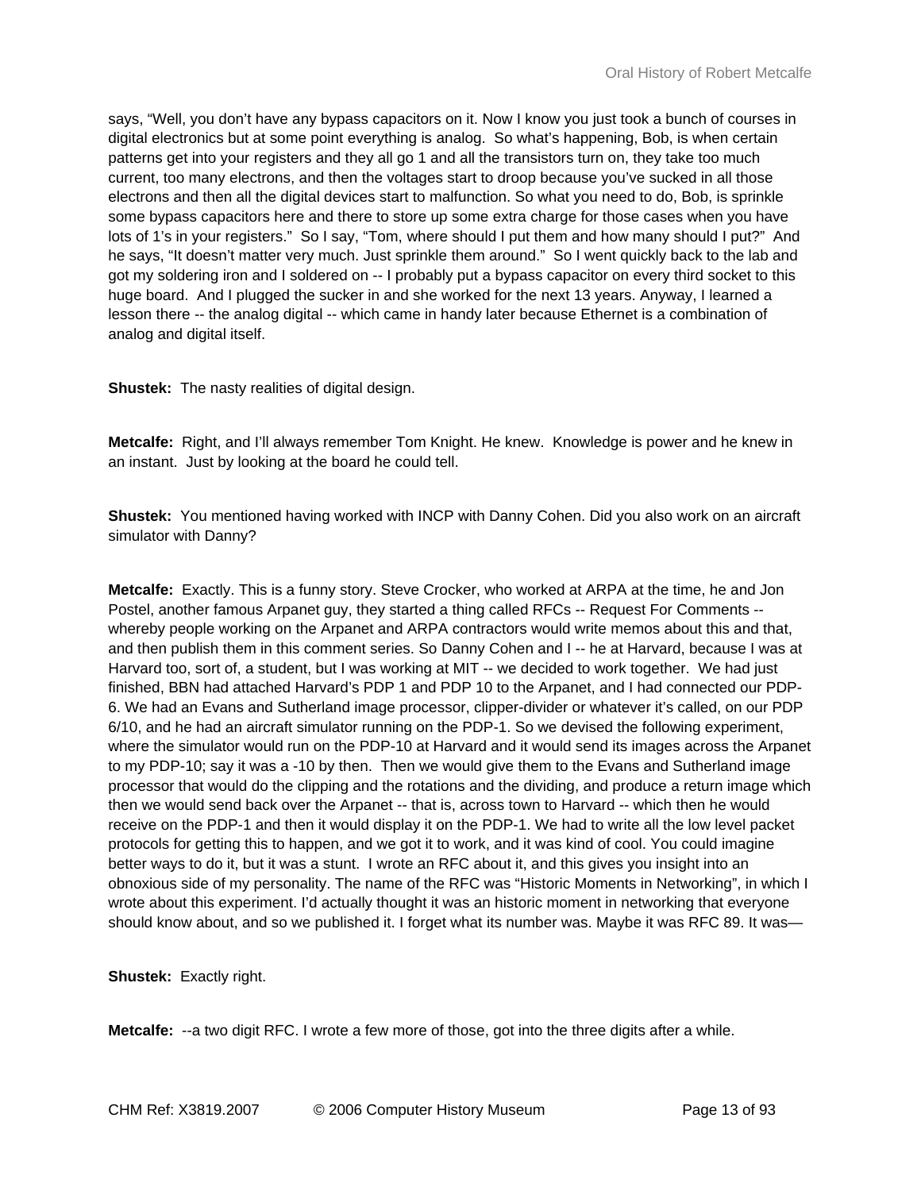says, “Well, you don’t have any bypass capacitors on it. Now I know you just took a bunch of courses in digital electronics but at some point everything is analog.  So what’s happening, Bob, is when certain patterns get into your registers and they all go 1 and all the transistors turn on, they take too much current, too many electrons, and then the voltages start to droop because you’ve sucked in all those electrons and then all the digital devices start to malfunction. So what you need to do, Bob, is sprinkle some bypass capacitors here and there to store up some extra charge for those cases when you have lots of 1’s in your registers.”  So I say, “Tom, where should I put them and how many should I put?”  And he says, “It doesn’t matter very much. Just sprinkle them around.”  So I went quickly back to the lab and got my soldering iron and I soldered on -- I probably put a bypass capacitor on every third socket to this huge board.  And I plugged the sucker in and she worked for the next 13 years. Anyway, I learned a lesson there -- the analog digital -- which came in handy later because Ethernet is a combination of analog and digital itself.

**Shustek:** The nasty realities of digital design.

**Metcalfe:** Right, and I’ll always remember Tom Knight. He knew.  Knowledge is power and he knew in an instant.  Just by looking at the board he could tell.

**Shustek:** You mentioned having worked with INCP with Danny Cohen. Did you also work on an aircraft simulator with Danny?

**Metcalfe:** Exactly. This is a funny story. Steve Crocker, who worked at ARPA at the time, he and Jon Postel, another famous Arpanet guy, they started a thing called RFCs -- Request For Comments -- whereby people working on the Arpanet and ARPA contractors would write memos about this and that, and then publish them in this comment series. So Danny Cohen and I -- he at Harvard, because I was at Harvard too, sort of, a student, but I was working at MIT -- we decided to work together.  We had just finished, BBN had attached Harvard’s PDP 1 and PDP 10 to the Arpanet, and I had connected our PDP-6. We had an Evans and Sutherland image processor, clipper-divider or whatever it’s called, on our PDP 6/10, and he had an aircraft simulator running on the PDP-1. So we devised the following experiment, where the simulator would run on the PDP-10 at Harvard and it would send its images across the Arpanet to my PDP-10; say it was a -10 by then.  Then we would give them to the Evans and Sutherland image processor that would do the clipping and the rotations and the dividing, and produce a return image which then we would send back over the Arpanet -- that is, across town to Harvard -- which then he would receive on the PDP-1 and then it would display it on the PDP-1. We had to write all the low level packet protocols for getting this to happen, and we got it to work, and it was kind of cool. You could imagine better ways to do it, but it was a stunt.  I wrote an RFC about it, and this gives you insight into an obnoxious side of my personality. The name of the RFC was “Historic Moments in Networking”, in which I wrote about this experiment. I’d actually thought it was an historic moment in networking that everyone should know about, and so we published it. I forget what its number was. Maybe it was RFC 89. It was—

**Shustek:** Exactly right.

**Metcalfe:** --a two digit RFC. I wrote a few more of those, got into the three digits after a while.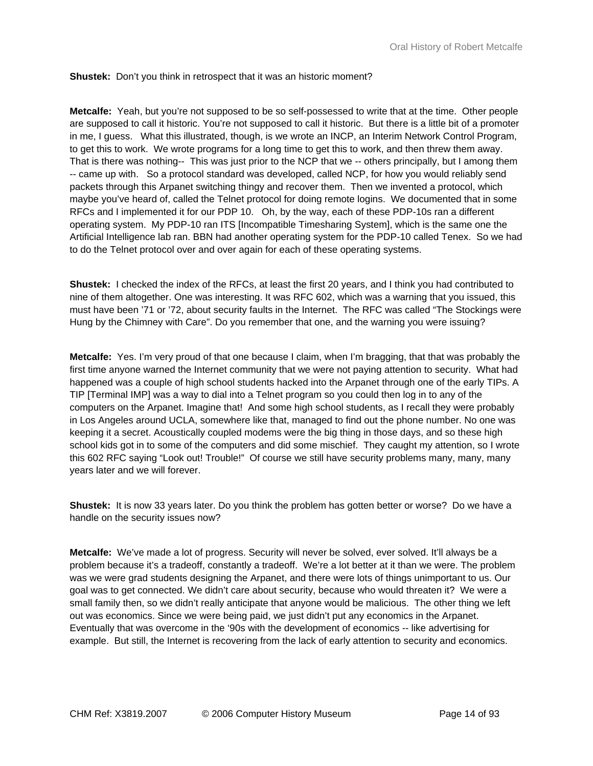**Shustek:** Don't you think in retrospect that it was an historic moment?

**Metcalfe:** Yeah, but you're not supposed to be so self-possessed to write that at the time. Other people are supposed to call it historic. You're not supposed to call it historic. But there is a little bit of a promoter in me, I guess. What this illustrated, though, is we wrote an INCP, an Interim Network Control Program, to get this to work. We wrote programs for a long time to get this to work, and then threw them away. That is there was nothing-- This was just prior to the NCP that we -- others principally, but I among them -- came up with. So a protocol standard was developed, called NCP, for how you would reliably send packets through this Arpanet switching thingy and recover them. Then we invented a protocol, which maybe you've heard of, called the Telnet protocol for doing remote logins. We documented that in some RFCs and I implemented it for our PDP 10. Oh, by the way, each of these PDP-10s ran a different operating system. My PDP-10 ran ITS [Incompatible Timesharing System], which is the same one the Artificial Intelligence lab ran. BBN had another operating system for the PDP-10 called Tenex. So we had to do the Telnet protocol over and over again for each of these operating systems.

**Shustek:** I checked the index of the RFCs, at least the first 20 years, and I think you had contributed to nine of them altogether. One was interesting. It was RFC 602, which was a warning that you issued, this must have been '71 or '72, about security faults in the Internet. The RFC was called "The Stockings were Hung by the Chimney with Care". Do you remember that one, and the warning you were issuing?

**Metcalfe:** Yes. I'm very proud of that one because I claim, when I'm bragging, that that was probably the first time anyone warned the Internet community that we were not paying attention to security. What had happened was a couple of high school students hacked into the Arpanet through one of the early TIPs. A TIP [Terminal IMP] was a way to dial into a Telnet program so you could then log in to any of the computers on the Arpanet. Imagine that! And some high school students, as I recall they were probably in Los Angeles around UCLA, somewhere like that, managed to find out the phone number. No one was keeping it a secret. Acoustically coupled modems were the big thing in those days, and so these high school kids got in to some of the computers and did some mischief. They caught my attention, so I wrote this 602 RFC saying "Look out! Trouble!" Of course we still have security problems many, many, many years later and we will forever.

**Shustek:** It is now 33 years later. Do you think the problem has gotten better or worse? Do we have a handle on the security issues now?

**Metcalfe:** We've made a lot of progress. Security will never be solved, ever solved. It'll always be a problem because it's a tradeoff, constantly a tradeoff. We're a lot better at it than we were. The problem was we were grad students designing the Arpanet, and there were lots of things unimportant to us. Our goal was to get connected. We didn't care about security, because who would threaten it? We were a small family then, so we didn't really anticipate that anyone would be malicious. The other thing we left out was economics. Since we were being paid, we just didn't put any economics in the Arpanet. Eventually that was overcome in the '90s with the development of economics -- like advertising for example. But still, the Internet is recovering from the lack of early attention to security and economics.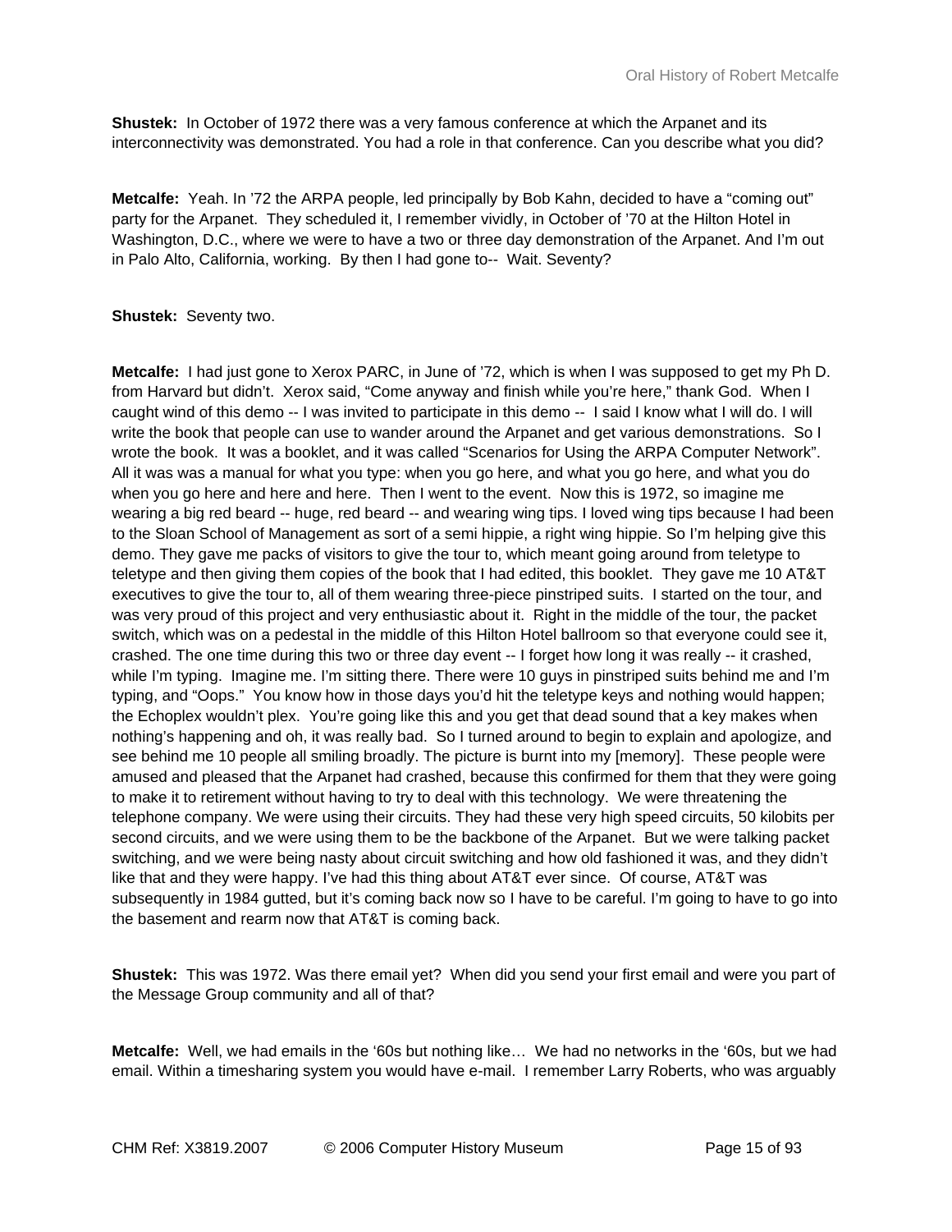**Shustek:** In October of 1972 there was a very famous conference at which the Arpanet and its interconnectivity was demonstrated. You had a role in that conference. Can you describe what you did?

**Metcalfe:** Yeah. In '72 the ARPA people, led principally by Bob Kahn, decided to have a "coming out" party for the Arpanet. They scheduled it, I remember vividly, in October of '70 at the Hilton Hotel in Washington, D.C., where we were to have a two or three day demonstration of the Arpanet. And I'm out in Palo Alto, California, working. By then I had gone to-- Wait. Seventy?

**Shustek:** Seventy two.

**Metcalfe:** I had just gone to Xerox PARC, in June of '72, which is when I was supposed to get my Ph D. from Harvard but didn't. Xerox said, "Come anyway and finish while you're here," thank God. When I caught wind of this demo -- I was invited to participate in this demo -- I said I know what I will do. I will write the book that people can use to wander around the Arpanet and get various demonstrations. So I wrote the book. It was a booklet, and it was called "Scenarios for Using the ARPA Computer Network". All it was was a manual for what you type: when you go here, and what you go here, and what you do when you go here and here and here. Then I went to the event. Now this is 1972, so imagine me wearing a big red beard -- huge, red beard -- and wearing wing tips. I loved wing tips because I had been to the Sloan School of Management as sort of a semi hippie, a right wing hippie. So I'm helping give this demo. They gave me packs of visitors to give the tour to, which meant going around from teletype to teletype and then giving them copies of the book that I had edited, this booklet. They gave me 10 AT&T executives to give the tour to, all of them wearing three-piece pinstriped suits. I started on the tour, and was very proud of this project and very enthusiastic about it. Right in the middle of the tour, the packet switch, which was on a pedestal in the middle of this Hilton Hotel ballroom so that everyone could see it, crashed. The one time during this two or three day event -- I forget how long it was really -- it crashed, while I'm typing. Imagine me. I'm sitting there. There were 10 guys in pinstriped suits behind me and I'm typing, and "Oops." You know how in those days you'd hit the teletype keys and nothing would happen; the Echoplex wouldn't plex. You're going like this and you get that dead sound that a key makes when nothing's happening and oh, it was really bad. So I turned around to begin to explain and apologize, and see behind me 10 people all smiling broadly. The picture is burnt into my [memory]. These people were amused and pleased that the Arpanet had crashed, because this confirmed for them that they were going to make it to retirement without having to try to deal with this technology. We were threatening the telephone company. We were using their circuits. They had these very high speed circuits, 50 kilobits per second circuits, and we were using them to be the backbone of the Arpanet. But we were talking packet switching, and we were being nasty about circuit switching and how old fashioned it was, and they didn't like that and they were happy. I've had this thing about AT&T ever since. Of course, AT&T was subsequently in 1984 gutted, but it's coming back now so I have to be careful. I'm going to have to go into the basement and rearm now that AT&T is coming back.

**Shustek:** This was 1972. Was there email yet? When did you send your first email and were you part of the Message Group community and all of that?

**Metcalfe:** Well, we had emails in the '60s but nothing like… We had no networks in the '60s, but we had email. Within a timesharing system you would have e-mail. I remember Larry Roberts, who was arguably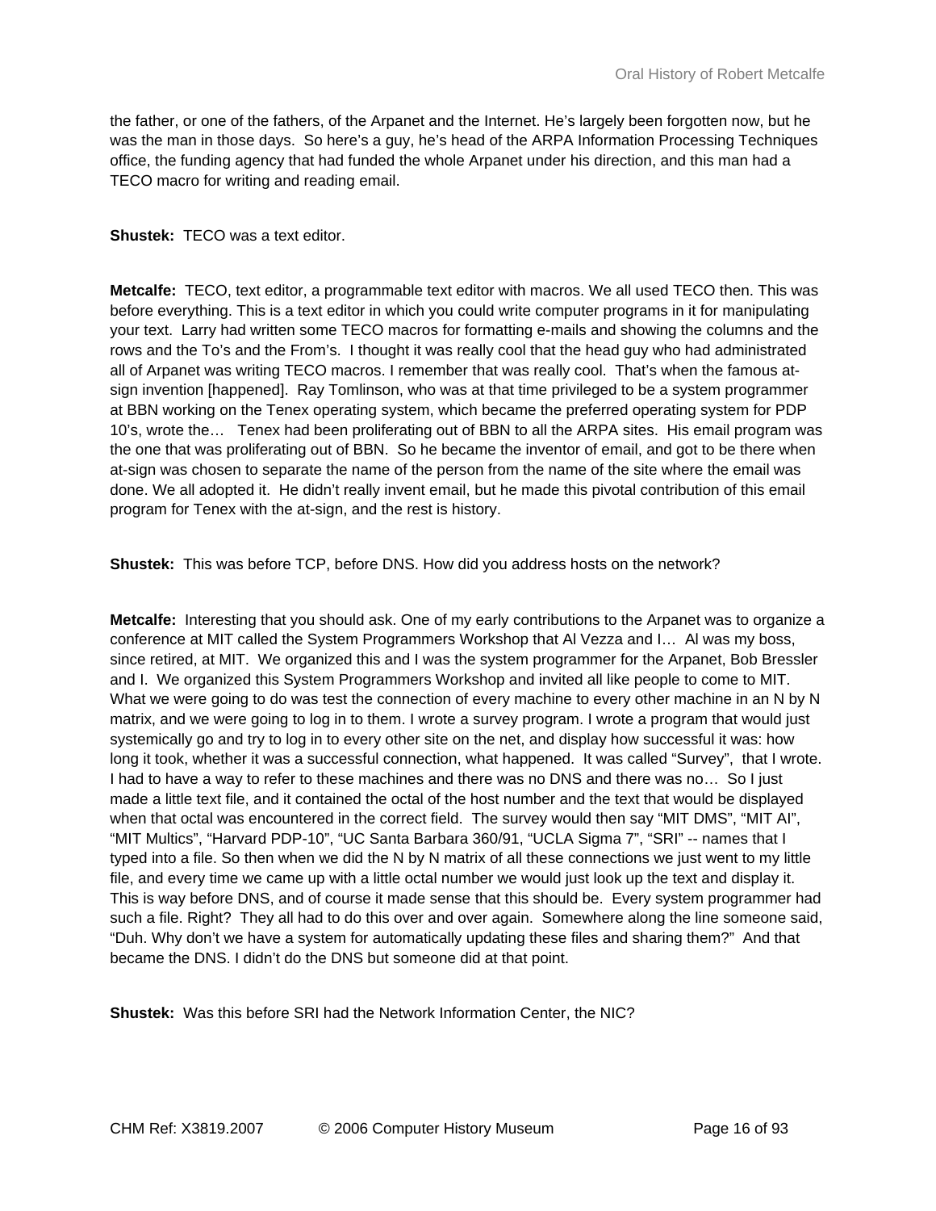the father, or one of the fathers, of the Arpanet and the Internet. He's largely been forgotten now, but he was the man in those days. So here's a guy, he's head of the ARPA Information Processing Techniques office, the funding agency that had funded the whole Arpanet under his direction, and this man had a TECO macro for writing and reading email.

**Shustek:** TECO was a text editor.

**Metcalfe:** TECO, text editor, a programmable text editor with macros. We all used TECO then. This was before everything. This is a text editor in which you could write computer programs in it for manipulating your text. Larry had written some TECO macros for formatting e-mails and showing the columns and the rows and the To's and the From's. I thought it was really cool that the head guy who had administrated all of Arpanet was writing TECO macros. I remember that was really cool. That's when the famous at-sign invention [happened]. Ray Tomlinson, who was at that time privileged to be a system programmer at BBN working on the Tenex operating system, which became the preferred operating system for PDP 10's, wrote the… Tenex had been proliferating out of BBN to all the ARPA sites. His email program was the one that was proliferating out of BBN. So he became the inventor of email, and got to be there when at-sign was chosen to separate the name of the person from the name of the site where the email was done. We all adopted it. He didn't really invent email, but he made this pivotal contribution of this email program for Tenex with the at-sign, and the rest is history.

**Shustek:** This was before TCP, before DNS. How did you address hosts on the network?

**Metcalfe:** Interesting that you should ask. One of my early contributions to the Arpanet was to organize a conference at MIT called the System Programmers Workshop that Al Vezza and I… Al was my boss, since retired, at MIT. We organized this and I was the system programmer for the Arpanet, Bob Bressler and I. We organized this System Programmers Workshop and invited all like people to come to MIT. What we were going to do was test the connection of every machine to every other machine in an N by N matrix, and we were going to log in to them. I wrote a survey program. I wrote a program that would just systemically go and try to log in to every other site on the net, and display how successful it was: how long it took, whether it was a successful connection, what happened. It was called "Survey", that I wrote. I had to have a way to refer to these machines and there was no DNS and there was no… So I just made a little text file, and it contained the octal of the host number and the text that would be displayed when that octal was encountered in the correct field. The survey would then say "MIT DMS", "MIT AI", "MIT Multics", "Harvard PDP-10", "UC Santa Barbara 360/91, "UCLA Sigma 7", "SRI" -- names that I typed into a file. So then when we did the N by N matrix of all these connections we just went to my little file, and every time we came up with a little octal number we would just look up the text and display it. This is way before DNS, and of course it made sense that this should be. Every system programmer had such a file. Right? They all had to do this over and over again. Somewhere along the line someone said, "Duh. Why don't we have a system for automatically updating these files and sharing them?" And that became the DNS. I didn't do the DNS but someone did at that point.

**Shustek:** Was this before SRI had the Network Information Center, the NIC?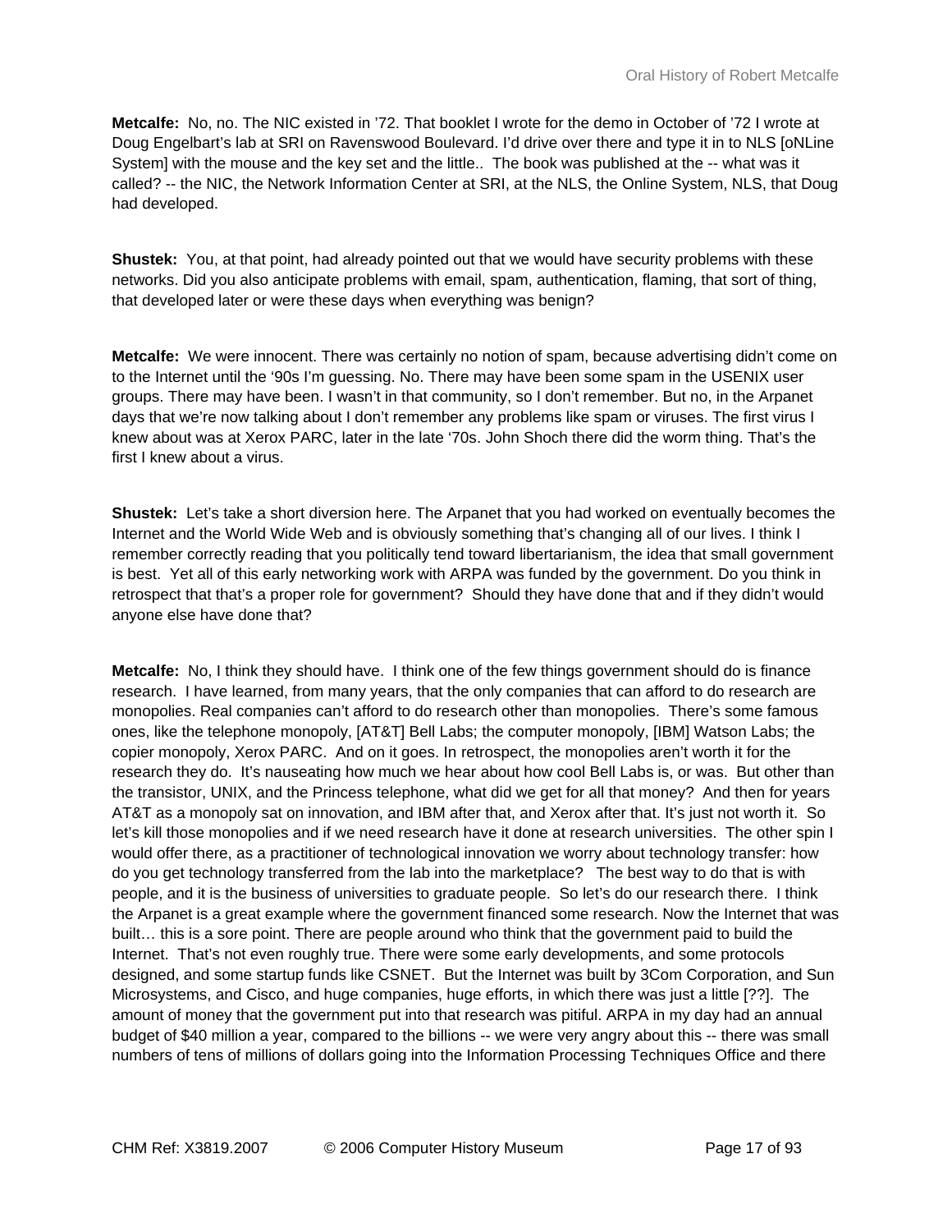**Metcalfe:** No, no. The NIC existed in '72. That booklet I wrote for the demo in October of '72 I wrote at Doug Engelbart's lab at SRI on Ravenswood Boulevard. I'd drive over there and type it in to NLS [oNLine System] with the mouse and the key set and the little.. The book was published at the -- what was it called? -- the NIC, the Network Information Center at SRI, at the NLS, the Online System, NLS, that Doug had developed.

**Shustek:** You, at that point, had already pointed out that we would have security problems with these networks. Did you also anticipate problems with email, spam, authentication, flaming, that sort of thing, that developed later or were these days when everything was benign?

**Metcalfe:** We were innocent. There was certainly no notion of spam, because advertising didn't come on to the Internet until the '90s I'm guessing. No. There may have been some spam in the USENIX user groups. There may have been. I wasn't in that community, so I don't remember. But no, in the Arpanet days that we're now talking about I don't remember any problems like spam or viruses. The first virus I knew about was at Xerox PARC, later in the late '70s. John Shoch there did the worm thing. That's the first I knew about a virus.

**Shustek:** Let's take a short diversion here. The Arpanet that you had worked on eventually becomes the Internet and the World Wide Web and is obviously something that's changing all of our lives. I think I remember correctly reading that you politically tend toward libertarianism, the idea that small government is best. Yet all of this early networking work with ARPA was funded by the government. Do you think in retrospect that that's a proper role for government? Should they have done that and if they didn't would anyone else have done that?

**Metcalfe:** No, I think they should have. I think one of the few things government should do is finance research. I have learned, from many years, that the only companies that can afford to do research are monopolies. Real companies can't afford to do research other than monopolies. There's some famous ones, like the telephone monopoly, [AT&T] Bell Labs; the computer monopoly, [IBM] Watson Labs; the copier monopoly, Xerox PARC. And on it goes. In retrospect, the monopolies aren't worth it for the research they do. It's nauseating how much we hear about how cool Bell Labs is, or was. But other than the transistor, UNIX, and the Princess telephone, what did we get for all that money? And then for years AT&T as a monopoly sat on innovation, and IBM after that, and Xerox after that. It's just not worth it. So let's kill those monopolies and if we need research have it done at research universities. The other spin I would offer there, as a practitioner of technological innovation we worry about technology transfer: how do you get technology transferred from the lab into the marketplace? The best way to do that is with people, and it is the business of universities to graduate people. So let's do our research there. I think the Arpanet is a great example where the government financed some research. Now the Internet that was built… this is a sore point. There are people around who think that the government paid to build the Internet. That's not even roughly true. There were some early developments, and some protocols designed, and some startup funds like CSNET. But the Internet was built by 3Com Corporation, and Sun Microsystems, and Cisco, and huge companies, huge efforts, in which there was just a little [??]. The amount of money that the government put into that research was pitiful. ARPA in my day had an annual budget of $40 million a year, compared to the billions -- we were very angry about this -- there was small numbers of tens of millions of dollars going into the Information Processing Techniques Office and there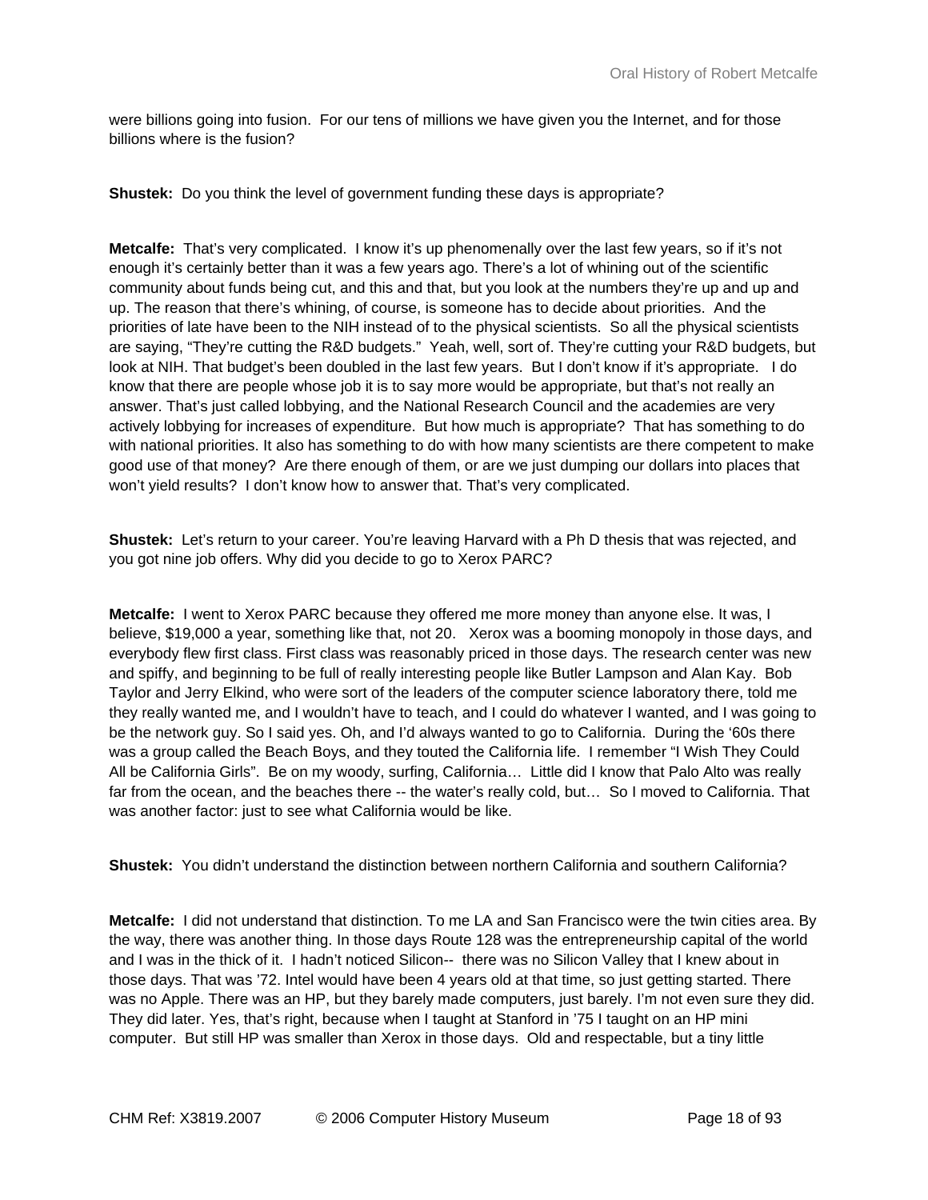were billions going into fusion. For our tens of millions we have given you the Internet, and for those billions where is the fusion?

**Shustek:** Do you think the level of government funding these days is appropriate?

**Metcalfe:** That's very complicated. I know it's up phenomenally over the last few years, so if it's not enough it's certainly better than it was a few years ago. There's a lot of whining out of the scientific community about funds being cut, and this and that, but you look at the numbers they're up and up and up. The reason that there's whining, of course, is someone has to decide about priorities. And the priorities of late have been to the NIH instead of to the physical scientists. So all the physical scientists are saying, "They're cutting the R&D budgets." Yeah, well, sort of. They're cutting your R&D budgets, but look at NIH. That budget's been doubled in the last few years. But I don't know if it's appropriate. I do know that there are people whose job it is to say more would be appropriate, but that's not really an answer. That's just called lobbying, and the National Research Council and the academies are very actively lobbying for increases of expenditure. But how much is appropriate? That has something to do with national priorities. It also has something to do with how many scientists are there competent to make good use of that money? Are there enough of them, or are we just dumping our dollars into places that won't yield results? I don't know how to answer that. That's very complicated.

**Shustek:** Let's return to your career. You're leaving Harvard with a Ph D thesis that was rejected, and you got nine job offers. Why did you decide to go to Xerox PARC?

**Metcalfe:** I went to Xerox PARC because they offered me more money than anyone else. It was, I believe, $19,000 a year, something like that, not 20. Xerox was a booming monopoly in those days, and everybody flew first class. First class was reasonably priced in those days. The research center was new and spiffy, and beginning to be full of really interesting people like Butler Lampson and Alan Kay. Bob Taylor and Jerry Elkind, who were sort of the leaders of the computer science laboratory there, told me they really wanted me, and I wouldn't have to teach, and I could do whatever I wanted, and I was going to be the network guy. So I said yes. Oh, and I'd always wanted to go to California. During the '60s there was a group called the Beach Boys, and they touted the California life. I remember "I Wish They Could All be California Girls". Be on my woody, surfing, California… Little did I know that Palo Alto was really far from the ocean, and the beaches there -- the water's really cold, but… So I moved to California. That was another factor: just to see what California would be like.

**Shustek:** You didn't understand the distinction between northern California and southern California?

**Metcalfe:** I did not understand that distinction. To me LA and San Francisco were the twin cities area. By the way, there was another thing. In those days Route 128 was the entrepreneurship capital of the world and I was in the thick of it. I hadn't noticed Silicon-- there was no Silicon Valley that I knew about in those days. That was '72. Intel would have been 4 years old at that time, so just getting started. There was no Apple. There was an HP, but they barely made computers, just barely. I'm not even sure they did. They did later. Yes, that's right, because when I taught at Stanford in '75 I taught on an HP mini computer. But still HP was smaller than Xerox in those days. Old and respectable, but a tiny little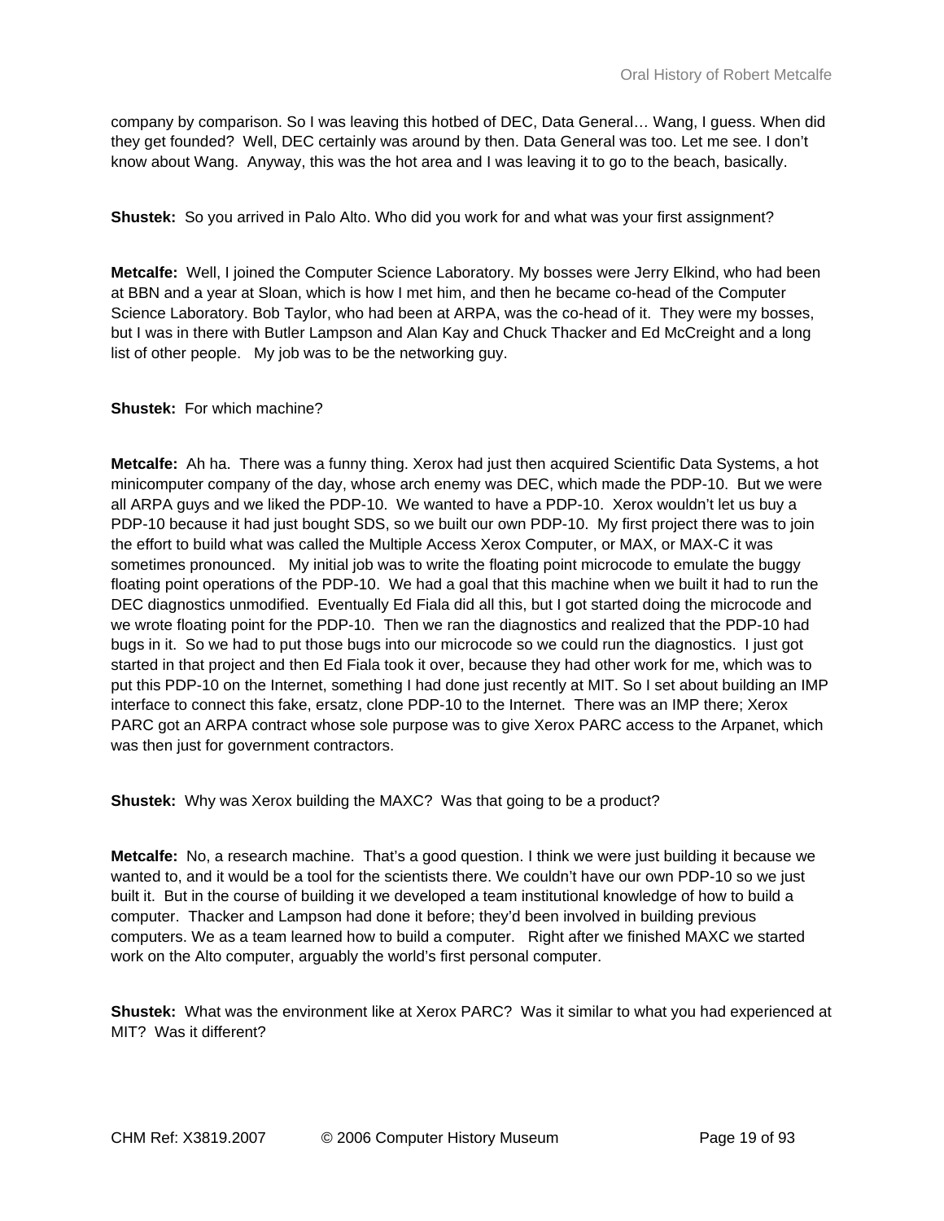company by comparison. So I was leaving this hotbed of DEC, Data General… Wang, I guess. When did they get founded? Well, DEC certainly was around by then. Data General was too. Let me see. I don't know about Wang. Anyway, this was the hot area and I was leaving it to go to the beach, basically.

**Shustek:** So you arrived in Palo Alto. Who did you work for and what was your first assignment?

**Metcalfe:** Well, I joined the Computer Science Laboratory. My bosses were Jerry Elkind, who had been at BBN and a year at Sloan, which is how I met him, and then he became co-head of the Computer Science Laboratory. Bob Taylor, who had been at ARPA, was the co-head of it. They were my bosses, but I was in there with Butler Lampson and Alan Kay and Chuck Thacker and Ed McCreight and a long list of other people. My job was to be the networking guy.

**Shustek:** For which machine?

**Metcalfe:** Ah ha. There was a funny thing. Xerox had just then acquired Scientific Data Systems, a hot minicomputer company of the day, whose arch enemy was DEC, which made the PDP-10. But we were all ARPA guys and we liked the PDP-10. We wanted to have a PDP-10. Xerox wouldn't let us buy a PDP-10 because it had just bought SDS, so we built our own PDP-10. My first project there was to join the effort to build what was called the Multiple Access Xerox Computer, or MAX, or MAX-C it was sometimes pronounced. My initial job was to write the floating point microcode to emulate the buggy floating point operations of the PDP-10. We had a goal that this machine when we built it had to run the DEC diagnostics unmodified. Eventually Ed Fiala did all this, but I got started doing the microcode and we wrote floating point for the PDP-10. Then we ran the diagnostics and realized that the PDP-10 had bugs in it. So we had to put those bugs into our microcode so we could run the diagnostics. I just got started in that project and then Ed Fiala took it over, because they had other work for me, which was to put this PDP-10 on the Internet, something I had done just recently at MIT. So I set about building an IMP interface to connect this fake, ersatz, clone PDP-10 to the Internet. There was an IMP there; Xerox PARC got an ARPA contract whose sole purpose was to give Xerox PARC access to the Arpanet, which was then just for government contractors.

**Shustek:** Why was Xerox building the MAXC? Was that going to be a product?

**Metcalfe:** No, a research machine. That's a good question. I think we were just building it because we wanted to, and it would be a tool for the scientists there. We couldn't have our own PDP-10 so we just built it. But in the course of building it we developed a team institutional knowledge of how to build a computer. Thacker and Lampson had done it before; they'd been involved in building previous computers. We as a team learned how to build a computer. Right after we finished MAXC we started work on the Alto computer, arguably the world's first personal computer.

**Shustek:** What was the environment like at Xerox PARC? Was it similar to what you had experienced at MIT? Was it different?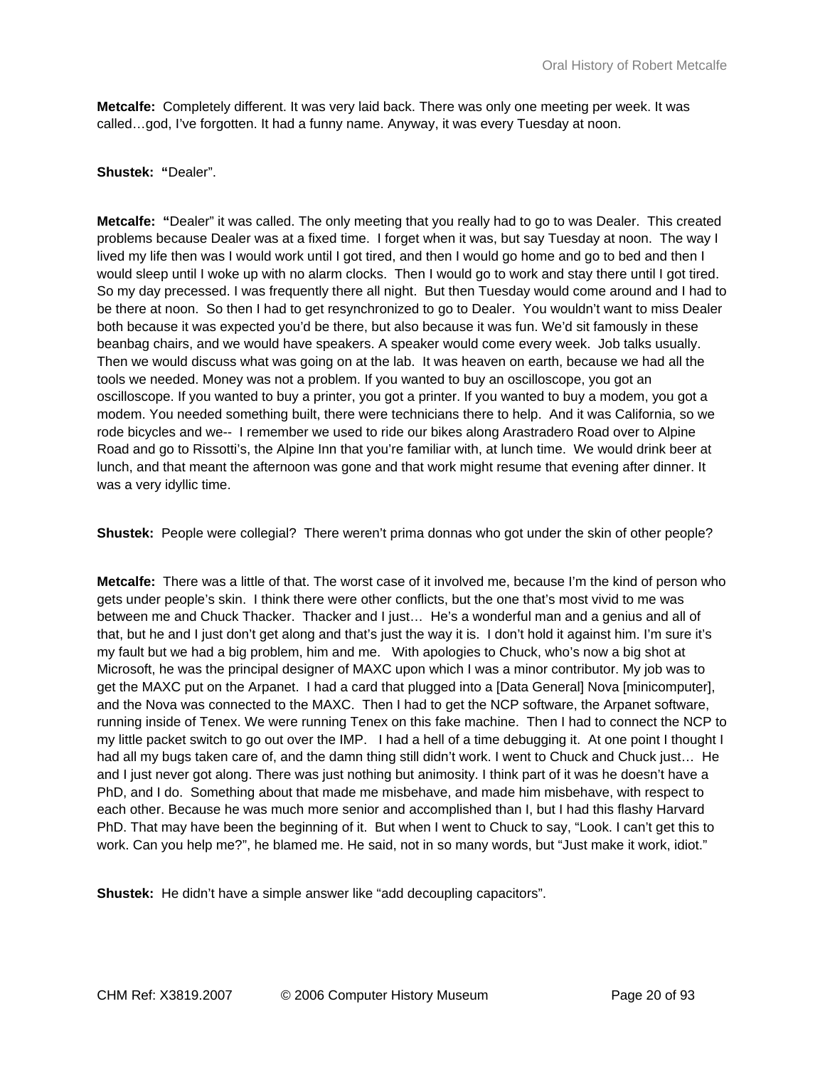**Metcalfe:** Completely different. It was very laid back. There was only one meeting per week. It was called…god, I've forgotten. It had a funny name. Anyway, it was every Tuesday at noon.

**Shustek: "**Dealer".

**Metcalfe: "**Dealer" it was called. The only meeting that you really had to go to was Dealer. This created problems because Dealer was at a fixed time. I forget when it was, but say Tuesday at noon. The way I lived my life then was I would work until I got tired, and then I would go home and go to bed and then I would sleep until I woke up with no alarm clocks. Then I would go to work and stay there until I got tired. So my day precessed. I was frequently there all night. But then Tuesday would come around and I had to be there at noon. So then I had to get resynchronized to go to Dealer. You wouldn't want to miss Dealer both because it was expected you'd be there, but also because it was fun. We'd sit famously in these beanbag chairs, and we would have speakers. A speaker would come every week. Job talks usually. Then we would discuss what was going on at the lab. It was heaven on earth, because we had all the tools we needed. Money was not a problem. If you wanted to buy an oscilloscope, you got an oscilloscope. If you wanted to buy a printer, you got a printer. If you wanted to buy a modem, you got a modem. You needed something built, there were technicians there to help. And it was California, so we rode bicycles and we-- I remember we used to ride our bikes along Arastradero Road over to Alpine Road and go to Rissotti's, the Alpine Inn that you're familiar with, at lunch time. We would drink beer at lunch, and that meant the afternoon was gone and that work might resume that evening after dinner. It was a very idyllic time.

**Shustek:** People were collegial? There weren't prima donnas who got under the skin of other people?

**Metcalfe:** There was a little of that. The worst case of it involved me, because I'm the kind of person who gets under people's skin. I think there were other conflicts, but the one that's most vivid to me was between me and Chuck Thacker. Thacker and I just… He's a wonderful man and a genius and all of that, but he and I just don't get along and that's just the way it is. I don't hold it against him. I'm sure it's my fault but we had a big problem, him and me. With apologies to Chuck, who's now a big shot at Microsoft, he was the principal designer of MAXC upon which I was a minor contributor. My job was to get the MAXC put on the Arpanet. I had a card that plugged into a [Data General] Nova [minicomputer], and the Nova was connected to the MAXC. Then I had to get the NCP software, the Arpanet software, running inside of Tenex. We were running Tenex on this fake machine. Then I had to connect the NCP to my little packet switch to go out over the IMP. I had a hell of a time debugging it. At one point I thought I had all my bugs taken care of, and the damn thing still didn't work. I went to Chuck and Chuck just… He and I just never got along. There was just nothing but animosity. I think part of it was he doesn't have a PhD, and I do. Something about that made me misbehave, and made him misbehave, with respect to each other. Because he was much more senior and accomplished than I, but I had this flashy Harvard PhD. That may have been the beginning of it. But when I went to Chuck to say, "Look. I can't get this to work. Can you help me?", he blamed me. He said, not in so many words, but "Just make it work, idiot."

**Shustek:** He didn't have a simple answer like "add decoupling capacitors".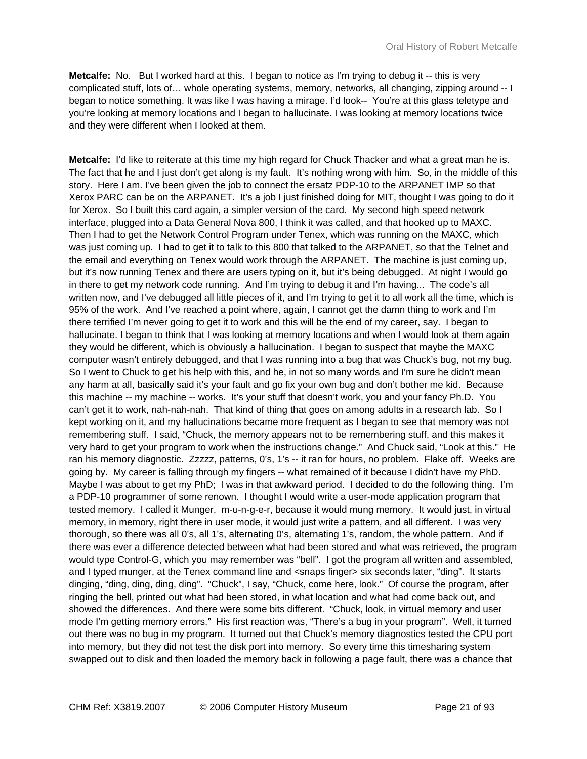**Metcalfe:** No. But I worked hard at this. I began to notice as I'm trying to debug it -- this is very complicated stuff, lots of… whole operating systems, memory, networks, all changing, zipping around -- I began to notice something. It was like I was having a mirage. I'd look-- You're at this glass teletype and you're looking at memory locations and I began to hallucinate. I was looking at memory locations twice and they were different when I looked at them.

**Metcalfe:** I'd like to reiterate at this time my high regard for Chuck Thacker and what a great man he is. The fact that he and I just don't get along is my fault. It's nothing wrong with him. So, in the middle of this story. Here I am. I've been given the job to connect the ersatz PDP-10 to the ARPANET IMP so that Xerox PARC can be on the ARPANET. It's a job I just finished doing for MIT, thought I was going to do it for Xerox. So I built this card again, a simpler version of the card. My second high speed network interface, plugged into a Data General Nova 800, I think it was called, and that hooked up to MAXC. Then I had to get the Network Control Program under Tenex, which was running on the MAXC, which was just coming up. I had to get it to talk to this 800 that talked to the ARPANET, so that the Telnet and the email and everything on Tenex would work through the ARPANET. The machine is just coming up, but it's now running Tenex and there are users typing on it, but it's being debugged. At night I would go in there to get my network code running. And I'm trying to debug it and I'm having... The code's all written now, and I've debugged all little pieces of it, and I'm trying to get it to all work all the time, which is 95% of the work. And I've reached a point where, again, I cannot get the damn thing to work and I'm there terrified I'm never going to get it to work and this will be the end of my career, say. I began to hallucinate. I began to think that I was looking at memory locations and when I would look at them again they would be different, which is obviously a hallucination. I began to suspect that maybe the MAXC computer wasn't entirely debugged, and that I was running into a bug that was Chuck's bug, not my bug. So I went to Chuck to get his help with this, and he, in not so many words and I'm sure he didn't mean any harm at all, basically said it's your fault and go fix your own bug and don't bother me kid. Because this machine -- my machine -- works. It's your stuff that doesn't work, you and your fancy Ph.D. You can't get it to work, nah-nah-nah. That kind of thing that goes on among adults in a research lab. So I kept working on it, and my hallucinations became more frequent as I began to see that memory was not remembering stuff. I said, "Chuck, the memory appears not to be remembering stuff, and this makes it very hard to get your program to work when the instructions change." And Chuck said, "Look at this." He ran his memory diagnostic. Zzzzz, patterns, 0's, 1's -- it ran for hours, no problem. Flake off. Weeks are going by. My career is falling through my fingers -- what remained of it because I didn't have my PhD. Maybe I was about to get my PhD; I was in that awkward period. I decided to do the following thing. I'm a PDP-10 programmer of some renown. I thought I would write a user-mode application program that tested memory. I called it Munger, m-u-n-g-e-r, because it would mung memory. It would just, in virtual memory, in memory, right there in user mode, it would just write a pattern, and all different. I was very thorough, so there was all 0's, all 1's, alternating 0's, alternating 1's, random, the whole pattern. And if there was ever a difference detected between what had been stored and what was retrieved, the program would type Control-G, which you may remember was "bell". I got the program all written and assembled, and I typed munger, at the Tenex command line and <snaps finger> six seconds later, "ding". It starts dinging, "ding, ding, ding, ding". "Chuck", I say, "Chuck, come here, look." Of course the program, after ringing the bell, printed out what had been stored, in what location and what had come back out, and showed the differences. And there were some bits different. "Chuck, look, in virtual memory and user mode I'm getting memory errors." His first reaction was, "There's a bug in your program". Well, it turned out there was no bug in my program. It turned out that Chuck's memory diagnostics tested the CPU port into memory, but they did not test the disk port into memory. So every time this timesharing system swapped out to disk and then loaded the memory back in following a page fault, there was a chance that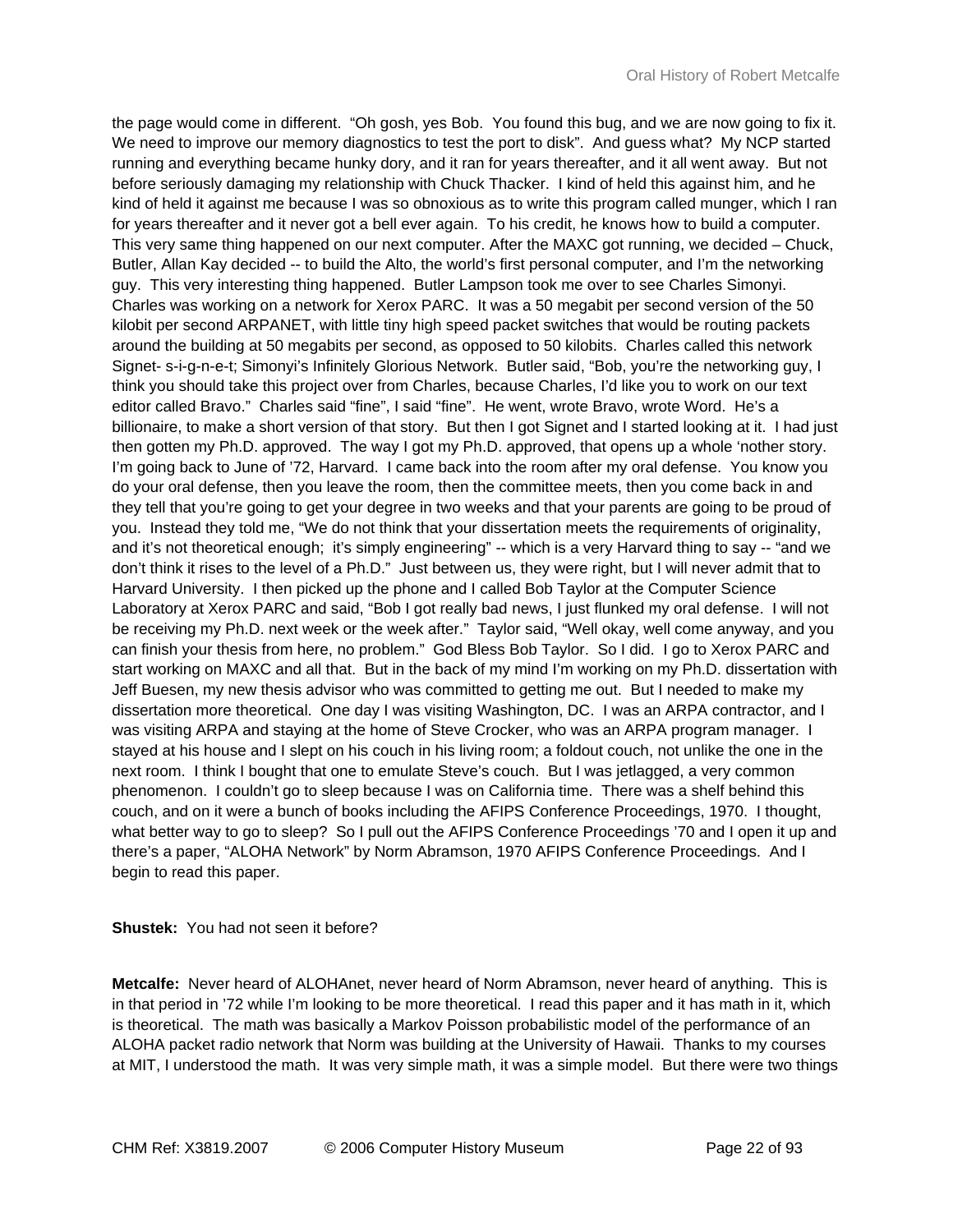the page would come in different. "Oh gosh, yes Bob. You found this bug, and we are now going to fix it. We need to improve our memory diagnostics to test the port to disk". And guess what? My NCP started running and everything became hunky dory, and it ran for years thereafter, and it all went away. But not before seriously damaging my relationship with Chuck Thacker. I kind of held this against him, and he kind of held it against me because I was so obnoxious as to write this program called munger, which I ran for years thereafter and it never got a bell ever again. To his credit, he knows how to build a computer. This very same thing happened on our next computer. After the MAXC got running, we decided – Chuck, Butler, Allan Kay decided -- to build the Alto, the world's first personal computer, and I'm the networking guy. This very interesting thing happened. Butler Lampson took me over to see Charles Simonyi. Charles was working on a network for Xerox PARC. It was a 50 megabit per second version of the 50 kilobit per second ARPANET, with little tiny high speed packet switches that would be routing packets around the building at 50 megabits per second, as opposed to 50 kilobits. Charles called this network Signet- s-i-g-n-e-t; Simonyi's Infinitely Glorious Network. Butler said, "Bob, you're the networking guy, I think you should take this project over from Charles, because Charles, I'd like you to work on our text editor called Bravo." Charles said "fine", I said "fine". He went, wrote Bravo, wrote Word. He's a billionaire, to make a short version of that story. But then I got Signet and I started looking at it. I had just then gotten my Ph.D. approved. The way I got my Ph.D. approved, that opens up a whole 'nother story. I'm going back to June of '72, Harvard. I came back into the room after my oral defense. You know you do your oral defense, then you leave the room, then the committee meets, then you come back in and they tell that you're going to get your degree in two weeks and that your parents are going to be proud of you. Instead they told me, "We do not think that your dissertation meets the requirements of originality, and it's not theoretical enough; it's simply engineering" -- which is a very Harvard thing to say -- "and we don't think it rises to the level of a Ph.D." Just between us, they were right, but I will never admit that to Harvard University. I then picked up the phone and I called Bob Taylor at the Computer Science Laboratory at Xerox PARC and said, "Bob I got really bad news, I just flunked my oral defense. I will not be receiving my Ph.D. next week or the week after." Taylor said, "Well okay, well come anyway, and you can finish your thesis from here, no problem." God Bless Bob Taylor. So I did. I go to Xerox PARC and start working on MAXC and all that. But in the back of my mind I'm working on my Ph.D. dissertation with Jeff Buesen, my new thesis advisor who was committed to getting me out. But I needed to make my dissertation more theoretical. One day I was visiting Washington, DC. I was an ARPA contractor, and I was visiting ARPA and staying at the home of Steve Crocker, who was an ARPA program manager. I stayed at his house and I slept on his couch in his living room; a foldout couch, not unlike the one in the next room. I think I bought that one to emulate Steve's couch. But I was jetlagged, a very common phenomenon. I couldn't go to sleep because I was on California time. There was a shelf behind this couch, and on it were a bunch of books including the AFIPS Conference Proceedings, 1970. I thought, what better way to go to sleep? So I pull out the AFIPS Conference Proceedings '70 and I open it up and there's a paper, "ALOHA Network" by Norm Abramson, 1970 AFIPS Conference Proceedings. And I begin to read this paper.

**Shustek:** You had not seen it before?

**Metcalfe:** Never heard of ALOHAnet, never heard of Norm Abramson, never heard of anything. This is in that period in '72 while I'm looking to be more theoretical. I read this paper and it has math in it, which is theoretical. The math was basically a Markov Poisson probabilistic model of the performance of an ALOHA packet radio network that Norm was building at the University of Hawaii. Thanks to my courses at MIT, I understood the math. It was very simple math, it was a simple model. But there were two things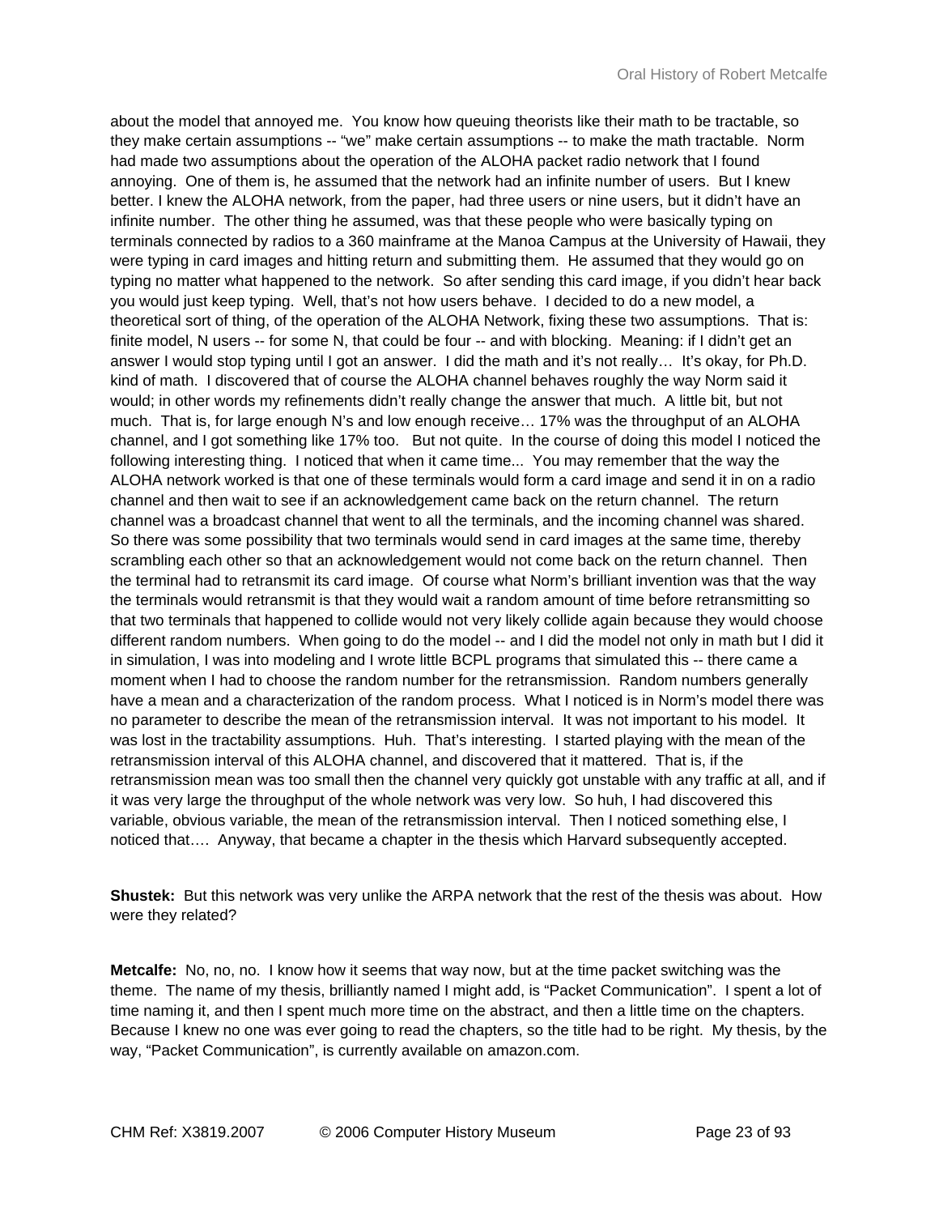about the model that annoyed me. You know how queuing theorists like their math to be tractable, so they make certain assumptions -- "we" make certain assumptions -- to make the math tractable. Norm had made two assumptions about the operation of the ALOHA packet radio network that I found annoying. One of them is, he assumed that the network had an infinite number of users. But I knew better. I knew the ALOHA network, from the paper, had three users or nine users, but it didn't have an infinite number. The other thing he assumed, was that these people who were basically typing on terminals connected by radios to a 360 mainframe at the Manoa Campus at the University of Hawaii, they were typing in card images and hitting return and submitting them. He assumed that they would go on typing no matter what happened to the network. So after sending this card image, if you didn't hear back you would just keep typing. Well, that's not how users behave. I decided to do a new model, a theoretical sort of thing, of the operation of the ALOHA Network, fixing these two assumptions. That is: finite model, N users -- for some N, that could be four -- and with blocking. Meaning: if I didn't get an answer I would stop typing until I got an answer. I did the math and it's not really… It's okay, for Ph.D. kind of math. I discovered that of course the ALOHA channel behaves roughly the way Norm said it would; in other words my refinements didn't really change the answer that much. A little bit, but not much. That is, for large enough N's and low enough receive… 17% was the throughput of an ALOHA channel, and I got something like 17% too. But not quite. In the course of doing this model I noticed the following interesting thing. I noticed that when it came time... You may remember that the way the ALOHA network worked is that one of these terminals would form a card image and send it in on a radio channel and then wait to see if an acknowledgement came back on the return channel. The return channel was a broadcast channel that went to all the terminals, and the incoming channel was shared. So there was some possibility that two terminals would send in card images at the same time, thereby scrambling each other so that an acknowledgement would not come back on the return channel. Then the terminal had to retransmit its card image. Of course what Norm's brilliant invention was that the way the terminals would retransmit is that they would wait a random amount of time before retransmitting so that two terminals that happened to collide would not very likely collide again because they would choose different random numbers. When going to do the model -- and I did the model not only in math but I did it in simulation, I was into modeling and I wrote little BCPL programs that simulated this -- there came a moment when I had to choose the random number for the retransmission. Random numbers generally have a mean and a characterization of the random process. What I noticed is in Norm's model there was no parameter to describe the mean of the retransmission interval. It was not important to his model. It was lost in the tractability assumptions. Huh. That's interesting. I started playing with the mean of the retransmission interval of this ALOHA channel, and discovered that it mattered. That is, if the retransmission mean was too small then the channel very quickly got unstable with any traffic at all, and if it was very large the throughput of the whole network was very low. So huh, I had discovered this variable, obvious variable, the mean of the retransmission interval. Then I noticed something else, I noticed that…. Anyway, that became a chapter in the thesis which Harvard subsequently accepted.

**Shustek:** But this network was very unlike the ARPA network that the rest of the thesis was about. How were they related?

**Metcalfe:** No, no, no. I know how it seems that way now, but at the time packet switching was the theme. The name of my thesis, brilliantly named I might add, is "Packet Communication". I spent a lot of time naming it, and then I spent much more time on the abstract, and then a little time on the chapters. Because I knew no one was ever going to read the chapters, so the title had to be right. My thesis, by the way, "Packet Communication", is currently available on amazon.com.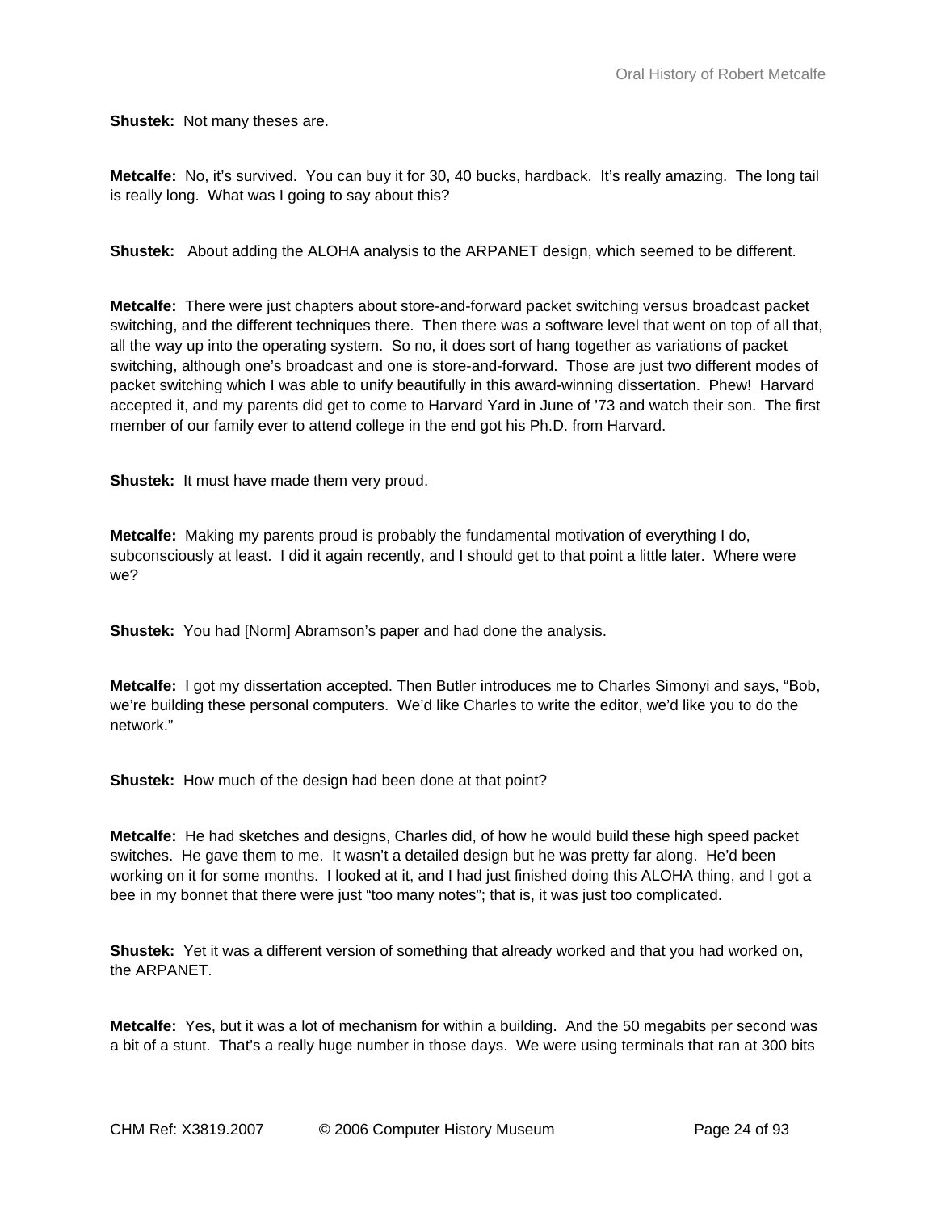**Shustek:** Not many theses are.

**Metcalfe:** No, it's survived. You can buy it for 30, 40 bucks, hardback. It's really amazing. The long tail is really long. What was I going to say about this?

**Shustek:** About adding the ALOHA analysis to the ARPANET design, which seemed to be different.

**Metcalfe:** There were just chapters about store-and-forward packet switching versus broadcast packet switching, and the different techniques there. Then there was a software level that went on top of all that, all the way up into the operating system. So no, it does sort of hang together as variations of packet switching, although one's broadcast and one is store-and-forward. Those are just two different modes of packet switching which I was able to unify beautifully in this award-winning dissertation. Phew! Harvard accepted it, and my parents did get to come to Harvard Yard in June of '73 and watch their son. The first member of our family ever to attend college in the end got his Ph.D. from Harvard.

**Shustek:** It must have made them very proud.

**Metcalfe:** Making my parents proud is probably the fundamental motivation of everything I do, subconsciously at least. I did it again recently, and I should get to that point a little later. Where were we?

**Shustek:** You had [Norm] Abramson's paper and had done the analysis.

**Metcalfe:** I got my dissertation accepted. Then Butler introduces me to Charles Simonyi and says, "Bob, we're building these personal computers. We'd like Charles to write the editor, we'd like you to do the network."

**Shustek:** How much of the design had been done at that point?

**Metcalfe:** He had sketches and designs, Charles did, of how he would build these high speed packet switches. He gave them to me. It wasn't a detailed design but he was pretty far along. He'd been working on it for some months. I looked at it, and I had just finished doing this ALOHA thing, and I got a bee in my bonnet that there were just "too many notes"; that is, it was just too complicated.

**Shustek:** Yet it was a different version of something that already worked and that you had worked on, the ARPANET.

**Metcalfe:** Yes, but it was a lot of mechanism for within a building. And the 50 megabits per second was a bit of a stunt. That's a really huge number in those days. We were using terminals that ran at 300 bits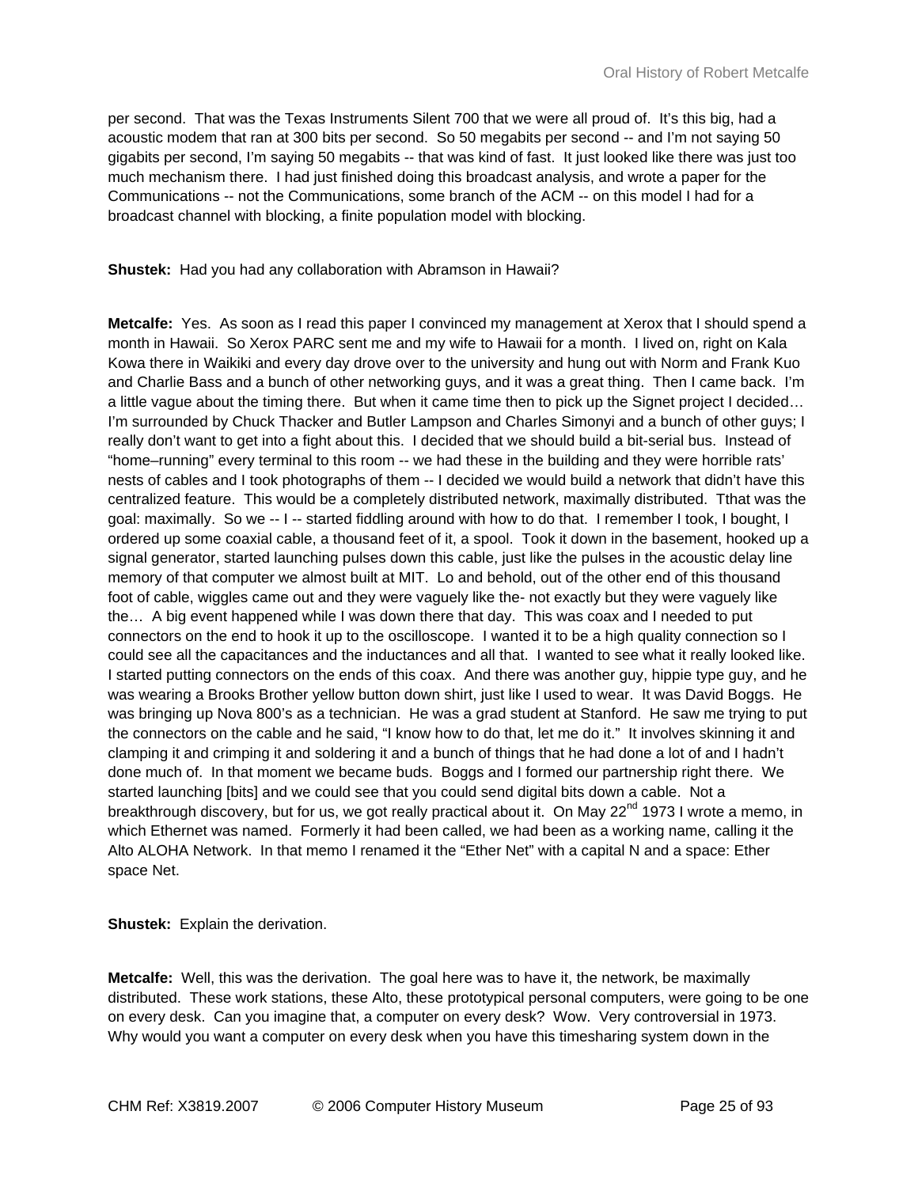per second. That was the Texas Instruments Silent 700 that we were all proud of. It's this big, had a acoustic modem that ran at 300 bits per second. So 50 megabits per second -- and I'm not saying 50 gigabits per second, I'm saying 50 megabits -- that was kind of fast. It just looked like there was just too much mechanism there. I had just finished doing this broadcast analysis, and wrote a paper for the Communications -- not the Communications, some branch of the ACM -- on this model I had for a broadcast channel with blocking, a finite population model with blocking.

**Shustek:** Had you had any collaboration with Abramson in Hawaii?

**Metcalfe:** Yes. As soon as I read this paper I convinced my management at Xerox that I should spend a month in Hawaii. So Xerox PARC sent me and my wife to Hawaii for a month. I lived on, right on Kala Kowa there in Waikiki and every day drove over to the university and hung out with Norm and Frank Kuo and Charlie Bass and a bunch of other networking guys, and it was a great thing. Then I came back. I'm a little vague about the timing there. But when it came time then to pick up the Signet project I decided… I'm surrounded by Chuck Thacker and Butler Lampson and Charles Simonyi and a bunch of other guys; I really don't want to get into a fight about this. I decided that we should build a bit-serial bus. Instead of "home–running" every terminal to this room -- we had these in the building and they were horrible rats' nests of cables and I took photographs of them -- I decided we would build a network that didn't have this centralized feature. This would be a completely distributed network, maximally distributed. Tthat was the goal: maximally. So we -- I -- started fiddling around with how to do that. I remember I took, I bought, I ordered up some coaxial cable, a thousand feet of it, a spool. Took it down in the basement, hooked up a signal generator, started launching pulses down this cable, just like the pulses in the acoustic delay line memory of that computer we almost built at MIT. Lo and behold, out of the other end of this thousand foot of cable, wiggles came out and they were vaguely like the- not exactly but they were vaguely like the… A big event happened while I was down there that day. This was coax and I needed to put connectors on the end to hook it up to the oscilloscope. I wanted it to be a high quality connection so I could see all the capacitances and the inductances and all that. I wanted to see what it really looked like. I started putting connectors on the ends of this coax. And there was another guy, hippie type guy, and he was wearing a Brooks Brother yellow button down shirt, just like I used to wear. It was David Boggs. He was bringing up Nova 800's as a technician. He was a grad student at Stanford. He saw me trying to put the connectors on the cable and he said, "I know how to do that, let me do it." It involves skinning it and clamping it and crimping it and soldering it and a bunch of things that he had done a lot of and I hadn't done much of. In that moment we became buds. Boggs and I formed our partnership right there. We started launching [bits] and we could see that you could send digital bits down a cable. Not a breakthrough discovery, but for us, we got really practical about it. On May 22nd 1973 I wrote a memo, in which Ethernet was named. Formerly it had been called, we had been as a working name, calling it the Alto ALOHA Network. In that memo I renamed it the "Ether Net" with a capital N and a space: Ether space Net.

**Shustek:** Explain the derivation.

**Metcalfe:** Well, this was the derivation. The goal here was to have it, the network, be maximally distributed. These work stations, these Alto, these prototypical personal computers, were going to be one on every desk. Can you imagine that, a computer on every desk? Wow. Very controversial in 1973. Why would you want a computer on every desk when you have this timesharing system down in the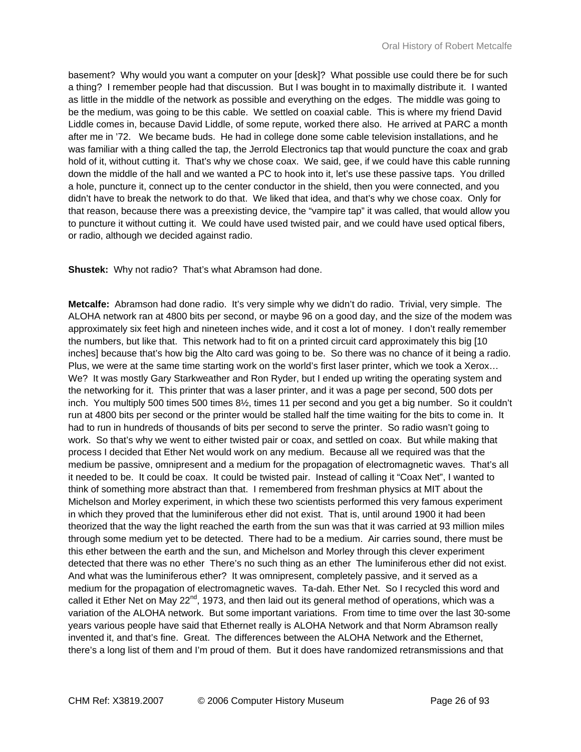basement? Why would you want a computer on your [desk]? What possible use could there be for such a thing? I remember people had that discussion. But I was bought in to maximally distribute it. I wanted as little in the middle of the network as possible and everything on the edges. The middle was going to be the medium, was going to be this cable. We settled on coaxial cable. This is where my friend David Liddle comes in, because David Liddle, of some repute, worked there also. He arrived at PARC a month after me in '72. We became buds. He had in college done some cable television installations, and he was familiar with a thing called the tap, the Jerrold Electronics tap that would puncture the coax and grab hold of it, without cutting it. That's why we chose coax. We said, gee, if we could have this cable running down the middle of the hall and we wanted a PC to hook into it, let's use these passive taps. You drilled a hole, puncture it, connect up to the center conductor in the shield, then you were connected, and you didn't have to break the network to do that. We liked that idea, and that's why we chose coax. Only for that reason, because there was a preexisting device, the "vampire tap" it was called, that would allow you to puncture it without cutting it. We could have used twisted pair, and we could have used optical fibers, or radio, although we decided against radio.

**Shustek:** Why not radio? That's what Abramson had done.

**Metcalfe:** Abramson had done radio. It's very simple why we didn't do radio. Trivial, very simple. The ALOHA network ran at 4800 bits per second, or maybe 96 on a good day, and the size of the modem was approximately six feet high and nineteen inches wide, and it cost a lot of money. I don't really remember the numbers, but like that. This network had to fit on a printed circuit card approximately this big [10 inches] because that's how big the Alto card was going to be. So there was no chance of it being a radio. Plus, we were at the same time starting work on the world's first laser printer, which we took a Xerox… We? It was mostly Gary Starkweather and Ron Ryder, but I ended up writing the operating system and the networking for it. This printer that was a laser printer, and it was a page per second, 500 dots per inch. You multiply 500 times 500 times 8½, times 11 per second and you get a big number. So it couldn't run at 4800 bits per second or the printer would be stalled half the time waiting for the bits to come in. It had to run in hundreds of thousands of bits per second to serve the printer. So radio wasn't going to work. So that's why we went to either twisted pair or coax, and settled on coax. But while making that process I decided that Ether Net would work on any medium. Because all we required was that the medium be passive, omnipresent and a medium for the propagation of electromagnetic waves. That's all it needed to be. It could be coax. It could be twisted pair. Instead of calling it "Coax Net", I wanted to think of something more abstract than that. I remembered from freshman physics at MIT about the Michelson and Morley experiment, in which these two scientists performed this very famous experiment in which they proved that the luminiferous ether did not exist. That is, until around 1900 it had been theorized that the way the light reached the earth from the sun was that it was carried at 93 million miles through some medium yet to be detected. There had to be a medium. Air carries sound, there must be this ether between the earth and the sun, and Michelson and Morley through this clever experiment detected that there was no ether There's no such thing as an ether The luminiferous ether did not exist. And what was the luminiferous ether? It was omnipresent, completely passive, and it served as a medium for the propagation of electromagnetic waves. Ta-dah. Ether Net. So I recycled this word and called it Ether Net on May 22nd, 1973, and then laid out its general method of operations, which was a variation of the ALOHA network. But some important variations. From time to time over the last 30-some years various people have said that Ethernet really is ALOHA Network and that Norm Abramson really invented it, and that's fine. Great. The differences between the ALOHA Network and the Ethernet, there's a long list of them and I'm proud of them. But it does have randomized retransmissions and that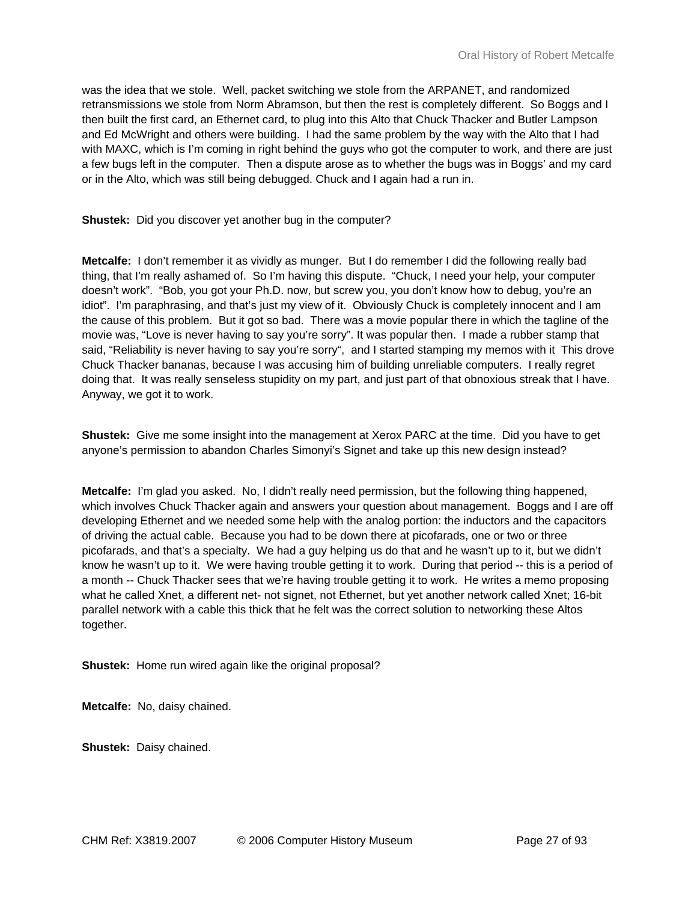was the idea that we stole. Well, packet switching we stole from the ARPANET, and randomized retransmissions we stole from Norm Abramson, but then the rest is completely different. So Boggs and I then built the first card, an Ethernet card, to plug into this Alto that Chuck Thacker and Butler Lampson and Ed McWright and others were building. I had the same problem by the way with the Alto that I had with MAXC, which is I'm coming in right behind the guys who got the computer to work, and there are just a few bugs left in the computer. Then a dispute arose as to whether the bugs was in Boggs' and my card or in the Alto, which was still being debugged. Chuck and I again had a run in.

**Shustek:** Did you discover yet another bug in the computer?

**Metcalfe:** I don't remember it as vividly as munger. But I do remember I did the following really bad thing, that I'm really ashamed of. So I'm having this dispute. "Chuck, I need your help, your computer doesn't work". "Bob, you got your Ph.D. now, but screw you, you don't know how to debug, you're an idiot". I'm paraphrasing, and that's just my view of it. Obviously Chuck is completely innocent and I am the cause of this problem. But it got so bad. There was a movie popular there in which the tagline of the movie was, "Love is never having to say you're sorry". It was popular then. I made a rubber stamp that said, "Reliability is never having to say you're sorry", and I started stamping my memos with it This drove Chuck Thacker bananas, because I was accusing him of building unreliable computers. I really regret doing that. It was really senseless stupidity on my part, and just part of that obnoxious streak that I have. Anyway, we got it to work.

**Shustek:** Give me some insight into the management at Xerox PARC at the time. Did you have to get anyone's permission to abandon Charles Simonyi's Signet and take up this new design instead?

**Metcalfe:** I'm glad you asked. No, I didn't really need permission, but the following thing happened, which involves Chuck Thacker again and answers your question about management. Boggs and I are off developing Ethernet and we needed some help with the analog portion: the inductors and the capacitors of driving the actual cable. Because you had to be down there at picofarads, one or two or three picofarads, and that's a specialty. We had a guy helping us do that and he wasn't up to it, but we didn't know he wasn't up to it. We were having trouble getting it to work. During that period -- this is a period of a month -- Chuck Thacker sees that we're having trouble getting it to work. He writes a memo proposing what he called Xnet, a different net- not signet, not Ethernet, but yet another network called Xnet; 16-bit parallel network with a cable this thick that he felt was the correct solution to networking these Altos together.

**Shustek:** Home run wired again like the original proposal?

**Metcalfe:** No, daisy chained.

**Shustek:** Daisy chained.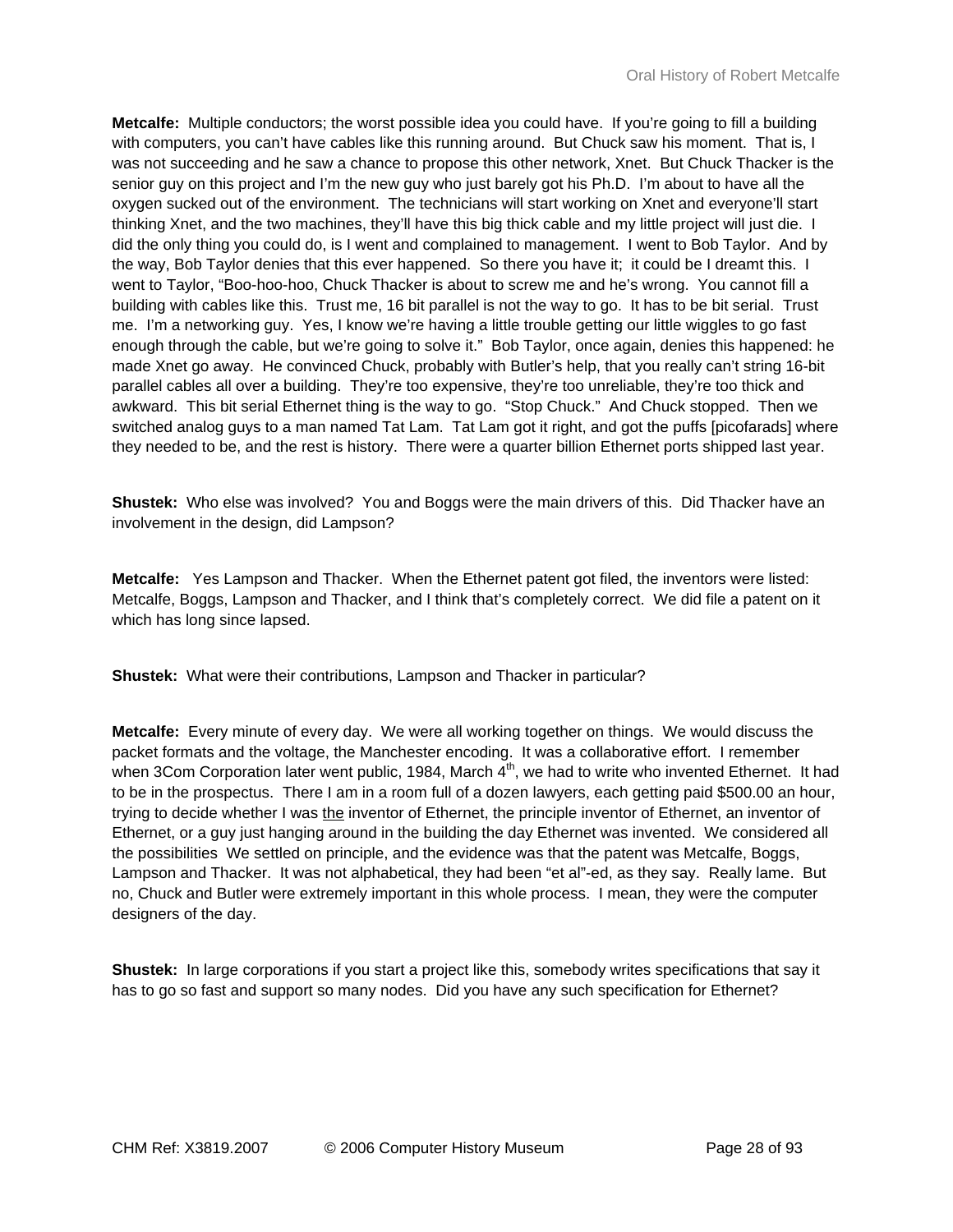**Metcalfe:** Multiple conductors; the worst possible idea you could have. If you're going to fill a building with computers, you can't have cables like this running around. But Chuck saw his moment. That is, I was not succeeding and he saw a chance to propose this other network, Xnet. But Chuck Thacker is the senior guy on this project and I'm the new guy who just barely got his Ph.D. I'm about to have all the oxygen sucked out of the environment. The technicians will start working on Xnet and everyone'll start thinking Xnet, and the two machines, they'll have this big thick cable and my little project will just die. I did the only thing you could do, is I went and complained to management. I went to Bob Taylor. And by the way, Bob Taylor denies that this ever happened. So there you have it; it could be I dreamt this. I went to Taylor, "Boo-hoo-hoo, Chuck Thacker is about to screw me and he's wrong. You cannot fill a building with cables like this. Trust me, 16 bit parallel is not the way to go. It has to be bit serial. Trust me. I'm a networking guy. Yes, I know we're having a little trouble getting our little wiggles to go fast enough through the cable, but we're going to solve it." Bob Taylor, once again, denies this happened: he made Xnet go away. He convinced Chuck, probably with Butler's help, that you really can't string 16-bit parallel cables all over a building. They're too expensive, they're too unreliable, they're too thick and awkward. This bit serial Ethernet thing is the way to go. "Stop Chuck." And Chuck stopped. Then we switched analog guys to a man named Tat Lam. Tat Lam got it right, and got the puffs [picofarads] where they needed to be, and the rest is history. There were a quarter billion Ethernet ports shipped last year.

**Shustek:** Who else was involved? You and Boggs were the main drivers of this. Did Thacker have an involvement in the design, did Lampson?

**Metcalfe:** Yes Lampson and Thacker. When the Ethernet patent got filed, the inventors were listed: Metcalfe, Boggs, Lampson and Thacker, and I think that's completely correct. We did file a patent on it which has long since lapsed.

**Shustek:** What were their contributions, Lampson and Thacker in particular?

**Metcalfe:** Every minute of every day. We were all working together on things. We would discuss the packet formats and the voltage, the Manchester encoding. It was a collaborative effort. I remember when 3Com Corporation later went public, 1984, March 4th, we had to write who invented Ethernet. It had to be in the prospectus. There I am in a room full of a dozen lawyers, each getting paid $500.00 an hour, trying to decide whether I was <u>the</u> inventor of Ethernet, the principle inventor of Ethernet, an inventor of Ethernet, or a guy just hanging around in the building the day Ethernet was invented. We considered all the possibilities We settled on principle, and the evidence was that the patent was Metcalfe, Boggs, Lampson and Thacker. It was not alphabetical, they had been "et al"-ed, as they say. Really lame. But no, Chuck and Butler were extremely important in this whole process. I mean, they were the computer designers of the day.

**Shustek:** In large corporations if you start a project like this, somebody writes specifications that say it has to go so fast and support so many nodes. Did you have any such specification for Ethernet?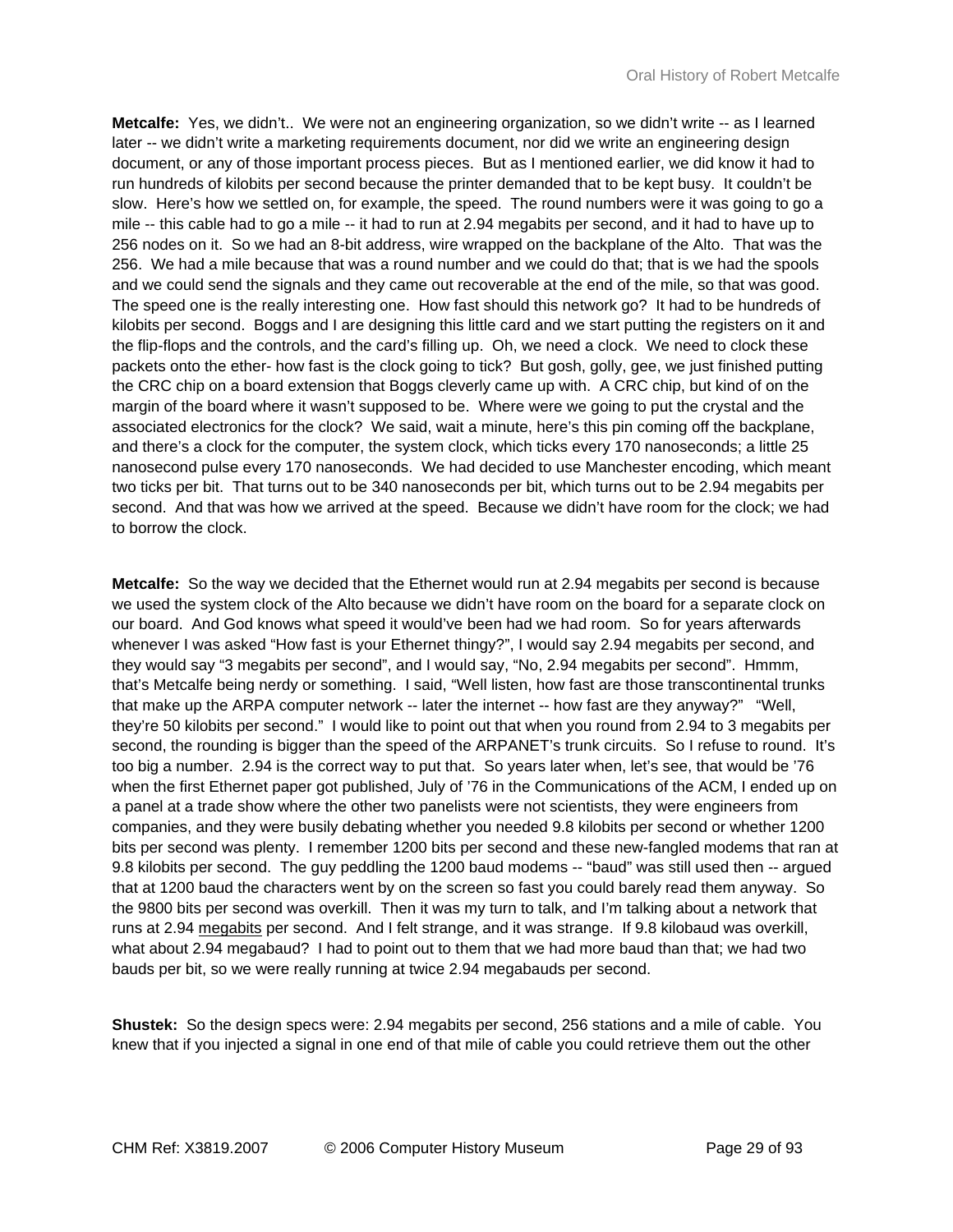**Metcalfe:** Yes, we didn't.. We were not an engineering organization, so we didn't write -- as I learned later -- we didn't write a marketing requirements document, nor did we write an engineering design document, or any of those important process pieces. But as I mentioned earlier, we did know it had to run hundreds of kilobits per second because the printer demanded that to be kept busy. It couldn't be slow. Here's how we settled on, for example, the speed. The round numbers were it was going to go a mile -- this cable had to go a mile -- it had to run at 2.94 megabits per second, and it had to have up to 256 nodes on it. So we had an 8-bit address, wire wrapped on the backplane of the Alto. That was the 256. We had a mile because that was a round number and we could do that; that is we had the spools and we could send the signals and they came out recoverable at the end of the mile, so that was good. The speed one is the really interesting one. How fast should this network go? It had to be hundreds of kilobits per second. Boggs and I are designing this little card and we start putting the registers on it and the flip-flops and the controls, and the card's filling up. Oh, we need a clock. We need to clock these packets onto the ether- how fast is the clock going to tick? But gosh, golly, gee, we just finished putting the CRC chip on a board extension that Boggs cleverly came up with. A CRC chip, but kind of on the margin of the board where it wasn't supposed to be. Where were we going to put the crystal and the associated electronics for the clock? We said, wait a minute, here's this pin coming off the backplane, and there's a clock for the computer, the system clock, which ticks every 170 nanoseconds; a little 25 nanosecond pulse every 170 nanoseconds. We had decided to use Manchester encoding, which meant two ticks per bit. That turns out to be 340 nanoseconds per bit, which turns out to be 2.94 megabits per second. And that was how we arrived at the speed. Because we didn't have room for the clock; we had to borrow the clock.

**Metcalfe:** So the way we decided that the Ethernet would run at 2.94 megabits per second is because we used the system clock of the Alto because we didn't have room on the board for a separate clock on our board. And God knows what speed it would've been had we had room. So for years afterwards whenever I was asked "How fast is your Ethernet thingy?", I would say 2.94 megabits per second, and they would say "3 megabits per second", and I would say, "No, 2.94 megabits per second". Hmmm, that's Metcalfe being nerdy or something. I said, "Well listen, how fast are those transcontinental trunks that make up the ARPA computer network -- later the internet -- how fast are they anyway?" "Well, they're 50 kilobits per second." I would like to point out that when you round from 2.94 to 3 megabits per second, the rounding is bigger than the speed of the ARPANET's trunk circuits. So I refuse to round. It's too big a number. 2.94 is the correct way to put that. So years later when, let's see, that would be '76 when the first Ethernet paper got published, July of '76 in the Communications of the ACM, I ended up on a panel at a trade show where the other two panelists were not scientists, they were engineers from companies, and they were busily debating whether you needed 9.8 kilobits per second or whether 1200 bits per second was plenty. I remember 1200 bits per second and these new-fangled modems that ran at 9.8 kilobits per second. The guy peddling the 1200 baud modems -- "baud" was still used then -- argued that at 1200 baud the characters went by on the screen so fast you could barely read them anyway. So the 9800 bits per second was overkill. Then it was my turn to talk, and I'm talking about a network that runs at 2.94 <u>megabits</u> per second. And I felt strange, and it was strange. If 9.8 kilobaud was overkill, what about 2.94 megabaud? I had to point out to them that we had more baud than that; we had two bauds per bit, so we were really running at twice 2.94 megabauds per second.

**Shustek:** So the design specs were: 2.94 megabits per second, 256 stations and a mile of cable. You knew that if you injected a signal in one end of that mile of cable you could retrieve them out the other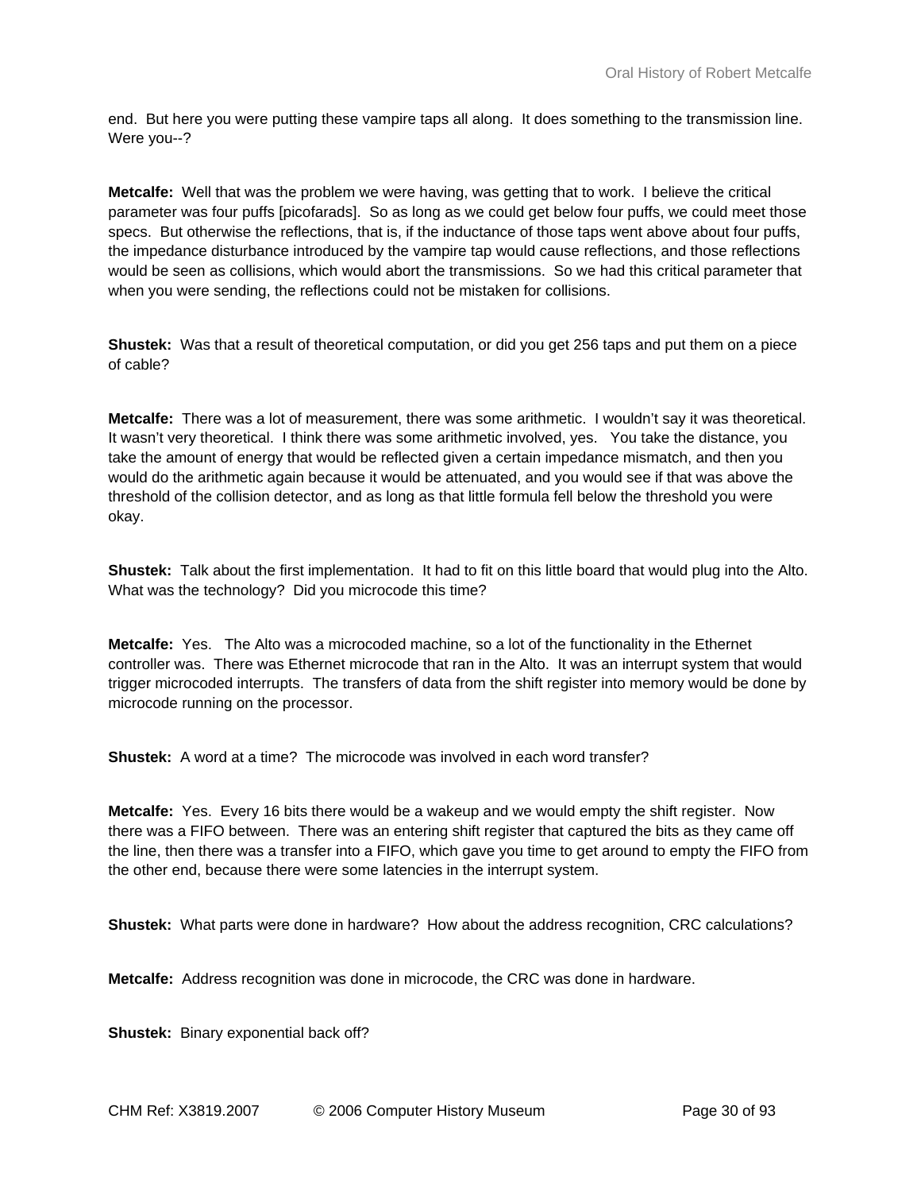end. But here you were putting these vampire taps all along. It does something to the transmission line. Were you--?

**Metcalfe:** Well that was the problem we were having, was getting that to work. I believe the critical parameter was four puffs [picofarads]. So as long as we could get below four puffs, we could meet those specs. But otherwise the reflections, that is, if the inductance of those taps went above about four puffs, the impedance disturbance introduced by the vampire tap would cause reflections, and those reflections would be seen as collisions, which would abort the transmissions. So we had this critical parameter that when you were sending, the reflections could not be mistaken for collisions.

**Shustek:** Was that a result of theoretical computation, or did you get 256 taps and put them on a piece of cable?

**Metcalfe:** There was a lot of measurement, there was some arithmetic. I wouldn't say it was theoretical. It wasn't very theoretical. I think there was some arithmetic involved, yes. You take the distance, you take the amount of energy that would be reflected given a certain impedance mismatch, and then you would do the arithmetic again because it would be attenuated, and you would see if that was above the threshold of the collision detector, and as long as that little formula fell below the threshold you were okay.

**Shustek:** Talk about the first implementation. It had to fit on this little board that would plug into the Alto. What was the technology? Did you microcode this time?

**Metcalfe:** Yes. The Alto was a microcoded machine, so a lot of the functionality in the Ethernet controller was. There was Ethernet microcode that ran in the Alto. It was an interrupt system that would trigger microcoded interrupts. The transfers of data from the shift register into memory would be done by microcode running on the processor.

**Shustek:** A word at a time? The microcode was involved in each word transfer?

**Metcalfe:** Yes. Every 16 bits there would be a wakeup and we would empty the shift register. Now there was a FIFO between. There was an entering shift register that captured the bits as they came off the line, then there was a transfer into a FIFO, which gave you time to get around to empty the FIFO from the other end, because there were some latencies in the interrupt system.

**Shustek:** What parts were done in hardware? How about the address recognition, CRC calculations?

**Metcalfe:** Address recognition was done in microcode, the CRC was done in hardware.

**Shustek:** Binary exponential back off?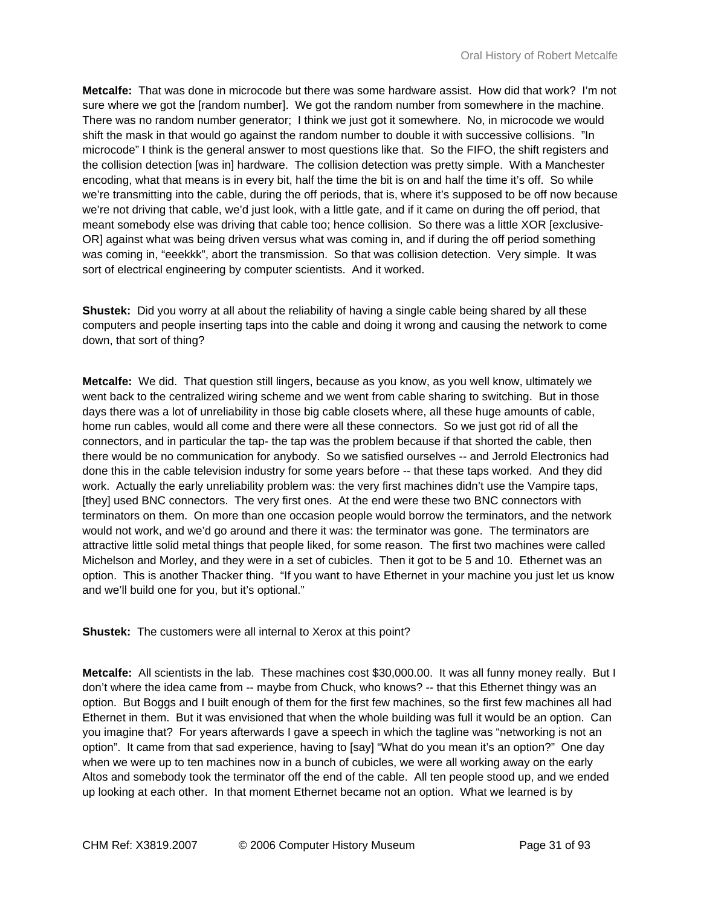**Metcalfe:** That was done in microcode but there was some hardware assist. How did that work? I'm not sure where we got the [random number]. We got the random number from somewhere in the machine. There was no random number generator; I think we just got it somewhere. No, in microcode we would shift the mask in that would go against the random number to double it with successive collisions. "In microcode" I think is the general answer to most questions like that. So the FIFO, the shift registers and the collision detection [was in] hardware. The collision detection was pretty simple. With a Manchester encoding, what that means is in every bit, half the time the bit is on and half the time it's off. So while we're transmitting into the cable, during the off periods, that is, where it's supposed to be off now because we're not driving that cable, we'd just look, with a little gate, and if it came on during the off period, that meant somebody else was driving that cable too; hence collision. So there was a little XOR [exclusive-OR] against what was being driven versus what was coming in, and if during the off period something was coming in, "eeekkk", abort the transmission. So that was collision detection. Very simple. It was sort of electrical engineering by computer scientists. And it worked.

**Shustek:** Did you worry at all about the reliability of having a single cable being shared by all these computers and people inserting taps into the cable and doing it wrong and causing the network to come down, that sort of thing?

**Metcalfe:** We did. That question still lingers, because as you know, as you well know, ultimately we went back to the centralized wiring scheme and we went from cable sharing to switching. But in those days there was a lot of unreliability in those big cable closets where, all these huge amounts of cable, home run cables, would all come and there were all these connectors. So we just got rid of all the connectors, and in particular the tap- the tap was the problem because if that shorted the cable, then there would be no communication for anybody. So we satisfied ourselves -- and Jerrold Electronics had done this in the cable television industry for some years before -- that these taps worked. And they did work. Actually the early unreliability problem was: the very first machines didn't use the Vampire taps, [they] used BNC connectors. The very first ones. At the end were these two BNC connectors with terminators on them. On more than one occasion people would borrow the terminators, and the network would not work, and we'd go around and there it was: the terminator was gone. The terminators are attractive little solid metal things that people liked, for some reason. The first two machines were called Michelson and Morley, and they were in a set of cubicles. Then it got to be 5 and 10. Ethernet was an option. This is another Thacker thing. "If you want to have Ethernet in your machine you just let us know and we'll build one for you, but it's optional."

**Shustek:** The customers were all internal to Xerox at this point?

**Metcalfe:** All scientists in the lab. These machines cost $30,000.00. It was all funny money really. But I don't where the idea came from -- maybe from Chuck, who knows? -- that this Ethernet thingy was an option. But Boggs and I built enough of them for the first few machines, so the first few machines all had Ethernet in them. But it was envisioned that when the whole building was full it would be an option. Can you imagine that? For years afterwards I gave a speech in which the tagline was "networking is not an option". It came from that sad experience, having to [say] "What do you mean it's an option?" One day when we were up to ten machines now in a bunch of cubicles, we were all working away on the early Altos and somebody took the terminator off the end of the cable. All ten people stood up, and we ended up looking at each other. In that moment Ethernet became not an option. What we learned is by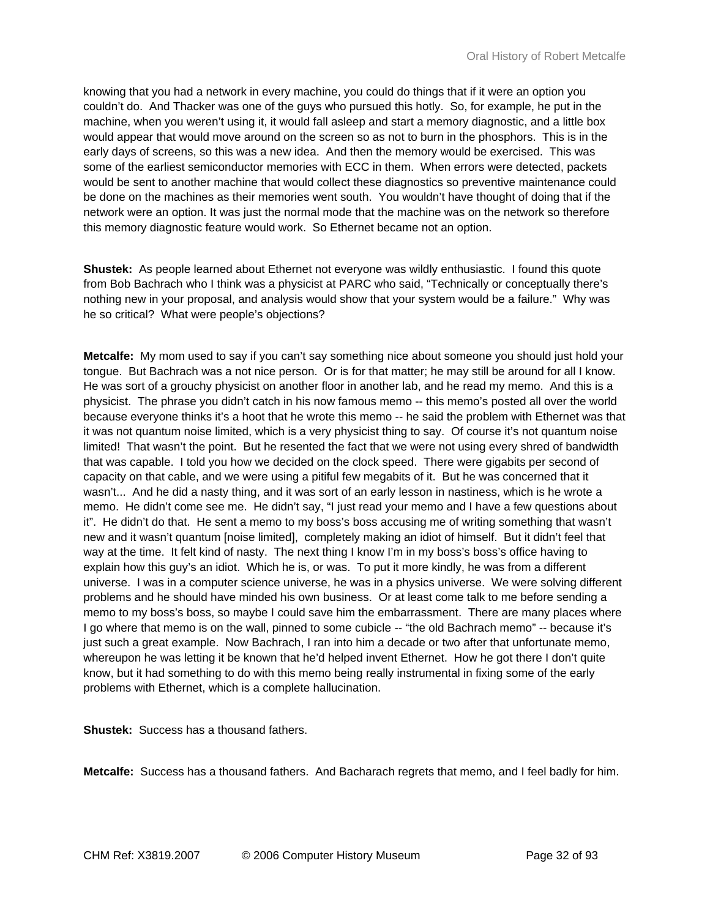knowing that you had a network in every machine, you could do things that if it were an option you couldn't do. And Thacker was one of the guys who pursued this hotly. So, for example, he put in the machine, when you weren't using it, it would fall asleep and start a memory diagnostic, and a little box would appear that would move around on the screen so as not to burn in the phosphors. This is in the early days of screens, so this was a new idea. And then the memory would be exercised. This was some of the earliest semiconductor memories with ECC in them. When errors were detected, packets would be sent to another machine that would collect these diagnostics so preventive maintenance could be done on the machines as their memories went south. You wouldn't have thought of doing that if the network were an option. It was just the normal mode that the machine was on the network so therefore this memory diagnostic feature would work. So Ethernet became not an option.

**Shustek:** As people learned about Ethernet not everyone was wildly enthusiastic. I found this quote from Bob Bachrach who I think was a physicist at PARC who said, "Technically or conceptually there's nothing new in your proposal, and analysis would show that your system would be a failure." Why was he so critical? What were people's objections?

**Metcalfe:** My mom used to say if you can't say something nice about someone you should just hold your tongue. But Bachrach was a not nice person. Or is for that matter; he may still be around for all I know. He was sort of a grouchy physicist on another floor in another lab, and he read my memo. And this is a physicist. The phrase you didn't catch in his now famous memo -- this memo's posted all over the world because everyone thinks it's a hoot that he wrote this memo -- he said the problem with Ethernet was that it was not quantum noise limited, which is a very physicist thing to say. Of course it's not quantum noise limited! That wasn't the point. But he resented the fact that we were not using every shred of bandwidth that was capable. I told you how we decided on the clock speed. There were gigabits per second of capacity on that cable, and we were using a pitiful few megabits of it. But he was concerned that it wasn't... And he did a nasty thing, and it was sort of an early lesson in nastiness, which is he wrote a memo. He didn't come see me. He didn't say, "I just read your memo and I have a few questions about it". He didn't do that. He sent a memo to my boss's boss accusing me of writing something that wasn't new and it wasn't quantum [noise limited], completely making an idiot of himself. But it didn't feel that way at the time. It felt kind of nasty. The next thing I know I'm in my boss's boss's office having to explain how this guy's an idiot. Which he is, or was. To put it more kindly, he was from a different universe. I was in a computer science universe, he was in a physics universe. We were solving different problems and he should have minded his own business. Or at least come talk to me before sending a memo to my boss's boss, so maybe I could save him the embarrassment. There are many places where I go where that memo is on the wall, pinned to some cubicle -- "the old Bachrach memo" -- because it's just such a great example. Now Bachrach, I ran into him a decade or two after that unfortunate memo, whereupon he was letting it be known that he'd helped invent Ethernet. How he got there I don't quite know, but it had something to do with this memo being really instrumental in fixing some of the early problems with Ethernet, which is a complete hallucination.

**Shustek:** Success has a thousand fathers.

**Metcalfe:** Success has a thousand fathers. And Bacharach regrets that memo, and I feel badly for him.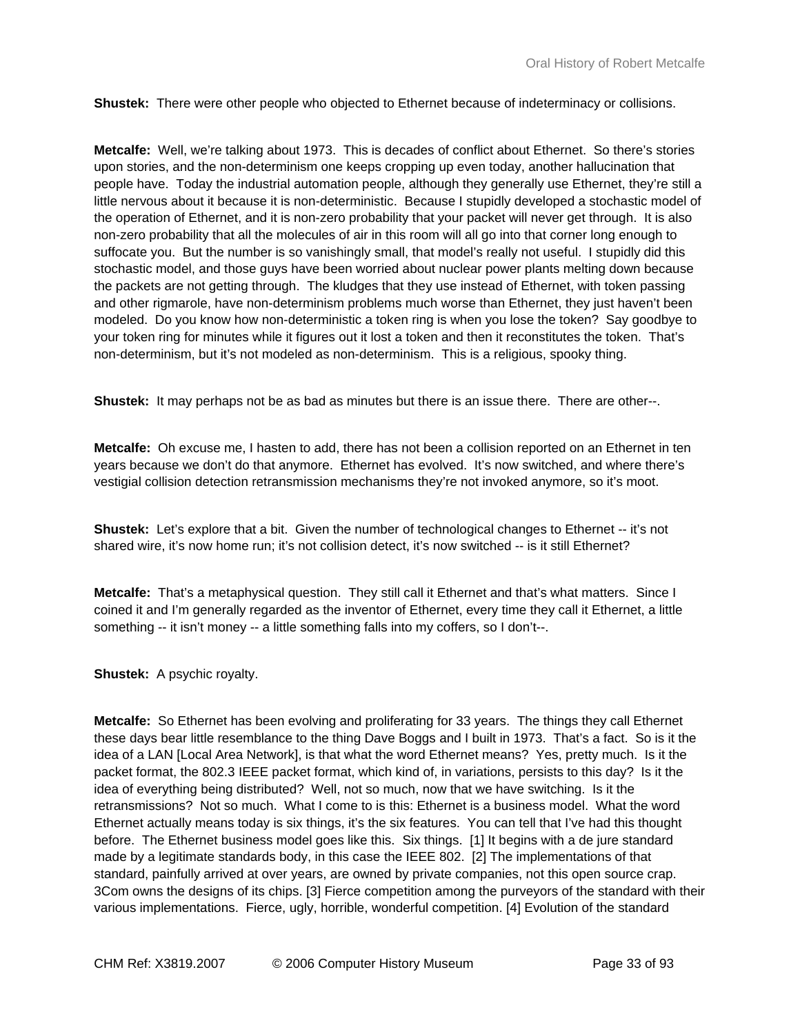**Shustek:** There were other people who objected to Ethernet because of indeterminacy or collisions.

**Metcalfe:** Well, we're talking about 1973. This is decades of conflict about Ethernet. So there's stories upon stories, and the non-determinism one keeps cropping up even today, another hallucination that people have. Today the industrial automation people, although they generally use Ethernet, they're still a little nervous about it because it is non-deterministic. Because I stupidly developed a stochastic model of the operation of Ethernet, and it is non-zero probability that your packet will never get through. It is also non-zero probability that all the molecules of air in this room will all go into that corner long enough to suffocate you. But the number is so vanishingly small, that model's really not useful. I stupidly did this stochastic model, and those guys have been worried about nuclear power plants melting down because the packets are not getting through. The kludges that they use instead of Ethernet, with token passing and other rigmarole, have non-determinism problems much worse than Ethernet, they just haven't been modeled. Do you know how non-deterministic a token ring is when you lose the token? Say goodbye to your token ring for minutes while it figures out it lost a token and then it reconstitutes the token. That's non-determinism, but it's not modeled as non-determinism. This is a religious, spooky thing.

**Shustek:** It may perhaps not be as bad as minutes but there is an issue there. There are other--.

**Metcalfe:** Oh excuse me, I hasten to add, there has not been a collision reported on an Ethernet in ten years because we don't do that anymore. Ethernet has evolved. It's now switched, and where there's vestigial collision detection retransmission mechanisms they're not invoked anymore, so it's moot.

**Shustek:** Let's explore that a bit. Given the number of technological changes to Ethernet -- it's not shared wire, it's now home run; it's not collision detect, it's now switched -- is it still Ethernet?

**Metcalfe:** That's a metaphysical question. They still call it Ethernet and that's what matters. Since I coined it and I'm generally regarded as the inventor of Ethernet, every time they call it Ethernet, a little something -- it isn't money -- a little something falls into my coffers, so I don't--.

**Shustek:** A psychic royalty.

**Metcalfe:** So Ethernet has been evolving and proliferating for 33 years. The things they call Ethernet these days bear little resemblance to the thing Dave Boggs and I built in 1973. That's a fact. So is it the idea of a LAN [Local Area Network], is that what the word Ethernet means? Yes, pretty much. Is it the packet format, the 802.3 IEEE packet format, which kind of, in variations, persists to this day? Is it the idea of everything being distributed? Well, not so much, now that we have switching. Is it the retransmissions? Not so much. What I come to is this: Ethernet is a business model. What the word Ethernet actually means today is six things, it's the six features. You can tell that I've had this thought before. The Ethernet business model goes like this. Six things. [1] It begins with a de jure standard made by a legitimate standards body, in this case the IEEE 802. [2] The implementations of that standard, painfully arrived at over years, are owned by private companies, not this open source crap. 3Com owns the designs of its chips. [3] Fierce competition among the purveyors of the standard with their various implementations. Fierce, ugly, horrible, wonderful competition. [4] Evolution of the standard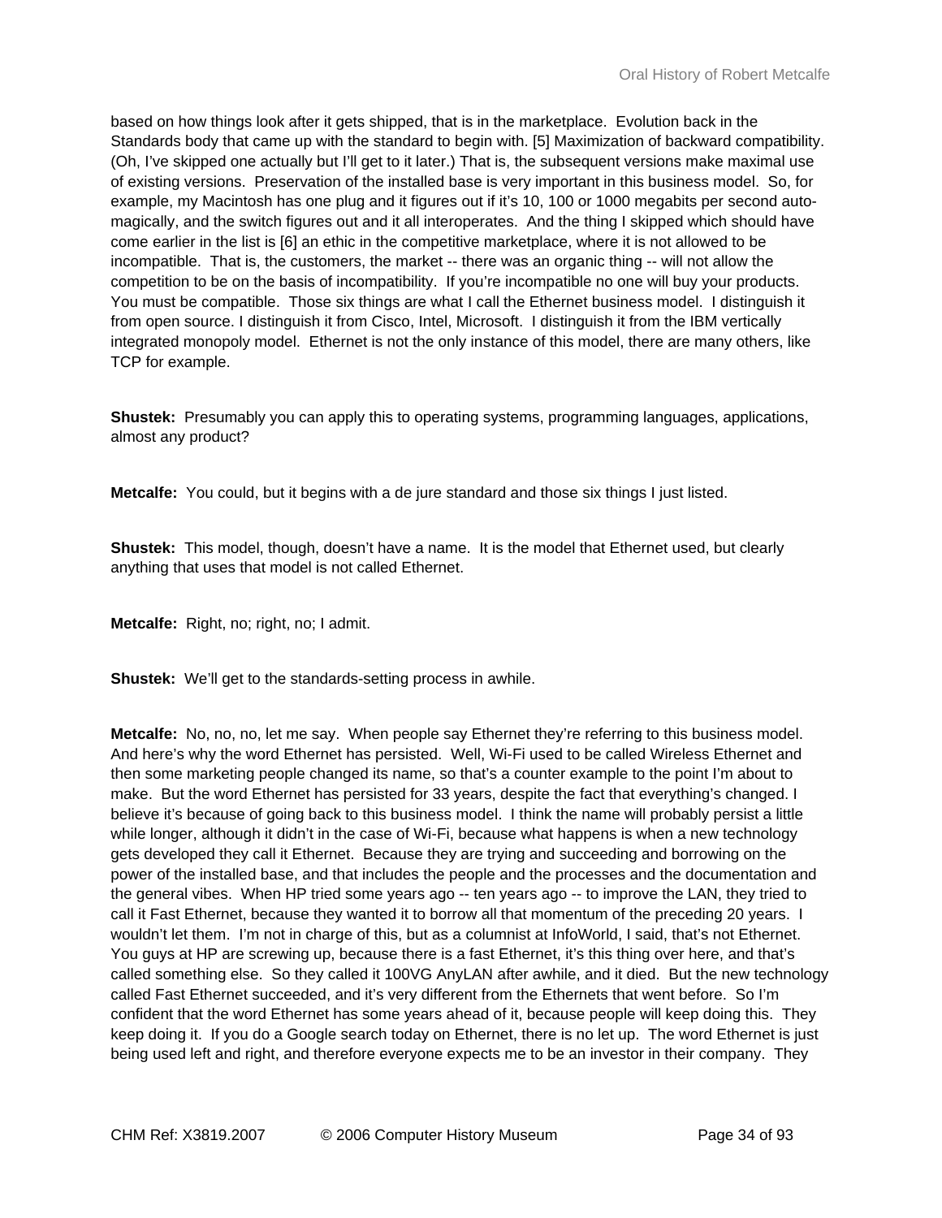based on how things look after it gets shipped, that is in the marketplace. Evolution back in the Standards body that came up with the standard to begin with. [5] Maximization of backward compatibility. (Oh, I've skipped one actually but I'll get to it later.) That is, the subsequent versions make maximal use of existing versions. Preservation of the installed base is very important in this business model. So, for example, my Macintosh has one plug and it figures out if it's 10, 100 or 1000 megabits per second auto-magically, and the switch figures out and it all interoperates. And the thing I skipped which should have come earlier in the list is [6] an ethic in the competitive marketplace, where it is not allowed to be incompatible. That is, the customers, the market -- there was an organic thing -- will not allow the competition to be on the basis of incompatibility. If you're incompatible no one will buy your products. You must be compatible. Those six things are what I call the Ethernet business model. I distinguish it from open source. I distinguish it from Cisco, Intel, Microsoft. I distinguish it from the IBM vertically integrated monopoly model. Ethernet is not the only instance of this model, there are many others, like TCP for example.

**Shustek:** Presumably you can apply this to operating systems, programming languages, applications, almost any product?

**Metcalfe:** You could, but it begins with a de jure standard and those six things I just listed.

**Shustek:** This model, though, doesn't have a name. It is the model that Ethernet used, but clearly anything that uses that model is not called Ethernet.

**Metcalfe:** Right, no; right, no; I admit.

**Shustek:** We'll get to the standards-setting process in awhile.

**Metcalfe:** No, no, no, let me say. When people say Ethernet they're referring to this business model. And here's why the word Ethernet has persisted. Well, Wi-Fi used to be called Wireless Ethernet and then some marketing people changed its name, so that's a counter example to the point I'm about to make. But the word Ethernet has persisted for 33 years, despite the fact that everything's changed. I believe it's because of going back to this business model. I think the name will probably persist a little while longer, although it didn't in the case of Wi-Fi, because what happens is when a new technology gets developed they call it Ethernet. Because they are trying and succeeding and borrowing on the power of the installed base, and that includes the people and the processes and the documentation and the general vibes. When HP tried some years ago -- ten years ago -- to improve the LAN, they tried to call it Fast Ethernet, because they wanted it to borrow all that momentum of the preceding 20 years. I wouldn't let them. I'm not in charge of this, but as a columnist at InfoWorld, I said, that's not Ethernet. You guys at HP are screwing up, because there is a fast Ethernet, it's this thing over here, and that's called something else. So they called it 100VG AnyLAN after awhile, and it died. But the new technology called Fast Ethernet succeeded, and it's very different from the Ethernets that went before. So I'm confident that the word Ethernet has some years ahead of it, because people will keep doing this. They keep doing it. If you do a Google search today on Ethernet, there is no let up. The word Ethernet is just being used left and right, and therefore everyone expects me to be an investor in their company. They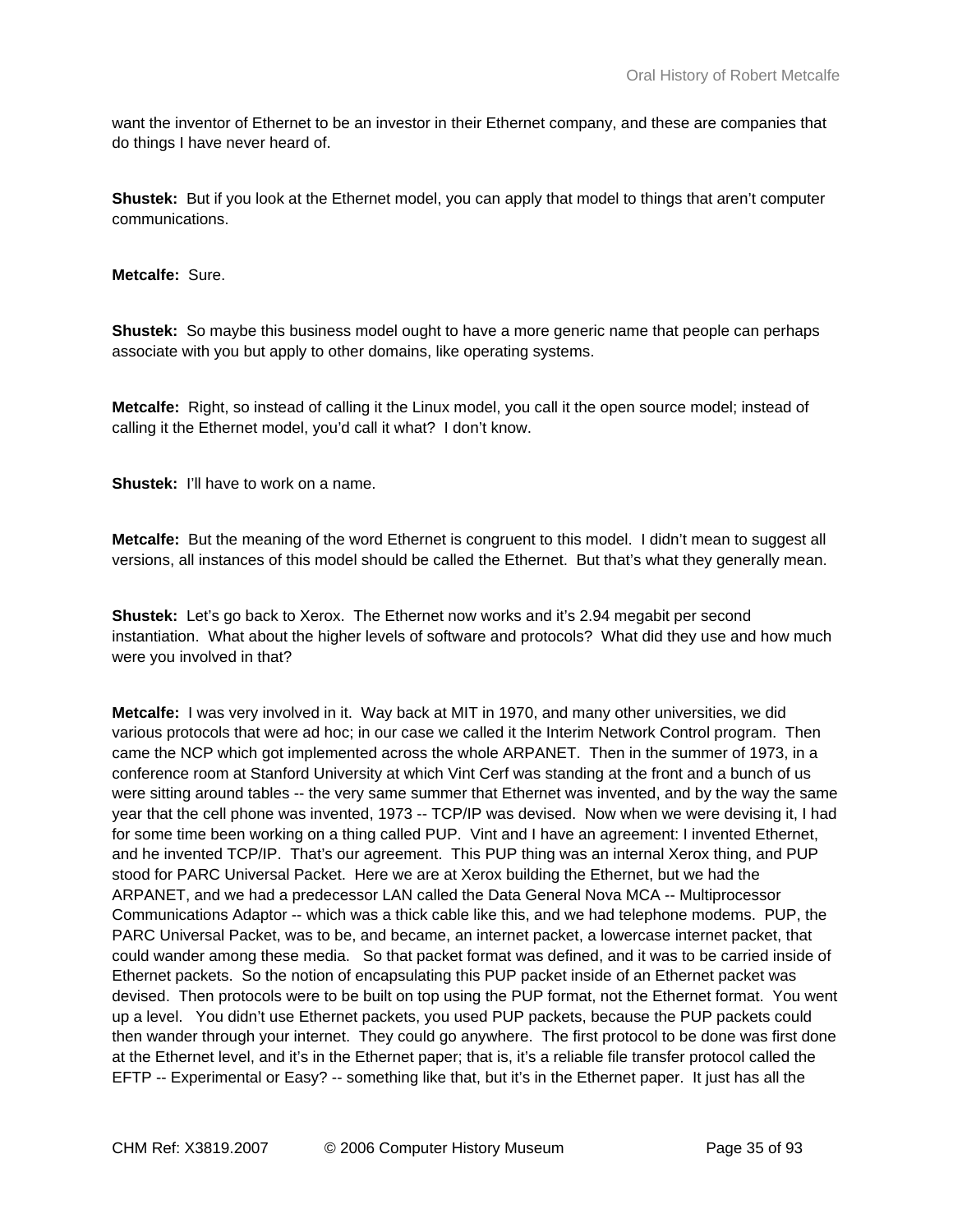want the inventor of Ethernet to be an investor in their Ethernet company, and these are companies that do things I have never heard of.

**Shustek:** But if you look at the Ethernet model, you can apply that model to things that aren't computer communications.

**Metcalfe:** Sure.

**Shustek:** So maybe this business model ought to have a more generic name that people can perhaps associate with you but apply to other domains, like operating systems.

**Metcalfe:** Right, so instead of calling it the Linux model, you call it the open source model; instead of calling it the Ethernet model, you'd call it what? I don't know.

**Shustek:** I'll have to work on a name.

**Metcalfe:** But the meaning of the word Ethernet is congruent to this model. I didn't mean to suggest all versions, all instances of this model should be called the Ethernet. But that's what they generally mean.

**Shustek:** Let's go back to Xerox. The Ethernet now works and it's 2.94 megabit per second instantiation. What about the higher levels of software and protocols? What did they use and how much were you involved in that?

**Metcalfe:** I was very involved in it. Way back at MIT in 1970, and many other universities, we did various protocols that were ad hoc; in our case we called it the Interim Network Control program. Then came the NCP which got implemented across the whole ARPANET. Then in the summer of 1973, in a conference room at Stanford University at which Vint Cerf was standing at the front and a bunch of us were sitting around tables -- the very same summer that Ethernet was invented, and by the way the same year that the cell phone was invented, 1973 -- TCP/IP was devised. Now when we were devising it, I had for some time been working on a thing called PUP. Vint and I have an agreement: I invented Ethernet, and he invented TCP/IP. That's our agreement. This PUP thing was an internal Xerox thing, and PUP stood for PARC Universal Packet. Here we are at Xerox building the Ethernet, but we had the ARPANET, and we had a predecessor LAN called the Data General Nova MCA -- Multiprocessor Communications Adaptor -- which was a thick cable like this, and we had telephone modems. PUP, the PARC Universal Packet, was to be, and became, an internet packet, a lowercase internet packet, that could wander among these media. So that packet format was defined, and it was to be carried inside of Ethernet packets. So the notion of encapsulating this PUP packet inside of an Ethernet packet was devised. Then protocols were to be built on top using the PUP format, not the Ethernet format. You went up a level. You didn't use Ethernet packets, you used PUP packets, because the PUP packets could then wander through your internet. They could go anywhere. The first protocol to be done was first done at the Ethernet level, and it's in the Ethernet paper; that is, it's a reliable file transfer protocol called the EFTP -- Experimental or Easy? -- something like that, but it's in the Ethernet paper. It just has all the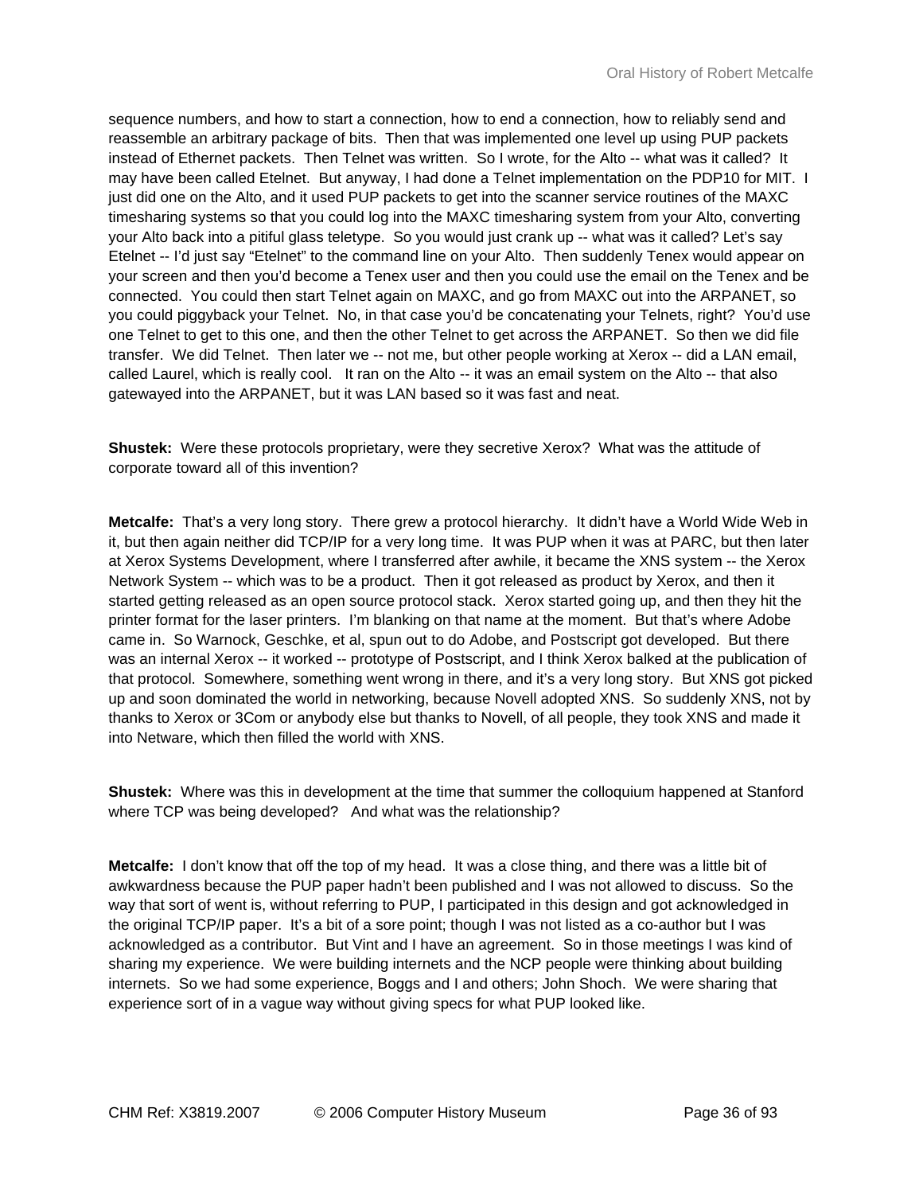sequence numbers, and how to start a connection, how to end a connection, how to reliably send and reassemble an arbitrary package of bits. Then that was implemented one level up using PUP packets instead of Ethernet packets. Then Telnet was written. So I wrote, for the Alto -- what was it called? It may have been called Etelnet. But anyway, I had done a Telnet implementation on the PDP10 for MIT. I just did one on the Alto, and it used PUP packets to get into the scanner service routines of the MAXC timesharing systems so that you could log into the MAXC timesharing system from your Alto, converting your Alto back into a pitiful glass teletype. So you would just crank up -- what was it called? Let's say Etelnet -- I'd just say "Etelnet" to the command line on your Alto. Then suddenly Tenex would appear on your screen and then you'd become a Tenex user and then you could use the email on the Tenex and be connected. You could then start Telnet again on MAXC, and go from MAXC out into the ARPANET, so you could piggyback your Telnet. No, in that case you'd be concatenating your Telnets, right? You'd use one Telnet to get to this one, and then the other Telnet to get across the ARPANET. So then we did file transfer. We did Telnet. Then later we -- not me, but other people working at Xerox -- did a LAN email, called Laurel, which is really cool. It ran on the Alto -- it was an email system on the Alto -- that also gatewayed into the ARPANET, but it was LAN based so it was fast and neat.

**Shustek:** Were these protocols proprietary, were they secretive Xerox? What was the attitude of corporate toward all of this invention?

**Metcalfe:** That's a very long story. There grew a protocol hierarchy. It didn't have a World Wide Web in it, but then again neither did TCP/IP for a very long time. It was PUP when it was at PARC, but then later at Xerox Systems Development, where I transferred after awhile, it became the XNS system -- the Xerox Network System -- which was to be a product. Then it got released as product by Xerox, and then it started getting released as an open source protocol stack. Xerox started going up, and then they hit the printer format for the laser printers. I'm blanking on that name at the moment. But that's where Adobe came in. So Warnock, Geschke, et al, spun out to do Adobe, and Postscript got developed. But there was an internal Xerox -- it worked -- prototype of Postscript, and I think Xerox balked at the publication of that protocol. Somewhere, something went wrong in there, and it's a very long story. But XNS got picked up and soon dominated the world in networking, because Novell adopted XNS. So suddenly XNS, not by thanks to Xerox or 3Com or anybody else but thanks to Novell, of all people, they took XNS and made it into Netware, which then filled the world with XNS.

**Shustek:** Where was this in development at the time that summer the colloquium happened at Stanford where TCP was being developed? And what was the relationship?

**Metcalfe:** I don't know that off the top of my head. It was a close thing, and there was a little bit of awkwardness because the PUP paper hadn't been published and I was not allowed to discuss. So the way that sort of went is, without referring to PUP, I participated in this design and got acknowledged in the original TCP/IP paper. It's a bit of a sore point; though I was not listed as a co-author but I was acknowledged as a contributor. But Vint and I have an agreement. So in those meetings I was kind of sharing my experience. We were building internets and the NCP people were thinking about building internets. So we had some experience, Boggs and I and others; John Shoch. We were sharing that experience sort of in a vague way without giving specs for what PUP looked like.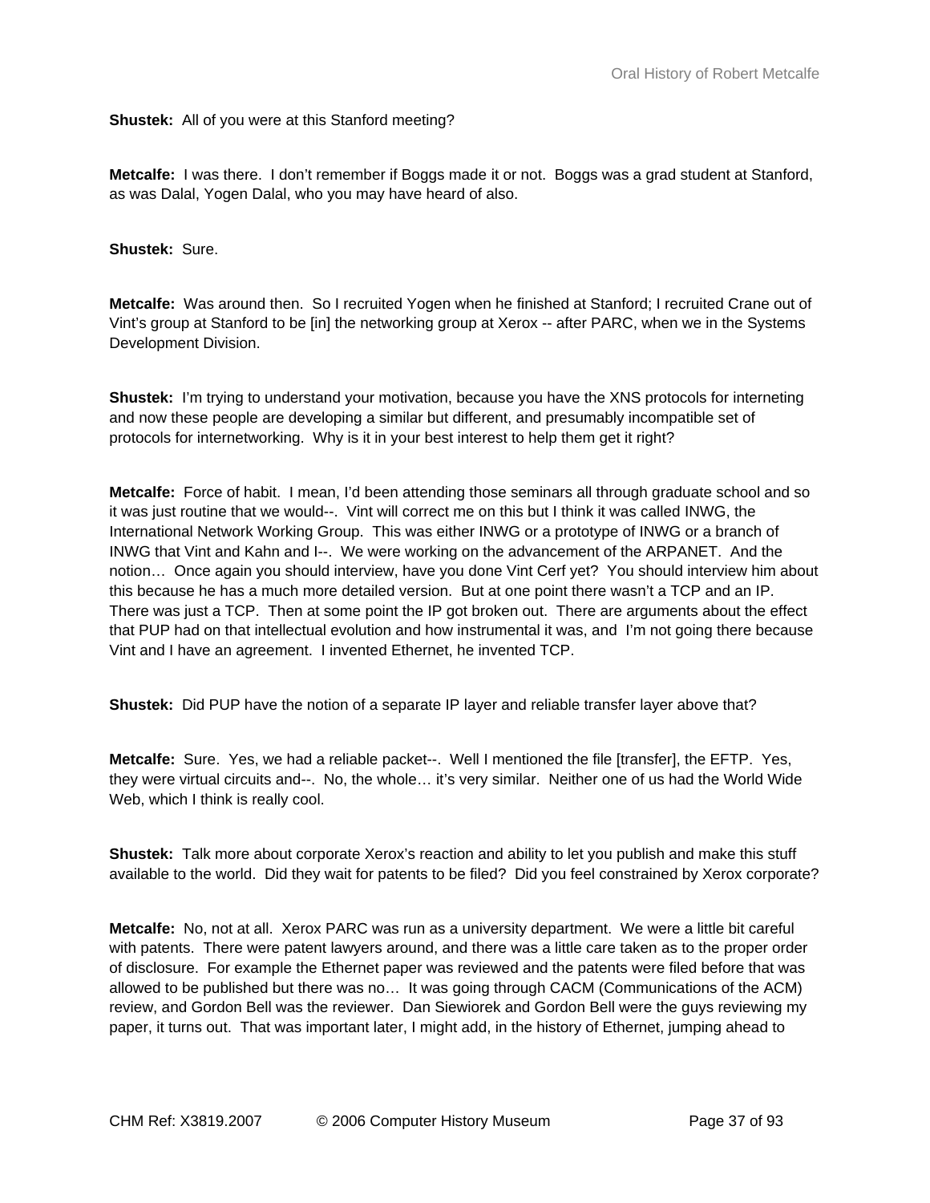**Shustek:** All of you were at this Stanford meeting?

**Metcalfe:** I was there. I don't remember if Boggs made it or not. Boggs was a grad student at Stanford, as was Dalal, Yogen Dalal, who you may have heard of also.

**Shustek:** Sure.

**Metcalfe:** Was around then. So I recruited Yogen when he finished at Stanford; I recruited Crane out of Vint's group at Stanford to be [in] the networking group at Xerox -- after PARC, when we in the Systems Development Division.

**Shustek:** I'm trying to understand your motivation, because you have the XNS protocols for interneting and now these people are developing a similar but different, and presumably incompatible set of protocols for internetworking. Why is it in your best interest to help them get it right?

**Metcalfe:** Force of habit. I mean, I'd been attending those seminars all through graduate school and so it was just routine that we would--. Vint will correct me on this but I think it was called INWG, the International Network Working Group. This was either INWG or a prototype of INWG or a branch of INWG that Vint and Kahn and I--. We were working on the advancement of the ARPANET. And the notion… Once again you should interview, have you done Vint Cerf yet? You should interview him about this because he has a much more detailed version. But at one point there wasn't a TCP and an IP. There was just a TCP. Then at some point the IP got broken out. There are arguments about the effect that PUP had on that intellectual evolution and how instrumental it was, and I'm not going there because Vint and I have an agreement. I invented Ethernet, he invented TCP.

**Shustek:** Did PUP have the notion of a separate IP layer and reliable transfer layer above that?

**Metcalfe:** Sure. Yes, we had a reliable packet--. Well I mentioned the file [transfer], the EFTP. Yes, they were virtual circuits and--. No, the whole… it's very similar. Neither one of us had the World Wide Web, which I think is really cool.

**Shustek:** Talk more about corporate Xerox's reaction and ability to let you publish and make this stuff available to the world. Did they wait for patents to be filed? Did you feel constrained by Xerox corporate?

**Metcalfe:** No, not at all. Xerox PARC was run as a university department. We were a little bit careful with patents. There were patent lawyers around, and there was a little care taken as to the proper order of disclosure. For example the Ethernet paper was reviewed and the patents were filed before that was allowed to be published but there was no… It was going through CACM (Communications of the ACM) review, and Gordon Bell was the reviewer. Dan Siewiorek and Gordon Bell were the guys reviewing my paper, it turns out. That was important later, I might add, in the history of Ethernet, jumping ahead to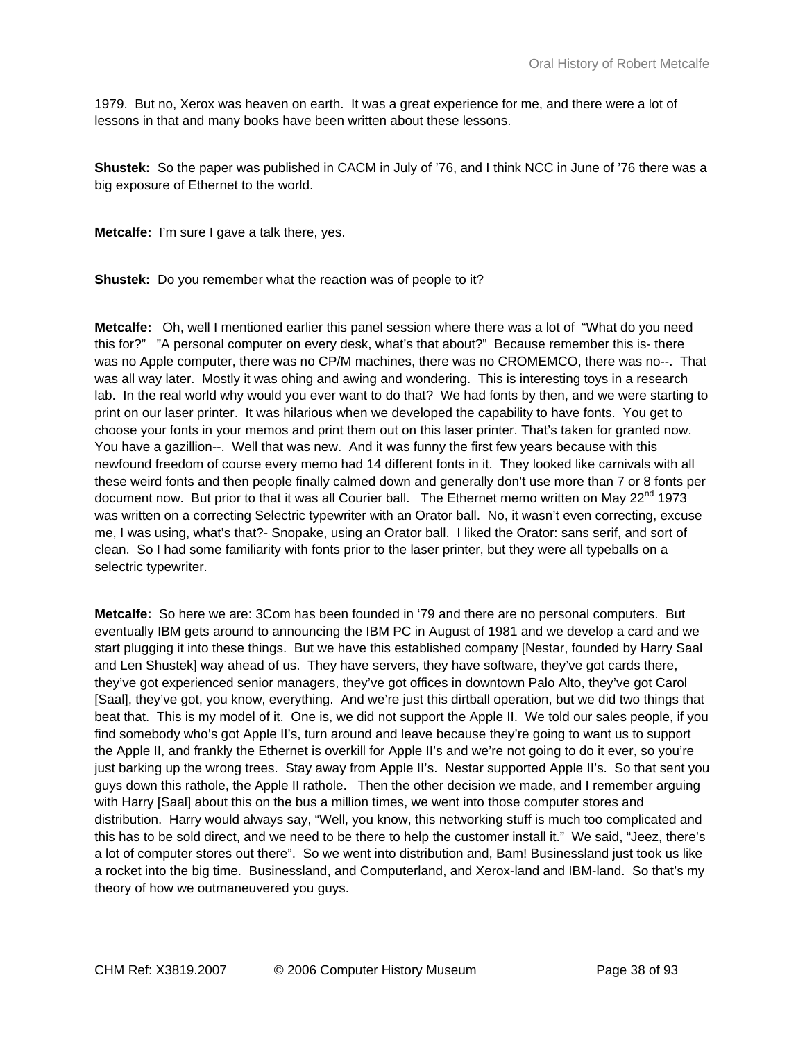1979. But no, Xerox was heaven on earth. It was a great experience for me, and there were a lot of lessons in that and many books have been written about these lessons.

**Shustek:** So the paper was published in CACM in July of '76, and I think NCC in June of '76 there was a big exposure of Ethernet to the world.

**Metcalfe:** I'm sure I gave a talk there, yes.

**Shustek:** Do you remember what the reaction was of people to it?

**Metcalfe:** Oh, well I mentioned earlier this panel session where there was a lot of "What do you need this for?" "A personal computer on every desk, what's that about?" Because remember this is- there was no Apple computer, there was no CP/M machines, there was no CROMEMCO, there was no--. That was all way later. Mostly it was ohing and awing and wondering. This is interesting toys in a research lab. In the real world why would you ever want to do that? We had fonts by then, and we were starting to print on our laser printer. It was hilarious when we developed the capability to have fonts. You get to choose your fonts in your memos and print them out on this laser printer. That's taken for granted now. You have a gazillion--. Well that was new. And it was funny the first few years because with this newfound freedom of course every memo had 14 different fonts in it. They looked like carnivals with all these weird fonts and then people finally calmed down and generally don't use more than 7 or 8 fonts per document now. But prior to that it was all Courier ball. The Ethernet memo written on May 22nd 1973 was written on a correcting Selectric typewriter with an Orator ball. No, it wasn't even correcting, excuse me, I was using, what's that?- Snopake, using an Orator ball. I liked the Orator: sans serif, and sort of clean. So I had some familiarity with fonts prior to the laser printer, but they were all typeballs on a selectric typewriter.

**Metcalfe:** So here we are: 3Com has been founded in '79 and there are no personal computers. But eventually IBM gets around to announcing the IBM PC in August of 1981 and we develop a card and we start plugging it into these things. But we have this established company [Nestar, founded by Harry Saal and Len Shustek] way ahead of us. They have servers, they have software, they've got cards there, they've got experienced senior managers, they've got offices in downtown Palo Alto, they've got Carol [Saal], they've got, you know, everything. And we're just this dirtball operation, but we did two things that beat that. This is my model of it. One is, we did not support the Apple II. We told our sales people, if you find somebody who's got Apple II's, turn around and leave because they're going to want us to support the Apple II, and frankly the Ethernet is overkill for Apple II's and we're not going to do it ever, so you're just barking up the wrong trees. Stay away from Apple II's. Nestar supported Apple II's. So that sent you guys down this rathole, the Apple II rathole. Then the other decision we made, and I remember arguing with Harry [Saal] about this on the bus a million times, we went into those computer stores and distribution. Harry would always say, "Well, you know, this networking stuff is much too complicated and this has to be sold direct, and we need to be there to help the customer install it." We said, "Jeez, there's a lot of computer stores out there". So we went into distribution and, Bam! Businessland just took us like a rocket into the big time. Businessland, and Computerland, and Xerox-land and IBM-land. So that's my theory of how we outmaneuvered you guys.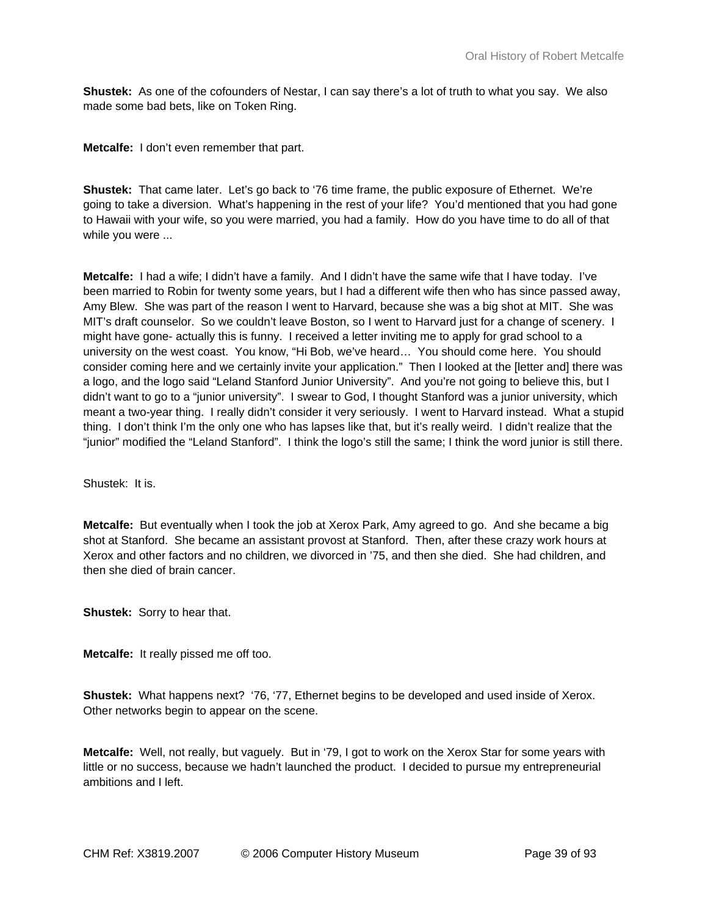**Shustek:** As one of the cofounders of Nestar, I can say there's a lot of truth to what you say. We also made some bad bets, like on Token Ring.

**Metcalfe:** I don't even remember that part.

**Shustek:** That came later. Let's go back to '76 time frame, the public exposure of Ethernet. We're going to take a diversion. What's happening in the rest of your life? You'd mentioned that you had gone to Hawaii with your wife, so you were married, you had a family. How do you have time to do all of that while you were ...

**Metcalfe:** I had a wife; I didn't have a family. And I didn't have the same wife that I have today. I've been married to Robin for twenty some years, but I had a different wife then who has since passed away, Amy Blew. She was part of the reason I went to Harvard, because she was a big shot at MIT. She was MIT's draft counselor. So we couldn't leave Boston, so I went to Harvard just for a change of scenery. I might have gone- actually this is funny. I received a letter inviting me to apply for grad school to a university on the west coast. You know, "Hi Bob, we've heard… You should come here. You should consider coming here and we certainly invite your application." Then I looked at the [letter and] there was a logo, and the logo said "Leland Stanford Junior University". And you're not going to believe this, but I didn't want to go to a "junior university". I swear to God, I thought Stanford was a junior university, which meant a two-year thing. I really didn't consider it very seriously. I went to Harvard instead. What a stupid thing. I don't think I'm the only one who has lapses like that, but it's really weird. I didn't realize that the "junior" modified the "Leland Stanford". I think the logo's still the same; I think the word junior is still there.

Shustek: It is.

**Metcalfe:** But eventually when I took the job at Xerox Park, Amy agreed to go. And she became a big shot at Stanford. She became an assistant provost at Stanford. Then, after these crazy work hours at Xerox and other factors and no children, we divorced in '75, and then she died. She had children, and then she died of brain cancer.

**Shustek:** Sorry to hear that.

**Metcalfe:** It really pissed me off too.

**Shustek:** What happens next? '76, '77, Ethernet begins to be developed and used inside of Xerox. Other networks begin to appear on the scene.

**Metcalfe:** Well, not really, but vaguely. But in '79, I got to work on the Xerox Star for some years with little or no success, because we hadn't launched the product. I decided to pursue my entrepreneurial ambitions and I left.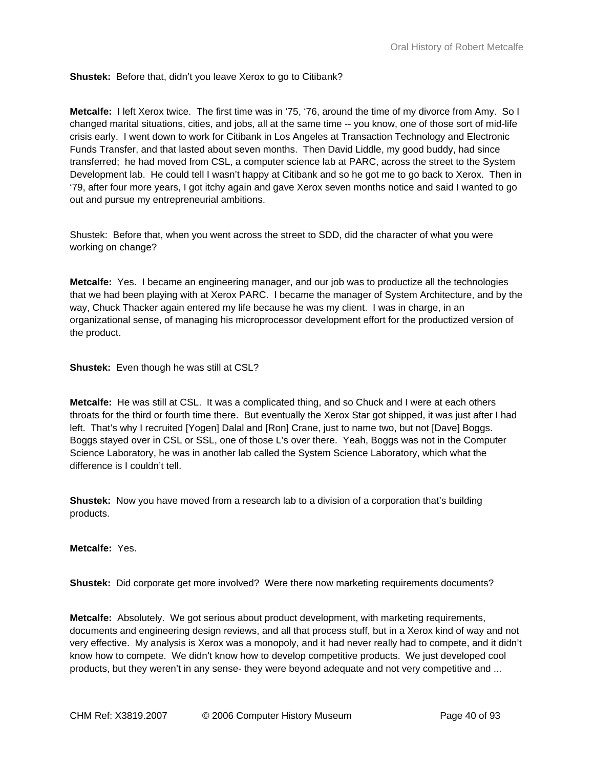**Shustek:** Before that, didn't you leave Xerox to go to Citibank?

**Metcalfe:** I left Xerox twice. The first time was in '75, '76, around the time of my divorce from Amy. So I changed marital situations, cities, and jobs, all at the same time -- you know, one of those sort of mid-life crisis early. I went down to work for Citibank in Los Angeles at Transaction Technology and Electronic Funds Transfer, and that lasted about seven months. Then David Liddle, my good buddy, had since transferred; he had moved from CSL, a computer science lab at PARC, across the street to the System Development lab. He could tell I wasn't happy at Citibank and so he got me to go back to Xerox. Then in '79, after four more years, I got itchy again and gave Xerox seven months notice and said I wanted to go out and pursue my entrepreneurial ambitions.

Shustek: Before that, when you went across the street to SDD, did the character of what you were working on change?

**Metcalfe:** Yes. I became an engineering manager, and our job was to productize all the technologies that we had been playing with at Xerox PARC. I became the manager of System Architecture, and by the way, Chuck Thacker again entered my life because he was my client. I was in charge, in an organizational sense, of managing his microprocessor development effort for the productized version of the product.

**Shustek:** Even though he was still at CSL?

**Metcalfe:** He was still at CSL. It was a complicated thing, and so Chuck and I were at each others throats for the third or fourth time there. But eventually the Xerox Star got shipped, it was just after I had left. That's why I recruited [Yogen] Dalal and [Ron] Crane, just to name two, but not [Dave] Boggs. Boggs stayed over in CSL or SSL, one of those L's over there. Yeah, Boggs was not in the Computer Science Laboratory, he was in another lab called the System Science Laboratory, which what the difference is I couldn't tell.

**Shustek:** Now you have moved from a research lab to a division of a corporation that's building products.

**Metcalfe:** Yes.

**Shustek:** Did corporate get more involved? Were there now marketing requirements documents?

**Metcalfe:** Absolutely. We got serious about product development, with marketing requirements, documents and engineering design reviews, and all that process stuff, but in a Xerox kind of way and not very effective. My analysis is Xerox was a monopoly, and it had never really had to compete, and it didn't know how to compete. We didn't know how to develop competitive products. We just developed cool products, but they weren't in any sense- they were beyond adequate and not very competitive and ...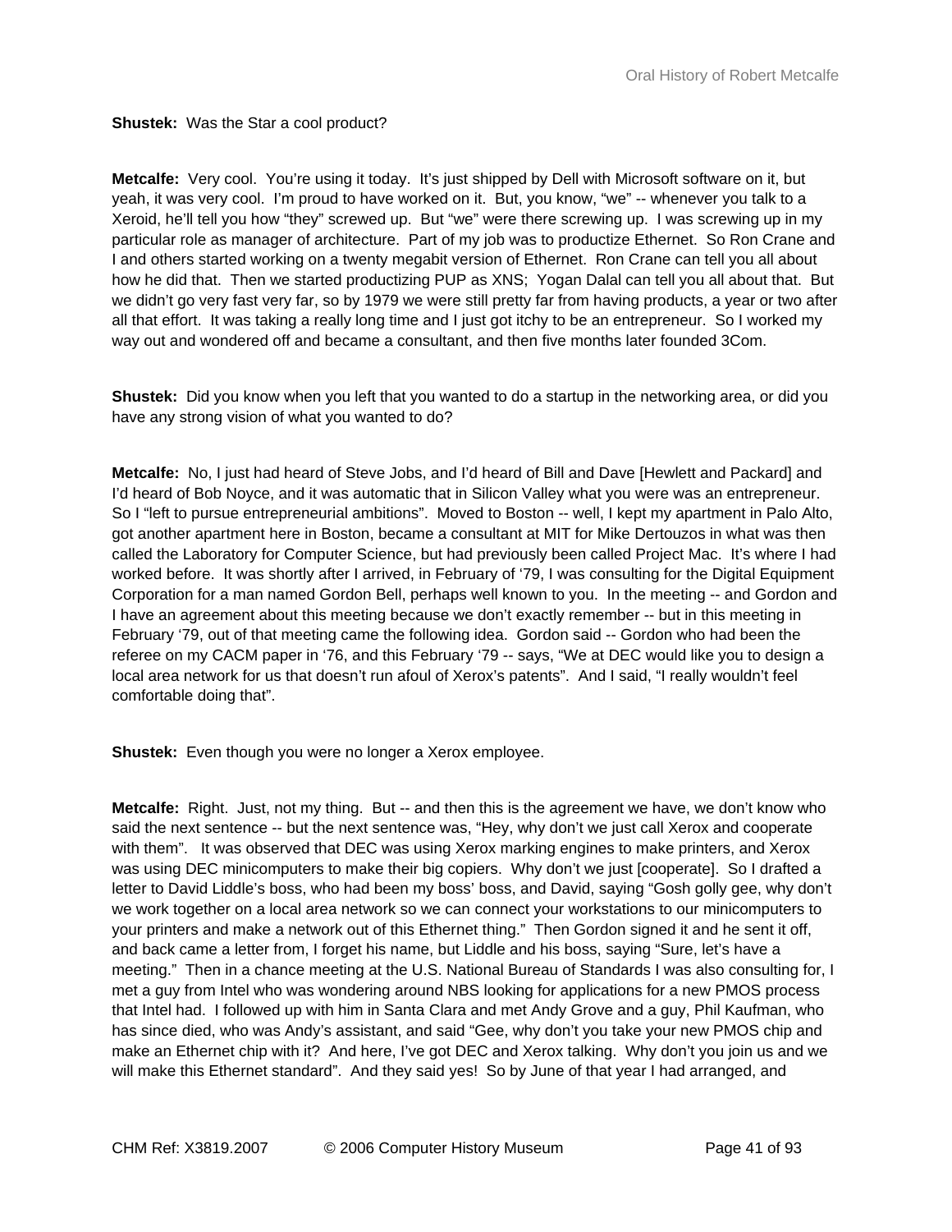**Shustek:** Was the Star a cool product?

**Metcalfe:** Very cool. You're using it today. It's just shipped by Dell with Microsoft software on it, but yeah, it was very cool. I'm proud to have worked on it. But, you know, "we" -- whenever you talk to a Xeroid, he'll tell you how "they" screwed up. But "we" were there screwing up. I was screwing up in my particular role as manager of architecture. Part of my job was to productize Ethernet. So Ron Crane and I and others started working on a twenty megabit version of Ethernet. Ron Crane can tell you all about how he did that. Then we started productizing PUP as XNS; Yogan Dalal can tell you all about that. But we didn't go very fast very far, so by 1979 we were still pretty far from having products, a year or two after all that effort. It was taking a really long time and I just got itchy to be an entrepreneur. So I worked my way out and wondered off and became a consultant, and then five months later founded 3Com.

**Shustek:** Did you know when you left that you wanted to do a startup in the networking area, or did you have any strong vision of what you wanted to do?

**Metcalfe:** No, I just had heard of Steve Jobs, and I'd heard of Bill and Dave [Hewlett and Packard] and I'd heard of Bob Noyce, and it was automatic that in Silicon Valley what you were was an entrepreneur. So I "left to pursue entrepreneurial ambitions". Moved to Boston -- well, I kept my apartment in Palo Alto, got another apartment here in Boston, became a consultant at MIT for Mike Dertouzos in what was then called the Laboratory for Computer Science, but had previously been called Project Mac. It's where I had worked before. It was shortly after I arrived, in February of '79, I was consulting for the Digital Equipment Corporation for a man named Gordon Bell, perhaps well known to you. In the meeting -- and Gordon and I have an agreement about this meeting because we don't exactly remember -- but in this meeting in February '79, out of that meeting came the following idea. Gordon said -- Gordon who had been the referee on my CACM paper in '76, and this February '79 -- says, "We at DEC would like you to design a local area network for us that doesn't run afoul of Xerox's patents". And I said, "I really wouldn't feel comfortable doing that".

**Shustek:** Even though you were no longer a Xerox employee.

**Metcalfe:** Right. Just, not my thing. But -- and then this is the agreement we have, we don't know who said the next sentence -- but the next sentence was, "Hey, why don't we just call Xerox and cooperate with them". It was observed that DEC was using Xerox marking engines to make printers, and Xerox was using DEC minicomputers to make their big copiers. Why don't we just [cooperate]. So I drafted a letter to David Liddle's boss, who had been my boss' boss, and David, saying "Gosh golly gee, why don't we work together on a local area network so we can connect your workstations to our minicomputers to your printers and make a network out of this Ethernet thing." Then Gordon signed it and he sent it off, and back came a letter from, I forget his name, but Liddle and his boss, saying "Sure, let's have a meeting." Then in a chance meeting at the U.S. National Bureau of Standards I was also consulting for, I met a guy from Intel who was wondering around NBS looking for applications for a new PMOS process that Intel had. I followed up with him in Santa Clara and met Andy Grove and a guy, Phil Kaufman, who has since died, who was Andy's assistant, and said "Gee, why don't you take your new PMOS chip and make an Ethernet chip with it? And here, I've got DEC and Xerox talking. Why don't you join us and we will make this Ethernet standard". And they said yes! So by June of that year I had arranged, and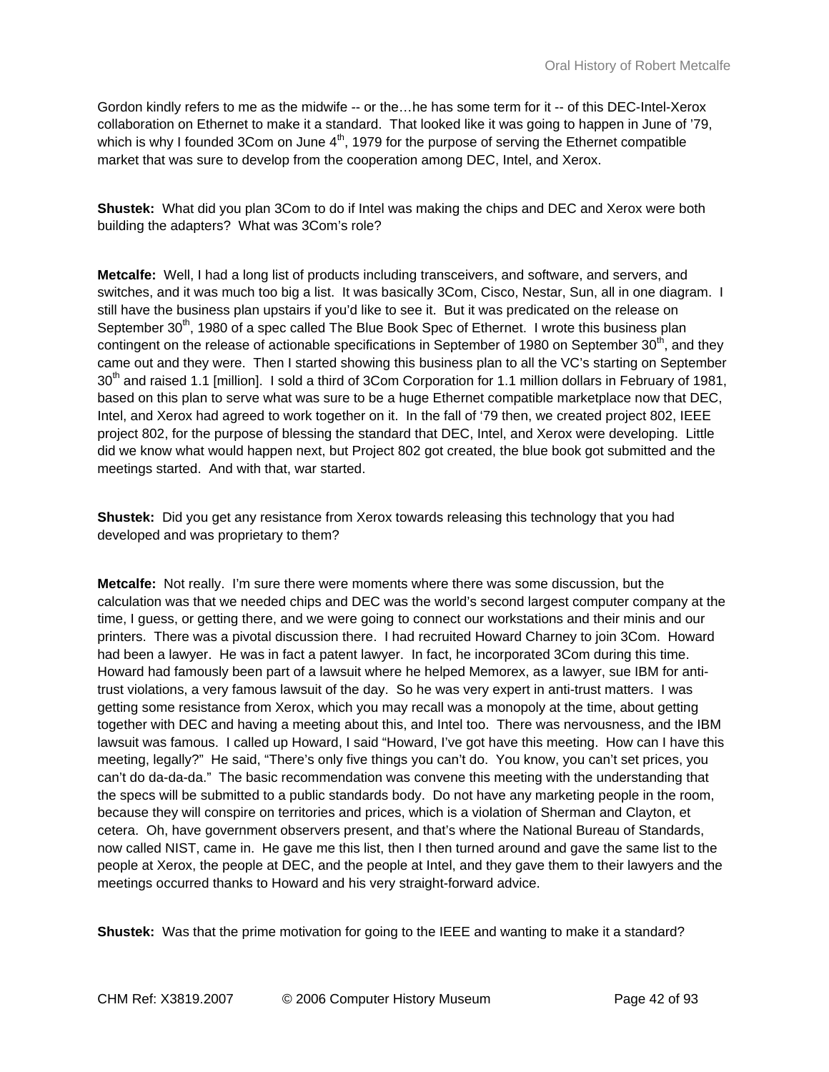Gordon kindly refers to me as the midwife -- or the…he has some term for it -- of this DEC-Intel-Xerox collaboration on Ethernet to make it a standard. That looked like it was going to happen in June of '79, which is why I founded 3Com on June 4th, 1979 for the purpose of serving the Ethernet compatible market that was sure to develop from the cooperation among DEC, Intel, and Xerox.

**Shustek:** What did you plan 3Com to do if Intel was making the chips and DEC and Xerox were both building the adapters? What was 3Com's role?

**Metcalfe:** Well, I had a long list of products including transceivers, and software, and servers, and switches, and it was much too big a list. It was basically 3Com, Cisco, Nestar, Sun, all in one diagram. I still have the business plan upstairs if you'd like to see it. But it was predicated on the release on September 30th, 1980 of a spec called The Blue Book Spec of Ethernet. I wrote this business plan contingent on the release of actionable specifications in September of 1980 on September 30th, and they came out and they were. Then I started showing this business plan to all the VC's starting on September 30th and raised 1.1 [million]. I sold a third of 3Com Corporation for 1.1 million dollars in February of 1981, based on this plan to serve what was sure to be a huge Ethernet compatible marketplace now that DEC, Intel, and Xerox had agreed to work together on it. In the fall of '79 then, we created project 802, IEEE project 802, for the purpose of blessing the standard that DEC, Intel, and Xerox were developing. Little did we know what would happen next, but Project 802 got created, the blue book got submitted and the meetings started. And with that, war started.

**Shustek:** Did you get any resistance from Xerox towards releasing this technology that you had developed and was proprietary to them?

**Metcalfe:** Not really. I'm sure there were moments where there was some discussion, but the calculation was that we needed chips and DEC was the world's second largest computer company at the time, I guess, or getting there, and we were going to connect our workstations and their minis and our printers. There was a pivotal discussion there. I had recruited Howard Charney to join 3Com. Howard had been a lawyer. He was in fact a patent lawyer. In fact, he incorporated 3Com during this time. Howard had famously been part of a lawsuit where he helped Memorex, as a lawyer, sue IBM for anti-trust violations, a very famous lawsuit of the day. So he was very expert in anti-trust matters. I was getting some resistance from Xerox, which you may recall was a monopoly at the time, about getting together with DEC and having a meeting about this, and Intel too. There was nervousness, and the IBM lawsuit was famous. I called up Howard, I said "Howard, I've got have this meeting. How can I have this meeting, legally?" He said, "There's only five things you can't do. You know, you can't set prices, you can't do da-da-da." The basic recommendation was convene this meeting with the understanding that the specs will be submitted to a public standards body. Do not have any marketing people in the room, because they will conspire on territories and prices, which is a violation of Sherman and Clayton, et cetera. Oh, have government observers present, and that's where the National Bureau of Standards, now called NIST, came in. He gave me this list, then I then turned around and gave the same list to the people at Xerox, the people at DEC, and the people at Intel, and they gave them to their lawyers and the meetings occurred thanks to Howard and his very straight-forward advice.

**Shustek:** Was that the prime motivation for going to the IEEE and wanting to make it a standard?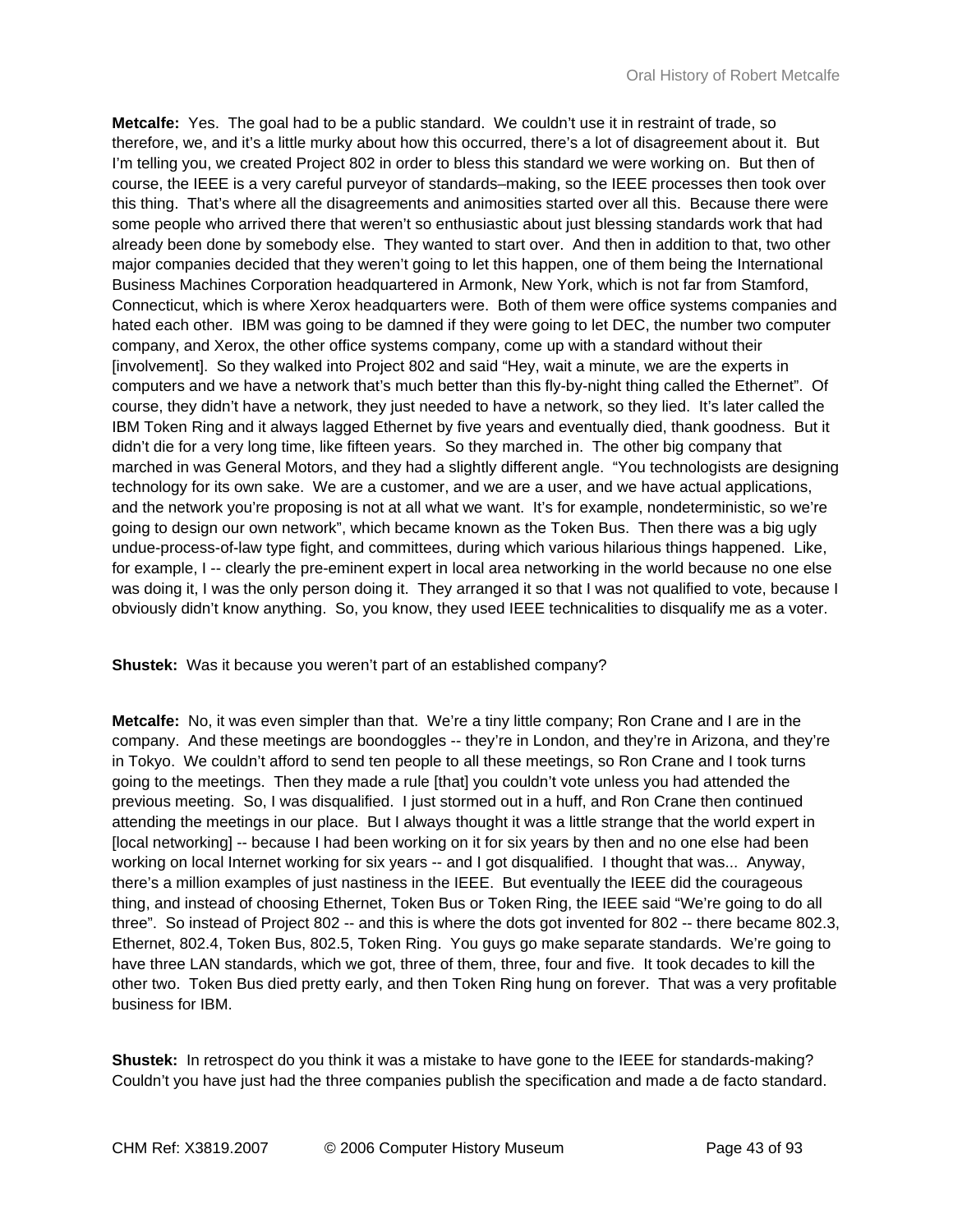**Metcalfe:** Yes. The goal had to be a public standard. We couldn't use it in restraint of trade, so therefore, we, and it's a little murky about how this occurred, there's a lot of disagreement about it. But I'm telling you, we created Project 802 in order to bless this standard we were working on. But then of course, the IEEE is a very careful purveyor of standards–making, so the IEEE processes then took over this thing. That's where all the disagreements and animosities started over all this. Because there were some people who arrived there that weren't so enthusiastic about just blessing standards work that had already been done by somebody else. They wanted to start over. And then in addition to that, two other major companies decided that they weren't going to let this happen, one of them being the International Business Machines Corporation headquartered in Armonk, New York, which is not far from Stamford, Connecticut, which is where Xerox headquarters were. Both of them were office systems companies and hated each other. IBM was going to be damned if they were going to let DEC, the number two computer company, and Xerox, the other office systems company, come up with a standard without their [involvement]. So they walked into Project 802 and said "Hey, wait a minute, we are the experts in computers and we have a network that's much better than this fly-by-night thing called the Ethernet". Of course, they didn't have a network, they just needed to have a network, so they lied. It's later called the IBM Token Ring and it always lagged Ethernet by five years and eventually died, thank goodness. But it didn't die for a very long time, like fifteen years. So they marched in. The other big company that marched in was General Motors, and they had a slightly different angle. "You technologists are designing technology for its own sake. We are a customer, and we are a user, and we have actual applications, and the network you're proposing is not at all what we want. It's for example, nondeterministic, so we're going to design our own network", which became known as the Token Bus. Then there was a big ugly undue-process-of-law type fight, and committees, during which various hilarious things happened. Like, for example, I -- clearly the pre-eminent expert in local area networking in the world because no one else was doing it, I was the only person doing it. They arranged it so that I was not qualified to vote, because I obviously didn't know anything. So, you know, they used IEEE technicalities to disqualify me as a voter.

**Shustek:** Was it because you weren't part of an established company?

**Metcalfe:** No, it was even simpler than that. We're a tiny little company; Ron Crane and I are in the company. And these meetings are boondoggles -- they're in London, and they're in Arizona, and they're in Tokyo. We couldn't afford to send ten people to all these meetings, so Ron Crane and I took turns going to the meetings. Then they made a rule [that] you couldn't vote unless you had attended the previous meeting. So, I was disqualified. I just stormed out in a huff, and Ron Crane then continued attending the meetings in our place. But I always thought it was a little strange that the world expert in [local networking] -- because I had been working on it for six years by then and no one else had been working on local Internet working for six years -- and I got disqualified. I thought that was... Anyway, there's a million examples of just nastiness in the IEEE. But eventually the IEEE did the courageous thing, and instead of choosing Ethernet, Token Bus or Token Ring, the IEEE said "We're going to do all three". So instead of Project 802 -- and this is where the dots got invented for 802 -- there became 802.3, Ethernet, 802.4, Token Bus, 802.5, Token Ring. You guys go make separate standards. We're going to have three LAN standards, which we got, three of them, three, four and five. It took decades to kill the other two. Token Bus died pretty early, and then Token Ring hung on forever. That was a very profitable business for IBM.

**Shustek:** In retrospect do you think it was a mistake to have gone to the IEEE for standards-making? Couldn't you have just had the three companies publish the specification and made a de facto standard.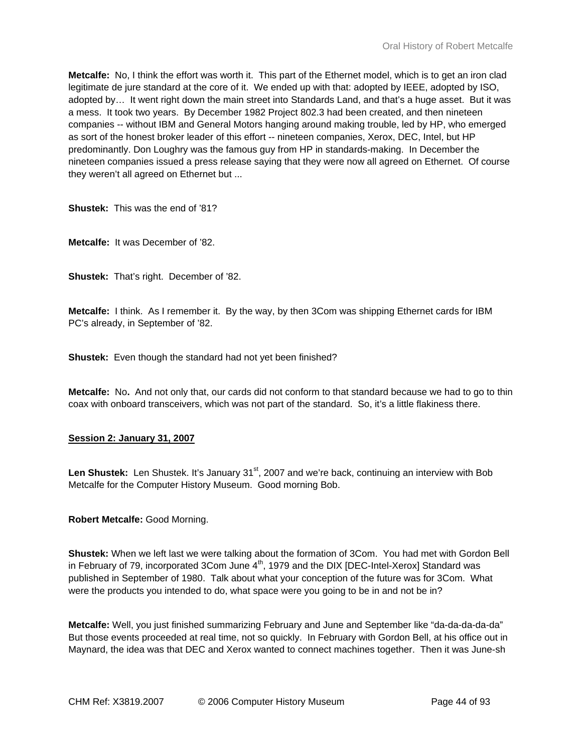**Metcalfe:** No, I think the effort was worth it. This part of the Ethernet model, which is to get an iron clad legitimate de jure standard at the core of it. We ended up with that: adopted by IEEE, adopted by ISO, adopted by… It went right down the main street into Standards Land, and that's a huge asset. But it was a mess. It took two years. By December 1982 Project 802.3 had been created, and then nineteen companies -- without IBM and General Motors hanging around making trouble, led by HP, who emerged as sort of the honest broker leader of this effort -- nineteen companies, Xerox, DEC, Intel, but HP predominantly. Don Loughry was the famous guy from HP in standards-making. In December the nineteen companies issued a press release saying that they were now all agreed on Ethernet. Of course they weren't all agreed on Ethernet but ...

**Shustek:** This was the end of '81?

**Metcalfe:** It was December of '82.

**Shustek:** That's right. December of '82.

**Metcalfe:** I think. As I remember it. By the way, by then 3Com was shipping Ethernet cards for IBM PC's already, in September of '82.

**Shustek:** Even though the standard had not yet been finished?

**Metcalfe:** No**.** And not only that, our cards did not conform to that standard because we had to go to thin coax with onboard transceivers, which was not part of the standard. So, it's a little flakiness there.

**Session 2: January 31, 2007**

**Len Shustek:** Len Shustek. It's January 31st, 2007 and we're back, continuing an interview with Bob Metcalfe for the Computer History Museum. Good morning Bob.

**Robert Metcalfe:** Good Morning.

**Shustek:** When we left last we were talking about the formation of 3Com. You had met with Gordon Bell in February of 79, incorporated 3Com June 4th, 1979 and the DIX [DEC-Intel-Xerox] Standard was published in September of 1980. Talk about what your conception of the future was for 3Com. What were the products you intended to do, what space were you going to be in and not be in?

**Metcalfe:** Well, you just finished summarizing February and June and September like "da-da-da-da-da" But those events proceeded at real time, not so quickly. In February with Gordon Bell, at his office out in Maynard, the idea was that DEC and Xerox wanted to connect machines together. Then it was June-sh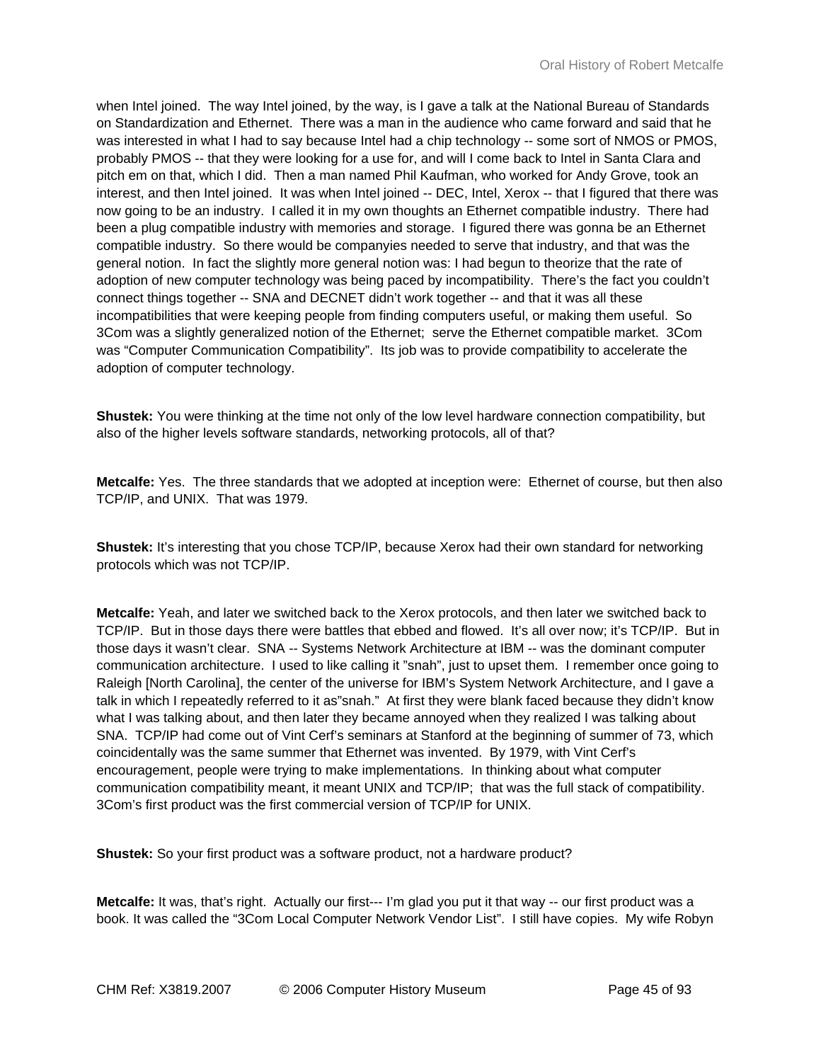when Intel joined. The way Intel joined, by the way, is I gave a talk at the National Bureau of Standards on Standardization and Ethernet. There was a man in the audience who came forward and said that he was interested in what I had to say because Intel had a chip technology -- some sort of NMOS or PMOS, probably PMOS -- that they were looking for a use for, and will I come back to Intel in Santa Clara and pitch em on that, which I did. Then a man named Phil Kaufman, who worked for Andy Grove, took an interest, and then Intel joined. It was when Intel joined -- DEC, Intel, Xerox -- that I figured that there was now going to be an industry. I called it in my own thoughts an Ethernet compatible industry. There had been a plug compatible industry with memories and storage. I figured there was gonna be an Ethernet compatible industry. So there would be companyies needed to serve that industry, and that was the general notion. In fact the slightly more general notion was: I had begun to theorize that the rate of adoption of new computer technology was being paced by incompatibility. There's the fact you couldn't connect things together -- SNA and DECNET didn't work together -- and that it was all these incompatibilities that were keeping people from finding computers useful, or making them useful. So 3Com was a slightly generalized notion of the Ethernet; serve the Ethernet compatible market. 3Com was "Computer Communication Compatibility". Its job was to provide compatibility to accelerate the adoption of computer technology.

**Shustek:** You were thinking at the time not only of the low level hardware connection compatibility, but also of the higher levels software standards, networking protocols, all of that?

**Metcalfe:** Yes. The three standards that we adopted at inception were: Ethernet of course, but then also TCP/IP, and UNIX. That was 1979.

**Shustek:** It's interesting that you chose TCP/IP, because Xerox had their own standard for networking protocols which was not TCP/IP.

**Metcalfe:** Yeah, and later we switched back to the Xerox protocols, and then later we switched back to TCP/IP. But in those days there were battles that ebbed and flowed. It's all over now; it's TCP/IP. But in those days it wasn't clear. SNA -- Systems Network Architecture at IBM -- was the dominant computer communication architecture. I used to like calling it "snah", just to upset them. I remember once going to Raleigh [North Carolina], the center of the universe for IBM's System Network Architecture, and I gave a talk in which I repeatedly referred to it as"snah." At first they were blank faced because they didn't know what I was talking about, and then later they became annoyed when they realized I was talking about SNA. TCP/IP had come out of Vint Cerf's seminars at Stanford at the beginning of summer of 73, which coincidentally was the same summer that Ethernet was invented. By 1979, with Vint Cerf's encouragement, people were trying to make implementations. In thinking about what computer communication compatibility meant, it meant UNIX and TCP/IP; that was the full stack of compatibility. 3Com's first product was the first commercial version of TCP/IP for UNIX.

**Shustek:** So your first product was a software product, not a hardware product?

**Metcalfe:** It was, that's right. Actually our first--- I'm glad you put it that way -- our first product was a book. It was called the "3Com Local Computer Network Vendor List". I still have copies. My wife Robyn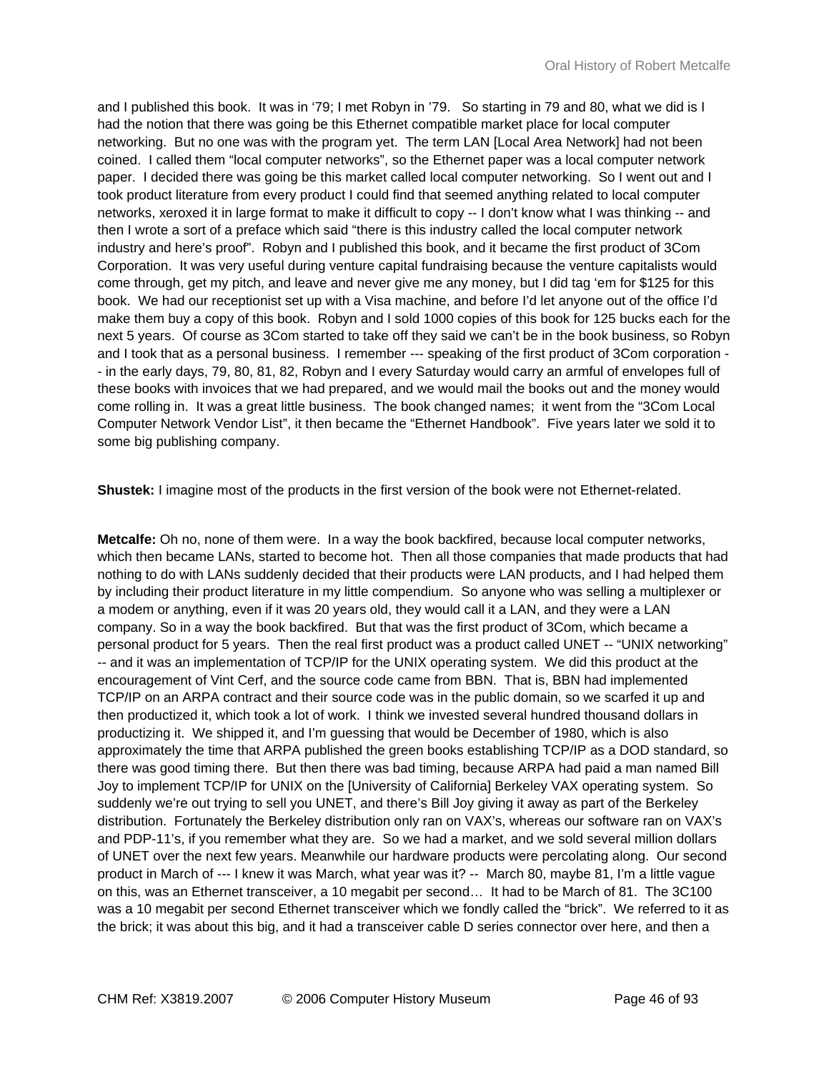and I published this book. It was in '79; I met Robyn in '79. So starting in 79 and 80, what we did is I had the notion that there was going be this Ethernet compatible market place for local computer networking. But no one was with the program yet. The term LAN [Local Area Network] had not been coined. I called them "local computer networks", so the Ethernet paper was a local computer network paper. I decided there was going be this market called local computer networking. So I went out and I took product literature from every product I could find that seemed anything related to local computer networks, xeroxed it in large format to make it difficult to copy -- I don't know what I was thinking -- and then I wrote a sort of a preface which said "there is this industry called the local computer network industry and here's proof". Robyn and I published this book, and it became the first product of 3Com Corporation. It was very useful during venture capital fundraising because the venture capitalists would come through, get my pitch, and leave and never give me any money, but I did tag 'em for $125 for this book. We had our receptionist set up with a Visa machine, and before I'd let anyone out of the office I'd make them buy a copy of this book. Robyn and I sold 1000 copies of this book for 125 bucks each for the next 5 years. Of course as 3Com started to take off they said we can't be in the book business, so Robyn and I took that as a personal business. I remember --- speaking of the first product of 3Com corporation -- in the early days, 79, 80, 81, 82, Robyn and I every Saturday would carry an armful of envelopes full of these books with invoices that we had prepared, and we would mail the books out and the money would come rolling in. It was a great little business. The book changed names; it went from the "3Com Local Computer Network Vendor List", it then became the "Ethernet Handbook". Five years later we sold it to some big publishing company.

**Shustek:** I imagine most of the products in the first version of the book were not Ethernet-related.

**Metcalfe:** Oh no, none of them were. In a way the book backfired, because local computer networks, which then became LANs, started to become hot. Then all those companies that made products that had nothing to do with LANs suddenly decided that their products were LAN products, and I had helped them by including their product literature in my little compendium. So anyone who was selling a multiplexer or a modem or anything, even if it was 20 years old, they would call it a LAN, and they were a LAN company. So in a way the book backfired. But that was the first product of 3Com, which became a personal product for 5 years. Then the real first product was a product called UNET -- "UNIX networking" -- and it was an implementation of TCP/IP for the UNIX operating system. We did this product at the encouragement of Vint Cerf, and the source code came from BBN. That is, BBN had implemented TCP/IP on an ARPA contract and their source code was in the public domain, so we scarfed it up and then productized it, which took a lot of work. I think we invested several hundred thousand dollars in productizing it. We shipped it, and I'm guessing that would be December of 1980, which is also approximately the time that ARPA published the green books establishing TCP/IP as a DOD standard, so there was good timing there. But then there was bad timing, because ARPA had paid a man named Bill Joy to implement TCP/IP for UNIX on the [University of California] Berkeley VAX operating system. So suddenly we're out trying to sell you UNET, and there's Bill Joy giving it away as part of the Berkeley distribution. Fortunately the Berkeley distribution only ran on VAX's, whereas our software ran on VAX's and PDP-11's, if you remember what they are. So we had a market, and we sold several million dollars of UNET over the next few years. Meanwhile our hardware products were percolating along. Our second product in March of --- I knew it was March, what year was it? -- March 80, maybe 81, I'm a little vague on this, was an Ethernet transceiver, a 10 megabit per second… It had to be March of 81. The 3C100 was a 10 megabit per second Ethernet transceiver which we fondly called the "brick". We referred to it as the brick; it was about this big, and it had a transceiver cable D series connector over here, and then a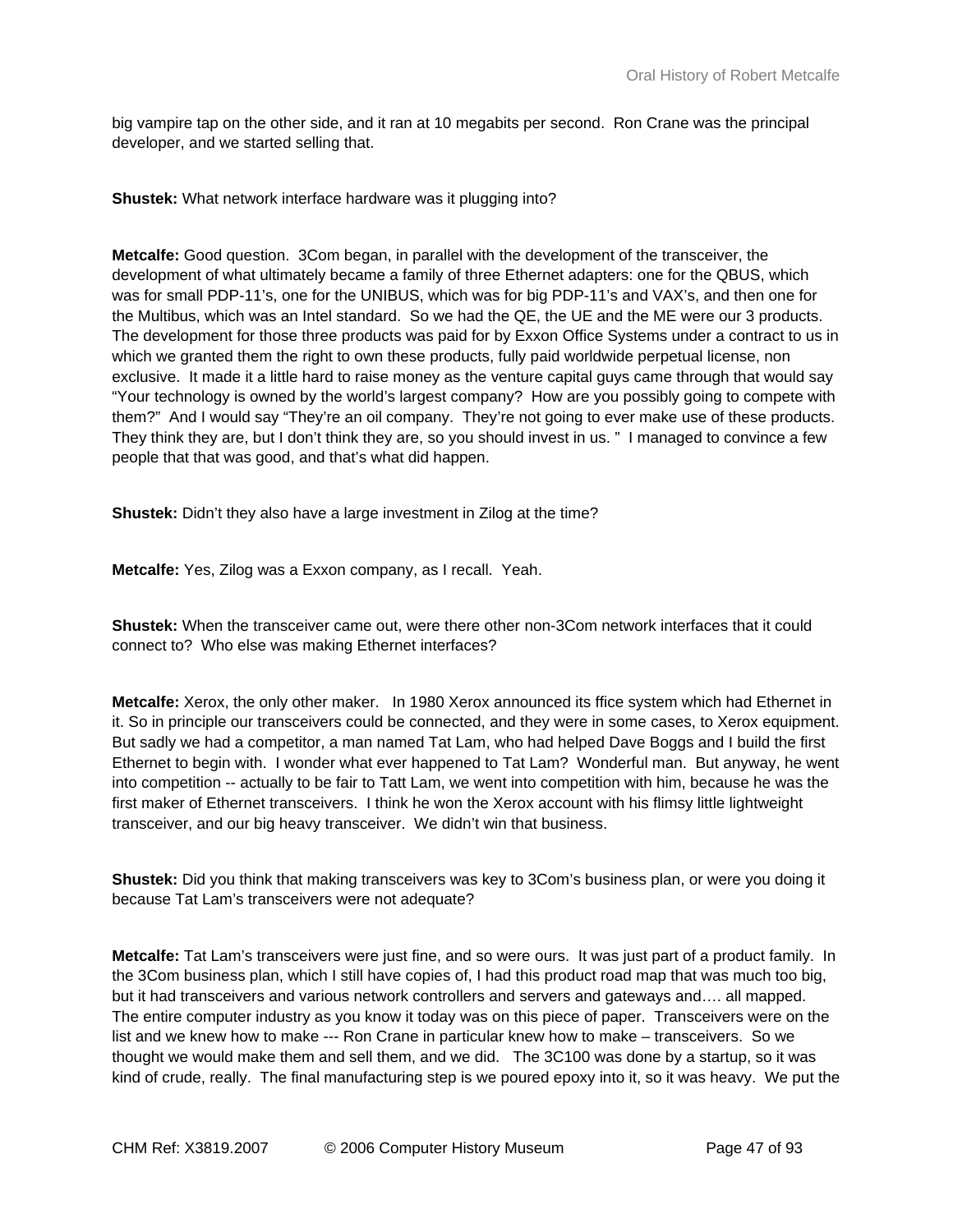big vampire tap on the other side, and it ran at 10 megabits per second. Ron Crane was the principal developer, and we started selling that.

**Shustek:** What network interface hardware was it plugging into?

**Metcalfe:** Good question. 3Com began, in parallel with the development of the transceiver, the development of what ultimately became a family of three Ethernet adapters: one for the QBUS, which was for small PDP-11's, one for the UNIBUS, which was for big PDP-11's and VAX's, and then one for the Multibus, which was an Intel standard. So we had the QE, the UE and the ME were our 3 products. The development for those three products was paid for by Exxon Office Systems under a contract to us in which we granted them the right to own these products, fully paid worldwide perpetual license, non exclusive. It made it a little hard to raise money as the venture capital guys came through that would say "Your technology is owned by the world's largest company? How are you possibly going to compete with them?" And I would say "They're an oil company. They're not going to ever make use of these products. They think they are, but I don't think they are, so you should invest in us. " I managed to convince a few people that that was good, and that's what did happen.

**Shustek:** Didn't they also have a large investment in Zilog at the time?

**Metcalfe:** Yes, Zilog was a Exxon company, as I recall. Yeah.

**Shustek:** When the transceiver came out, were there other non-3Com network interfaces that it could connect to? Who else was making Ethernet interfaces?

**Metcalfe:** Xerox, the only other maker. In 1980 Xerox announced its ffice system which had Ethernet in it. So in principle our transceivers could be connected, and they were in some cases, to Xerox equipment. But sadly we had a competitor, a man named Tat Lam, who had helped Dave Boggs and I build the first Ethernet to begin with. I wonder what ever happened to Tat Lam? Wonderful man. But anyway, he went into competition -- actually to be fair to Tatt Lam, we went into competition with him, because he was the first maker of Ethernet transceivers. I think he won the Xerox account with his flimsy little lightweight transceiver, and our big heavy transceiver. We didn't win that business.

**Shustek:** Did you think that making transceivers was key to 3Com's business plan, or were you doing it because Tat Lam's transceivers were not adequate?

**Metcalfe:** Tat Lam's transceivers were just fine, and so were ours. It was just part of a product family. In the 3Com business plan, which I still have copies of, I had this product road map that was much too big, but it had transceivers and various network controllers and servers and gateways and…. all mapped. The entire computer industry as you know it today was on this piece of paper. Transceivers were on the list and we knew how to make --- Ron Crane in particular knew how to make – transceivers. So we thought we would make them and sell them, and we did. The 3C100 was done by a startup, so it was kind of crude, really. The final manufacturing step is we poured epoxy into it, so it was heavy. We put the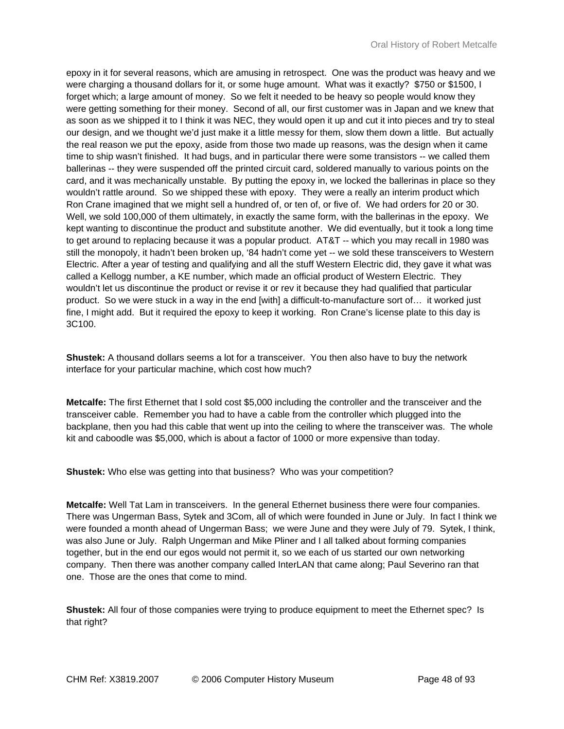epoxy in it for several reasons, which are amusing in retrospect. One was the product was heavy and we were charging a thousand dollars for it, or some huge amount. What was it exactly? $750 or $1500, I forget which; a large amount of money. So we felt it needed to be heavy so people would know they were getting something for their money. Second of all, our first customer was in Japan and we knew that as soon as we shipped it to I think it was NEC, they would open it up and cut it into pieces and try to steal our design, and we thought we'd just make it a little messy for them, slow them down a little. But actually the real reason we put the epoxy, aside from those two made up reasons, was the design when it came time to ship wasn't finished. It had bugs, and in particular there were some transistors -- we called them ballerinas -- they were suspended off the printed circuit card, soldered manually to various points on the card, and it was mechanically unstable. By putting the epoxy in, we locked the ballerinas in place so they wouldn't rattle around. So we shipped these with epoxy. They were a really an interim product which Ron Crane imagined that we might sell a hundred of, or ten of, or five of. We had orders for 20 or 30. Well, we sold 100,000 of them ultimately, in exactly the same form, with the ballerinas in the epoxy. We kept wanting to discontinue the product and substitute another. We did eventually, but it took a long time to get around to replacing because it was a popular product. AT&T -- which you may recall in 1980 was still the monopoly, it hadn't been broken up, '84 hadn't come yet -- we sold these transceivers to Western Electric. After a year of testing and qualifying and all the stuff Western Electric did, they gave it what was called a Kellogg number, a KE number, which made an official product of Western Electric. They wouldn't let us discontinue the product or revise it or rev it because they had qualified that particular product. So we were stuck in a way in the end [with] a difficult-to-manufacture sort of… it worked just fine, I might add. But it required the epoxy to keep it working. Ron Crane's license plate to this day is 3C100.

**Shustek:** A thousand dollars seems a lot for a transceiver. You then also have to buy the network interface for your particular machine, which cost how much?

**Metcalfe:** The first Ethernet that I sold cost $5,000 including the controller and the transceiver and the transceiver cable. Remember you had to have a cable from the controller which plugged into the backplane, then you had this cable that went up into the ceiling to where the transceiver was. The whole kit and caboodle was $5,000, which is about a factor of 1000 or more expensive than today.

**Shustek:** Who else was getting into that business? Who was your competition?

**Metcalfe:** Well Tat Lam in transceivers. In the general Ethernet business there were four companies. There was Ungerman Bass, Sytek and 3Com, all of which were founded in June or July. In fact I think we were founded a month ahead of Ungerman Bass; we were June and they were July of 79. Sytek, I think, was also June or July. Ralph Ungerman and Mike Pliner and I all talked about forming companies together, but in the end our egos would not permit it, so we each of us started our own networking company. Then there was another company called InterLAN that came along; Paul Severino ran that one. Those are the ones that come to mind.

**Shustek:** All four of those companies were trying to produce equipment to meet the Ethernet spec? Is that right?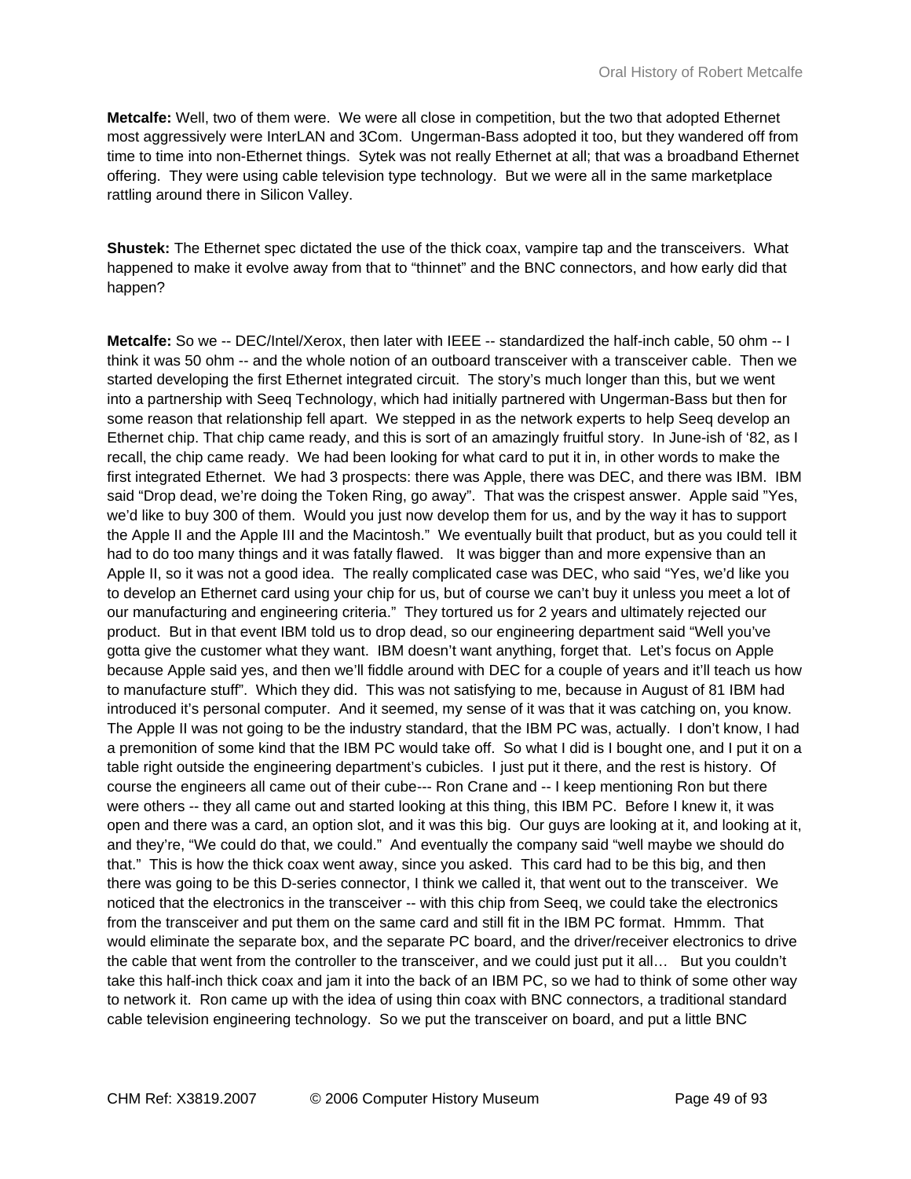**Metcalfe:** Well, two of them were. We were all close in competition, but the two that adopted Ethernet most aggressively were InterLAN and 3Com. Ungerman-Bass adopted it too, but they wandered off from time to time into non-Ethernet things. Sytek was not really Ethernet at all; that was a broadband Ethernet offering. They were using cable television type technology. But we were all in the same marketplace rattling around there in Silicon Valley.

**Shustek:** The Ethernet spec dictated the use of the thick coax, vampire tap and the transceivers. What happened to make it evolve away from that to "thinnet" and the BNC connectors, and how early did that happen?

**Metcalfe:** So we -- DEC/Intel/Xerox, then later with IEEE -- standardized the half-inch cable, 50 ohm -- I think it was 50 ohm -- and the whole notion of an outboard transceiver with a transceiver cable. Then we started developing the first Ethernet integrated circuit. The story's much longer than this, but we went into a partnership with Seeq Technology, which had initially partnered with Ungerman-Bass but then for some reason that relationship fell apart. We stepped in as the network experts to help Seeq develop an Ethernet chip. That chip came ready, and this is sort of an amazingly fruitful story. In June-ish of '82, as I recall, the chip came ready. We had been looking for what card to put it in, in other words to make the first integrated Ethernet. We had 3 prospects: there was Apple, there was DEC, and there was IBM. IBM said "Drop dead, we're doing the Token Ring, go away". That was the crispest answer. Apple said "Yes, we'd like to buy 300 of them. Would you just now develop them for us, and by the way it has to support the Apple II and the Apple III and the Macintosh." We eventually built that product, but as you could tell it had to do too many things and it was fatally flawed. It was bigger than and more expensive than an Apple II, so it was not a good idea. The really complicated case was DEC, who said "Yes, we'd like you to develop an Ethernet card using your chip for us, but of course we can't buy it unless you meet a lot of our manufacturing and engineering criteria." They tortured us for 2 years and ultimately rejected our product. But in that event IBM told us to drop dead, so our engineering department said "Well you've gotta give the customer what they want. IBM doesn't want anything, forget that. Let's focus on Apple because Apple said yes, and then we'll fiddle around with DEC for a couple of years and it'll teach us how to manufacture stuff". Which they did. This was not satisfying to me, because in August of 81 IBM had introduced it's personal computer. And it seemed, my sense of it was that it was catching on, you know. The Apple II was not going to be the industry standard, that the IBM PC was, actually. I don't know, I had a premonition of some kind that the IBM PC would take off. So what I did is I bought one, and I put it on a table right outside the engineering department's cubicles. I just put it there, and the rest is history. Of course the engineers all came out of their cube--- Ron Crane and -- I keep mentioning Ron but there were others -- they all came out and started looking at this thing, this IBM PC. Before I knew it, it was open and there was a card, an option slot, and it was this big. Our guys are looking at it, and looking at it, and they're, "We could do that, we could." And eventually the company said "well maybe we should do that." This is how the thick coax went away, since you asked. This card had to be this big, and then there was going to be this D-series connector, I think we called it, that went out to the transceiver. We noticed that the electronics in the transceiver -- with this chip from Seeq, we could take the electronics from the transceiver and put them on the same card and still fit in the IBM PC format. Hmmm. That would eliminate the separate box, and the separate PC board, and the driver/receiver electronics to drive the cable that went from the controller to the transceiver, and we could just put it all… But you couldn't take this half-inch thick coax and jam it into the back of an IBM PC, so we had to think of some other way to network it. Ron came up with the idea of using thin coax with BNC connectors, a traditional standard cable television engineering technology. So we put the transceiver on board, and put a little BNC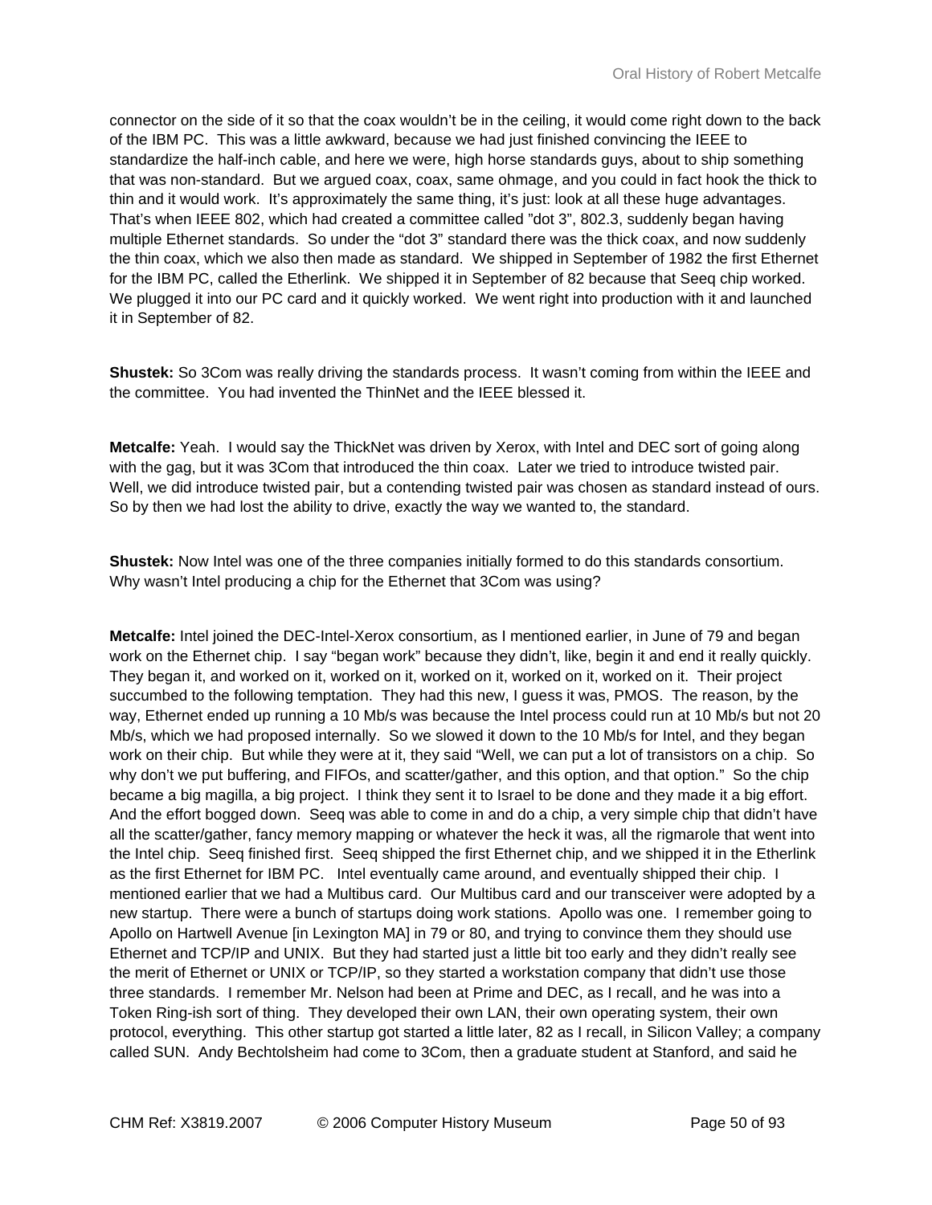connector on the side of it so that the coax wouldn't be in the ceiling, it would come right down to the back of the IBM PC. This was a little awkward, because we had just finished convincing the IEEE to standardize the half-inch cable, and here we were, high horse standards guys, about to ship something that was non-standard. But we argued coax, coax, same ohmage, and you could in fact hook the thick to thin and it would work. It's approximately the same thing, it's just: look at all these huge advantages. That's when IEEE 802, which had created a committee called "dot 3", 802.3, suddenly began having multiple Ethernet standards. So under the "dot 3" standard there was the thick coax, and now suddenly the thin coax, which we also then made as standard. We shipped in September of 1982 the first Ethernet for the IBM PC, called the Etherlink. We shipped it in September of 82 because that Seeq chip worked. We plugged it into our PC card and it quickly worked. We went right into production with it and launched it in September of 82.

**Shustek:** So 3Com was really driving the standards process. It wasn't coming from within the IEEE and the committee. You had invented the ThinNet and the IEEE blessed it.

**Metcalfe:** Yeah. I would say the ThickNet was driven by Xerox, with Intel and DEC sort of going along with the gag, but it was 3Com that introduced the thin coax. Later we tried to introduce twisted pair. Well, we did introduce twisted pair, but a contending twisted pair was chosen as standard instead of ours. So by then we had lost the ability to drive, exactly the way we wanted to, the standard.

**Shustek:** Now Intel was one of the three companies initially formed to do this standards consortium. Why wasn't Intel producing a chip for the Ethernet that 3Com was using?

**Metcalfe:** Intel joined the DEC-Intel-Xerox consortium, as I mentioned earlier, in June of 79 and began work on the Ethernet chip. I say "began work" because they didn't, like, begin it and end it really quickly. They began it, and worked on it, worked on it, worked on it, worked on it, worked on it. Their project succumbed to the following temptation. They had this new, I guess it was, PMOS. The reason, by the way, Ethernet ended up running a 10 Mb/s was because the Intel process could run at 10 Mb/s but not 20 Mb/s, which we had proposed internally. So we slowed it down to the 10 Mb/s for Intel, and they began work on their chip. But while they were at it, they said "Well, we can put a lot of transistors on a chip. So why don't we put buffering, and FIFOs, and scatter/gather, and this option, and that option." So the chip became a big magilla, a big project. I think they sent it to Israel to be done and they made it a big effort. And the effort bogged down. Seeq was able to come in and do a chip, a very simple chip that didn't have all the scatter/gather, fancy memory mapping or whatever the heck it was, all the rigmarole that went into the Intel chip. Seeq finished first. Seeq shipped the first Ethernet chip, and we shipped it in the Etherlink as the first Ethernet for IBM PC. Intel eventually came around, and eventually shipped their chip. I mentioned earlier that we had a Multibus card. Our Multibus card and our transceiver were adopted by a new startup. There were a bunch of startups doing work stations. Apollo was one. I remember going to Apollo on Hartwell Avenue [in Lexington MA] in 79 or 80, and trying to convince them they should use Ethernet and TCP/IP and UNIX. But they had started just a little bit too early and they didn't really see the merit of Ethernet or UNIX or TCP/IP, so they started a workstation company that didn't use those three standards. I remember Mr. Nelson had been at Prime and DEC, as I recall, and he was into a Token Ring-ish sort of thing. They developed their own LAN, their own operating system, their own protocol, everything. This other startup got started a little later, 82 as I recall, in Silicon Valley; a company called SUN. Andy Bechtolsheim had come to 3Com, then a graduate student at Stanford, and said he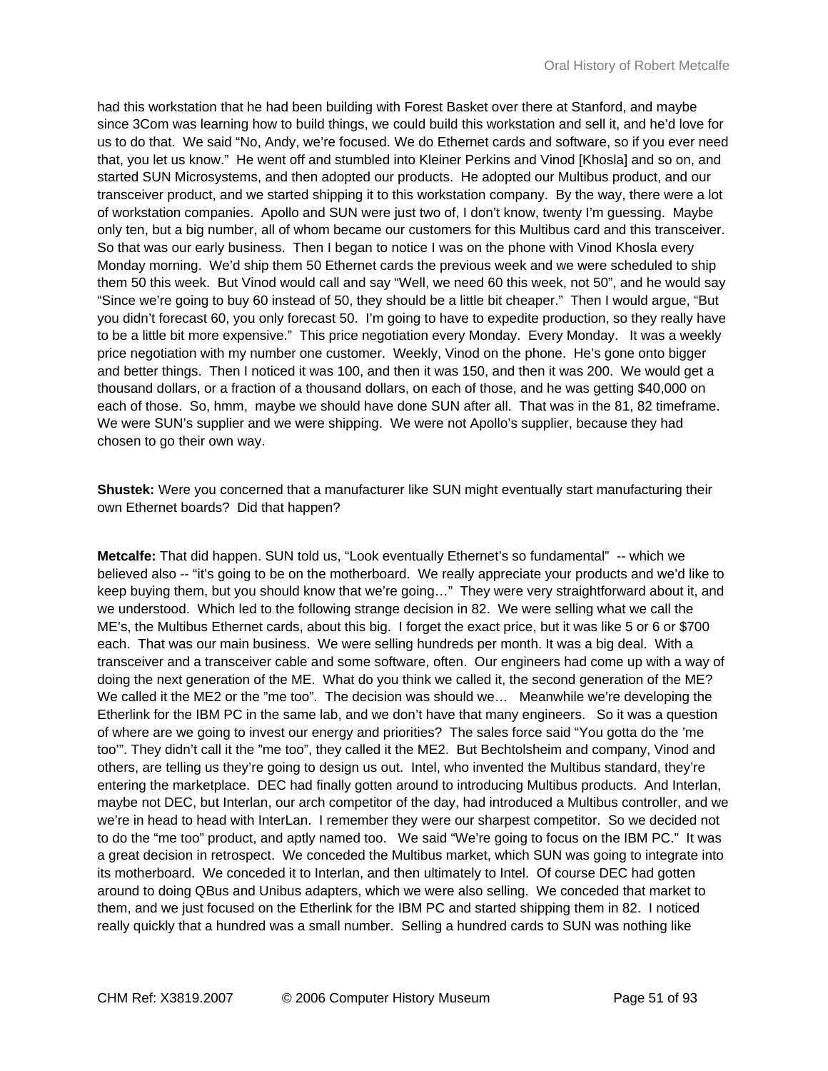had this workstation that he had been building with Forest Basket over there at Stanford, and maybe since 3Com was learning how to build things, we could build this workstation and sell it, and he'd love for us to do that. We said "No, Andy, we're focused. We do Ethernet cards and software, so if you ever need that, you let us know." He went off and stumbled into Kleiner Perkins and Vinod [Khosla] and so on, and started SUN Microsystems, and then adopted our products. He adopted our Multibus product, and our transceiver product, and we started shipping it to this workstation company. By the way, there were a lot of workstation companies. Apollo and SUN were just two of, I don't know, twenty I'm guessing. Maybe only ten, but a big number, all of whom became our customers for this Multibus card and this transceiver. So that was our early business. Then I began to notice I was on the phone with Vinod Khosla every Monday morning. We'd ship them 50 Ethernet cards the previous week and we were scheduled to ship them 50 this week. But Vinod would call and say "Well, we need 60 this week, not 50", and he would say "Since we're going to buy 60 instead of 50, they should be a little bit cheaper." Then I would argue, "But you didn't forecast 60, you only forecast 50. I'm going to have to expedite production, so they really have to be a little bit more expensive." This price negotiation every Monday. Every Monday. It was a weekly price negotiation with my number one customer. Weekly, Vinod on the phone. He's gone onto bigger and better things. Then I noticed it was 100, and then it was 150, and then it was 200. We would get a thousand dollars, or a fraction of a thousand dollars, on each of those, and he was getting $40,000 on each of those. So, hmm, maybe we should have done SUN after all. That was in the 81, 82 timeframe. We were SUN's supplier and we were shipping. We were not Apollo's supplier, because they had chosen to go their own way.

**Shustek:** Were you concerned that a manufacturer like SUN might eventually start manufacturing their own Ethernet boards? Did that happen?

**Metcalfe:** That did happen. SUN told us, "Look eventually Ethernet's so fundamental" -- which we believed also -- "it's going to be on the motherboard. We really appreciate your products and we'd like to keep buying them, but you should know that we're going…" They were very straightforward about it, and we understood. Which led to the following strange decision in 82. We were selling what we call the ME's, the Multibus Ethernet cards, about this big. I forget the exact price, but it was like 5 or 6 or $700 each. That was our main business. We were selling hundreds per month. It was a big deal. With a transceiver and a transceiver cable and some software, often. Our engineers had come up with a way of doing the next generation of the ME. What do you think we called it, the second generation of the ME? We called it the ME2 or the "me too". The decision was should we… Meanwhile we're developing the Etherlink for the IBM PC in the same lab, and we don't have that many engineers. So it was a question of where are we going to invest our energy and priorities? The sales force said "You gotta do the 'me too'". They didn't call it the "me too", they called it the ME2. But Bechtolsheim and company, Vinod and others, are telling us they're going to design us out. Intel, who invented the Multibus standard, they're entering the marketplace. DEC had finally gotten around to introducing Multibus products. And Interlan, maybe not DEC, but Interlan, our arch competitor of the day, had introduced a Multibus controller, and we we're in head to head with InterLan. I remember they were our sharpest competitor. So we decided not to do the "me too" product, and aptly named too. We said "We're going to focus on the IBM PC." It was a great decision in retrospect. We conceded the Multibus market, which SUN was going to integrate into its motherboard. We conceded it to Interlan, and then ultimately to Intel. Of course DEC had gotten around to doing QBus and Unibus adapters, which we were also selling. We conceded that market to them, and we just focused on the Etherlink for the IBM PC and started shipping them in 82. I noticed really quickly that a hundred was a small number. Selling a hundred cards to SUN was nothing like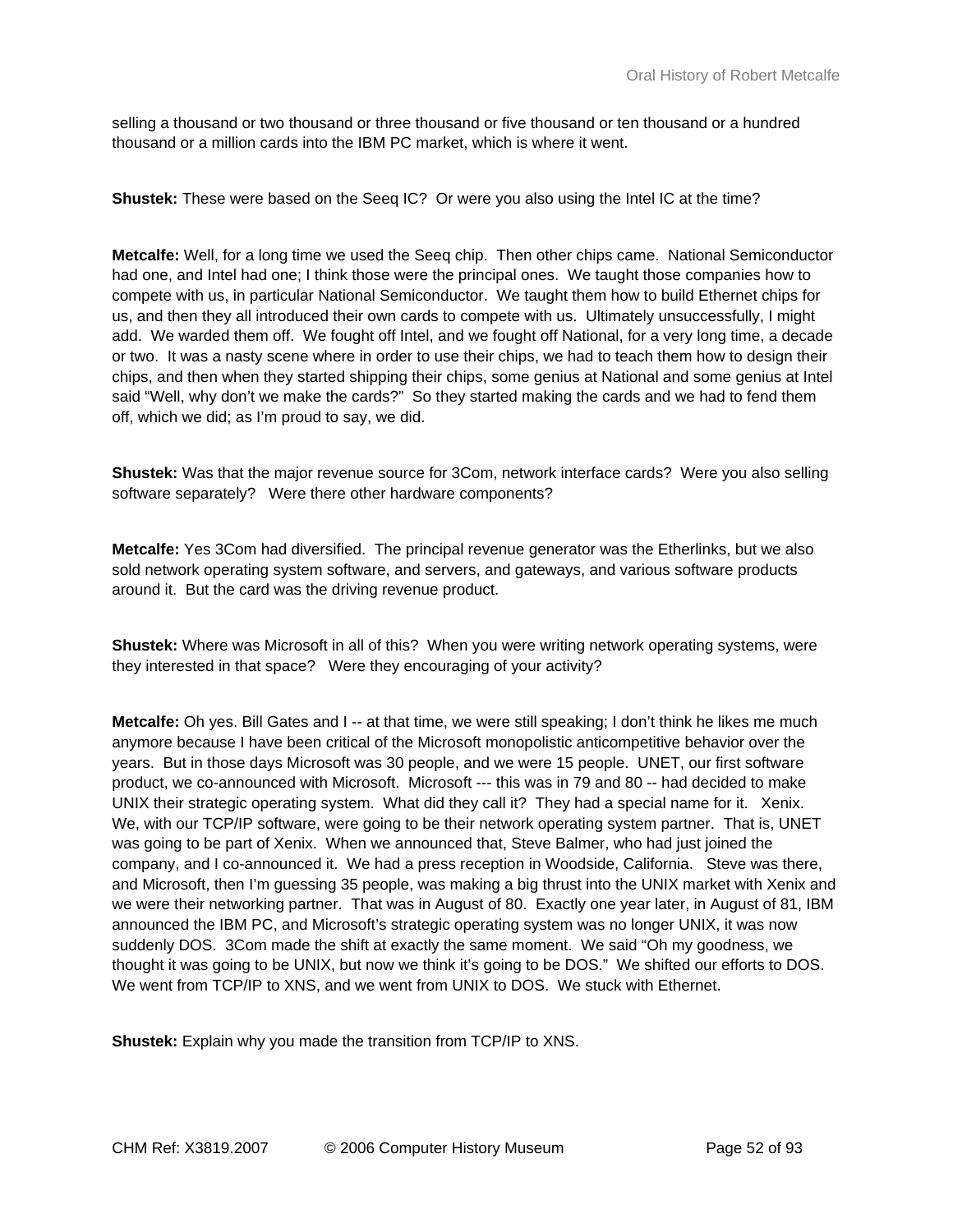selling a thousand or two thousand or three thousand or five thousand or ten thousand or a hundred thousand or a million cards into the IBM PC market, which is where it went.

**Shustek:** These were based on the Seeq IC? Or were you also using the Intel IC at the time?

**Metcalfe:** Well, for a long time we used the Seeq chip. Then other chips came. National Semiconductor had one, and Intel had one; I think those were the principal ones. We taught those companies how to compete with us, in particular National Semiconductor. We taught them how to build Ethernet chips for us, and then they all introduced their own cards to compete with us. Ultimately unsuccessfully, I might add. We warded them off. We fought off Intel, and we fought off National, for a very long time, a decade or two. It was a nasty scene where in order to use their chips, we had to teach them how to design their chips, and then when they started shipping their chips, some genius at National and some genius at Intel said "Well, why don't we make the cards?" So they started making the cards and we had to fend them off, which we did; as I'm proud to say, we did.

**Shustek:** Was that the major revenue source for 3Com, network interface cards? Were you also selling software separately? Were there other hardware components?

**Metcalfe:** Yes 3Com had diversified. The principal revenue generator was the Etherlinks, but we also sold network operating system software, and servers, and gateways, and various software products around it. But the card was the driving revenue product.

**Shustek:** Where was Microsoft in all of this? When you were writing network operating systems, were they interested in that space? Were they encouraging of your activity?

**Metcalfe:** Oh yes. Bill Gates and I -- at that time, we were still speaking; I don't think he likes me much anymore because I have been critical of the Microsoft monopolistic anticompetitive behavior over the years. But in those days Microsoft was 30 people, and we were 15 people. UNET, our first software product, we co-announced with Microsoft. Microsoft --- this was in 79 and 80 -- had decided to make UNIX their strategic operating system. What did they call it? They had a special name for it. Xenix. We, with our TCP/IP software, were going to be their network operating system partner. That is, UNET was going to be part of Xenix. When we announced that, Steve Balmer, who had just joined the company, and I co-announced it. We had a press reception in Woodside, California. Steve was there, and Microsoft, then I'm guessing 35 people, was making a big thrust into the UNIX market with Xenix and we were their networking partner. That was in August of 80. Exactly one year later, in August of 81, IBM announced the IBM PC, and Microsoft's strategic operating system was no longer UNIX, it was now suddenly DOS. 3Com made the shift at exactly the same moment. We said "Oh my goodness, we thought it was going to be UNIX, but now we think it's going to be DOS." We shifted our efforts to DOS. We went from TCP/IP to XNS, and we went from UNIX to DOS. We stuck with Ethernet.

**Shustek:** Explain why you made the transition from TCP/IP to XNS.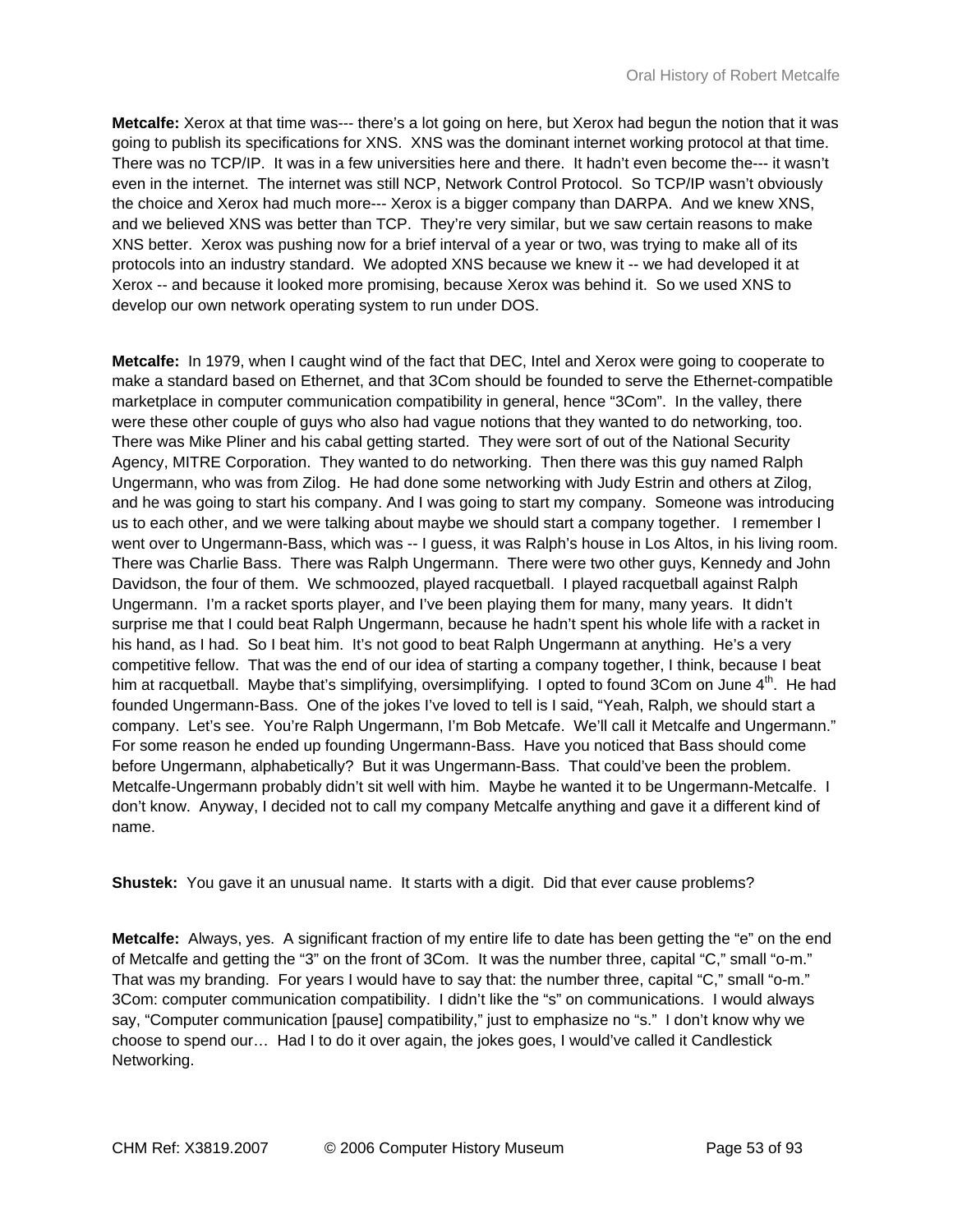**Metcalfe:** Xerox at that time was--- there's a lot going on here, but Xerox had begun the notion that it was going to publish its specifications for XNS. XNS was the dominant internet working protocol at that time. There was no TCP/IP. It was in a few universities here and there. It hadn't even become the--- it wasn't even in the internet. The internet was still NCP, Network Control Protocol. So TCP/IP wasn't obviously the choice and Xerox had much more--- Xerox is a bigger company than DARPA. And we knew XNS, and we believed XNS was better than TCP. They're very similar, but we saw certain reasons to make XNS better. Xerox was pushing now for a brief interval of a year or two, was trying to make all of its protocols into an industry standard. We adopted XNS because we knew it -- we had developed it at Xerox -- and because it looked more promising, because Xerox was behind it. So we used XNS to develop our own network operating system to run under DOS.

**Metcalfe:** In 1979, when I caught wind of the fact that DEC, Intel and Xerox were going to cooperate to make a standard based on Ethernet, and that 3Com should be founded to serve the Ethernet-compatible marketplace in computer communication compatibility in general, hence "3Com". In the valley, there were these other couple of guys who also had vague notions that they wanted to do networking, too. There was Mike Pliner and his cabal getting started. They were sort of out of the National Security Agency, MITRE Corporation. They wanted to do networking. Then there was this guy named Ralph Ungermann, who was from Zilog. He had done some networking with Judy Estrin and others at Zilog, and he was going to start his company. And I was going to start my company. Someone was introducing us to each other, and we were talking about maybe we should start a company together. I remember I went over to Ungermann-Bass, which was -- I guess, it was Ralph's house in Los Altos, in his living room. There was Charlie Bass. There was Ralph Ungermann. There were two other guys, Kennedy and John Davidson, the four of them. We schmoozed, played racquetball. I played racquetball against Ralph Ungermann. I'm a racket sports player, and I've been playing them for many, many years. It didn't surprise me that I could beat Ralph Ungermann, because he hadn't spent his whole life with a racket in his hand, as I had. So I beat him. It's not good to beat Ralph Ungermann at anything. He's a very competitive fellow. That was the end of our idea of starting a company together, I think, because I beat him at racquetball. Maybe that's simplifying, oversimplifying. I opted to found 3Com on June 4th. He had founded Ungermann-Bass. One of the jokes I've loved to tell is I said, "Yeah, Ralph, we should start a company. Let's see. You're Ralph Ungermann, I'm Bob Metcafe. We'll call it Metcalfe and Ungermann." For some reason he ended up founding Ungermann-Bass. Have you noticed that Bass should come before Ungermann, alphabetically? But it was Ungermann-Bass. That could've been the problem. Metcalfe-Ungermann probably didn't sit well with him. Maybe he wanted it to be Ungermann-Metcalfe. I don't know. Anyway, I decided not to call my company Metcalfe anything and gave it a different kind of name.

**Shustek:** You gave it an unusual name. It starts with a digit. Did that ever cause problems?

**Metcalfe:** Always, yes. A significant fraction of my entire life to date has been getting the "e" on the end of Metcalfe and getting the "3" on the front of 3Com. It was the number three, capital "C," small "o-m." That was my branding. For years I would have to say that: the number three, capital "C," small "o-m." 3Com: computer communication compatibility. I didn't like the "s" on communications. I would always say, "Computer communication [pause] compatibility," just to emphasize no "s." I don't know why we choose to spend our… Had I to do it over again, the jokes goes, I would've called it Candlestick Networking.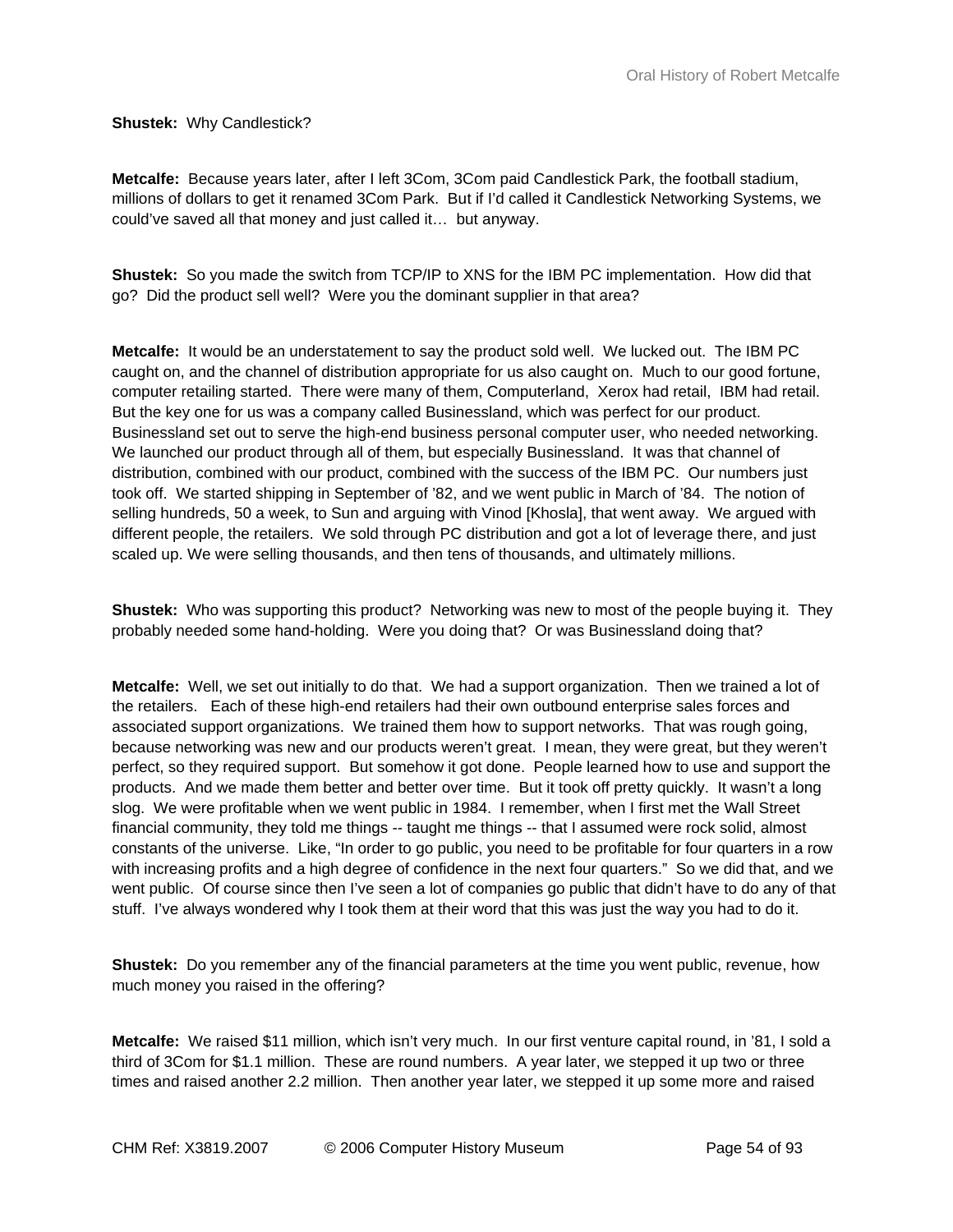**Shustek:** Why Candlestick?

**Metcalfe:** Because years later, after I left 3Com, 3Com paid Candlestick Park, the football stadium, millions of dollars to get it renamed 3Com Park. But if I'd called it Candlestick Networking Systems, we could've saved all that money and just called it… but anyway.

**Shustek:** So you made the switch from TCP/IP to XNS for the IBM PC implementation. How did that go? Did the product sell well? Were you the dominant supplier in that area?

**Metcalfe:** It would be an understatement to say the product sold well. We lucked out. The IBM PC caught on, and the channel of distribution appropriate for us also caught on. Much to our good fortune, computer retailing started. There were many of them, Computerland, Xerox had retail, IBM had retail. But the key one for us was a company called Businessland, which was perfect for our product. Businessland set out to serve the high-end business personal computer user, who needed networking. We launched our product through all of them, but especially Businessland. It was that channel of distribution, combined with our product, combined with the success of the IBM PC. Our numbers just took off. We started shipping in September of '82, and we went public in March of '84. The notion of selling hundreds, 50 a week, to Sun and arguing with Vinod [Khosla], that went away. We argued with different people, the retailers. We sold through PC distribution and got a lot of leverage there, and just scaled up. We were selling thousands, and then tens of thousands, and ultimately millions.

**Shustek:** Who was supporting this product? Networking was new to most of the people buying it. They probably needed some hand-holding. Were you doing that? Or was Businessland doing that?

**Metcalfe:** Well, we set out initially to do that. We had a support organization. Then we trained a lot of the retailers. Each of these high-end retailers had their own outbound enterprise sales forces and associated support organizations. We trained them how to support networks. That was rough going, because networking was new and our products weren't great. I mean, they were great, but they weren't perfect, so they required support. But somehow it got done. People learned how to use and support the products. And we made them better and better over time. But it took off pretty quickly. It wasn't a long slog. We were profitable when we went public in 1984. I remember, when I first met the Wall Street financial community, they told me things -- taught me things -- that I assumed were rock solid, almost constants of the universe. Like, "In order to go public, you need to be profitable for four quarters in a row with increasing profits and a high degree of confidence in the next four quarters." So we did that, and we went public. Of course since then I've seen a lot of companies go public that didn't have to do any of that stuff. I've always wondered why I took them at their word that this was just the way you had to do it.

**Shustek:** Do you remember any of the financial parameters at the time you went public, revenue, how much money you raised in the offering?

**Metcalfe:** We raised $11 million, which isn't very much. In our first venture capital round, in '81, I sold a third of 3Com for $1.1 million. These are round numbers. A year later, we stepped it up two or three times and raised another 2.2 million. Then another year later, we stepped it up some more and raised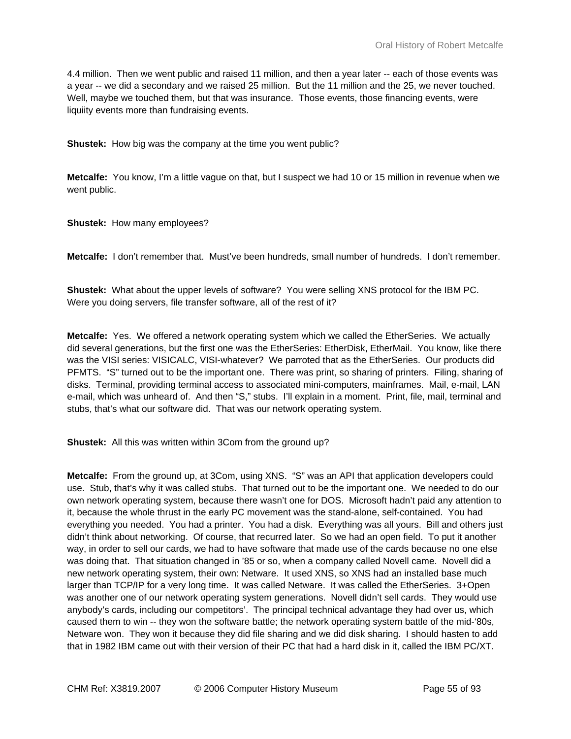4.4 million. Then we went public and raised 11 million, and then a year later -- each of those events was a year -- we did a secondary and we raised 25 million. But the 11 million and the 25, we never touched. Well, maybe we touched them, but that was insurance. Those events, those financing events, were liquiity events more than fundraising events.

**Shustek:** How big was the company at the time you went public?

**Metcalfe:** You know, I'm a little vague on that, but I suspect we had 10 or 15 million in revenue when we went public.

**Shustek:** How many employees?

**Metcalfe:** I don't remember that. Must've been hundreds, small number of hundreds. I don't remember.

**Shustek:** What about the upper levels of software? You were selling XNS protocol for the IBM PC. Were you doing servers, file transfer software, all of the rest of it?

**Metcalfe:** Yes. We offered a network operating system which we called the EtherSeries. We actually did several generations, but the first one was the EtherSeries: EtherDisk, EtherMail. You know, like there was the VISI series: VISICALC, VISI-whatever? We parroted that as the EtherSeries. Our products did PFMTS. "S" turned out to be the important one. There was print, so sharing of printers. Filing, sharing of disks. Terminal, providing terminal access to associated mini-computers, mainframes. Mail, e-mail, LAN e-mail, which was unheard of. And then "S," stubs. I'll explain in a moment. Print, file, mail, terminal and stubs, that's what our software did. That was our network operating system.

**Shustek:** All this was written within 3Com from the ground up?

**Metcalfe:** From the ground up, at 3Com, using XNS. "S" was an API that application developers could use. Stub, that's why it was called stubs. That turned out to be the important one. We needed to do our own network operating system, because there wasn't one for DOS. Microsoft hadn't paid any attention to it, because the whole thrust in the early PC movement was the stand-alone, self-contained. You had everything you needed. You had a printer. You had a disk. Everything was all yours. Bill and others just didn't think about networking. Of course, that recurred later. So we had an open field. To put it another way, in order to sell our cards, we had to have software that made use of the cards because no one else was doing that. That situation changed in '85 or so, when a company called Novell came. Novell did a new network operating system, their own: Netware. It used XNS, so XNS had an installed base much larger than TCP/IP for a very long time. It was called Netware. It was called the EtherSeries. 3+Open was another one of our network operating system generations. Novell didn't sell cards. They would use anybody's cards, including our competitors'. The principal technical advantage they had over us, which caused them to win -- they won the software battle; the network operating system battle of the mid-'80s, Netware won. They won it because they did file sharing and we did disk sharing. I should hasten to add that in 1982 IBM came out with their version of their PC that had a hard disk in it, called the IBM PC/XT.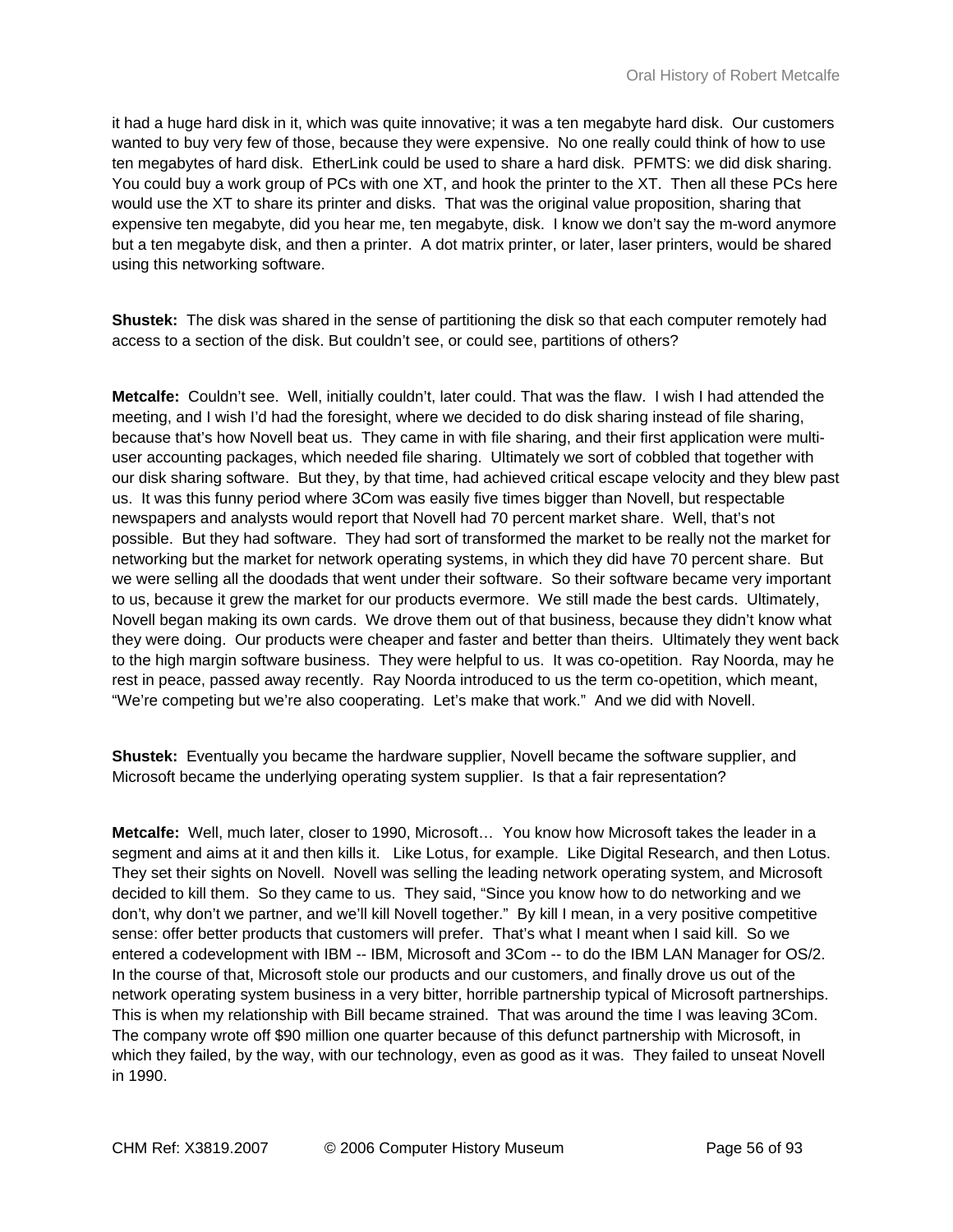it had a huge hard disk in it, which was quite innovative; it was a ten megabyte hard disk. Our customers wanted to buy very few of those, because they were expensive. No one really could think of how to use ten megabytes of hard disk. EtherLink could be used to share a hard disk. PFMTS: we did disk sharing. You could buy a work group of PCs with one XT, and hook the printer to the XT. Then all these PCs here would use the XT to share its printer and disks. That was the original value proposition, sharing that expensive ten megabyte, did you hear me, ten megabyte, disk. I know we don't say the m-word anymore but a ten megabyte disk, and then a printer. A dot matrix printer, or later, laser printers, would be shared using this networking software.

**Shustek:** The disk was shared in the sense of partitioning the disk so that each computer remotely had access to a section of the disk. But couldn't see, or could see, partitions of others?

**Metcalfe:** Couldn't see. Well, initially couldn't, later could. That was the flaw. I wish I had attended the meeting, and I wish I'd had the foresight, where we decided to do disk sharing instead of file sharing, because that's how Novell beat us. They came in with file sharing, and their first application were multi-user accounting packages, which needed file sharing. Ultimately we sort of cobbled that together with our disk sharing software. But they, by that time, had achieved critical escape velocity and they blew past us. It was this funny period where 3Com was easily five times bigger than Novell, but respectable newspapers and analysts would report that Novell had 70 percent market share. Well, that's not possible. But they had software. They had sort of transformed the market to be really not the market for networking but the market for network operating systems, in which they did have 70 percent share. But we were selling all the doodads that went under their software. So their software became very important to us, because it grew the market for our products evermore. We still made the best cards. Ultimately, Novell began making its own cards. We drove them out of that business, because they didn't know what they were doing. Our products were cheaper and faster and better than theirs. Ultimately they went back to the high margin software business. They were helpful to us. It was co-opetition. Ray Noorda, may he rest in peace, passed away recently. Ray Noorda introduced to us the term co-opetition, which meant, "We're competing but we're also cooperating. Let's make that work." And we did with Novell.

**Shustek:** Eventually you became the hardware supplier, Novell became the software supplier, and Microsoft became the underlying operating system supplier. Is that a fair representation?

**Metcalfe:** Well, much later, closer to 1990, Microsoft… You know how Microsoft takes the leader in a segment and aims at it and then kills it. Like Lotus, for example. Like Digital Research, and then Lotus. They set their sights on Novell. Novell was selling the leading network operating system, and Microsoft decided to kill them. So they came to us. They said, "Since you know how to do networking and we don't, why don't we partner, and we'll kill Novell together." By kill I mean, in a very positive competitive sense: offer better products that customers will prefer. That's what I meant when I said kill. So we entered a codevelopment with IBM -- IBM, Microsoft and 3Com -- to do the IBM LAN Manager for OS/2. In the course of that, Microsoft stole our products and our customers, and finally drove us out of the network operating system business in a very bitter, horrible partnership typical of Microsoft partnerships. This is when my relationship with Bill became strained. That was around the time I was leaving 3Com. The company wrote off $90 million one quarter because of this defunct partnership with Microsoft, in which they failed, by the way, with our technology, even as good as it was. They failed to unseat Novell in 1990.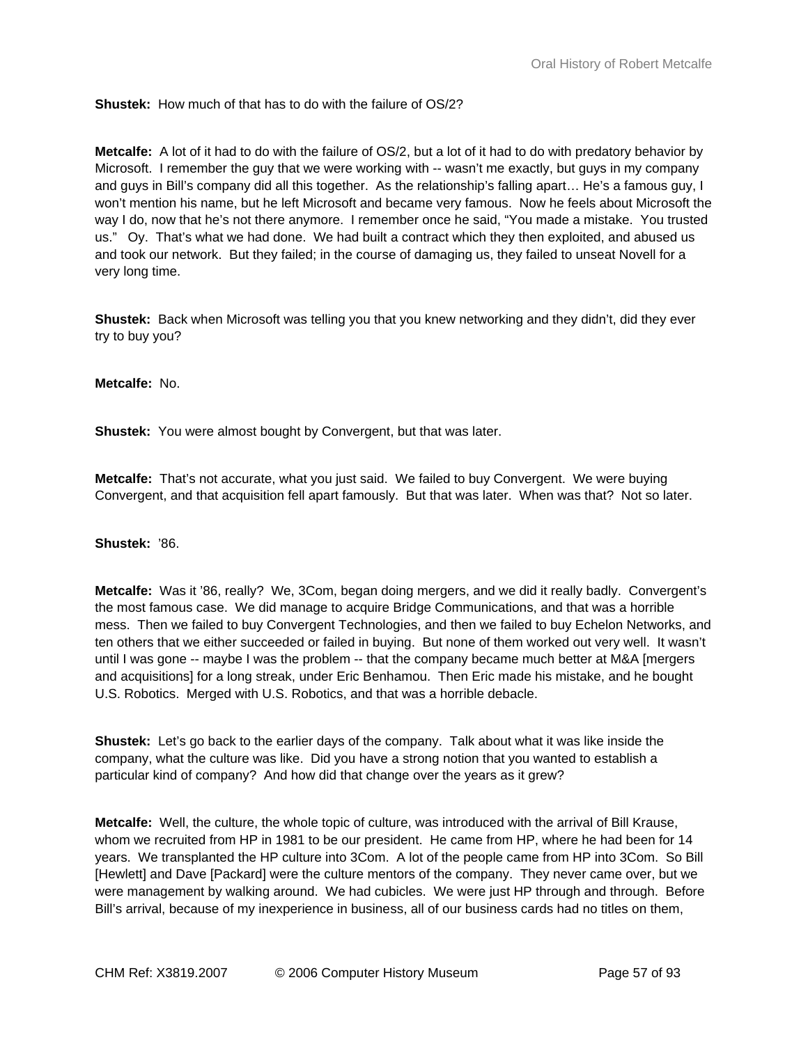**Shustek:** How much of that has to do with the failure of OS/2?

**Metcalfe:** A lot of it had to do with the failure of OS/2, but a lot of it had to do with predatory behavior by Microsoft. I remember the guy that we were working with -- wasn't me exactly, but guys in my company and guys in Bill's company did all this together. As the relationship's falling apart… He's a famous guy, I won't mention his name, but he left Microsoft and became very famous. Now he feels about Microsoft the way I do, now that he's not there anymore. I remember once he said, "You made a mistake. You trusted us." Oy. That's what we had done. We had built a contract which they then exploited, and abused us and took our network. But they failed; in the course of damaging us, they failed to unseat Novell for a very long time.

**Shustek:** Back when Microsoft was telling you that you knew networking and they didn't, did they ever try to buy you?

**Metcalfe:** No.

**Shustek:** You were almost bought by Convergent, but that was later.

**Metcalfe:** That's not accurate, what you just said. We failed to buy Convergent. We were buying Convergent, and that acquisition fell apart famously. But that was later. When was that? Not so later.

**Shustek:** '86.

**Metcalfe:** Was it '86, really? We, 3Com, began doing mergers, and we did it really badly. Convergent's the most famous case. We did manage to acquire Bridge Communications, and that was a horrible mess. Then we failed to buy Convergent Technologies, and then we failed to buy Echelon Networks, and ten others that we either succeeded or failed in buying. But none of them worked out very well. It wasn't until I was gone -- maybe I was the problem -- that the company became much better at M&A [mergers and acquisitions] for a long streak, under Eric Benhamou. Then Eric made his mistake, and he bought U.S. Robotics. Merged with U.S. Robotics, and that was a horrible debacle.

**Shustek:** Let's go back to the earlier days of the company. Talk about what it was like inside the company, what the culture was like. Did you have a strong notion that you wanted to establish a particular kind of company? And how did that change over the years as it grew?

**Metcalfe:** Well, the culture, the whole topic of culture, was introduced with the arrival of Bill Krause, whom we recruited from HP in 1981 to be our president. He came from HP, where he had been for 14 years. We transplanted the HP culture into 3Com. A lot of the people came from HP into 3Com. So Bill [Hewlett] and Dave [Packard] were the culture mentors of the company. They never came over, but we were management by walking around. We had cubicles. We were just HP through and through. Before Bill's arrival, because of my inexperience in business, all of our business cards had no titles on them,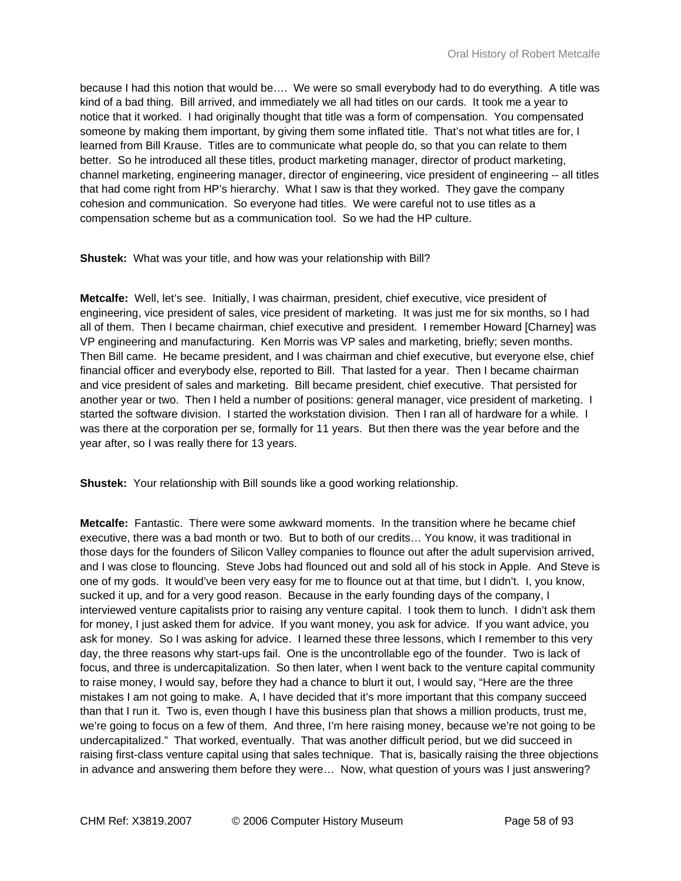because I had this notion that would be…. We were so small everybody had to do everything. A title was kind of a bad thing. Bill arrived, and immediately we all had titles on our cards. It took me a year to notice that it worked. I had originally thought that title was a form of compensation. You compensated someone by making them important, by giving them some inflated title. That's not what titles are for, I learned from Bill Krause. Titles are to communicate what people do, so that you can relate to them better. So he introduced all these titles, product marketing manager, director of product marketing, channel marketing, engineering manager, director of engineering, vice president of engineering -- all titles that had come right from HP's hierarchy. What I saw is that they worked. They gave the company cohesion and communication. So everyone had titles. We were careful not to use titles as a compensation scheme but as a communication tool. So we had the HP culture.

**Shustek:** What was your title, and how was your relationship with Bill?

**Metcalfe:** Well, let's see. Initially, I was chairman, president, chief executive, vice president of engineering, vice president of sales, vice president of marketing. It was just me for six months, so I had all of them. Then I became chairman, chief executive and president. I remember Howard [Charney] was VP engineering and manufacturing. Ken Morris was VP sales and marketing, briefly; seven months. Then Bill came. He became president, and I was chairman and chief executive, but everyone else, chief financial officer and everybody else, reported to Bill. That lasted for a year. Then I became chairman and vice president of sales and marketing. Bill became president, chief executive. That persisted for another year or two. Then I held a number of positions: general manager, vice president of marketing. I started the software division. I started the workstation division. Then I ran all of hardware for a while. I was there at the corporation per se, formally for 11 years. But then there was the year before and the year after, so I was really there for 13 years.

**Shustek:** Your relationship with Bill sounds like a good working relationship.

**Metcalfe:** Fantastic. There were some awkward moments. In the transition where he became chief executive, there was a bad month or two. But to both of our credits… You know, it was traditional in those days for the founders of Silicon Valley companies to flounce out after the adult supervision arrived, and I was close to flouncing. Steve Jobs had flounced out and sold all of his stock in Apple. And Steve is one of my gods. It would've been very easy for me to flounce out at that time, but I didn't. I, you know, sucked it up, and for a very good reason. Because in the early founding days of the company, I interviewed venture capitalists prior to raising any venture capital. I took them to lunch. I didn't ask them for money, I just asked them for advice. If you want money, you ask for advice. If you want advice, you ask for money. So I was asking for advice. I learned these three lessons, which I remember to this very day, the three reasons why start-ups fail. One is the uncontrollable ego of the founder. Two is lack of focus, and three is undercapitalization. So then later, when I went back to the venture capital community to raise money, I would say, before they had a chance to blurt it out, I would say, "Here are the three mistakes I am not going to make. A, I have decided that it's more important that this company succeed than that I run it. Two is, even though I have this business plan that shows a million products, trust me, we're going to focus on a few of them. And three, I'm here raising money, because we're not going to be undercapitalized." That worked, eventually. That was another difficult period, but we did succeed in raising first-class venture capital using that sales technique. That is, basically raising the three objections in advance and answering them before they were… Now, what question of yours was I just answering?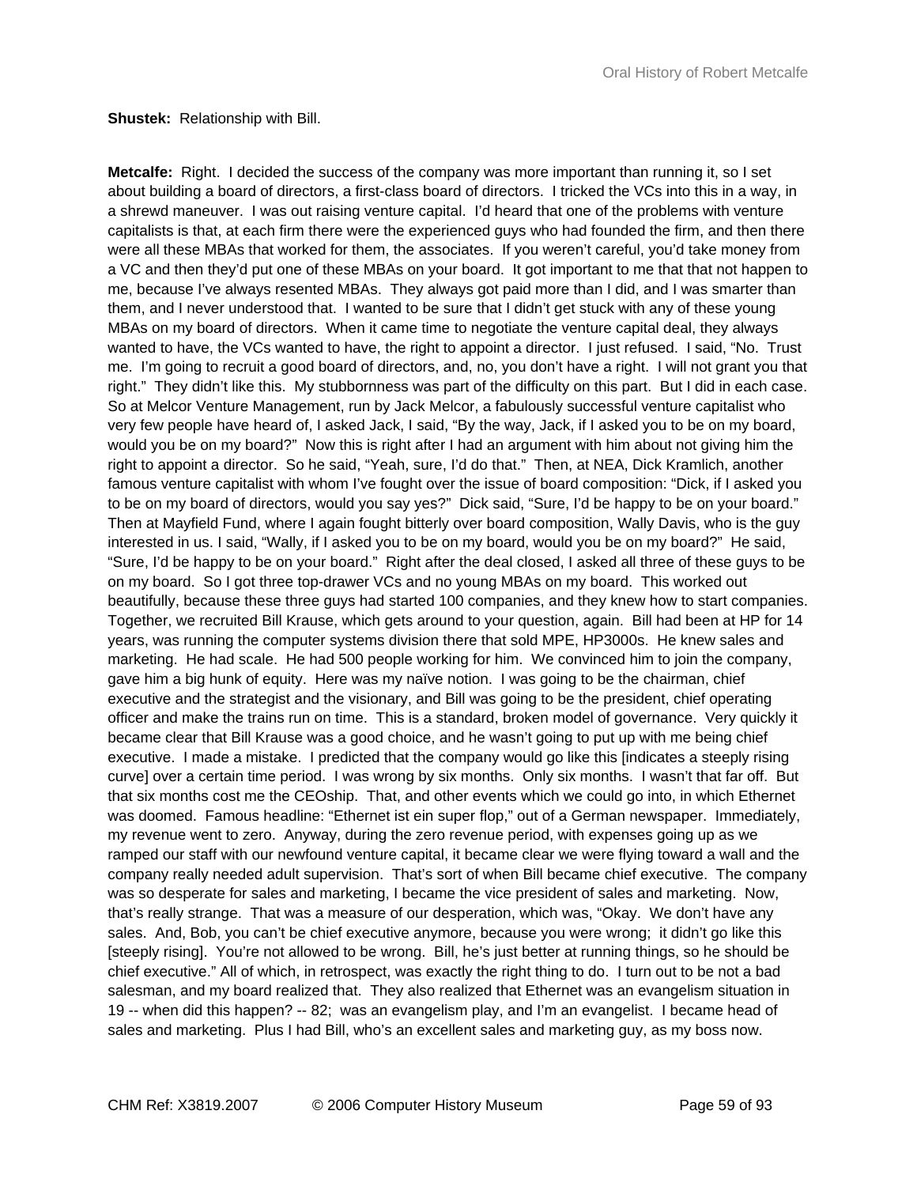**Shustek:** Relationship with Bill.

**Metcalfe:** Right. I decided the success of the company was more important than running it, so I set about building a board of directors, a first-class board of directors. I tricked the VCs into this in a way, in a shrewd maneuver. I was out raising venture capital. I'd heard that one of the problems with venture capitalists is that, at each firm there were the experienced guys who had founded the firm, and then there were all these MBAs that worked for them, the associates. If you weren't careful, you'd take money from a VC and then they'd put one of these MBAs on your board. It got important to me that that not happen to me, because I've always resented MBAs. They always got paid more than I did, and I was smarter than them, and I never understood that. I wanted to be sure that I didn't get stuck with any of these young MBAs on my board of directors. When it came time to negotiate the venture capital deal, they always wanted to have, the VCs wanted to have, the right to appoint a director. I just refused. I said, "No. Trust me. I'm going to recruit a good board of directors, and, no, you don't have a right. I will not grant you that right." They didn't like this. My stubbornness was part of the difficulty on this part. But I did in each case. So at Melcor Venture Management, run by Jack Melcor, a fabulously successful venture capitalist who very few people have heard of, I asked Jack, I said, "By the way, Jack, if I asked you to be on my board, would you be on my board?" Now this is right after I had an argument with him about not giving him the right to appoint a director. So he said, "Yeah, sure, I'd do that." Then, at NEA, Dick Kramlich, another famous venture capitalist with whom I've fought over the issue of board composition: "Dick, if I asked you to be on my board of directors, would you say yes?" Dick said, "Sure, I'd be happy to be on your board." Then at Mayfield Fund, where I again fought bitterly over board composition, Wally Davis, who is the guy interested in us. I said, "Wally, if I asked you to be on my board, would you be on my board?" He said, "Sure, I'd be happy to be on your board." Right after the deal closed, I asked all three of these guys to be on my board. So I got three top-drawer VCs and no young MBAs on my board. This worked out beautifully, because these three guys had started 100 companies, and they knew how to start companies. Together, we recruited Bill Krause, which gets around to your question, again. Bill had been at HP for 14 years, was running the computer systems division there that sold MPE, HP3000s. He knew sales and marketing. He had scale. He had 500 people working for him. We convinced him to join the company, gave him a big hunk of equity. Here was my naïve notion. I was going to be the chairman, chief executive and the strategist and the visionary, and Bill was going to be the president, chief operating officer and make the trains run on time. This is a standard, broken model of governance. Very quickly it became clear that Bill Krause was a good choice, and he wasn't going to put up with me being chief executive. I made a mistake. I predicted that the company would go like this [indicates a steeply rising curve] over a certain time period. I was wrong by six months. Only six months. I wasn't that far off. But that six months cost me the CEOship. That, and other events which we could go into, in which Ethernet was doomed. Famous headline: "Ethernet ist ein super flop," out of a German newspaper. Immediately, my revenue went to zero. Anyway, during the zero revenue period, with expenses going up as we ramped our staff with our newfound venture capital, it became clear we were flying toward a wall and the company really needed adult supervision. That's sort of when Bill became chief executive. The company was so desperate for sales and marketing, I became the vice president of sales and marketing. Now, that's really strange. That was a measure of our desperation, which was, "Okay. We don't have any sales. And, Bob, you can't be chief executive anymore, because you were wrong; it didn't go like this [steeply rising]. You're not allowed to be wrong. Bill, he's just better at running things, so he should be chief executive." All of which, in retrospect, was exactly the right thing to do. I turn out to be not a bad salesman, and my board realized that. They also realized that Ethernet was an evangelism situation in 19 -- when did this happen? -- 82; was an evangelism play, and I'm an evangelist. I became head of sales and marketing. Plus I had Bill, who's an excellent sales and marketing guy, as my boss now.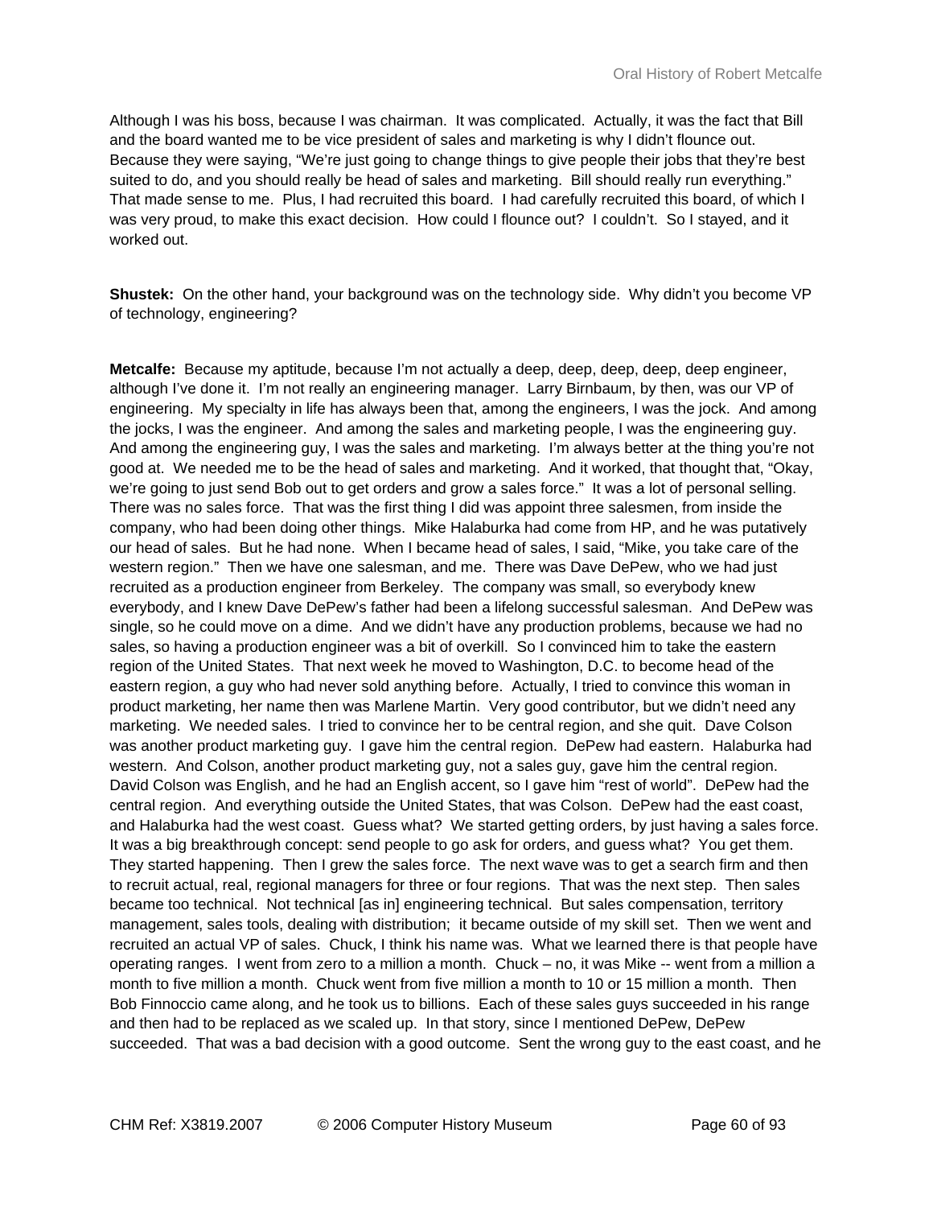Although I was his boss, because I was chairman. It was complicated. Actually, it was the fact that Bill and the board wanted me to be vice president of sales and marketing is why I didn't flounce out. Because they were saying, "We're just going to change things to give people their jobs that they're best suited to do, and you should really be head of sales and marketing. Bill should really run everything." That made sense to me. Plus, I had recruited this board. I had carefully recruited this board, of which I was very proud, to make this exact decision. How could I flounce out? I couldn't. So I stayed, and it worked out.

**Shustek:** On the other hand, your background was on the technology side. Why didn't you become VP of technology, engineering?

**Metcalfe:** Because my aptitude, because I'm not actually a deep, deep, deep, deep, deep engineer, although I've done it. I'm not really an engineering manager. Larry Birnbaum, by then, was our VP of engineering. My specialty in life has always been that, among the engineers, I was the jock. And among the jocks, I was the engineer. And among the sales and marketing people, I was the engineering guy. And among the engineering guy, I was the sales and marketing. I'm always better at the thing you're not good at. We needed me to be the head of sales and marketing. And it worked, that thought that, "Okay, we're going to just send Bob out to get orders and grow a sales force." It was a lot of personal selling. There was no sales force. That was the first thing I did was appoint three salesmen, from inside the company, who had been doing other things. Mike Halaburka had come from HP, and he was putatively our head of sales. But he had none. When I became head of sales, I said, "Mike, you take care of the western region." Then we have one salesman, and me. There was Dave DePew, who we had just recruited as a production engineer from Berkeley. The company was small, so everybody knew everybody, and I knew Dave DePew's father had been a lifelong successful salesman. And DePew was single, so he could move on a dime. And we didn't have any production problems, because we had no sales, so having a production engineer was a bit of overkill. So I convinced him to take the eastern region of the United States. That next week he moved to Washington, D.C. to become head of the eastern region, a guy who had never sold anything before. Actually, I tried to convince this woman in product marketing, her name then was Marlene Martin. Very good contributor, but we didn't need any marketing. We needed sales. I tried to convince her to be central region, and she quit. Dave Colson was another product marketing guy. I gave him the central region. DePew had eastern. Halaburka had western. And Colson, another product marketing guy, not a sales guy, gave him the central region. David Colson was English, and he had an English accent, so I gave him "rest of world". DePew had the central region. And everything outside the United States, that was Colson. DePew had the east coast, and Halaburka had the west coast. Guess what? We started getting orders, by just having a sales force. It was a big breakthrough concept: send people to go ask for orders, and guess what? You get them. They started happening. Then I grew the sales force. The next wave was to get a search firm and then to recruit actual, real, regional managers for three or four regions. That was the next step. Then sales became too technical. Not technical [as in] engineering technical. But sales compensation, territory management, sales tools, dealing with distribution; it became outside of my skill set. Then we went and recruited an actual VP of sales. Chuck, I think his name was. What we learned there is that people have operating ranges. I went from zero to a million a month. Chuck – no, it was Mike -- went from a million a month to five million a month. Chuck went from five million a month to 10 or 15 million a month. Then Bob Finnoccio came along, and he took us to billions. Each of these sales guys succeeded in his range and then had to be replaced as we scaled up. In that story, since I mentioned DePew, DePew succeeded. That was a bad decision with a good outcome. Sent the wrong guy to the east coast, and he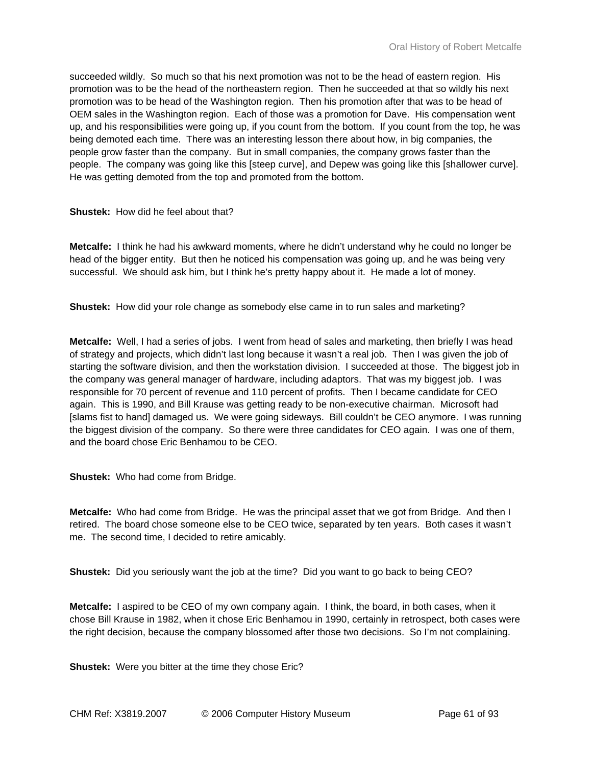succeeded wildly. So much so that his next promotion was not to be the head of eastern region. His promotion was to be the head of the northeastern region. Then he succeeded at that so wildly his next promotion was to be head of the Washington region. Then his promotion after that was to be head of OEM sales in the Washington region. Each of those was a promotion for Dave. His compensation went up, and his responsibilities were going up, if you count from the bottom. If you count from the top, he was being demoted each time. There was an interesting lesson there about how, in big companies, the people grow faster than the company. But in small companies, the company grows faster than the people. The company was going like this [steep curve], and Depew was going like this [shallower curve]. He was getting demoted from the top and promoted from the bottom.

**Shustek:** How did he feel about that?

**Metcalfe:** I think he had his awkward moments, where he didn't understand why he could no longer be head of the bigger entity. But then he noticed his compensation was going up, and he was being very successful. We should ask him, but I think he's pretty happy about it. He made a lot of money.

**Shustek:** How did your role change as somebody else came in to run sales and marketing?

**Metcalfe:** Well, I had a series of jobs. I went from head of sales and marketing, then briefly I was head of strategy and projects, which didn't last long because it wasn't a real job. Then I was given the job of starting the software division, and then the workstation division. I succeeded at those. The biggest job in the company was general manager of hardware, including adaptors. That was my biggest job. I was responsible for 70 percent of revenue and 110 percent of profits. Then I became candidate for CEO again. This is 1990, and Bill Krause was getting ready to be non-executive chairman. Microsoft had [slams fist to hand] damaged us. We were going sideways. Bill couldn't be CEO anymore. I was running the biggest division of the company. So there were three candidates for CEO again. I was one of them, and the board chose Eric Benhamou to be CEO.

**Shustek:** Who had come from Bridge.

**Metcalfe:** Who had come from Bridge. He was the principal asset that we got from Bridge. And then I retired. The board chose someone else to be CEO twice, separated by ten years. Both cases it wasn't me. The second time, I decided to retire amicably.

**Shustek:** Did you seriously want the job at the time? Did you want to go back to being CEO?

**Metcalfe:** I aspired to be CEO of my own company again. I think, the board, in both cases, when it chose Bill Krause in 1982, when it chose Eric Benhamou in 1990, certainly in retrospect, both cases were the right decision, because the company blossomed after those two decisions. So I'm not complaining.

**Shustek:** Were you bitter at the time they chose Eric?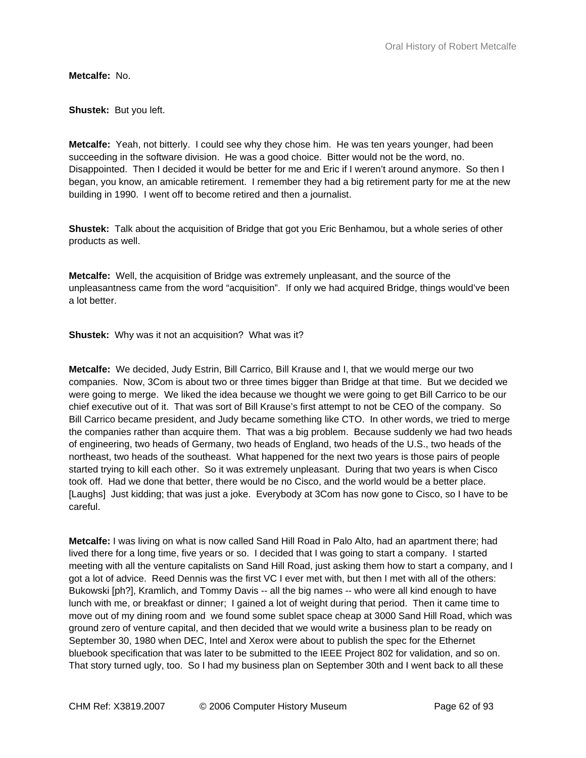**Metcalfe:** No.

**Shustek:** But you left.

**Metcalfe:** Yeah, not bitterly. I could see why they chose him. He was ten years younger, had been succeeding in the software division. He was a good choice. Bitter would not be the word, no. Disappointed. Then I decided it would be better for me and Eric if I weren't around anymore. So then I began, you know, an amicable retirement. I remember they had a big retirement party for me at the new building in 1990. I went off to become retired and then a journalist.

**Shustek:** Talk about the acquisition of Bridge that got you Eric Benhamou, but a whole series of other products as well.

**Metcalfe:** Well, the acquisition of Bridge was extremely unpleasant, and the source of the unpleasantness came from the word "acquisition". If only we had acquired Bridge, things would've been a lot better.

**Shustek:** Why was it not an acquisition? What was it?

**Metcalfe:** We decided, Judy Estrin, Bill Carrico, Bill Krause and I, that we would merge our two companies. Now, 3Com is about two or three times bigger than Bridge at that time. But we decided we were going to merge. We liked the idea because we thought we were going to get Bill Carrico to be our chief executive out of it. That was sort of Bill Krause's first attempt to not be CEO of the company. So Bill Carrico became president, and Judy became something like CTO. In other words, we tried to merge the companies rather than acquire them. That was a big problem. Because suddenly we had two heads of engineering, two heads of Germany, two heads of England, two heads of the U.S., two heads of the northeast, two heads of the southeast. What happened for the next two years is those pairs of people started trying to kill each other. So it was extremely unpleasant. During that two years is when Cisco took off. Had we done that better, there would be no Cisco, and the world would be a better place. [Laughs] Just kidding; that was just a joke. Everybody at 3Com has now gone to Cisco, so I have to be careful.

**Metcalfe:** I was living on what is now called Sand Hill Road in Palo Alto, had an apartment there; had lived there for a long time, five years or so. I decided that I was going to start a company. I started meeting with all the venture capitalists on Sand Hill Road, just asking them how to start a company, and I got a lot of advice. Reed Dennis was the first VC I ever met with, but then I met with all of the others: Bukowski [ph?], Kramlich, and Tommy Davis -- all the big names -- who were all kind enough to have lunch with me, or breakfast or dinner; I gained a lot of weight during that period. Then it came time to move out of my dining room and we found some sublet space cheap at 3000 Sand Hill Road, which was ground zero of venture capital, and then decided that we would write a business plan to be ready on September 30, 1980 when DEC, Intel and Xerox were about to publish the spec for the Ethernet bluebook specification that was later to be submitted to the IEEE Project 802 for validation, and so on. That story turned ugly, too. So I had my business plan on September 30th and I went back to all these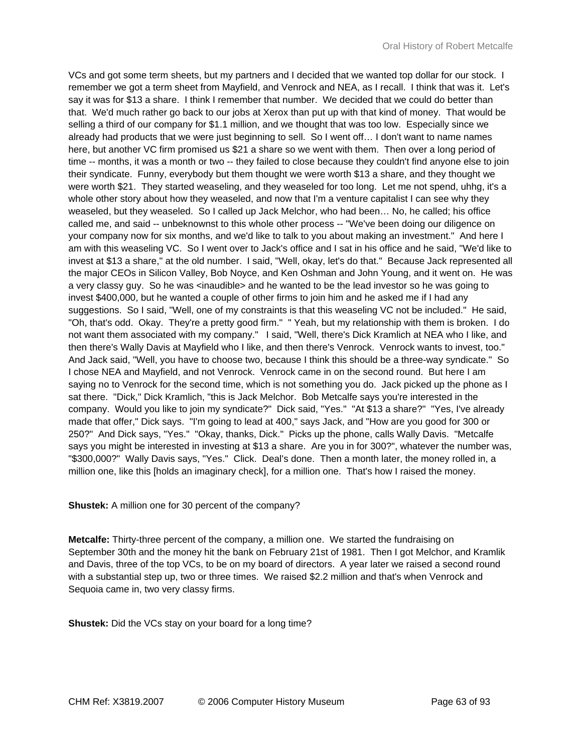VCs and got some term sheets, but my partners and I decided that we wanted top dollar for our stock. I remember we got a term sheet from Mayfield, and Venrock and NEA, as I recall. I think that was it. Let's say it was for $13 a share. I think I remember that number. We decided that we could do better than that. We'd much rather go back to our jobs at Xerox than put up with that kind of money. That would be selling a third of our company for $1.1 million, and we thought that was too low. Especially since we already had products that we were just beginning to sell. So I went off… I don't want to name names here, but another VC firm promised us $21 a share so we went with them. Then over a long period of time -- months, it was a month or two -- they failed to close because they couldn't find anyone else to join their syndicate. Funny, everybody but them thought we were worth $13 a share, and they thought we were worth $21. They started weaseling, and they weaseled for too long. Let me not spend, uhhg, it's a whole other story about how they weaseled, and now that I'm a venture capitalist I can see why they weaseled, but they weaseled. So I called up Jack Melchor, who had been… No, he called; his office called me, and said -- unbeknownst to this whole other process -- "We've been doing our diligence on your company now for six months, and we'd like to talk to you about making an investment." And here I am with this weaseling VC. So I went over to Jack's office and I sat in his office and he said, "We'd like to invest at $13 a share," at the old number. I said, "Well, okay, let's do that." Because Jack represented all the major CEOs in Silicon Valley, Bob Noyce, and Ken Oshman and John Young, and it went on. He was a very classy guy. So he was <inaudible> and he wanted to be the lead investor so he was going to invest $400,000, but he wanted a couple of other firms to join him and he asked me if I had any suggestions. So I said, "Well, one of my constraints is that this weaseling VC not be included." He said, "Oh, that's odd. Okay. They're a pretty good firm." " Yeah, but my relationship with them is broken. I do not want them associated with my company." I said, "Well, there's Dick Kramlich at NEA who I like, and then there's Wally Davis at Mayfield who I like, and then there's Venrock. Venrock wants to invest, too." And Jack said, "Well, you have to choose two, because I think this should be a three-way syndicate." So I chose NEA and Mayfield, and not Venrock. Venrock came in on the second round. But here I am saying no to Venrock for the second time, which is not something you do. Jack picked up the phone as I sat there. "Dick," Dick Kramlich, "this is Jack Melchor. Bob Metcalfe says you're interested in the company. Would you like to join my syndicate?" Dick said, "Yes." "At $13 a share?" "Yes, I've already made that offer," Dick says. "I'm going to lead at 400," says Jack, and "How are you good for 300 or 250?" And Dick says, "Yes." "Okay, thanks, Dick." Picks up the phone, calls Wally Davis. "Metcalfe says you might be interested in investing at $13 a share. Are you in for 300?", whatever the number was, "$300,000?" Wally Davis says, "Yes." Click. Deal's done. Then a month later, the money rolled in, a million one, like this [holds an imaginary check], for a million one. That's how I raised the money.

**Shustek:** A million one for 30 percent of the company?

**Metcalfe:** Thirty-three percent of the company, a million one. We started the fundraising on September 30th and the money hit the bank on February 21st of 1981. Then I got Melchor, and Kramlik and Davis, three of the top VCs, to be on my board of directors. A year later we raised a second round with a substantial step up, two or three times. We raised $2.2 million and that's when Venrock and Sequoia came in, two very classy firms.

**Shustek:** Did the VCs stay on your board for a long time?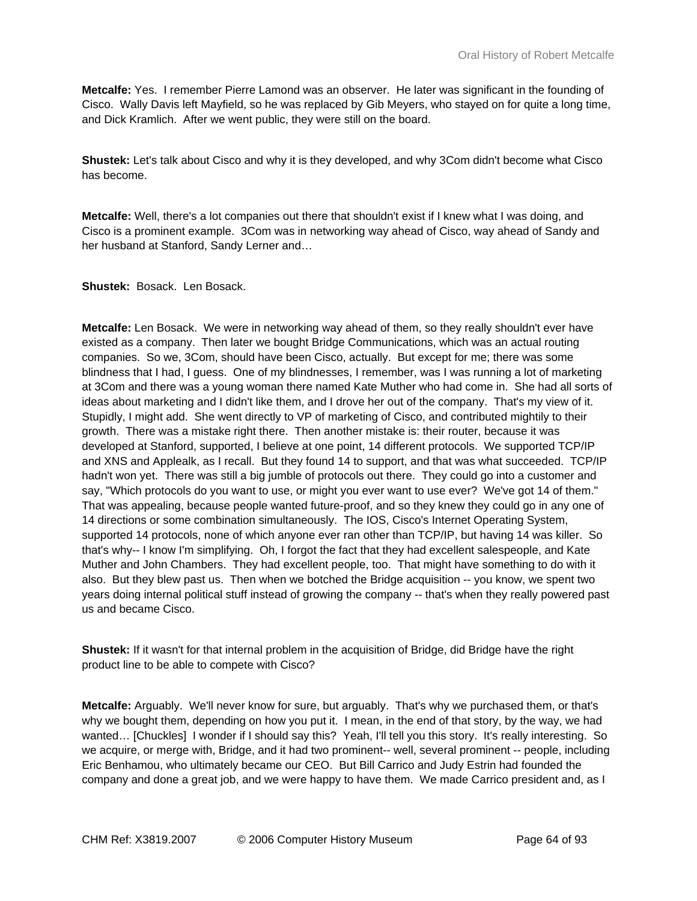**Metcalfe:** Yes. I remember Pierre Lamond was an observer. He later was significant in the founding of Cisco. Wally Davis left Mayfield, so he was replaced by Gib Meyers, who stayed on for quite a long time, and Dick Kramlich. After we went public, they were still on the board.

**Shustek:** Let's talk about Cisco and why it is they developed, and why 3Com didn't become what Cisco has become.

**Metcalfe:** Well, there's a lot companies out there that shouldn't exist if I knew what I was doing, and Cisco is a prominent example. 3Com was in networking way ahead of Cisco, way ahead of Sandy and her husband at Stanford, Sandy Lerner and…

**Shustek:** Bosack. Len Bosack.

**Metcalfe:** Len Bosack. We were in networking way ahead of them, so they really shouldn't ever have existed as a company. Then later we bought Bridge Communications, which was an actual routing companies. So we, 3Com, should have been Cisco, actually. But except for me; there was some blindness that I had, I guess. One of my blindnesses, I remember, was I was running a lot of marketing at 3Com and there was a young woman there named Kate Muther who had come in. She had all sorts of ideas about marketing and I didn't like them, and I drove her out of the company. That's my view of it. Stupidly, I might add. She went directly to VP of marketing of Cisco, and contributed mightily to their growth. There was a mistake right there. Then another mistake is: their router, because it was developed at Stanford, supported, I believe at one point, 14 different protocols. We supported TCP/IP and XNS and Applealk, as I recall. But they found 14 to support, and that was what succeeded. TCP/IP hadn't won yet. There was still a big jumble of protocols out there. They could go into a customer and say, "Which protocols do you want to use, or might you ever want to use ever? We've got 14 of them." That was appealing, because people wanted future-proof, and so they knew they could go in any one of 14 directions or some combination simultaneously. The IOS, Cisco's Internet Operating System, supported 14 protocols, none of which anyone ever ran other than TCP/IP, but having 14 was killer. So that's why-- I know I'm simplifying. Oh, I forgot the fact that they had excellent salespeople, and Kate Muther and John Chambers. They had excellent people, too. That might have something to do with it also. But they blew past us. Then when we botched the Bridge acquisition -- you know, we spent two years doing internal political stuff instead of growing the company -- that's when they really powered past us and became Cisco.

**Shustek:** If it wasn't for that internal problem in the acquisition of Bridge, did Bridge have the right product line to be able to compete with Cisco?

**Metcalfe:** Arguably. We'll never know for sure, but arguably. That's why we purchased them, or that's why we bought them, depending on how you put it. I mean, in the end of that story, by the way, we had wanted… [Chuckles] I wonder if I should say this? Yeah, I'll tell you this story. It's really interesting. So we acquire, or merge with, Bridge, and it had two prominent-- well, several prominent -- people, including Eric Benhamou, who ultimately became our CEO. But Bill Carrico and Judy Estrin had founded the company and done a great job, and we were happy to have them. We made Carrico president and, as I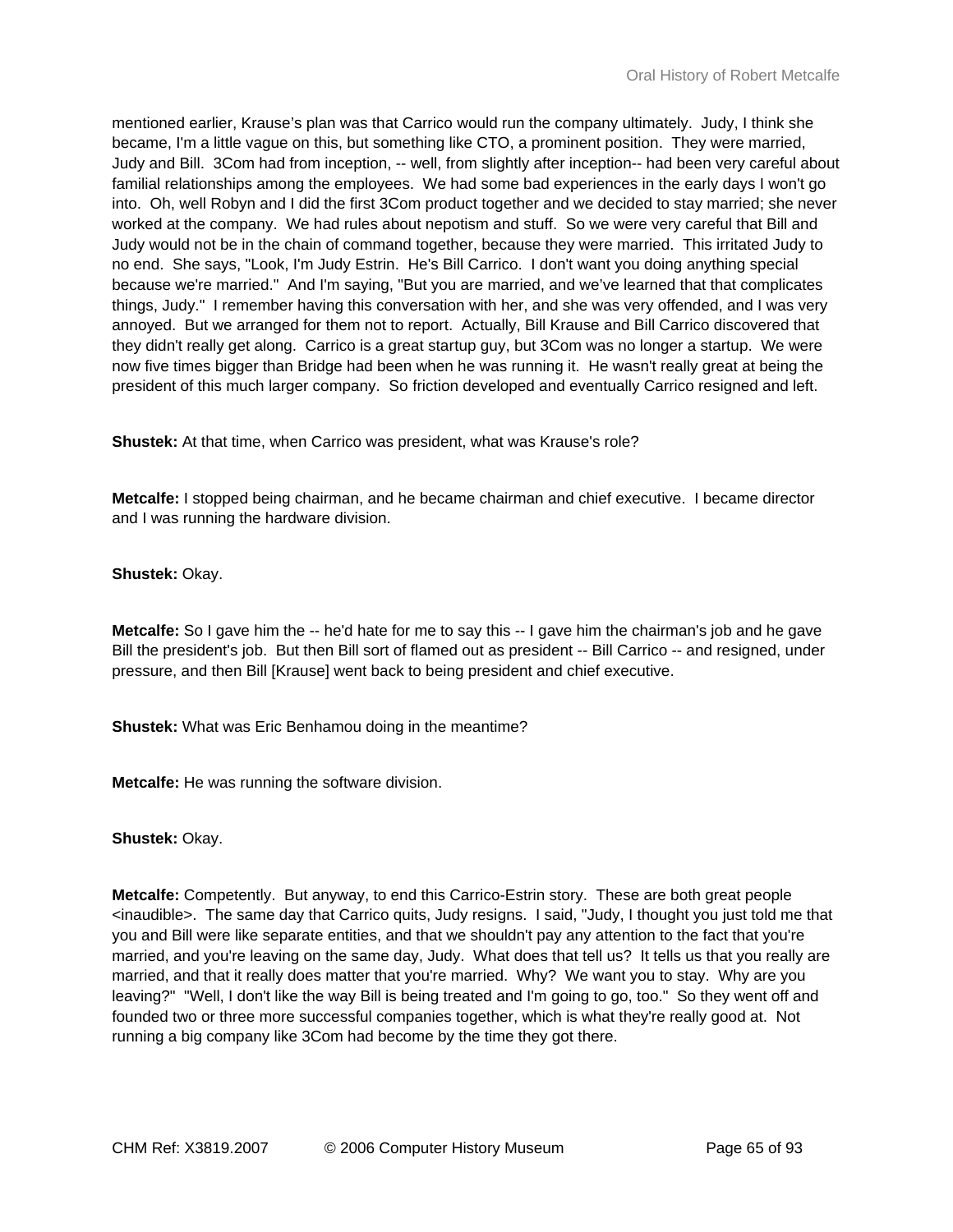mentioned earlier, Krause's plan was that Carrico would run the company ultimately. Judy, I think she became, I'm a little vague on this, but something like CTO, a prominent position. They were married, Judy and Bill. 3Com had from inception, -- well, from slightly after inception-- had been very careful about familial relationships among the employees. We had some bad experiences in the early days I won't go into. Oh, well Robyn and I did the first 3Com product together and we decided to stay married; she never worked at the company. We had rules about nepotism and stuff. So we were very careful that Bill and Judy would not be in the chain of command together, because they were married. This irritated Judy to no end. She says, "Look, I'm Judy Estrin. He's Bill Carrico. I don't want you doing anything special because we're married." And I'm saying, "But you are married, and we've learned that that complicates things, Judy." I remember having this conversation with her, and she was very offended, and I was very annoyed. But we arranged for them not to report. Actually, Bill Krause and Bill Carrico discovered that they didn't really get along. Carrico is a great startup guy, but 3Com was no longer a startup. We were now five times bigger than Bridge had been when he was running it. He wasn't really great at being the president of this much larger company. So friction developed and eventually Carrico resigned and left.

**Shustek:** At that time, when Carrico was president, what was Krause's role?

**Metcalfe:** I stopped being chairman, and he became chairman and chief executive. I became director and I was running the hardware division.

**Shustek:** Okay.

**Metcalfe:** So I gave him the -- he'd hate for me to say this -- I gave him the chairman's job and he gave Bill the president's job. But then Bill sort of flamed out as president -- Bill Carrico -- and resigned, under pressure, and then Bill [Krause] went back to being president and chief executive.

**Shustek:** What was Eric Benhamou doing in the meantime?

**Metcalfe:** He was running the software division.

**Shustek:** Okay.

**Metcalfe:** Competently. But anyway, to end this Carrico-Estrin story. These are both great people <inaudible>. The same day that Carrico quits, Judy resigns. I said, "Judy, I thought you just told me that you and Bill were like separate entities, and that we shouldn't pay any attention to the fact that you're married, and you're leaving on the same day, Judy. What does that tell us? It tells us that you really are married, and that it really does matter that you're married. Why? We want you to stay. Why are you leaving?" "Well, I don't like the way Bill is being treated and I'm going to go, too." So they went off and founded two or three more successful companies together, which is what they're really good at. Not running a big company like 3Com had become by the time they got there.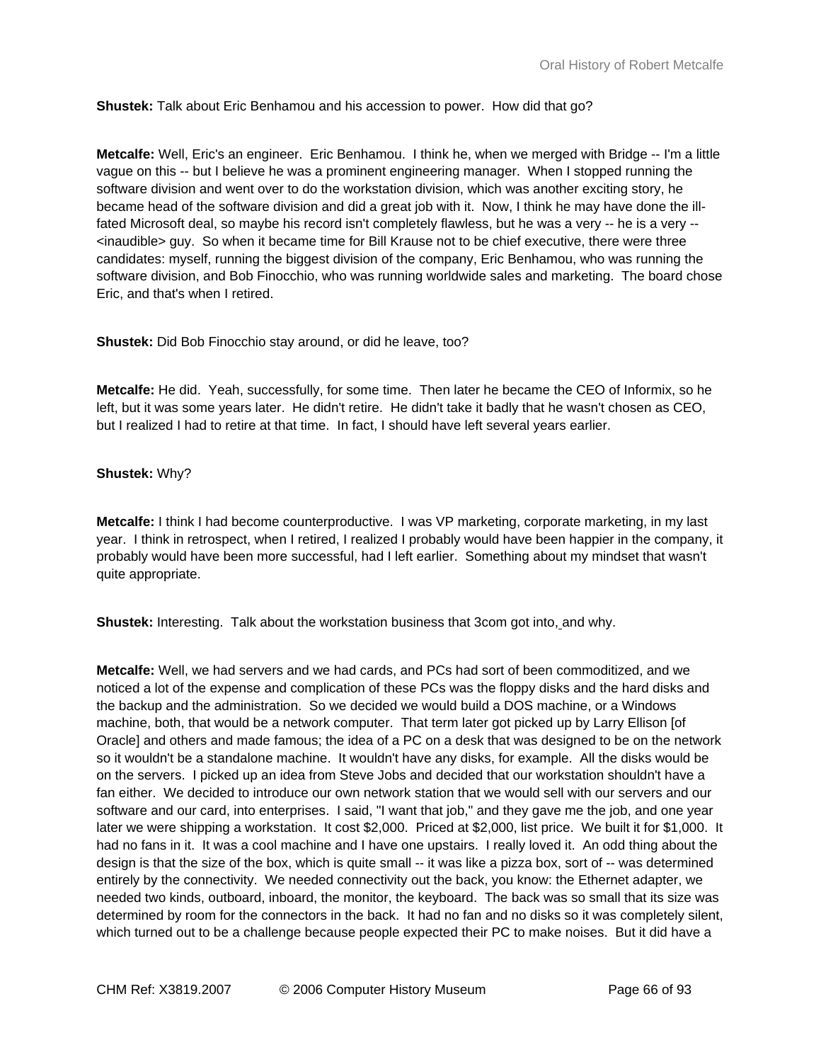**Shustek:** Talk about Eric Benhamou and his accession to power. How did that go?

**Metcalfe:** Well, Eric's an engineer. Eric Benhamou. I think he, when we merged with Bridge -- I'm a little vague on this -- but I believe he was a prominent engineering manager. When I stopped running the software division and went over to do the workstation division, which was another exciting story, he became head of the software division and did a great job with it. Now, I think he may have done the ill-fated Microsoft deal, so maybe his record isn't completely flawless, but he was a very -- he is a very -- <inaudible> guy. So when it became time for Bill Krause not to be chief executive, there were three candidates: myself, running the biggest division of the company, Eric Benhamou, who was running the software division, and Bob Finocchio, who was running worldwide sales and marketing. The board chose Eric, and that's when I retired.

**Shustek:** Did Bob Finocchio stay around, or did he leave, too?

**Metcalfe:** He did. Yeah, successfully, for some time. Then later he became the CEO of Informix, so he left, but it was some years later. He didn't retire. He didn't take it badly that he wasn't chosen as CEO, but I realized I had to retire at that time. In fact, I should have left several years earlier.

**Shustek:** Why?

**Metcalfe:** I think I had become counterproductive. I was VP marketing, corporate marketing, in my last year. I think in retrospect, when I retired, I realized I probably would have been happier in the company, it probably would have been more successful, had I left earlier. Something about my mindset that wasn't quite appropriate.

**Shustek:** Interesting. Talk about the workstation business that 3com got into, and why.

**Metcalfe:** Well, we had servers and we had cards, and PCs had sort of been commoditized, and we noticed a lot of the expense and complication of these PCs was the floppy disks and the hard disks and the backup and the administration. So we decided we would build a DOS machine, or a Windows machine, both, that would be a network computer. That term later got picked up by Larry Ellison [of Oracle] and others and made famous; the idea of a PC on a desk that was designed to be on the network so it wouldn't be a standalone machine. It wouldn't have any disks, for example. All the disks would be on the servers. I picked up an idea from Steve Jobs and decided that our workstation shouldn't have a fan either. We decided to introduce our own network station that we would sell with our servers and our software and our card, into enterprises. I said, "I want that job," and they gave me the job, and one year later we were shipping a workstation. It cost $2,000. Priced at $2,000, list price. We built it for $1,000. It had no fans in it. It was a cool machine and I have one upstairs. I really loved it. An odd thing about the design is that the size of the box, which is quite small -- it was like a pizza box, sort of -- was determined entirely by the connectivity. We needed connectivity out the back, you know: the Ethernet adapter, we needed two kinds, outboard, inboard, the monitor, the keyboard. The back was so small that its size was determined by room for the connectors in the back. It had no fan and no disks so it was completely silent, which turned out to be a challenge because people expected their PC to make noises. But it did have a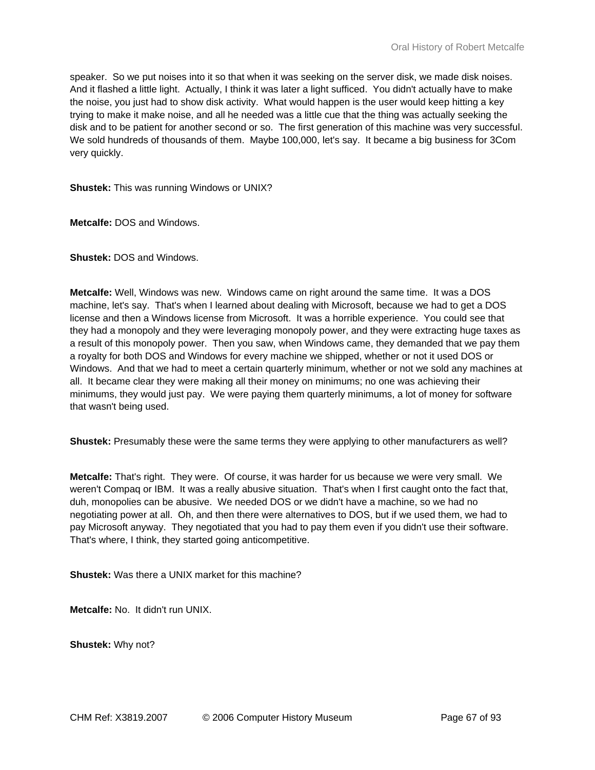speaker. So we put noises into it so that when it was seeking on the server disk, we made disk noises. And it flashed a little light. Actually, I think it was later a light sufficed. You didn't actually have to make the noise, you just had to show disk activity. What would happen is the user would keep hitting a key trying to make it make noise, and all he needed was a little cue that the thing was actually seeking the disk and to be patient for another second or so. The first generation of this machine was very successful. We sold hundreds of thousands of them. Maybe 100,000, let's say. It became a big business for 3Com very quickly.

**Shustek:** This was running Windows or UNIX?

**Metcalfe:** DOS and Windows.

**Shustek:** DOS and Windows.

**Metcalfe:** Well, Windows was new. Windows came on right around the same time. It was a DOS machine, let's say. That's when I learned about dealing with Microsoft, because we had to get a DOS license and then a Windows license from Microsoft. It was a horrible experience. You could see that they had a monopoly and they were leveraging monopoly power, and they were extracting huge taxes as a result of this monopoly power. Then you saw, when Windows came, they demanded that we pay them a royalty for both DOS and Windows for every machine we shipped, whether or not it used DOS or Windows. And that we had to meet a certain quarterly minimum, whether or not we sold any machines at all. It became clear they were making all their money on minimums; no one was achieving their minimums, they would just pay. We were paying them quarterly minimums, a lot of money for software that wasn't being used.

**Shustek:** Presumably these were the same terms they were applying to other manufacturers as well?

**Metcalfe:** That's right. They were. Of course, it was harder for us because we were very small. We weren't Compaq or IBM. It was a really abusive situation. That's when I first caught onto the fact that, duh, monopolies can be abusive. We needed DOS or we didn't have a machine, so we had no negotiating power at all. Oh, and then there were alternatives to DOS, but if we used them, we had to pay Microsoft anyway. They negotiated that you had to pay them even if you didn't use their software. That's where, I think, they started going anticompetitive.

**Shustek:** Was there a UNIX market for this machine?

**Metcalfe:** No. It didn't run UNIX.

**Shustek:** Why not?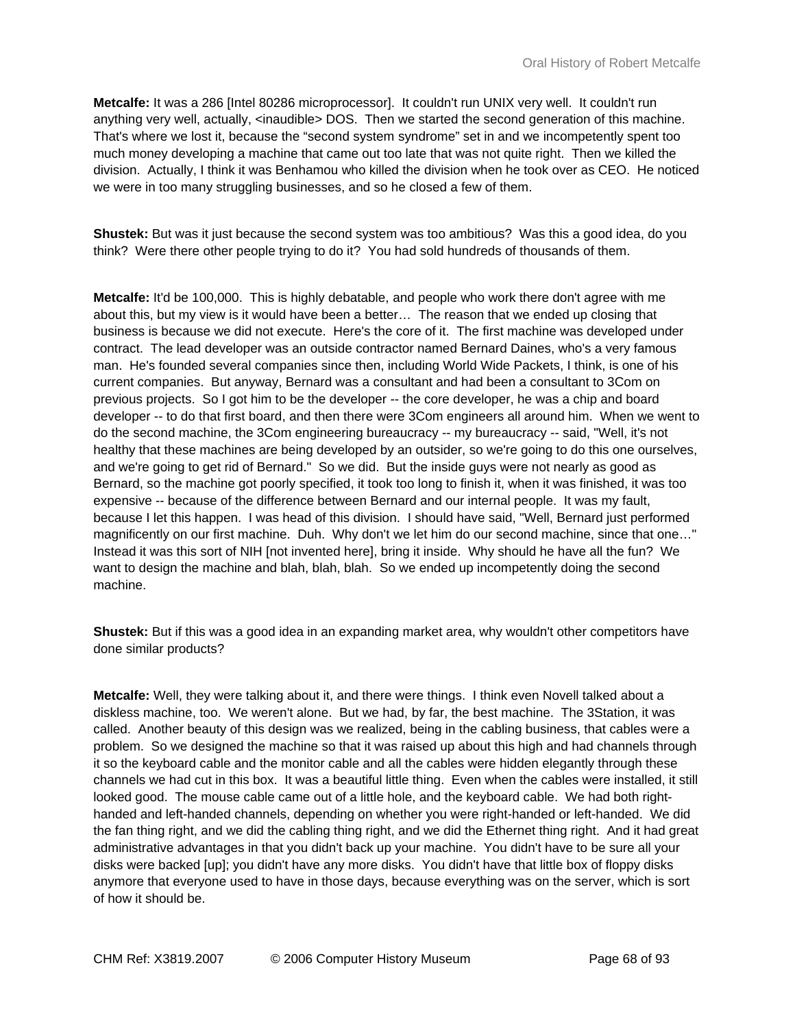**Metcalfe:** It was a 286 [Intel 80286 microprocessor]. It couldn't run UNIX very well. It couldn't run anything very well, actually, <inaudible> DOS. Then we started the second generation of this machine. That's where we lost it, because the "second system syndrome" set in and we incompetently spent too much money developing a machine that came out too late that was not quite right. Then we killed the division. Actually, I think it was Benhamou who killed the division when he took over as CEO. He noticed we were in too many struggling businesses, and so he closed a few of them.

**Shustek:** But was it just because the second system was too ambitious? Was this a good idea, do you think? Were there other people trying to do it? You had sold hundreds of thousands of them.

**Metcalfe:** It'd be 100,000. This is highly debatable, and people who work there don't agree with me about this, but my view is it would have been a better… The reason that we ended up closing that business is because we did not execute. Here's the core of it. The first machine was developed under contract. The lead developer was an outside contractor named Bernard Daines, who's a very famous man. He's founded several companies since then, including World Wide Packets, I think, is one of his current companies. But anyway, Bernard was a consultant and had been a consultant to 3Com on previous projects. So I got him to be the developer -- the core developer, he was a chip and board developer -- to do that first board, and then there were 3Com engineers all around him. When we went to do the second machine, the 3Com engineering bureaucracy -- my bureaucracy -- said, "Well, it's not healthy that these machines are being developed by an outsider, so we're going to do this one ourselves, and we're going to get rid of Bernard." So we did. But the inside guys were not nearly as good as Bernard, so the machine got poorly specified, it took too long to finish it, when it was finished, it was too expensive -- because of the difference between Bernard and our internal people. It was my fault, because I let this happen. I was head of this division. I should have said, "Well, Bernard just performed magnificently on our first machine. Duh. Why don't we let him do our second machine, since that one…" Instead it was this sort of NIH [not invented here], bring it inside. Why should he have all the fun? We want to design the machine and blah, blah, blah. So we ended up incompetently doing the second machine.

**Shustek:** But if this was a good idea in an expanding market area, why wouldn't other competitors have done similar products?

**Metcalfe:** Well, they were talking about it, and there were things. I think even Novell talked about a diskless machine, too. We weren't alone. But we had, by far, the best machine. The 3Station, it was called. Another beauty of this design was we realized, being in the cabling business, that cables were a problem. So we designed the machine so that it was raised up about this high and had channels through it so the keyboard cable and the monitor cable and all the cables were hidden elegantly through these channels we had cut in this box. It was a beautiful little thing. Even when the cables were installed, it still looked good. The mouse cable came out of a little hole, and the keyboard cable. We had both right-handed and left-handed channels, depending on whether you were right-handed or left-handed. We did the fan thing right, and we did the cabling thing right, and we did the Ethernet thing right. And it had great administrative advantages in that you didn't back up your machine. You didn't have to be sure all your disks were backed [up]; you didn't have any more disks. You didn't have that little box of floppy disks anymore that everyone used to have in those days, because everything was on the server, which is sort of how it should be.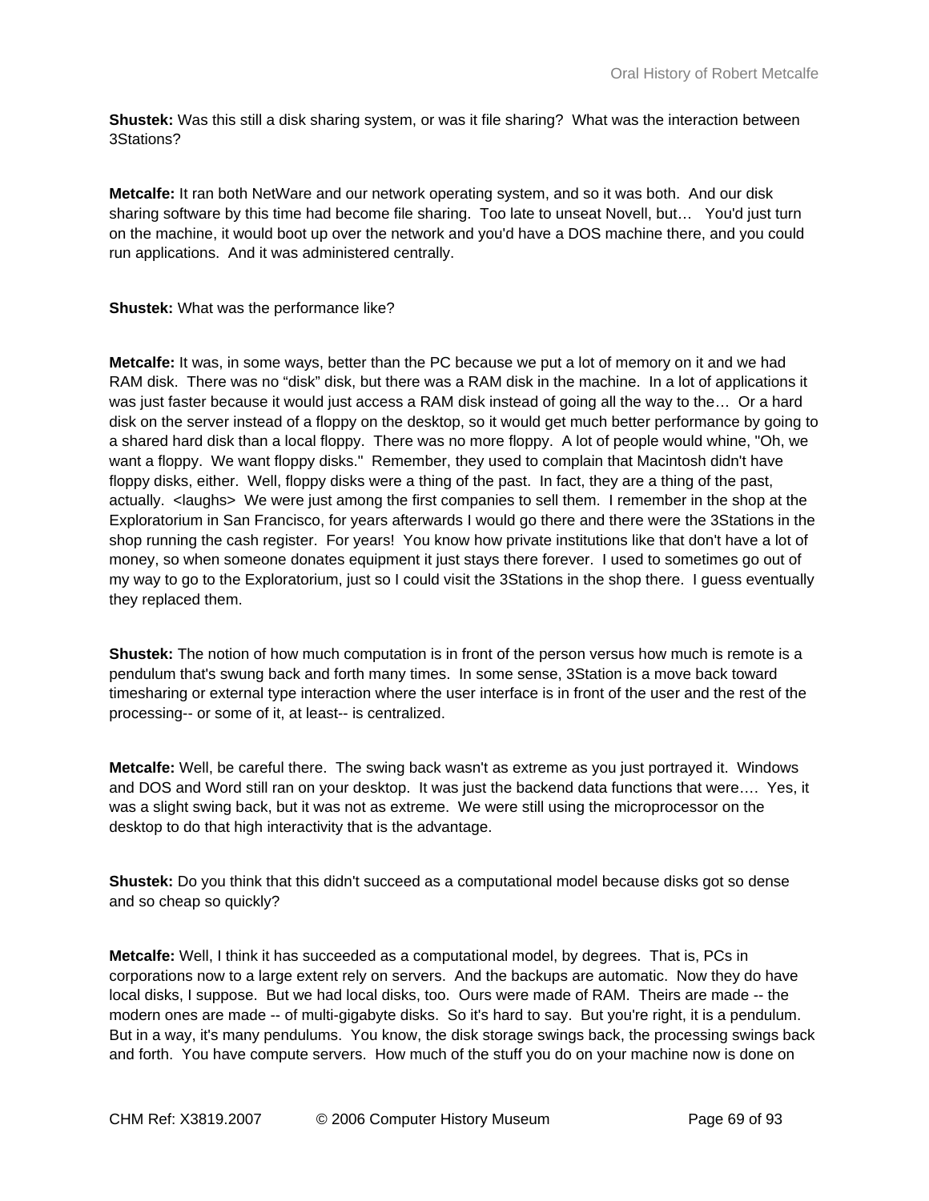**Shustek:** Was this still a disk sharing system, or was it file sharing? What was the interaction between 3Stations?

**Metcalfe:** It ran both NetWare and our network operating system, and so it was both. And our disk sharing software by this time had become file sharing. Too late to unseat Novell, but… You'd just turn on the machine, it would boot up over the network and you'd have a DOS machine there, and you could run applications. And it was administered centrally.

**Shustek:** What was the performance like?

**Metcalfe:** It was, in some ways, better than the PC because we put a lot of memory on it and we had RAM disk. There was no "disk" disk, but there was a RAM disk in the machine. In a lot of applications it was just faster because it would just access a RAM disk instead of going all the way to the… Or a hard disk on the server instead of a floppy on the desktop, so it would get much better performance by going to a shared hard disk than a local floppy. There was no more floppy. A lot of people would whine, "Oh, we want a floppy. We want floppy disks." Remember, they used to complain that Macintosh didn't have floppy disks, either. Well, floppy disks were a thing of the past. In fact, they are a thing of the past, actually. <laughs> We were just among the first companies to sell them. I remember in the shop at the Exploratorium in San Francisco, for years afterwards I would go there and there were the 3Stations in the shop running the cash register. For years! You know how private institutions like that don't have a lot of money, so when someone donates equipment it just stays there forever. I used to sometimes go out of my way to go to the Exploratorium, just so I could visit the 3Stations in the shop there. I guess eventually they replaced them.

**Shustek:** The notion of how much computation is in front of the person versus how much is remote is a pendulum that's swung back and forth many times. In some sense, 3Station is a move back toward timesharing or external type interaction where the user interface is in front of the user and the rest of the processing-- or some of it, at least-- is centralized.

**Metcalfe:** Well, be careful there. The swing back wasn't as extreme as you just portrayed it. Windows and DOS and Word still ran on your desktop. It was just the backend data functions that were…. Yes, it was a slight swing back, but it was not as extreme. We were still using the microprocessor on the desktop to do that high interactivity that is the advantage.

**Shustek:** Do you think that this didn't succeed as a computational model because disks got so dense and so cheap so quickly?

**Metcalfe:** Well, I think it has succeeded as a computational model, by degrees. That is, PCs in corporations now to a large extent rely on servers. And the backups are automatic. Now they do have local disks, I suppose. But we had local disks, too. Ours were made of RAM. Theirs are made -- the modern ones are made -- of multi-gigabyte disks. So it's hard to say. But you're right, it is a pendulum. But in a way, it's many pendulums. You know, the disk storage swings back, the processing swings back and forth. You have compute servers. How much of the stuff you do on your machine now is done on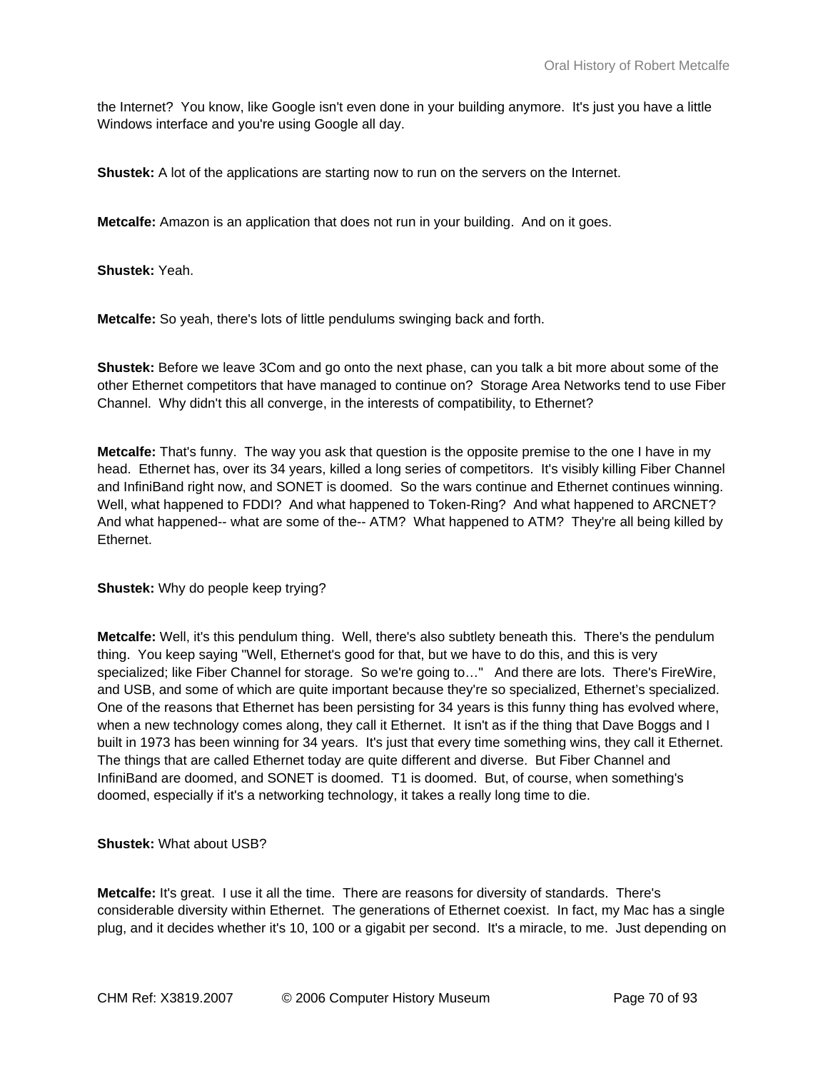the Internet? You know, like Google isn't even done in your building anymore. It's just you have a little Windows interface and you're using Google all day.

**Shustek:** A lot of the applications are starting now to run on the servers on the Internet.

**Metcalfe:** Amazon is an application that does not run in your building. And on it goes.

**Shustek:** Yeah.

**Metcalfe:** So yeah, there's lots of little pendulums swinging back and forth.

**Shustek:** Before we leave 3Com and go onto the next phase, can you talk a bit more about some of the other Ethernet competitors that have managed to continue on? Storage Area Networks tend to use Fiber Channel. Why didn't this all converge, in the interests of compatibility, to Ethernet?

**Metcalfe:** That's funny. The way you ask that question is the opposite premise to the one I have in my head. Ethernet has, over its 34 years, killed a long series of competitors. It's visibly killing Fiber Channel and InfiniBand right now, and SONET is doomed. So the wars continue and Ethernet continues winning. Well, what happened to FDDI? And what happened to Token-Ring? And what happened to ARCNET? And what happened-- what are some of the-- ATM? What happened to ATM? They're all being killed by Ethernet.

**Shustek:** Why do people keep trying?

**Metcalfe:** Well, it's this pendulum thing. Well, there's also subtlety beneath this. There's the pendulum thing. You keep saying "Well, Ethernet's good for that, but we have to do this, and this is very specialized; like Fiber Channel for storage. So we're going to…" And there are lots. There's FireWire, and USB, and some of which are quite important because they're so specialized, Ethernet's specialized. One of the reasons that Ethernet has been persisting for 34 years is this funny thing has evolved where, when a new technology comes along, they call it Ethernet. It isn't as if the thing that Dave Boggs and I built in 1973 has been winning for 34 years. It's just that every time something wins, they call it Ethernet. The things that are called Ethernet today are quite different and diverse. But Fiber Channel and InfiniBand are doomed, and SONET is doomed. T1 is doomed. But, of course, when something's doomed, especially if it's a networking technology, it takes a really long time to die.

**Shustek:** What about USB?

**Metcalfe:** It's great. I use it all the time. There are reasons for diversity of standards. There's considerable diversity within Ethernet. The generations of Ethernet coexist. In fact, my Mac has a single plug, and it decides whether it's 10, 100 or a gigabit per second. It's a miracle, to me. Just depending on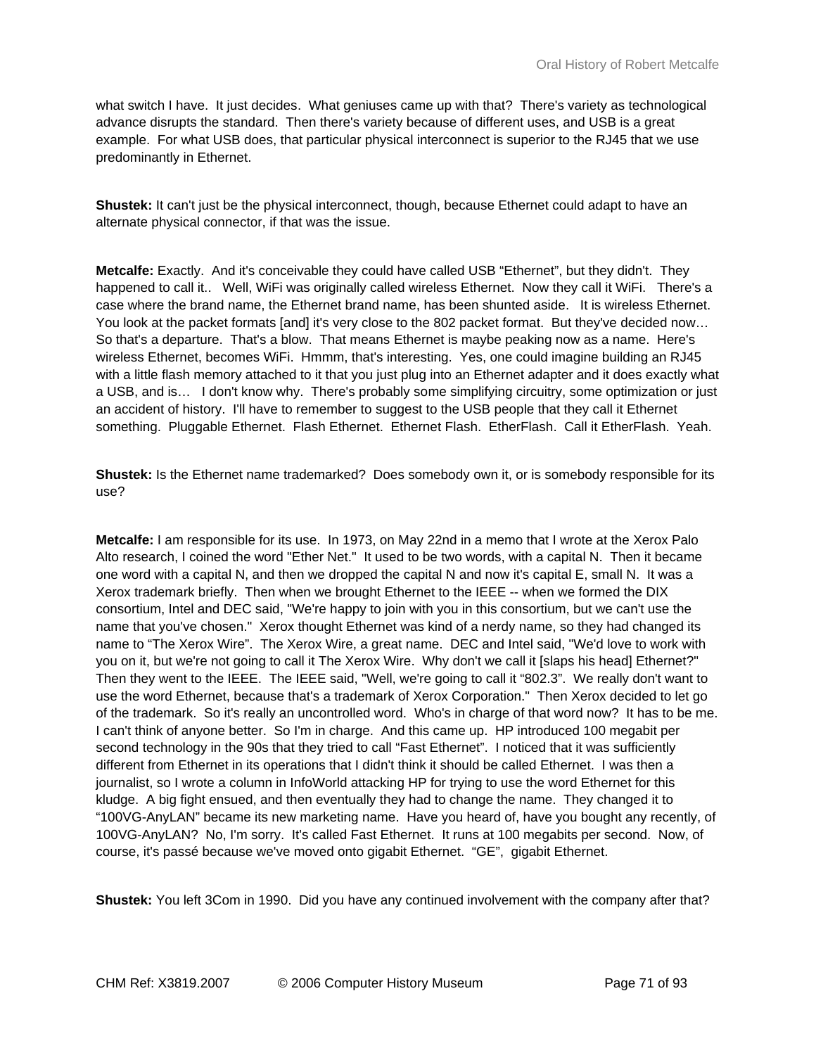what switch I have. It just decides. What geniuses came up with that? There's variety as technological advance disrupts the standard. Then there's variety because of different uses, and USB is a great example. For what USB does, that particular physical interconnect is superior to the RJ45 that we use predominantly in Ethernet.

**Shustek:** It can't just be the physical interconnect, though, because Ethernet could adapt to have an alternate physical connector, if that was the issue.

**Metcalfe:** Exactly. And it's conceivable they could have called USB “Ethernet”, but they didn't. They happened to call it.. Well, WiFi was originally called wireless Ethernet. Now they call it WiFi. There's a case where the brand name, the Ethernet brand name, has been shunted aside. It is wireless Ethernet. You look at the packet formats [and] it's very close to the 802 packet format. But they've decided now… So that's a departure. That's a blow. That means Ethernet is maybe peaking now as a name. Here's wireless Ethernet, becomes WiFi. Hmmm, that's interesting. Yes, one could imagine building an RJ45 with a little flash memory attached to it that you just plug into an Ethernet adapter and it does exactly what a USB, and is… I don't know why. There's probably some simplifying circuitry, some optimization or just an accident of history. I'll have to remember to suggest to the USB people that they call it Ethernet something. Pluggable Ethernet. Flash Ethernet. Ethernet Flash. EtherFlash. Call it EtherFlash. Yeah.

**Shustek:** Is the Ethernet name trademarked? Does somebody own it, or is somebody responsible for its use?

**Metcalfe:** I am responsible for its use. In 1973, on May 22nd in a memo that I wrote at the Xerox Palo Alto research, I coined the word "Ether Net." It used to be two words, with a capital N. Then it became one word with a capital N, and then we dropped the capital N and now it's capital E, small N. It was a Xerox trademark briefly. Then when we brought Ethernet to the IEEE -- when we formed the DIX consortium, Intel and DEC said, "We're happy to join with you in this consortium, but we can't use the name that you've chosen." Xerox thought Ethernet was kind of a nerdy name, so they had changed its name to “The Xerox Wire”. The Xerox Wire, a great name. DEC and Intel said, "We'd love to work with you on it, but we're not going to call it The Xerox Wire. Why don't we call it [slaps his head] Ethernet?" Then they went to the IEEE. The IEEE said, "Well, we're going to call it “802.3”. We really don't want to use the word Ethernet, because that's a trademark of Xerox Corporation." Then Xerox decided to let go of the trademark. So it's really an uncontrolled word. Who's in charge of that word now? It has to be me. I can't think of anyone better. So I'm in charge. And this came up. HP introduced 100 megabit per second technology in the 90s that they tried to call “Fast Ethernet”. I noticed that it was sufficiently different from Ethernet in its operations that I didn't think it should be called Ethernet. I was then a journalist, so I wrote a column in InfoWorld attacking HP for trying to use the word Ethernet for this kludge. A big fight ensued, and then eventually they had to change the name. They changed it to “100VG-AnyLAN” became its new marketing name. Have you heard of, have you bought any recently, of 100VG-AnyLAN? No, I'm sorry. It's called Fast Ethernet. It runs at 100 megabits per second. Now, of course, it's passé because we've moved onto gigabit Ethernet. “GE”, gigabit Ethernet.

**Shustek:** You left 3Com in 1990. Did you have any continued involvement with the company after that?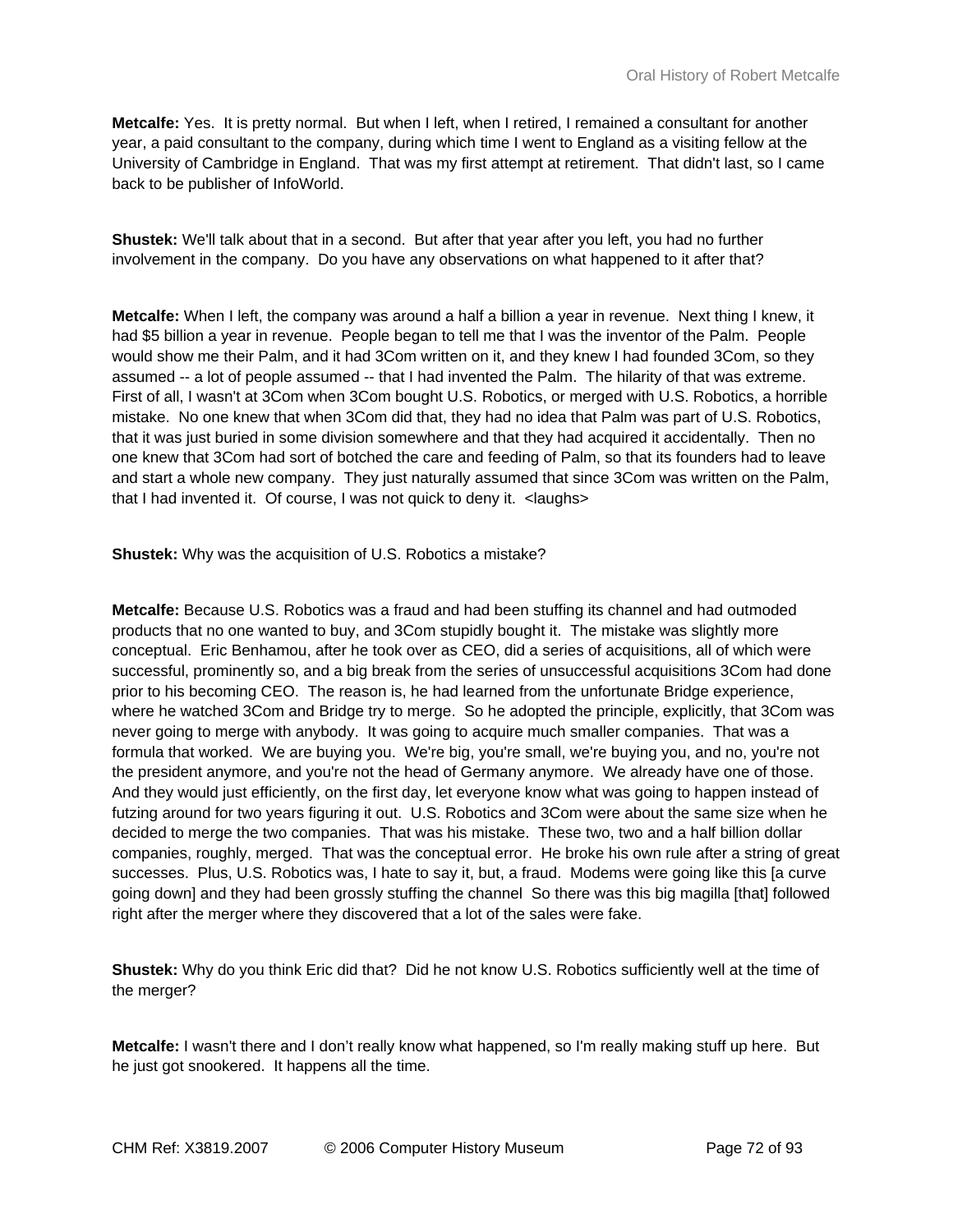**Metcalfe:** Yes. It is pretty normal. But when I left, when I retired, I remained a consultant for another year, a paid consultant to the company, during which time I went to England as a visiting fellow at the University of Cambridge in England. That was my first attempt at retirement. That didn't last, so I came back to be publisher of InfoWorld.

**Shustek:** We'll talk about that in a second. But after that year after you left, you had no further involvement in the company. Do you have any observations on what happened to it after that?

**Metcalfe:** When I left, the company was around a half a billion a year in revenue. Next thing I knew, it had $5 billion a year in revenue. People began to tell me that I was the inventor of the Palm. People would show me their Palm, and it had 3Com written on it, and they knew I had founded 3Com, so they assumed -- a lot of people assumed -- that I had invented the Palm. The hilarity of that was extreme. First of all, I wasn't at 3Com when 3Com bought U.S. Robotics, or merged with U.S. Robotics, a horrible mistake. No one knew that when 3Com did that, they had no idea that Palm was part of U.S. Robotics, that it was just buried in some division somewhere and that they had acquired it accidentally. Then no one knew that 3Com had sort of botched the care and feeding of Palm, so that its founders had to leave and start a whole new company. They just naturally assumed that since 3Com was written on the Palm, that I had invented it. Of course, I was not quick to deny it. <laughs>

**Shustek:** Why was the acquisition of U.S. Robotics a mistake?

**Metcalfe:** Because U.S. Robotics was a fraud and had been stuffing its channel and had outmoded products that no one wanted to buy, and 3Com stupidly bought it. The mistake was slightly more conceptual. Eric Benhamou, after he took over as CEO, did a series of acquisitions, all of which were successful, prominently so, and a big break from the series of unsuccessful acquisitions 3Com had done prior to his becoming CEO. The reason is, he had learned from the unfortunate Bridge experience, where he watched 3Com and Bridge try to merge. So he adopted the principle, explicitly, that 3Com was never going to merge with anybody. It was going to acquire much smaller companies. That was a formula that worked. We are buying you. We're big, you're small, we're buying you, and no, you're not the president anymore, and you're not the head of Germany anymore. We already have one of those. And they would just efficiently, on the first day, let everyone know what was going to happen instead of futzing around for two years figuring it out. U.S. Robotics and 3Com were about the same size when he decided to merge the two companies. That was his mistake. These two, two and a half billion dollar companies, roughly, merged. That was the conceptual error. He broke his own rule after a string of great successes. Plus, U.S. Robotics was, I hate to say it, but, a fraud. Modems were going like this [a curve going down] and they had been grossly stuffing the channel So there was this big magilla [that] followed right after the merger where they discovered that a lot of the sales were fake.

**Shustek:** Why do you think Eric did that? Did he not know U.S. Robotics sufficiently well at the time of the merger?

**Metcalfe:** I wasn't there and I don’t really know what happened, so I'm really making stuff up here. But he just got snookered. It happens all the time.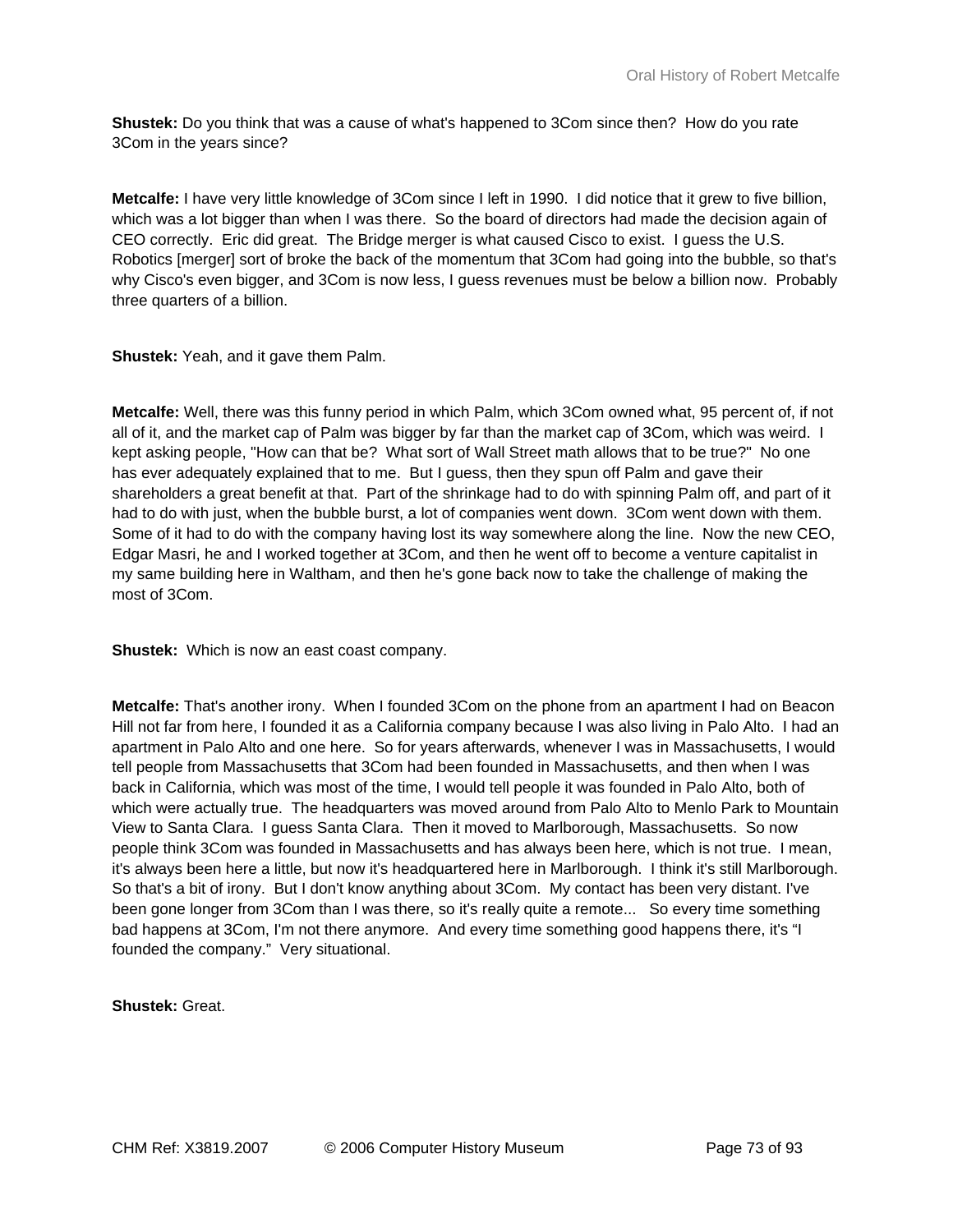**Shustek:** Do you think that was a cause of what's happened to 3Com since then? How do you rate 3Com in the years since?

**Metcalfe:** I have very little knowledge of 3Com since I left in 1990. I did notice that it grew to five billion, which was a lot bigger than when I was there. So the board of directors had made the decision again of CEO correctly. Eric did great. The Bridge merger is what caused Cisco to exist. I guess the U.S. Robotics [merger] sort of broke the back of the momentum that 3Com had going into the bubble, so that's why Cisco's even bigger, and 3Com is now less, I guess revenues must be below a billion now. Probably three quarters of a billion.

**Shustek:** Yeah, and it gave them Palm.

**Metcalfe:** Well, there was this funny period in which Palm, which 3Com owned what, 95 percent of, if not all of it, and the market cap of Palm was bigger by far than the market cap of 3Com, which was weird. I kept asking people, "How can that be? What sort of Wall Street math allows that to be true?" No one has ever adequately explained that to me. But I guess, then they spun off Palm and gave their shareholders a great benefit at that. Part of the shrinkage had to do with spinning Palm off, and part of it had to do with just, when the bubble burst, a lot of companies went down. 3Com went down with them. Some of it had to do with the company having lost its way somewhere along the line. Now the new CEO, Edgar Masri, he and I worked together at 3Com, and then he went off to become a venture capitalist in my same building here in Waltham, and then he's gone back now to take the challenge of making the most of 3Com.

**Shustek:** Which is now an east coast company.

**Metcalfe:** That's another irony. When I founded 3Com on the phone from an apartment I had on Beacon Hill not far from here, I founded it as a California company because I was also living in Palo Alto. I had an apartment in Palo Alto and one here. So for years afterwards, whenever I was in Massachusetts, I would tell people from Massachusetts that 3Com had been founded in Massachusetts, and then when I was back in California, which was most of the time, I would tell people it was founded in Palo Alto, both of which were actually true. The headquarters was moved around from Palo Alto to Menlo Park to Mountain View to Santa Clara. I guess Santa Clara. Then it moved to Marlborough, Massachusetts. So now people think 3Com was founded in Massachusetts and has always been here, which is not true. I mean, it's always been here a little, but now it's headquartered here in Marlborough. I think it's still Marlborough. So that's a bit of irony. But I don't know anything about 3Com. My contact has been very distant. I've been gone longer from 3Com than I was there, so it's really quite a remote... So every time something bad happens at 3Com, I'm not there anymore. And every time something good happens there, it's "I founded the company." Very situational.

**Shustek:** Great.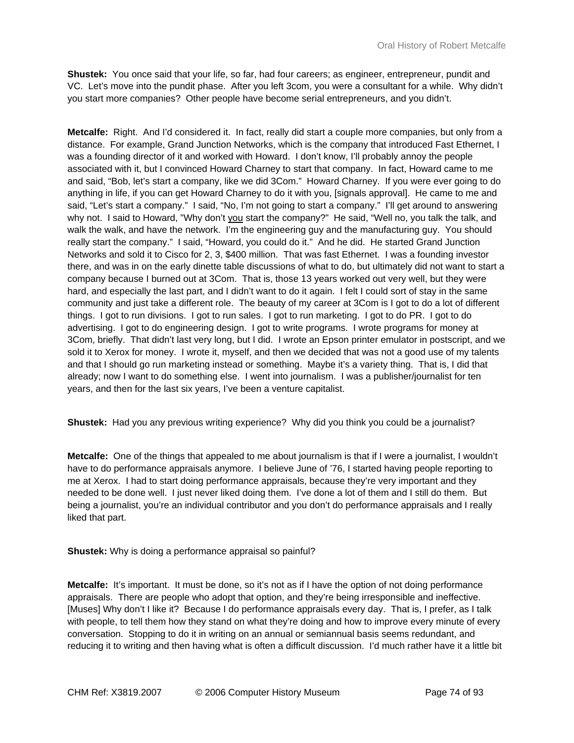**Shustek:** You once said that your life, so far, had four careers; as engineer, entrepreneur, pundit and VC. Let's move into the pundit phase. After you left 3com, you were a consultant for a while. Why didn't you start more companies? Other people have become serial entrepreneurs, and you didn't.

**Metcalfe:** Right. And I'd considered it. In fact, really did start a couple more companies, but only from a distance. For example, Grand Junction Networks, which is the company that introduced Fast Ethernet, I was a founding director of it and worked with Howard. I don't know, I'll probably annoy the people associated with it, but I convinced Howard Charney to start that company. In fact, Howard came to me and said, "Bob, let's start a company, like we did 3Com." Howard Charney. If you were ever going to do anything in life, if you can get Howard Charney to do it with you, [signals approval]. He came to me and said, "Let's start a company." I said, "No, I'm not going to start a company." I'll get around to answering why not. I said to Howard, "Why don't you start the company?" He said, "Well no, you talk the talk, and walk the walk, and have the network. I'm the engineering guy and the manufacturing guy. You should really start the company." I said, "Howard, you could do it." And he did. He started Grand Junction Networks and sold it to Cisco for 2, 3, $400 million. That was fast Ethernet. I was a founding investor there, and was in on the early dinette table discussions of what to do, but ultimately did not want to start a company because I burned out at 3Com. That is, those 13 years worked out very well, but they were hard, and especially the last part, and I didn't want to do it again. I felt I could sort of stay in the same community and just take a different role. The beauty of my career at 3Com is I got to do a lot of different things. I got to run divisions. I got to run sales. I got to run marketing. I got to do PR. I got to do advertising. I got to do engineering design. I got to write programs. I wrote programs for money at 3Com, briefly. That didn't last very long, but I did. I wrote an Epson printer emulator in postscript, and we sold it to Xerox for money. I wrote it, myself, and then we decided that was not a good use of my talents and that I should go run marketing instead or something. Maybe it's a variety thing. That is, I did that already; now I want to do something else. I went into journalism. I was a publisher/journalist for ten years, and then for the last six years, I've been a venture capitalist.

**Shustek:** Had you any previous writing experience? Why did you think you could be a journalist?

**Metcalfe:** One of the things that appealed to me about journalism is that if I were a journalist, I wouldn't have to do performance appraisals anymore. I believe June of '76, I started having people reporting to me at Xerox. I had to start doing performance appraisals, because they're very important and they needed to be done well. I just never liked doing them. I've done a lot of them and I still do them. But being a journalist, you're an individual contributor and you don't do performance appraisals and I really liked that part.

**Shustek:** Why is doing a performance appraisal so painful?

**Metcalfe:** It's important. It must be done, so it's not as if I have the option of not doing performance appraisals. There are people who adopt that option, and they're being irresponsible and ineffective. [Muses] Why don't I like it? Because I do performance appraisals every day. That is, I prefer, as I talk with people, to tell them how they stand on what they're doing and how to improve every minute of every conversation. Stopping to do it in writing on an annual or semiannual basis seems redundant, and reducing it to writing and then having what is often a difficult discussion. I'd much rather have it a little bit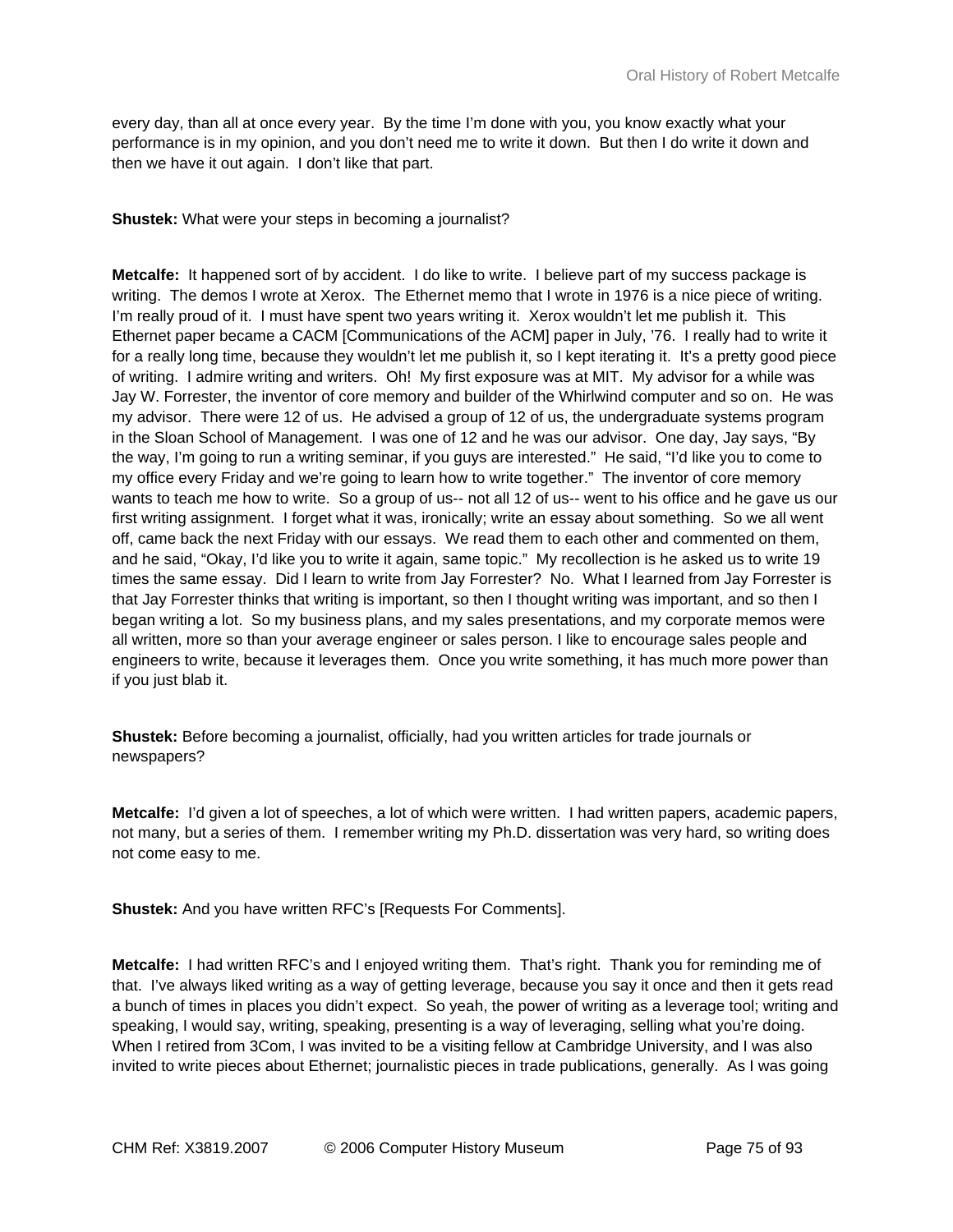every day, than all at once every year. By the time I'm done with you, you know exactly what your performance is in my opinion, and you don't need me to write it down. But then I do write it down and then we have it out again. I don't like that part.

**Shustek:** What were your steps in becoming a journalist?

**Metcalfe:** It happened sort of by accident. I do like to write. I believe part of my success package is writing. The demos I wrote at Xerox. The Ethernet memo that I wrote in 1976 is a nice piece of writing. I'm really proud of it. I must have spent two years writing it. Xerox wouldn't let me publish it. This Ethernet paper became a CACM [Communications of the ACM] paper in July, '76. I really had to write it for a really long time, because they wouldn't let me publish it, so I kept iterating it. It's a pretty good piece of writing. I admire writing and writers. Oh! My first exposure was at MIT. My advisor for a while was Jay W. Forrester, the inventor of core memory and builder of the Whirlwind computer and so on. He was my advisor. There were 12 of us. He advised a group of 12 of us, the undergraduate systems program in the Sloan School of Management. I was one of 12 and he was our advisor. One day, Jay says, "By the way, I'm going to run a writing seminar, if you guys are interested." He said, "I'd like you to come to my office every Friday and we're going to learn how to write together." The inventor of core memory wants to teach me how to write. So a group of us-- not all 12 of us-- went to his office and he gave us our first writing assignment. I forget what it was, ironically; write an essay about something. So we all went off, came back the next Friday with our essays. We read them to each other and commented on them, and he said, "Okay, I'd like you to write it again, same topic." My recollection is he asked us to write 19 times the same essay. Did I learn to write from Jay Forrester? No. What I learned from Jay Forrester is that Jay Forrester thinks that writing is important, so then I thought writing was important, and so then I began writing a lot. So my business plans, and my sales presentations, and my corporate memos were all written, more so than your average engineer or sales person. I like to encourage sales people and engineers to write, because it leverages them. Once you write something, it has much more power than if you just blab it.

**Shustek:** Before becoming a journalist, officially, had you written articles for trade journals or newspapers?

**Metcalfe:** I'd given a lot of speeches, a lot of which were written. I had written papers, academic papers, not many, but a series of them. I remember writing my Ph.D. dissertation was very hard, so writing does not come easy to me.

**Shustek:** And you have written RFC's [Requests For Comments].

**Metcalfe:** I had written RFC's and I enjoyed writing them. That's right. Thank you for reminding me of that. I've always liked writing as a way of getting leverage, because you say it once and then it gets read a bunch of times in places you didn't expect. So yeah, the power of writing as a leverage tool; writing and speaking, I would say, writing, speaking, presenting is a way of leveraging, selling what you're doing. When I retired from 3Com, I was invited to be a visiting fellow at Cambridge University, and I was also invited to write pieces about Ethernet; journalistic pieces in trade publications, generally. As I was going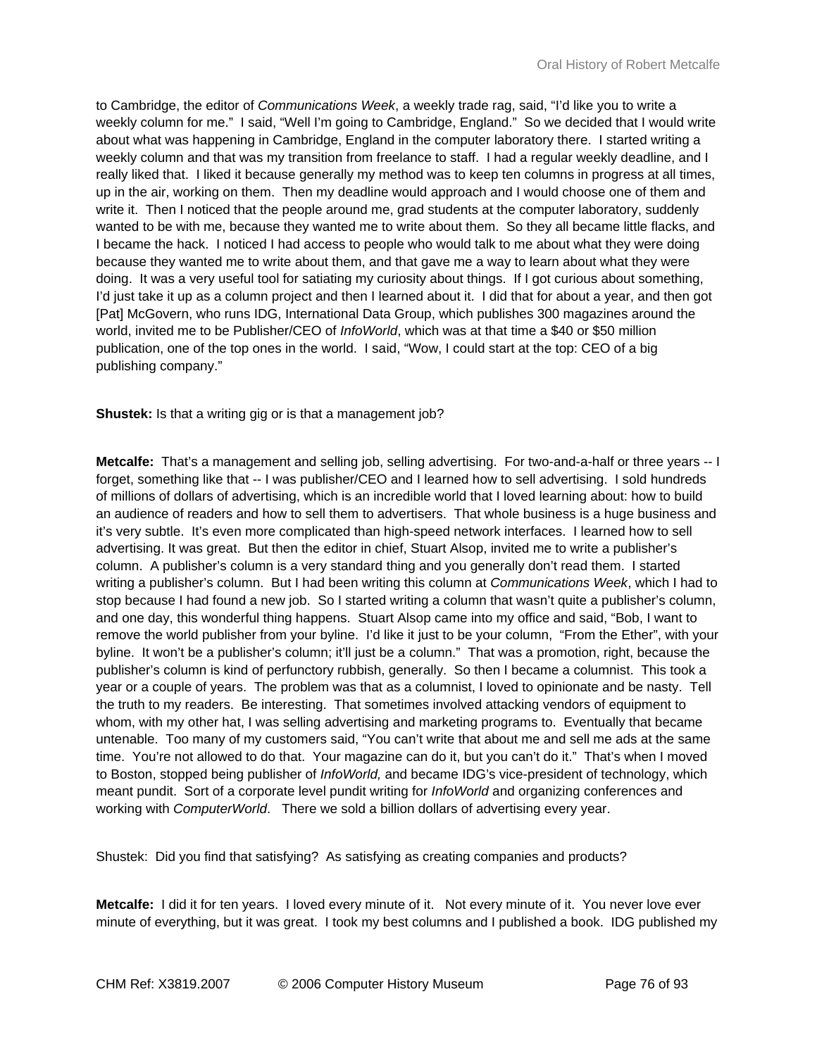to Cambridge, the editor of *Communications Week*, a weekly trade rag, said, "I'd like you to write a weekly column for me." I said, "Well I'm going to Cambridge, England." So we decided that I would write about what was happening in Cambridge, England in the computer laboratory there. I started writing a weekly column and that was my transition from freelance to staff. I had a regular weekly deadline, and I really liked that. I liked it because generally my method was to keep ten columns in progress at all times, up in the air, working on them. Then my deadline would approach and I would choose one of them and write it. Then I noticed that the people around me, grad students at the computer laboratory, suddenly wanted to be with me, because they wanted me to write about them. So they all became little flacks, and I became the hack. I noticed I had access to people who would talk to me about what they were doing because they wanted me to write about them, and that gave me a way to learn about what they were doing. It was a very useful tool for satiating my curiosity about things. If I got curious about something, I'd just take it up as a column project and then I learned about it. I did that for about a year, and then got [Pat] McGovern, who runs IDG, International Data Group, which publishes 300 magazines around the world, invited me to be Publisher/CEO of *InfoWorld*, which was at that time a $40 or $50 million publication, one of the top ones in the world. I said, "Wow, I could start at the top: CEO of a big publishing company."

**Shustek:** Is that a writing gig or is that a management job?

**Metcalfe:** That's a management and selling job, selling advertising. For two-and-a-half or three years -- I forget, something like that -- I was publisher/CEO and I learned how to sell advertising. I sold hundreds of millions of dollars of advertising, which is an incredible world that I loved learning about: how to build an audience of readers and how to sell them to advertisers. That whole business is a huge business and it's very subtle. It's even more complicated than high-speed network interfaces. I learned how to sell advertising. It was great. But then the editor in chief, Stuart Alsop, invited me to write a publisher's column. A publisher's column is a very standard thing and you generally don't read them. I started writing a publisher's column. But I had been writing this column at *Communications Week*, which I had to stop because I had found a new job. So I started writing a column that wasn't quite a publisher's column, and one day, this wonderful thing happens. Stuart Alsop came into my office and said, "Bob, I want to remove the world publisher from your byline. I'd like it just to be your column, "From the Ether", with your byline. It won't be a publisher's column; it'll just be a column." That was a promotion, right, because the publisher's column is kind of perfunctory rubbish, generally. So then I became a columnist. This took a year or a couple of years. The problem was that as a columnist, I loved to opinionate and be nasty. Tell the truth to my readers. Be interesting. That sometimes involved attacking vendors of equipment to whom, with my other hat, I was selling advertising and marketing programs to. Eventually that became untenable. Too many of my customers said, "You can't write that about me and sell me ads at the same time. You're not allowed to do that. Your magazine can do it, but you can't do it." That's when I moved to Boston, stopped being publisher of *InfoWorld,* and became IDG's vice-president of technology, which meant pundit. Sort of a corporate level pundit writing for *InfoWorld* and organizing conferences and working with *ComputerWorld*. There we sold a billion dollars of advertising every year.

Shustek: Did you find that satisfying? As satisfying as creating companies and products?

**Metcalfe:** I did it for ten years. I loved every minute of it. Not every minute of it. You never love ever minute of everything, but it was great. I took my best columns and I published a book. IDG published my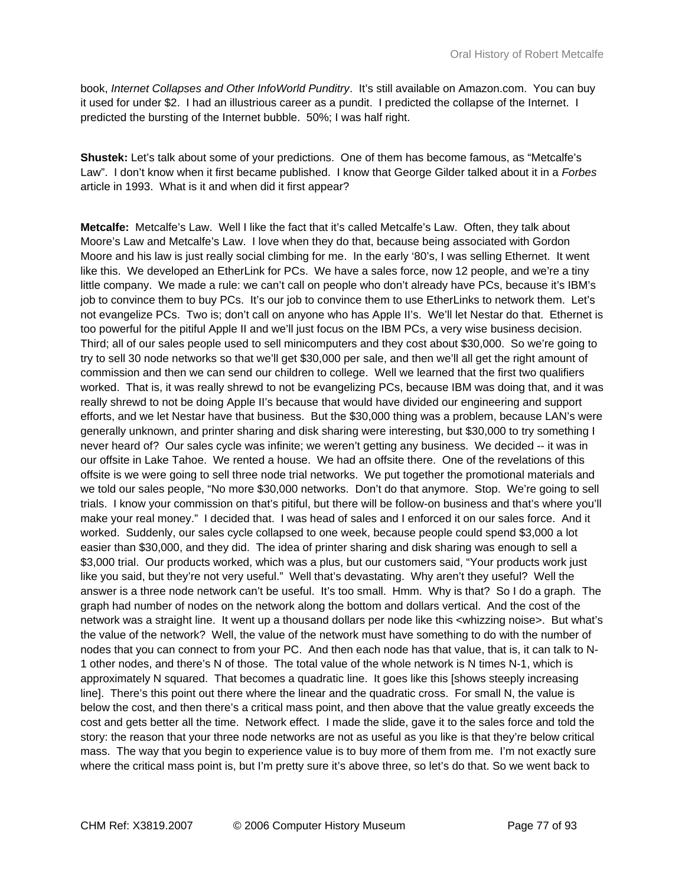book, *Internet Collapses and Other InfoWorld Punditry*. It's still available on Amazon.com. You can buy it used for under $2. I had an illustrious career as a pundit. I predicted the collapse of the Internet. I predicted the bursting of the Internet bubble. 50%; I was half right.

**Shustek:** Let's talk about some of your predictions. One of them has become famous, as "Metcalfe's Law". I don't know when it first became published. I know that George Gilder talked about it in a *Forbes* article in 1993. What is it and when did it first appear?

**Metcalfe:** Metcalfe's Law. Well I like the fact that it's called Metcalfe's Law. Often, they talk about Moore's Law and Metcalfe's Law. I love when they do that, because being associated with Gordon Moore and his law is just really social climbing for me. In the early '80's, I was selling Ethernet. It went like this. We developed an EtherLink for PCs. We have a sales force, now 12 people, and we're a tiny little company. We made a rule: we can't call on people who don't already have PCs, because it's IBM's job to convince them to buy PCs. It's our job to convince them to use EtherLinks to network them. Let's not evangelize PCs. Two is; don't call on anyone who has Apple II's. We'll let Nestar do that. Ethernet is too powerful for the pitiful Apple II and we'll just focus on the IBM PCs, a very wise business decision. Third; all of our sales people used to sell minicomputers and they cost about $30,000. So we're going to try to sell 30 node networks so that we'll get $30,000 per sale, and then we'll all get the right amount of commission and then we can send our children to college. Well we learned that the first two qualifiers worked. That is, it was really shrewd to not be evangelizing PCs, because IBM was doing that, and it was really shrewd to not be doing Apple II's because that would have divided our engineering and support efforts, and we let Nestar have that business. But the $30,000 thing was a problem, because LAN's were generally unknown, and printer sharing and disk sharing were interesting, but $30,000 to try something I never heard of? Our sales cycle was infinite; we weren't getting any business. We decided -- it was in our offsite in Lake Tahoe. We rented a house. We had an offsite there. One of the revelations of this offsite is we were going to sell three node trial networks. We put together the promotional materials and we told our sales people, "No more $30,000 networks. Don't do that anymore. Stop. We're going to sell trials. I know your commission on that's pitiful, but there will be follow-on business and that's where you'll make your real money." I decided that. I was head of sales and I enforced it on our sales force. And it worked. Suddenly, our sales cycle collapsed to one week, because people could spend $3,000 a lot easier than $30,000, and they did. The idea of printer sharing and disk sharing was enough to sell a $3,000 trial. Our products worked, which was a plus, but our customers said, "Your products work just like you said, but they're not very useful." Well that's devastating. Why aren't they useful? Well the answer is a three node network can't be useful. It's too small. Hmm. Why is that? So I do a graph. The graph had number of nodes on the network along the bottom and dollars vertical. And the cost of the network was a straight line. It went up a thousand dollars per node like this <whizzing noise>. But what's the value of the network? Well, the value of the network must have something to do with the number of nodes that you can connect to from your PC. And then each node has that value, that is, it can talk to N-1 other nodes, and there's N of those. The total value of the whole network is N times N-1, which is approximately N squared. That becomes a quadratic line. It goes like this [shows steeply increasing line]. There's this point out there where the linear and the quadratic cross. For small N, the value is below the cost, and then there's a critical mass point, and then above that the value greatly exceeds the cost and gets better all the time. Network effect. I made the slide, gave it to the sales force and told the story: the reason that your three node networks are not as useful as you like is that they're below critical mass. The way that you begin to experience value is to buy more of them from me. I'm not exactly sure where the critical mass point is, but I'm pretty sure it's above three, so let's do that. So we went back to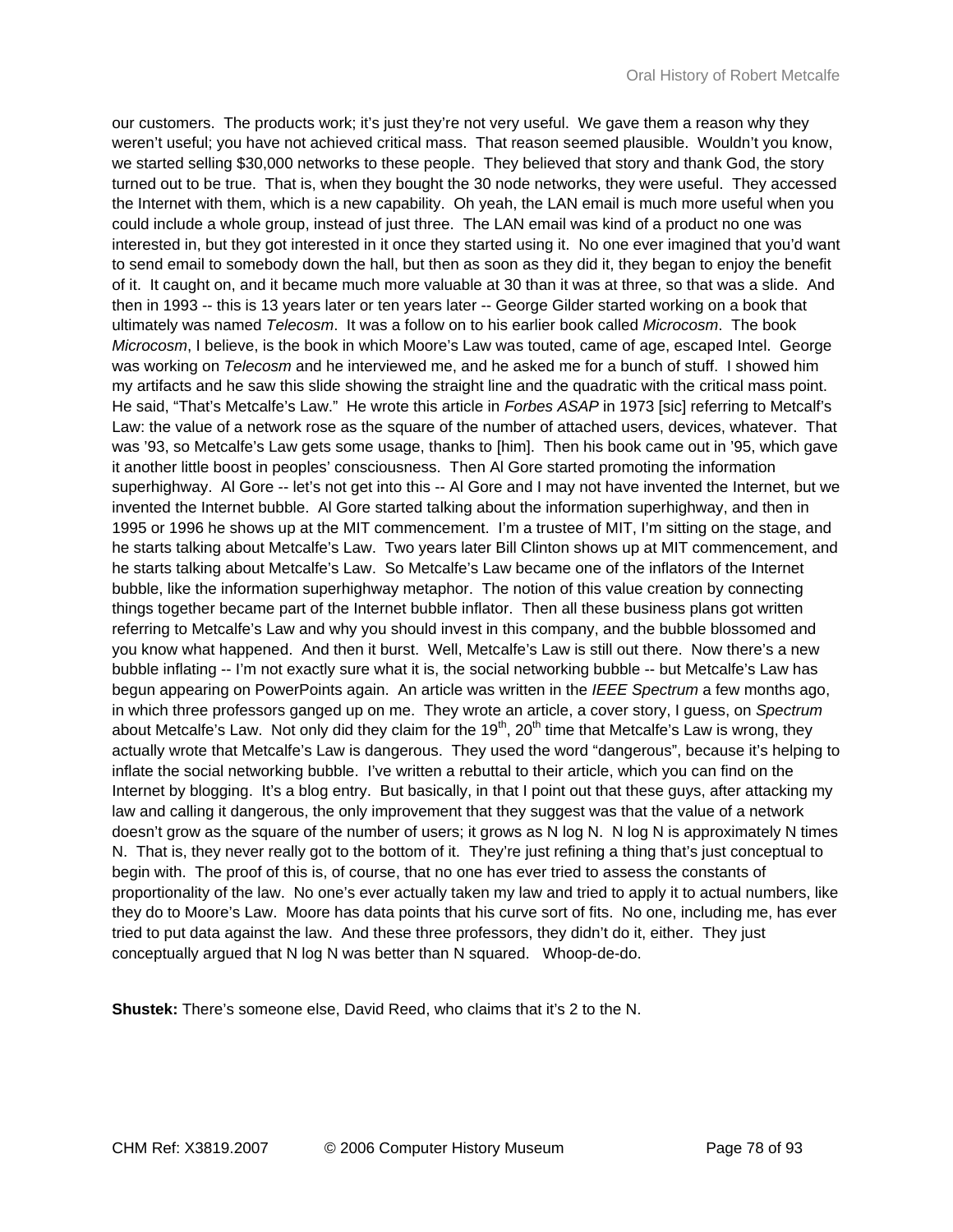our customers. The products work; it's just they're not very useful. We gave them a reason why they weren't useful; you have not achieved critical mass. That reason seemed plausible. Wouldn't you know, we started selling $30,000 networks to these people. They believed that story and thank God, the story turned out to be true. That is, when they bought the 30 node networks, they were useful. They accessed the Internet with them, which is a new capability. Oh yeah, the LAN email is much more useful when you could include a whole group, instead of just three. The LAN email was kind of a product no one was interested in, but they got interested in it once they started using it. No one ever imagined that you'd want to send email to somebody down the hall, but then as soon as they did it, they began to enjoy the benefit of it. It caught on, and it became much more valuable at 30 than it was at three, so that was a slide. And then in 1993 -- this is 13 years later or ten years later -- George Gilder started working on a book that ultimately was named *Telecosm*. It was a follow on to his earlier book called *Microcosm*. The book *Microcosm*, I believe, is the book in which Moore's Law was touted, came of age, escaped Intel. George was working on *Telecosm* and he interviewed me, and he asked me for a bunch of stuff. I showed him my artifacts and he saw this slide showing the straight line and the quadratic with the critical mass point. He said, "That's Metcalfe's Law." He wrote this article in *Forbes ASAP* in 1973 [sic] referring to Metcalf's Law: the value of a network rose as the square of the number of attached users, devices, whatever. That was '93, so Metcalfe's Law gets some usage, thanks to [him]. Then his book came out in '95, which gave it another little boost in peoples' consciousness. Then Al Gore started promoting the information superhighway. Al Gore -- let's not get into this -- Al Gore and I may not have invented the Internet, but we invented the Internet bubble. Al Gore started talking about the information superhighway, and then in 1995 or 1996 he shows up at the MIT commencement. I'm a trustee of MIT, I'm sitting on the stage, and he starts talking about Metcalfe's Law. Two years later Bill Clinton shows up at MIT commencement, and he starts talking about Metcalfe's Law. So Metcalfe's Law became one of the inflators of the Internet bubble, like the information superhighway metaphor. The notion of this value creation by connecting things together became part of the Internet bubble inflator. Then all these business plans got written referring to Metcalfe's Law and why you should invest in this company, and the bubble blossomed and you know what happened. And then it burst. Well, Metcalfe's Law is still out there. Now there's a new bubble inflating -- I'm not exactly sure what it is, the social networking bubble -- but Metcalfe's Law has begun appearing on PowerPoints again. An article was written in the *IEEE Spectrum* a few months ago, in which three professors ganged up on me. They wrote an article, a cover story, I guess, on *Spectrum* about Metcalfe's Law. Not only did they claim for the 19th, 20th time that Metcalfe's Law is wrong, they actually wrote that Metcalfe's Law is dangerous. They used the word "dangerous", because it's helping to inflate the social networking bubble. I've written a rebuttal to their article, which you can find on the Internet by blogging. It's a blog entry. But basically, in that I point out that these guys, after attacking my law and calling it dangerous, the only improvement that they suggest was that the value of a network doesn't grow as the square of the number of users; it grows as N log N. N log N is approximately N times N. That is, they never really got to the bottom of it. They're just refining a thing that's just conceptual to begin with. The proof of this is, of course, that no one has ever tried to assess the constants of proportionality of the law. No one's ever actually taken my law and tried to apply it to actual numbers, like they do to Moore's Law. Moore has data points that his curve sort of fits. No one, including me, has ever tried to put data against the law. And these three professors, they didn't do it, either. They just conceptually argued that N log N was better than N squared. Whoop-de-do.

**Shustek:** There's someone else, David Reed, who claims that it's 2 to the N.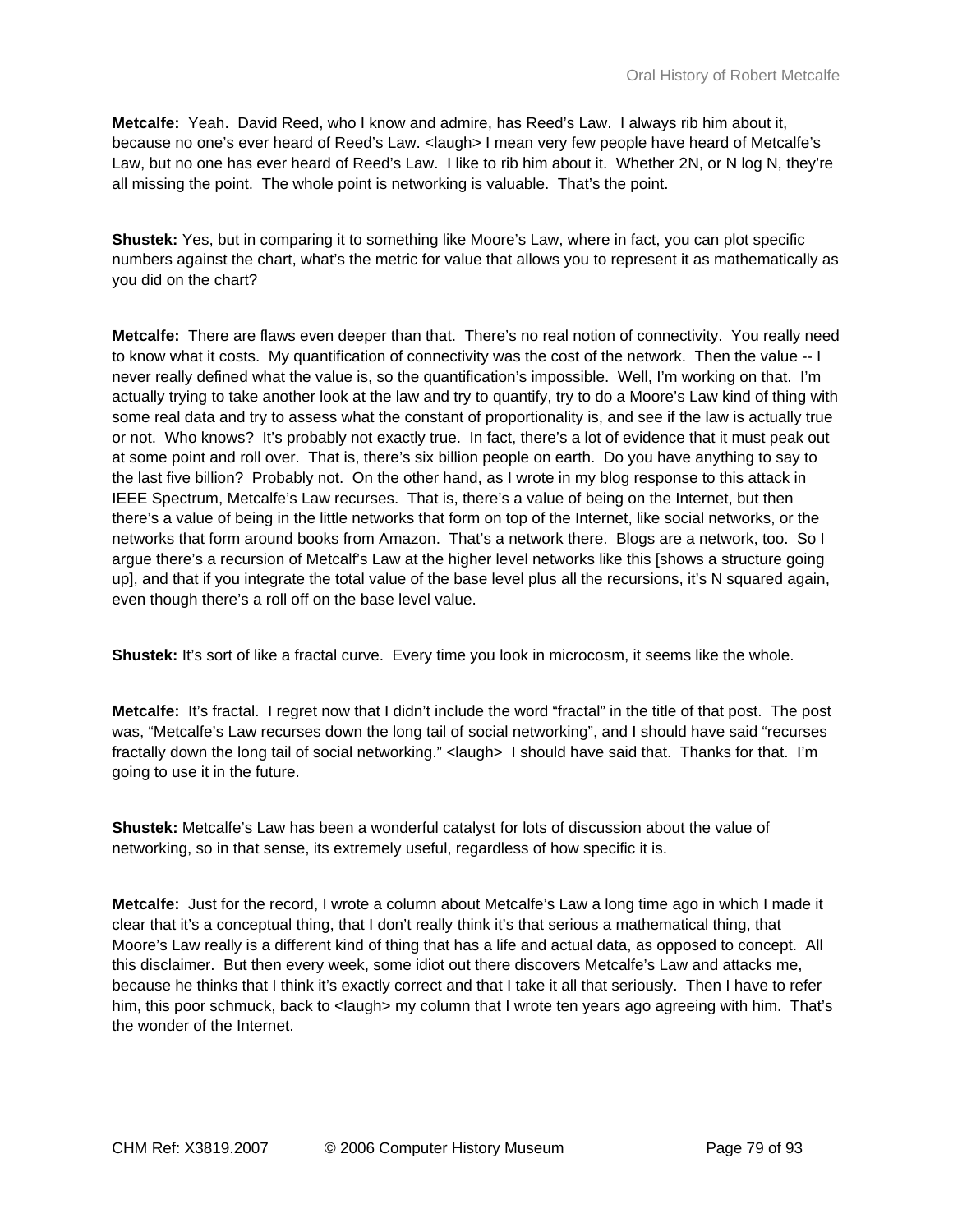**Metcalfe:** Yeah. David Reed, who I know and admire, has Reed's Law. I always rib him about it, because no one's ever heard of Reed's Law. <laugh> I mean very few people have heard of Metcalfe's Law, but no one has ever heard of Reed's Law. I like to rib him about it. Whether 2N, or N log N, they're all missing the point. The whole point is networking is valuable. That's the point.

**Shustek:** Yes, but in comparing it to something like Moore's Law, where in fact, you can plot specific numbers against the chart, what's the metric for value that allows you to represent it as mathematically as you did on the chart?

**Metcalfe:** There are flaws even deeper than that. There's no real notion of connectivity. You really need to know what it costs. My quantification of connectivity was the cost of the network. Then the value -- I never really defined what the value is, so the quantification's impossible. Well, I'm working on that. I'm actually trying to take another look at the law and try to quantify, try to do a Moore's Law kind of thing with some real data and try to assess what the constant of proportionality is, and see if the law is actually true or not. Who knows? It's probably not exactly true. In fact, there's a lot of evidence that it must peak out at some point and roll over. That is, there's six billion people on earth. Do you have anything to say to the last five billion? Probably not. On the other hand, as I wrote in my blog response to this attack in IEEE Spectrum, Metcalfe's Law recurses. That is, there's a value of being on the Internet, but then there's a value of being in the little networks that form on top of the Internet, like social networks, or the networks that form around books from Amazon. That's a network there. Blogs are a network, too. So I argue there's a recursion of Metcalf's Law at the higher level networks like this [shows a structure going up], and that if you integrate the total value of the base level plus all the recursions, it's N squared again, even though there's a roll off on the base level value.

**Shustek:** It's sort of like a fractal curve. Every time you look in microcosm, it seems like the whole.

**Metcalfe:** It's fractal. I regret now that I didn't include the word "fractal" in the title of that post. The post was, "Metcalfe's Law recurses down the long tail of social networking", and I should have said "recurses fractally down the long tail of social networking." <laugh> I should have said that. Thanks for that. I'm going to use it in the future.

**Shustek:** Metcalfe's Law has been a wonderful catalyst for lots of discussion about the value of networking, so in that sense, its extremely useful, regardless of how specific it is.

**Metcalfe:** Just for the record, I wrote a column about Metcalfe's Law a long time ago in which I made it clear that it's a conceptual thing, that I don't really think it's that serious a mathematical thing, that Moore's Law really is a different kind of thing that has a life and actual data, as opposed to concept. All this disclaimer. But then every week, some idiot out there discovers Metcalfe's Law and attacks me, because he thinks that I think it's exactly correct and that I take it all that seriously. Then I have to refer him, this poor schmuck, back to <laugh> my column that I wrote ten years ago agreeing with him. That's the wonder of the Internet.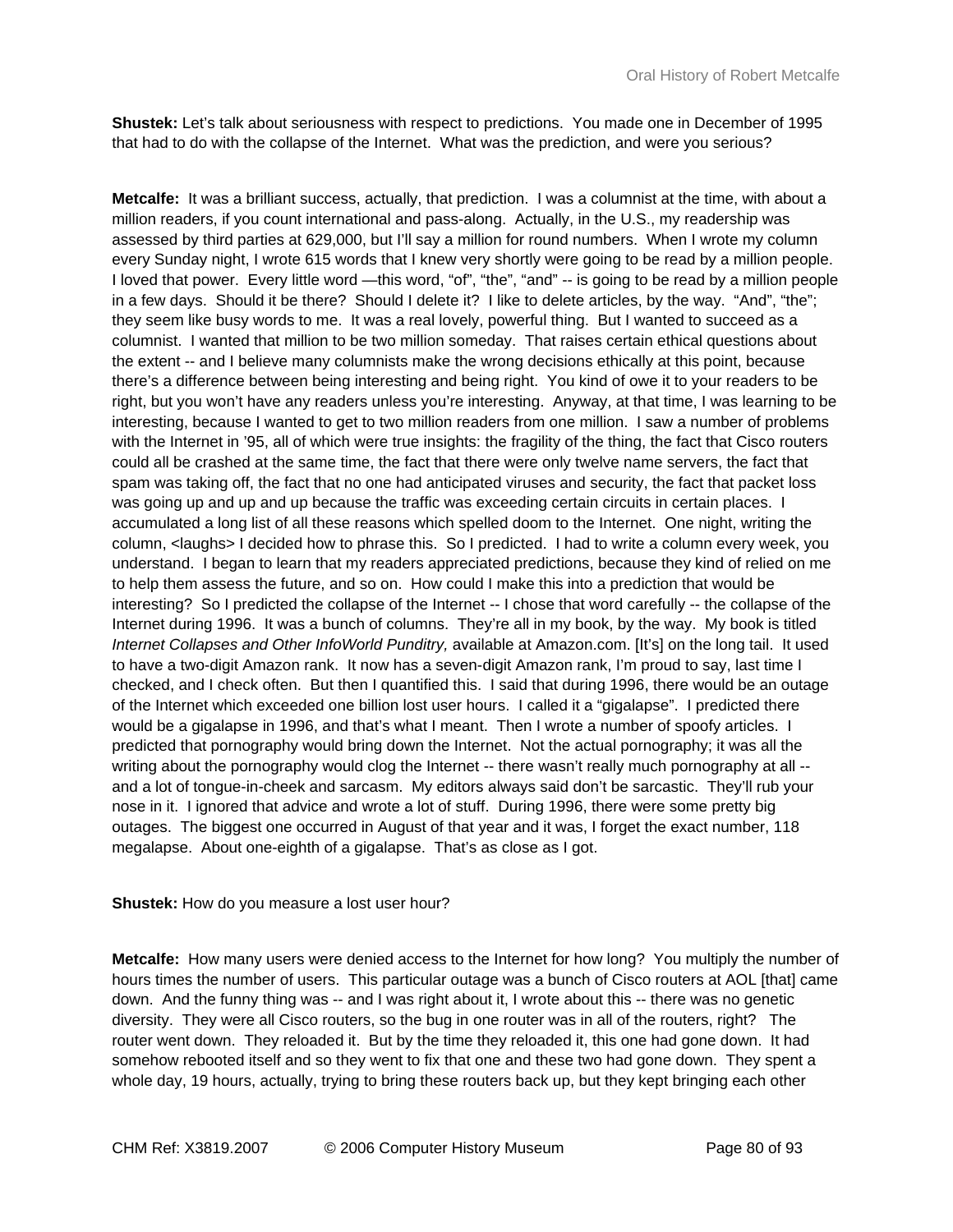**Shustek:** Let's talk about seriousness with respect to predictions. You made one in December of 1995 that had to do with the collapse of the Internet. What was the prediction, and were you serious?

**Metcalfe:** It was a brilliant success, actually, that prediction. I was a columnist at the time, with about a million readers, if you count international and pass-along. Actually, in the U.S., my readership was assessed by third parties at 629,000, but I'll say a million for round numbers. When I wrote my column every Sunday night, I wrote 615 words that I knew very shortly were going to be read by a million people. I loved that power. Every little word —this word, "of", "the", "and" -- is going to be read by a million people in a few days. Should it be there? Should I delete it? I like to delete articles, by the way. "And", "the"; they seem like busy words to me. It was a real lovely, powerful thing. But I wanted to succeed as a columnist. I wanted that million to be two million someday. That raises certain ethical questions about the extent -- and I believe many columnists make the wrong decisions ethically at this point, because there's a difference between being interesting and being right. You kind of owe it to your readers to be right, but you won't have any readers unless you're interesting. Anyway, at that time, I was learning to be interesting, because I wanted to get to two million readers from one million. I saw a number of problems with the Internet in '95, all of which were true insights: the fragility of the thing, the fact that Cisco routers could all be crashed at the same time, the fact that there were only twelve name servers, the fact that spam was taking off, the fact that no one had anticipated viruses and security, the fact that packet loss was going up and up and up because the traffic was exceeding certain circuits in certain places. I accumulated a long list of all these reasons which spelled doom to the Internet. One night, writing the column, <laughs> I decided how to phrase this. So I predicted. I had to write a column every week, you understand. I began to learn that my readers appreciated predictions, because they kind of relied on me to help them assess the future, and so on. How could I make this into a prediction that would be interesting? So I predicted the collapse of the Internet -- I chose that word carefully -- the collapse of the Internet during 1996. It was a bunch of columns. They're all in my book, by the way. My book is titled *Internet Collapses and Other InfoWorld Punditry,* available at Amazon.com. [It's] on the long tail. It used to have a two-digit Amazon rank. It now has a seven-digit Amazon rank, I'm proud to say, last time I checked, and I check often. But then I quantified this. I said that during 1996, there would be an outage of the Internet which exceeded one billion lost user hours. I called it a "gigalapse". I predicted there would be a gigalapse in 1996, and that's what I meant. Then I wrote a number of spoofy articles. I predicted that pornography would bring down the Internet. Not the actual pornography; it was all the writing about the pornography would clog the Internet -- there wasn't really much pornography at all -- and a lot of tongue-in-cheek and sarcasm. My editors always said don't be sarcastic. They'll rub your nose in it. I ignored that advice and wrote a lot of stuff. During 1996, there were some pretty big outages. The biggest one occurred in August of that year and it was, I forget the exact number, 118 megalapse. About one-eighth of a gigalapse. That's as close as I got.

**Shustek:** How do you measure a lost user hour?

**Metcalfe:** How many users were denied access to the Internet for how long? You multiply the number of hours times the number of users. This particular outage was a bunch of Cisco routers at AOL [that] came down. And the funny thing was -- and I was right about it, I wrote about this -- there was no genetic diversity. They were all Cisco routers, so the bug in one router was in all of the routers, right? The router went down. They reloaded it. But by the time they reloaded it, this one had gone down. It had somehow rebooted itself and so they went to fix that one and these two had gone down. They spent a whole day, 19 hours, actually, trying to bring these routers back up, but they kept bringing each other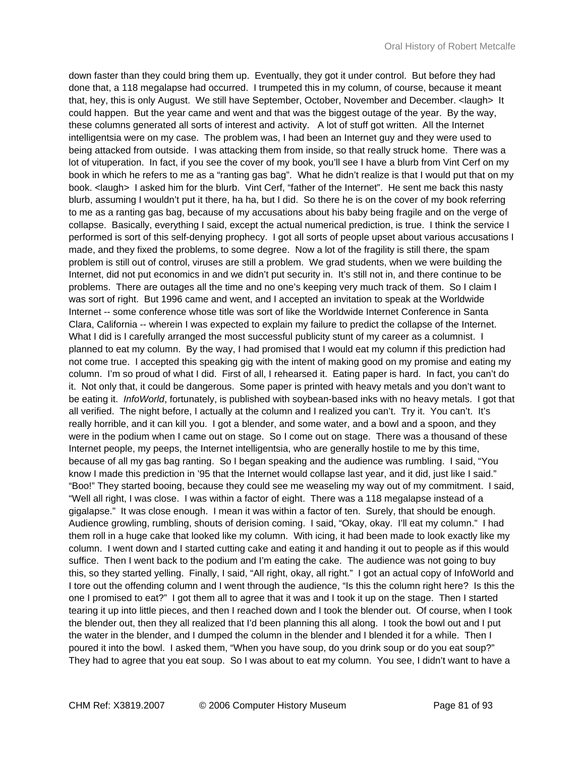down faster than they could bring them up. Eventually, they got it under control. But before they had done that, a 118 megalapse had occurred. I trumpeted this in my column, of course, because it meant that, hey, this is only August. We still have September, October, November and December. <laugh> It could happen. But the year came and went and that was the biggest outage of the year. By the way, these columns generated all sorts of interest and activity. A lot of stuff got written. All the Internet intelligentsia were on my case. The problem was, I had been an Internet guy and they were used to being attacked from outside. I was attacking them from inside, so that really struck home. There was a lot of vituperation. In fact, if you see the cover of my book, you'll see I have a blurb from Vint Cerf on my book in which he refers to me as a "ranting gas bag". What he didn't realize is that I would put that on my book. <laugh> I asked him for the blurb. Vint Cerf, "father of the Internet". He sent me back this nasty blurb, assuming I wouldn't put it there, ha ha, but I did. So there he is on the cover of my book referring to me as a ranting gas bag, because of my accusations about his baby being fragile and on the verge of collapse. Basically, everything I said, except the actual numerical prediction, is true. I think the service I performed is sort of this self-denying prophecy. I got all sorts of people upset about various accusations I made, and they fixed the problems, to some degree. Now a lot of the fragility is still there, the spam problem is still out of control, viruses are still a problem. We grad students, when we were building the Internet, did not put economics in and we didn't put security in. It's still not in, and there continue to be problems. There are outages all the time and no one's keeping very much track of them. So I claim I was sort of right. But 1996 came and went, and I accepted an invitation to speak at the Worldwide Internet -- some conference whose title was sort of like the Worldwide Internet Conference in Santa Clara, California -- wherein I was expected to explain my failure to predict the collapse of the Internet. What I did is I carefully arranged the most successful publicity stunt of my career as a columnist. I planned to eat my column. By the way, I had promised that I would eat my column if this prediction had not come true. I accepted this speaking gig with the intent of making good on my promise and eating my column. I'm so proud of what I did. First of all, I rehearsed it. Eating paper is hard. In fact, you can't do it. Not only that, it could be dangerous. Some paper is printed with heavy metals and you don't want to be eating it. *InfoWorld*, fortunately, is published with soybean-based inks with no heavy metals. I got that all verified. The night before, I actually at the column and I realized you can't. Try it. You can't. It's really horrible, and it can kill you. I got a blender, and some water, and a bowl and a spoon, and they were in the podium when I came out on stage. So I come out on stage. There was a thousand of these Internet people, my peeps, the Internet intelligentsia, who are generally hostile to me by this time, because of all my gas bag ranting. So I began speaking and the audience was rumbling. I said, "You know I made this prediction in '95 that the Internet would collapse last year, and it did, just like I said." "Boo!" They started booing, because they could see me weaseling my way out of my commitment. I said, "Well all right, I was close. I was within a factor of eight. There was a 118 megalapse instead of a gigalapse." It was close enough. I mean it was within a factor of ten. Surely, that should be enough. Audience growling, rumbling, shouts of derision coming. I said, "Okay, okay. I'll eat my column." I had them roll in a huge cake that looked like my column. With icing, it had been made to look exactly like my column. I went down and I started cutting cake and eating it and handing it out to people as if this would suffice. Then I went back to the podium and I'm eating the cake. The audience was not going to buy this, so they started yelling. Finally, I said, "All right, okay, all right." I got an actual copy of InfoWorld and I tore out the offending column and I went through the audience, "Is this the column right here? Is this the one I promised to eat?" I got them all to agree that it was and I took it up on the stage. Then I started tearing it up into little pieces, and then I reached down and I took the blender out. Of course, when I took the blender out, then they all realized that I'd been planning this all along. I took the bowl out and I put the water in the blender, and I dumped the column in the blender and I blended it for a while. Then I poured it into the bowl. I asked them, "When you have soup, do you drink soup or do you eat soup?" They had to agree that you eat soup. So I was about to eat my column. You see, I didn't want to have a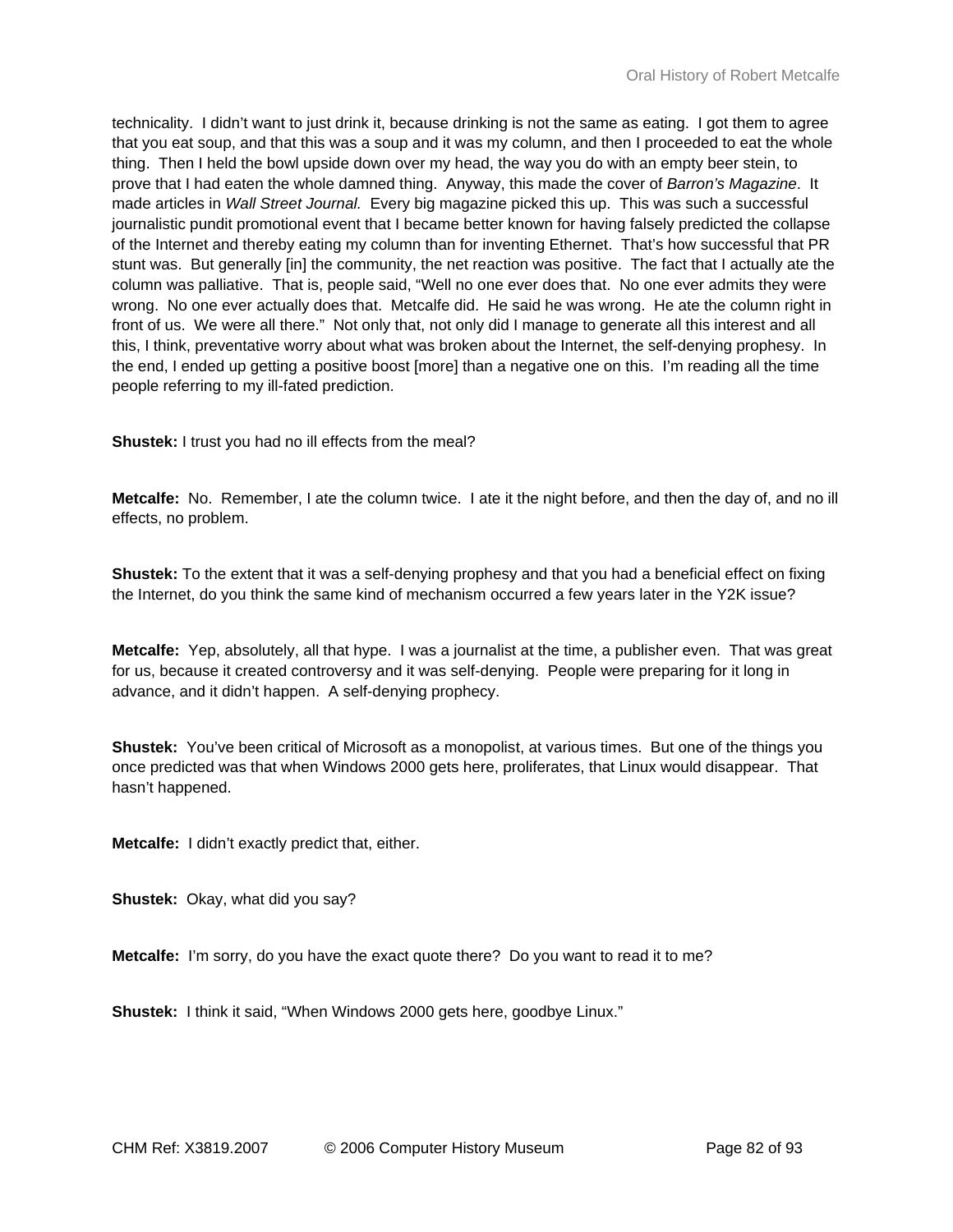technicality. I didn't want to just drink it, because drinking is not the same as eating. I got them to agree that you eat soup, and that this was a soup and it was my column, and then I proceeded to eat the whole thing. Then I held the bowl upside down over my head, the way you do with an empty beer stein, to prove that I had eaten the whole damned thing. Anyway, this made the cover of *Barron's Magazine*. It made articles in *Wall Street Journal.* Every big magazine picked this up. This was such a successful journalistic pundit promotional event that I became better known for having falsely predicted the collapse of the Internet and thereby eating my column than for inventing Ethernet. That's how successful that PR stunt was. But generally [in] the community, the net reaction was positive. The fact that I actually ate the column was palliative. That is, people said, "Well no one ever does that. No one ever admits they were wrong. No one ever actually does that. Metcalfe did. He said he was wrong. He ate the column right in front of us. We were all there." Not only that, not only did I manage to generate all this interest and all this, I think, preventative worry about what was broken about the Internet, the self-denying prophesy. In the end, I ended up getting a positive boost [more] than a negative one on this. I'm reading all the time people referring to my ill-fated prediction.

**Shustek:** I trust you had no ill effects from the meal?

**Metcalfe:** No. Remember, I ate the column twice. I ate it the night before, and then the day of, and no ill effects, no problem.

**Shustek:** To the extent that it was a self-denying prophesy and that you had a beneficial effect on fixing the Internet, do you think the same kind of mechanism occurred a few years later in the Y2K issue?

**Metcalfe:** Yep, absolutely, all that hype. I was a journalist at the time, a publisher even. That was great for us, because it created controversy and it was self-denying. People were preparing for it long in advance, and it didn't happen. A self-denying prophecy.

**Shustek:** You've been critical of Microsoft as a monopolist, at various times. But one of the things you once predicted was that when Windows 2000 gets here, proliferates, that Linux would disappear. That hasn't happened.

**Metcalfe:** I didn't exactly predict that, either.

**Shustek:** Okay, what did you say?

**Metcalfe:** I'm sorry, do you have the exact quote there? Do you want to read it to me?

**Shustek:** I think it said, "When Windows 2000 gets here, goodbye Linux."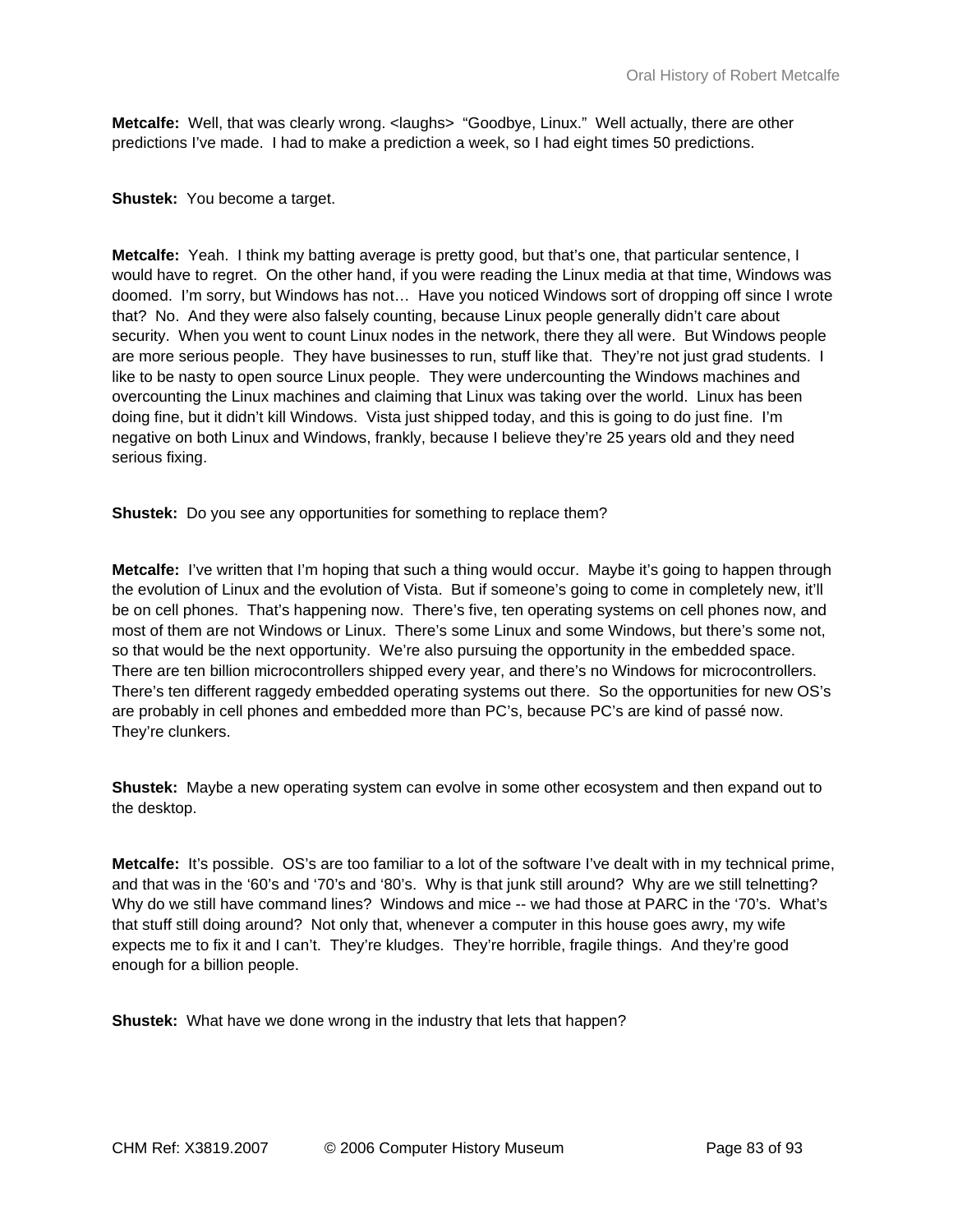**Metcalfe:** Well, that was clearly wrong. <laughs> "Goodbye, Linux." Well actually, there are other predictions I've made. I had to make a prediction a week, so I had eight times 50 predictions.

**Shustek:** You become a target.

**Metcalfe:** Yeah. I think my batting average is pretty good, but that's one, that particular sentence, I would have to regret. On the other hand, if you were reading the Linux media at that time, Windows was doomed. I'm sorry, but Windows has not… Have you noticed Windows sort of dropping off since I wrote that? No. And they were also falsely counting, because Linux people generally didn't care about security. When you went to count Linux nodes in the network, there they all were. But Windows people are more serious people. They have businesses to run, stuff like that. They're not just grad students. I like to be nasty to open source Linux people. They were undercounting the Windows machines and overcounting the Linux machines and claiming that Linux was taking over the world. Linux has been doing fine, but it didn't kill Windows. Vista just shipped today, and this is going to do just fine. I'm negative on both Linux and Windows, frankly, because I believe they're 25 years old and they need serious fixing.

**Shustek:** Do you see any opportunities for something to replace them?

**Metcalfe:** I've written that I'm hoping that such a thing would occur. Maybe it's going to happen through the evolution of Linux and the evolution of Vista. But if someone's going to come in completely new, it'll be on cell phones. That's happening now. There's five, ten operating systems on cell phones now, and most of them are not Windows or Linux. There's some Linux and some Windows, but there's some not, so that would be the next opportunity. We're also pursuing the opportunity in the embedded space. There are ten billion microcontrollers shipped every year, and there's no Windows for microcontrollers. There's ten different raggedy embedded operating systems out there. So the opportunities for new OS's are probably in cell phones and embedded more than PC's, because PC's are kind of passé now. They're clunkers.

**Shustek:** Maybe a new operating system can evolve in some other ecosystem and then expand out to the desktop.

**Metcalfe:** It's possible. OS's are too familiar to a lot of the software I've dealt with in my technical prime, and that was in the '60's and '70's and '80's. Why is that junk still around? Why are we still telnetting? Why do we still have command lines? Windows and mice -- we had those at PARC in the '70's. What's that stuff still doing around? Not only that, whenever a computer in this house goes awry, my wife expects me to fix it and I can't. They're kludges. They're horrible, fragile things. And they're good enough for a billion people.

**Shustek:** What have we done wrong in the industry that lets that happen?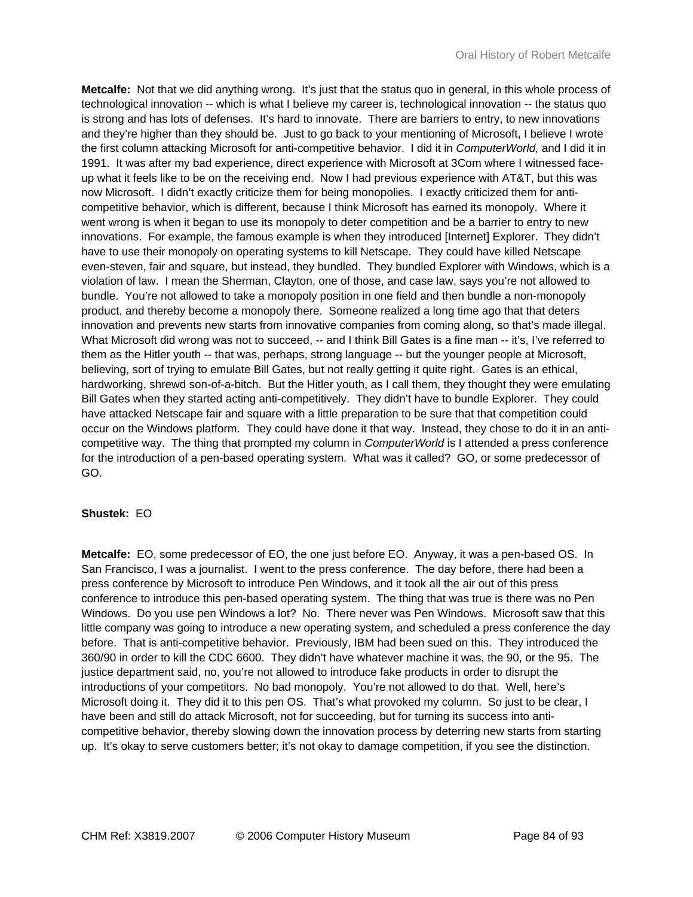**Metcalfe:** Not that we did anything wrong. It's just that the status quo in general, in this whole process of technological innovation -- which is what I believe my career is, technological innovation -- the status quo is strong and has lots of defenses. It's hard to innovate. There are barriers to entry, to new innovations and they're higher than they should be. Just to go back to your mentioning of Microsoft, I believe I wrote the first column attacking Microsoft for anti-competitive behavior. I did it in *ComputerWorld,* and I did it in 1991. It was after my bad experience, direct experience with Microsoft at 3Com where I witnessed face-up what it feels like to be on the receiving end. Now I had previous experience with AT&T, but this was now Microsoft. I didn't exactly criticize them for being monopolies. I exactly criticized them for anti-competitive behavior, which is different, because I think Microsoft has earned its monopoly. Where it went wrong is when it began to use its monopoly to deter competition and be a barrier to entry to new innovations. For example, the famous example is when they introduced [Internet] Explorer. They didn't have to use their monopoly on operating systems to kill Netscape. They could have killed Netscape even-steven, fair and square, but instead, they bundled. They bundled Explorer with Windows, which is a violation of law. I mean the Sherman, Clayton, one of those, and case law, says you're not allowed to bundle. You're not allowed to take a monopoly position in one field and then bundle a non-monopoly product, and thereby become a monopoly there. Someone realized a long time ago that that deters innovation and prevents new starts from innovative companies from coming along, so that's made illegal. What Microsoft did wrong was not to succeed, -- and I think Bill Gates is a fine man -- it's, I've referred to them as the Hitler youth -- that was, perhaps, strong language -- but the younger people at Microsoft, believing, sort of trying to emulate Bill Gates, but not really getting it quite right. Gates is an ethical, hardworking, shrewd son-of-a-bitch. But the Hitler youth, as I call them, they thought they were emulating Bill Gates when they started acting anti-competitively. They didn't have to bundle Explorer. They could have attacked Netscape fair and square with a little preparation to be sure that that competition could occur on the Windows platform. They could have done it that way. Instead, they chose to do it in an anti-competitive way. The thing that prompted my column in *ComputerWorld* is I attended a press conference for the introduction of a pen-based operating system. What was it called? GO, or some predecessor of GO.

**Shustek:** EO

**Metcalfe:** EO, some predecessor of EO, the one just before EO. Anyway, it was a pen-based OS. In San Francisco, I was a journalist. I went to the press conference. The day before, there had been a press conference by Microsoft to introduce Pen Windows, and it took all the air out of this press conference to introduce this pen-based operating system. The thing that was true is there was no Pen Windows. Do you use pen Windows a lot? No. There never was Pen Windows. Microsoft saw that this little company was going to introduce a new operating system, and scheduled a press conference the day before. That is anti-competitive behavior. Previously, IBM had been sued on this. They introduced the 360/90 in order to kill the CDC 6600. They didn't have whatever machine it was, the 90, or the 95. The justice department said, no, you're not allowed to introduce fake products in order to disrupt the introductions of your competitors. No bad monopoly. You're not allowed to do that. Well, here's Microsoft doing it. They did it to this pen OS. That's what provoked my column. So just to be clear, I have been and still do attack Microsoft, not for succeeding, but for turning its success into anti-competitive behavior, thereby slowing down the innovation process by deterring new starts from starting up. It's okay to serve customers better; it's not okay to damage competition, if you see the distinction.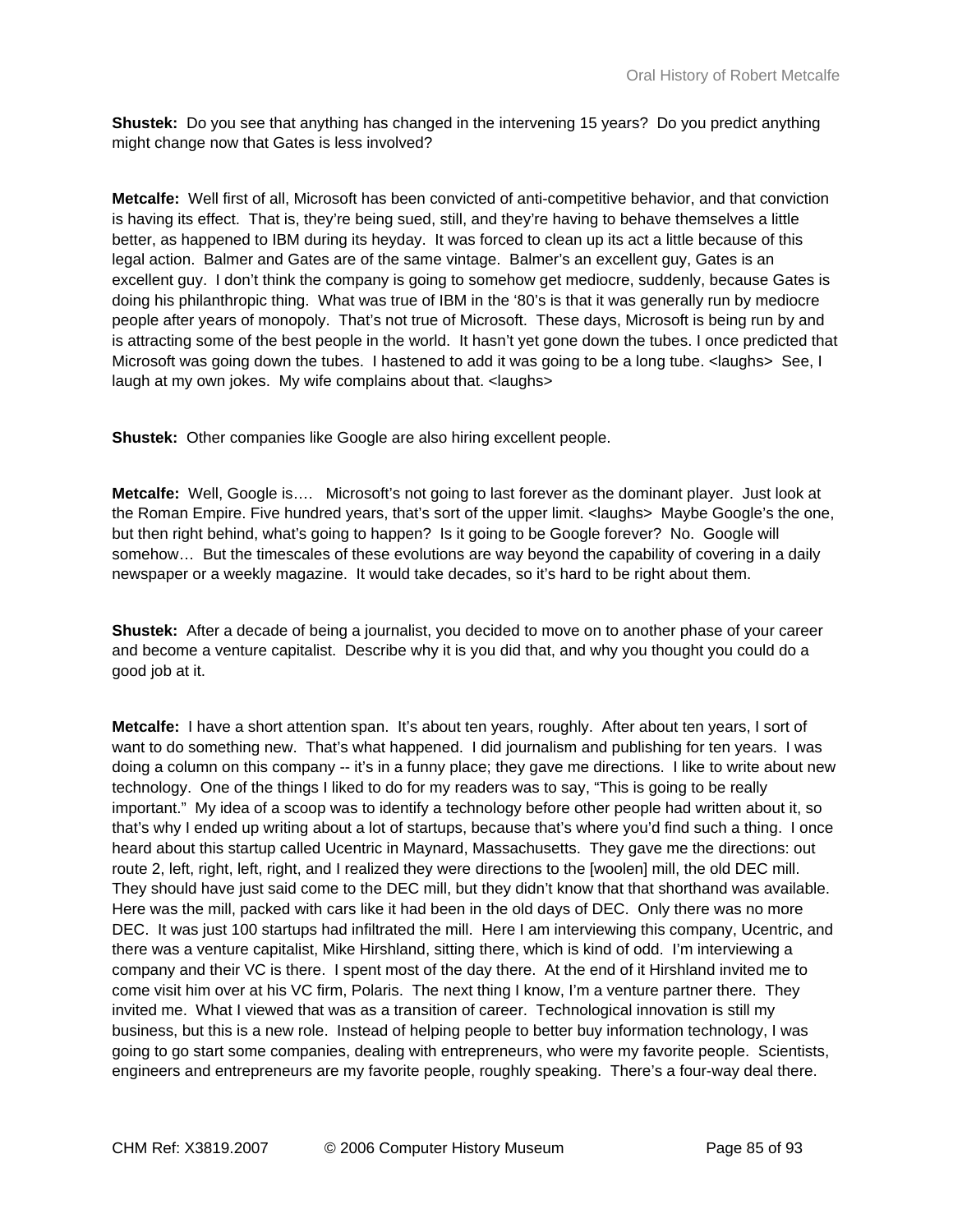**Shustek:** Do you see that anything has changed in the intervening 15 years? Do you predict anything might change now that Gates is less involved?

**Metcalfe:** Well first of all, Microsoft has been convicted of anti-competitive behavior, and that conviction is having its effect. That is, they're being sued, still, and they're having to behave themselves a little better, as happened to IBM during its heyday. It was forced to clean up its act a little because of this legal action. Balmer and Gates are of the same vintage. Balmer's an excellent guy, Gates is an excellent guy. I don't think the company is going to somehow get mediocre, suddenly, because Gates is doing his philanthropic thing. What was true of IBM in the '80's is that it was generally run by mediocre people after years of monopoly. That's not true of Microsoft. These days, Microsoft is being run by and is attracting some of the best people in the world. It hasn't yet gone down the tubes. I once predicted that Microsoft was going down the tubes. I hastened to add it was going to be a long tube. <laughs> See, I laugh at my own jokes. My wife complains about that. <laughs>

**Shustek:** Other companies like Google are also hiring excellent people.

**Metcalfe:** Well, Google is…. Microsoft's not going to last forever as the dominant player. Just look at the Roman Empire. Five hundred years, that's sort of the upper limit. <laughs> Maybe Google's the one, but then right behind, what's going to happen? Is it going to be Google forever? No. Google will somehow… But the timescales of these evolutions are way beyond the capability of covering in a daily newspaper or a weekly magazine. It would take decades, so it's hard to be right about them.

**Shustek:** After a decade of being a journalist, you decided to move on to another phase of your career and become a venture capitalist. Describe why it is you did that, and why you thought you could do a good job at it.

**Metcalfe:** I have a short attention span. It's about ten years, roughly. After about ten years, I sort of want to do something new. That's what happened. I did journalism and publishing for ten years. I was doing a column on this company -- it's in a funny place; they gave me directions. I like to write about new technology. One of the things I liked to do for my readers was to say, "This is going to be really important." My idea of a scoop was to identify a technology before other people had written about it, so that's why I ended up writing about a lot of startups, because that's where you'd find such a thing. I once heard about this startup called Ucentric in Maynard, Massachusetts. They gave me the directions: out route 2, left, right, left, right, and I realized they were directions to the [woolen] mill, the old DEC mill. They should have just said come to the DEC mill, but they didn't know that that shorthand was available. Here was the mill, packed with cars like it had been in the old days of DEC. Only there was no more DEC. It was just 100 startups had infiltrated the mill. Here I am interviewing this company, Ucentric, and there was a venture capitalist, Mike Hirshland, sitting there, which is kind of odd. I'm interviewing a company and their VC is there. I spent most of the day there. At the end of it Hirshland invited me to come visit him over at his VC firm, Polaris. The next thing I know, I'm a venture partner there. They invited me. What I viewed that was as a transition of career. Technological innovation is still my business, but this is a new role. Instead of helping people to better buy information technology, I was going to go start some companies, dealing with entrepreneurs, who were my favorite people. Scientists, engineers and entrepreneurs are my favorite people, roughly speaking. There's a four-way deal there.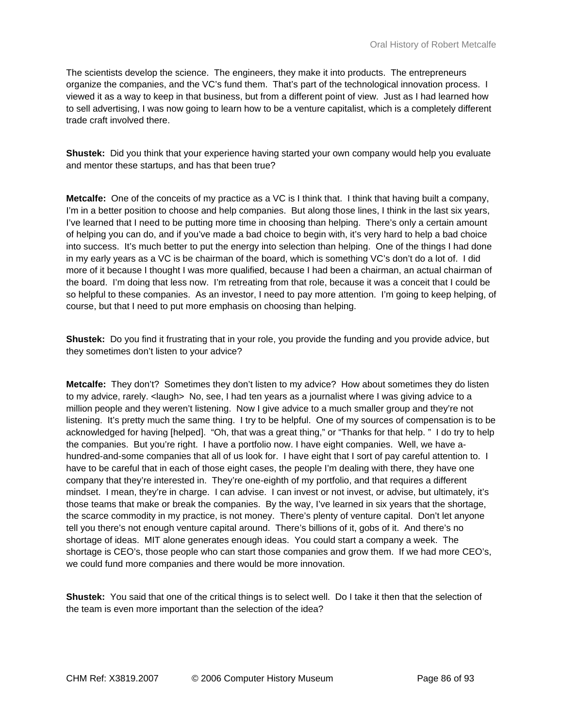The scientists develop the science. The engineers, they make it into products. The entrepreneurs organize the companies, and the VC's fund them. That's part of the technological innovation process. I viewed it as a way to keep in that business, but from a different point of view. Just as I had learned how to sell advertising, I was now going to learn how to be a venture capitalist, which is a completely different trade craft involved there.

**Shustek:** Did you think that your experience having started your own company would help you evaluate and mentor these startups, and has that been true?

**Metcalfe:** One of the conceits of my practice as a VC is I think that. I think that having built a company, I'm in a better position to choose and help companies. But along those lines, I think in the last six years, I've learned that I need to be putting more time in choosing than helping. There's only a certain amount of helping you can do, and if you've made a bad choice to begin with, it's very hard to help a bad choice into success. It's much better to put the energy into selection than helping. One of the things I had done in my early years as a VC is be chairman of the board, which is something VC's don't do a lot of. I did more of it because I thought I was more qualified, because I had been a chairman, an actual chairman of the board. I'm doing that less now. I'm retreating from that role, because it was a conceit that I could be so helpful to these companies. As an investor, I need to pay more attention. I'm going to keep helping, of course, but that I need to put more emphasis on choosing than helping.

**Shustek:** Do you find it frustrating that in your role, you provide the funding and you provide advice, but they sometimes don't listen to your advice?

**Metcalfe:** They don't? Sometimes they don't listen to my advice? How about sometimes they do listen to my advice, rarely. <laugh> No, see, I had ten years as a journalist where I was giving advice to a million people and they weren't listening. Now I give advice to a much smaller group and they're not listening. It's pretty much the same thing. I try to be helpful. One of my sources of compensation is to be acknowledged for having [helped]. "Oh, that was a great thing," or "Thanks for that help. " I do try to help the companies. But you're right. I have a portfolio now. I have eight companies. Well, we have a-hundred-and-some companies that all of us look for. I have eight that I sort of pay careful attention to. I have to be careful that in each of those eight cases, the people I'm dealing with there, they have one company that they're interested in. They're one-eighth of my portfolio, and that requires a different mindset. I mean, they're in charge. I can advise. I can invest or not invest, or advise, but ultimately, it's those teams that make or break the companies. By the way, I've learned in six years that the shortage, the scarce commodity in my practice, is not money. There's plenty of venture capital. Don't let anyone tell you there's not enough venture capital around. There's billions of it, gobs of it. And there's no shortage of ideas. MIT alone generates enough ideas. You could start a company a week. The shortage is CEO's, those people who can start those companies and grow them. If we had more CEO's, we could fund more companies and there would be more innovation.

**Shustek:** You said that one of the critical things is to select well. Do I take it then that the selection of the team is even more important than the selection of the idea?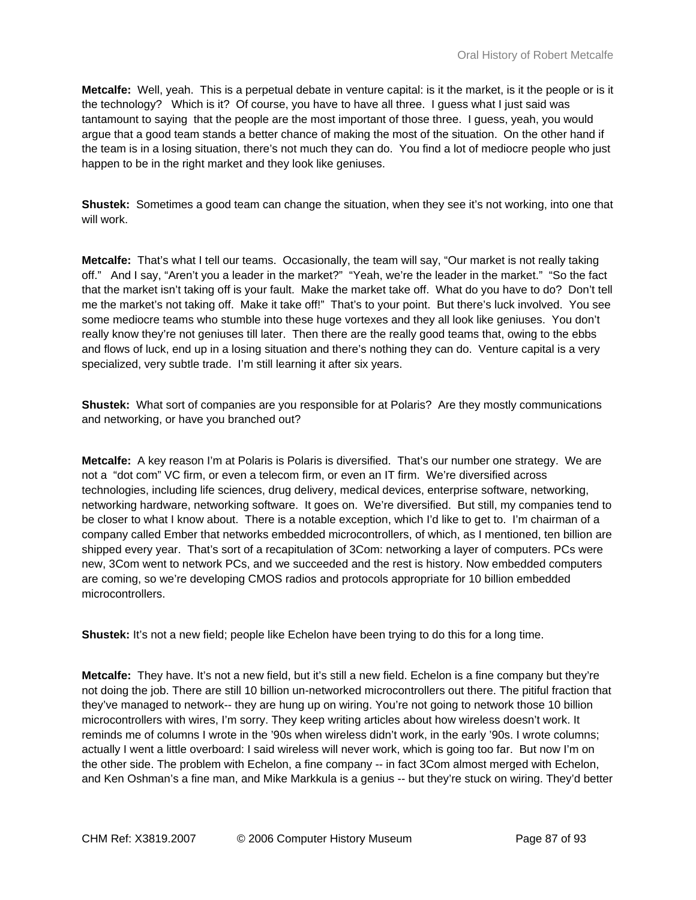**Metcalfe:** Well, yeah. This is a perpetual debate in venture capital: is it the market, is it the people or is it the technology? Which is it? Of course, you have to have all three. I guess what I just said was tantamount to saying that the people are the most important of those three. I guess, yeah, you would argue that a good team stands a better chance of making the most of the situation. On the other hand if the team is in a losing situation, there's not much they can do. You find a lot of mediocre people who just happen to be in the right market and they look like geniuses.

**Shustek:** Sometimes a good team can change the situation, when they see it's not working, into one that will work.

**Metcalfe:** That's what I tell our teams. Occasionally, the team will say, "Our market is not really taking off." And I say, "Aren't you a leader in the market?" "Yeah, we're the leader in the market." "So the fact that the market isn't taking off is your fault. Make the market take off. What do you have to do? Don't tell me the market's not taking off. Make it take off!" That's to your point. But there's luck involved. You see some mediocre teams who stumble into these huge vortexes and they all look like geniuses. You don't really know they're not geniuses till later. Then there are the really good teams that, owing to the ebbs and flows of luck, end up in a losing situation and there's nothing they can do. Venture capital is a very specialized, very subtle trade. I'm still learning it after six years.

**Shustek:** What sort of companies are you responsible for at Polaris? Are they mostly communications and networking, or have you branched out?

**Metcalfe:** A key reason I'm at Polaris is Polaris is diversified. That's our number one strategy. We are not a "dot com" VC firm, or even a telecom firm, or even an IT firm. We're diversified across technologies, including life sciences, drug delivery, medical devices, enterprise software, networking, networking hardware, networking software. It goes on. We're diversified. But still, my companies tend to be closer to what I know about. There is a notable exception, which I'd like to get to. I'm chairman of a company called Ember that networks embedded microcontrollers, of which, as I mentioned, ten billion are shipped every year. That's sort of a recapitulation of 3Com: networking a layer of computers. PCs were new, 3Com went to network PCs, and we succeeded and the rest is history. Now embedded computers are coming, so we're developing CMOS radios and protocols appropriate for 10 billion embedded microcontrollers.

**Shustek:** It's not a new field; people like Echelon have been trying to do this for a long time.

**Metcalfe:** They have. It's not a new field, but it's still a new field. Echelon is a fine company but they're not doing the job. There are still 10 billion un-networked microcontrollers out there. The pitiful fraction that they've managed to network-- they are hung up on wiring. You're not going to network those 10 billion microcontrollers with wires, I'm sorry. They keep writing articles about how wireless doesn't work. It reminds me of columns I wrote in the '90s when wireless didn't work, in the early '90s. I wrote columns; actually I went a little overboard: I said wireless will never work, which is going too far. But now I'm on the other side. The problem with Echelon, a fine company -- in fact 3Com almost merged with Echelon, and Ken Oshman's a fine man, and Mike Markkula is a genius -- but they're stuck on wiring. They'd better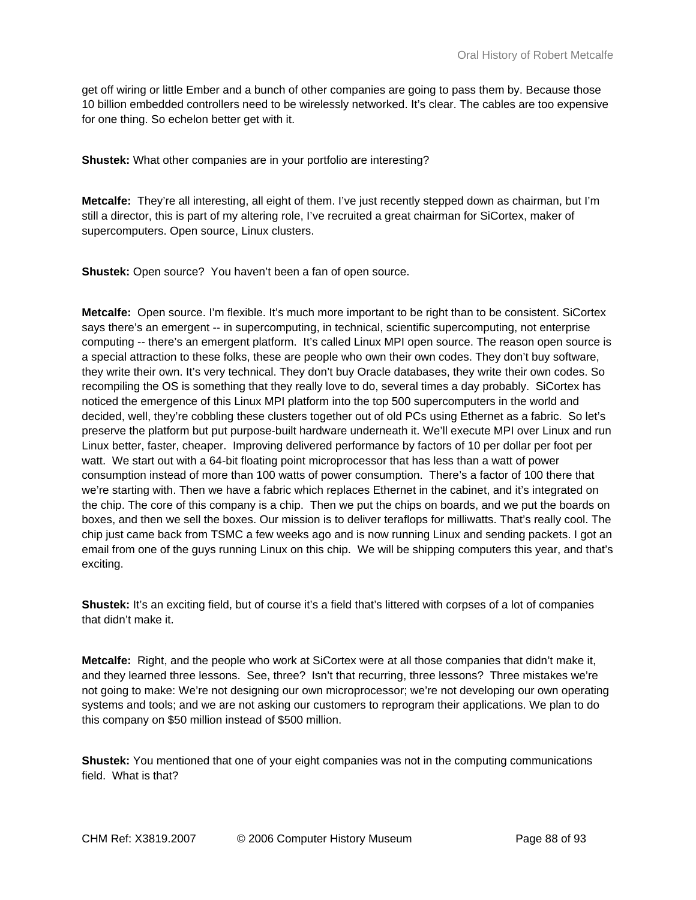get off wiring or little Ember and a bunch of other companies are going to pass them by. Because those 10 billion embedded controllers need to be wirelessly networked. It's clear. The cables are too expensive for one thing. So echelon better get with it.

**Shustek:** What other companies are in your portfolio are interesting?

**Metcalfe:** They're all interesting, all eight of them. I've just recently stepped down as chairman, but I'm still a director, this is part of my altering role, I've recruited a great chairman for SiCortex, maker of supercomputers. Open source, Linux clusters.

**Shustek:** Open source? You haven't been a fan of open source.

**Metcalfe:** Open source. I'm flexible. It's much more important to be right than to be consistent. SiCortex says there's an emergent -- in supercomputing, in technical, scientific supercomputing, not enterprise computing -- there's an emergent platform. It's called Linux MPI open source. The reason open source is a special attraction to these folks, these are people who own their own codes. They don't buy software, they write their own. It's very technical. They don't buy Oracle databases, they write their own codes. So recompiling the OS is something that they really love to do, several times a day probably. SiCortex has noticed the emergence of this Linux MPI platform into the top 500 supercomputers in the world and decided, well, they're cobbling these clusters together out of old PCs using Ethernet as a fabric. So let's preserve the platform but put purpose-built hardware underneath it. We'll execute MPI over Linux and run Linux better, faster, cheaper. Improving delivered performance by factors of 10 per dollar per foot per watt. We start out with a 64-bit floating point microprocessor that has less than a watt of power consumption instead of more than 100 watts of power consumption. There's a factor of 100 there that we're starting with. Then we have a fabric which replaces Ethernet in the cabinet, and it's integrated on the chip. The core of this company is a chip. Then we put the chips on boards, and we put the boards on boxes, and then we sell the boxes. Our mission is to deliver teraflops for milliwatts. That's really cool. The chip just came back from TSMC a few weeks ago and is now running Linux and sending packets. I got an email from one of the guys running Linux on this chip. We will be shipping computers this year, and that's exciting.

**Shustek:** It's an exciting field, but of course it's a field that's littered with corpses of a lot of companies that didn't make it.

**Metcalfe:** Right, and the people who work at SiCortex were at all those companies that didn't make it, and they learned three lessons. See, three? Isn't that recurring, three lessons? Three mistakes we're not going to make: We're not designing our own microprocessor; we're not developing our own operating systems and tools; and we are not asking our customers to reprogram their applications. We plan to do this company on $50 million instead of $500 million.

**Shustek:** You mentioned that one of your eight companies was not in the computing communications field. What is that?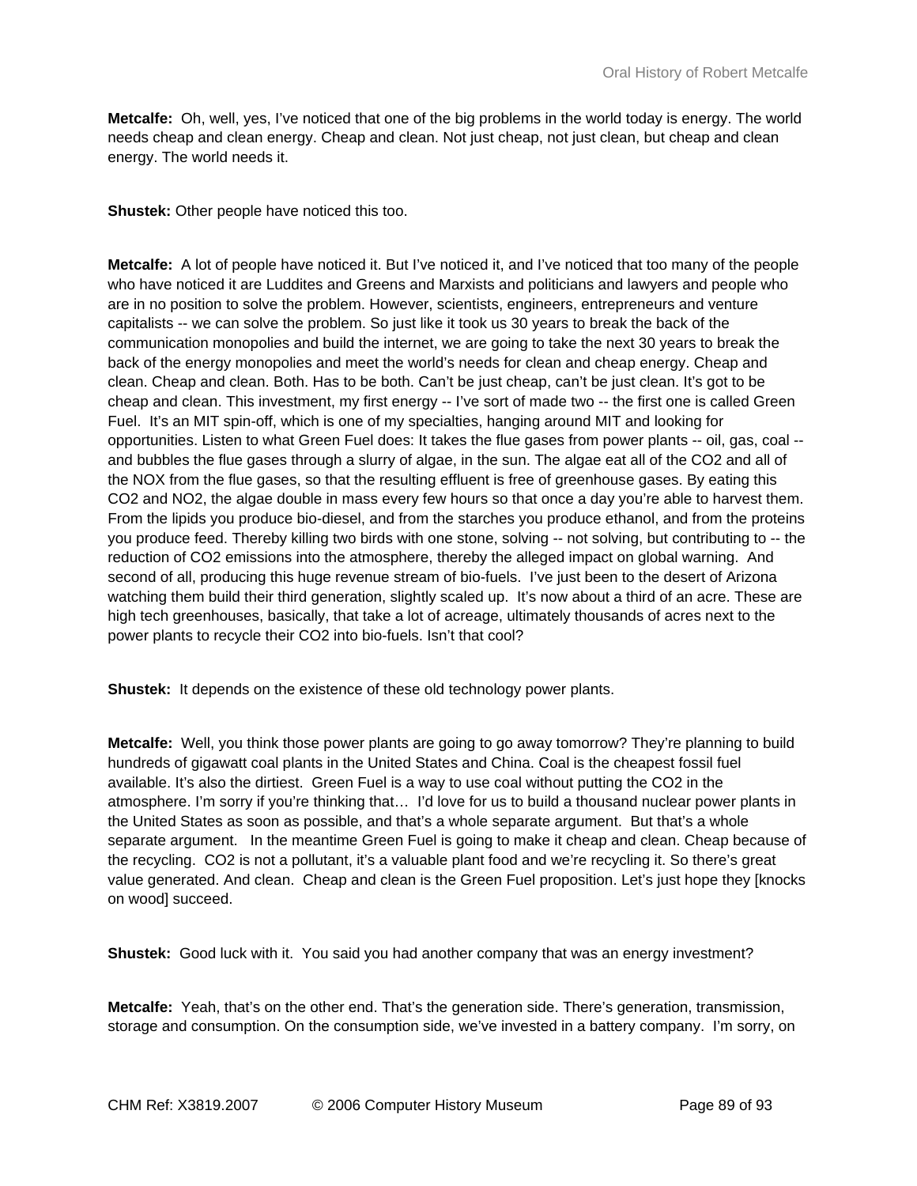**Metcalfe:** Oh, well, yes, I've noticed that one of the big problems in the world today is energy. The world needs cheap and clean energy. Cheap and clean. Not just cheap, not just clean, but cheap and clean energy. The world needs it.

**Shustek:** Other people have noticed this too.

**Metcalfe:** A lot of people have noticed it. But I've noticed it, and I've noticed that too many of the people who have noticed it are Luddites and Greens and Marxists and politicians and lawyers and people who are in no position to solve the problem. However, scientists, engineers, entrepreneurs and venture capitalists -- we can solve the problem. So just like it took us 30 years to break the back of the communication monopolies and build the internet, we are going to take the next 30 years to break the back of the energy monopolies and meet the world's needs for clean and cheap energy. Cheap and clean. Cheap and clean. Both. Has to be both. Can't be just cheap, can't be just clean. It's got to be cheap and clean. This investment, my first energy -- I've sort of made two -- the first one is called Green Fuel. It's an MIT spin-off, which is one of my specialties, hanging around MIT and looking for opportunities. Listen to what Green Fuel does: It takes the flue gases from power plants -- oil, gas, coal -- and bubbles the flue gases through a slurry of algae, in the sun. The algae eat all of the $CO_2$ and all of the NOX from the flue gases, so that the resulting effluent is free of greenhouse gases. By eating this $CO_2$ and $NO_2$, the algae double in mass every few hours so that once a day you're able to harvest them. From the lipids you produce bio-diesel, and from the starches you produce ethanol, and from the proteins you produce feed. Thereby killing two birds with one stone, solving -- not solving, but contributing to -- the reduction of $CO_2$ emissions into the atmosphere, thereby the alleged impact on global warning. And second of all, producing this huge revenue stream of bio-fuels. I've just been to the desert of Arizona watching them build their third generation, slightly scaled up. It's now about a third of an acre. These are high tech greenhouses, basically, that take a lot of acreage, ultimately thousands of acres next to the power plants to recycle their $CO_2$ into bio-fuels. Isn't that cool?

**Shustek:** It depends on the existence of these old technology power plants.

**Metcalfe:** Well, you think those power plants are going to go away tomorrow? They're planning to build hundreds of gigawatt coal plants in the United States and China. Coal is the cheapest fossil fuel available. It's also the dirtiest. Green Fuel is a way to use coal without putting the $CO_2$ in the atmosphere. I'm sorry if you're thinking that… I'd love for us to build a thousand nuclear power plants in the United States as soon as possible, and that's a whole separate argument. But that's a whole separate argument. In the meantime Green Fuel is going to make it cheap and clean. Cheap because of the recycling. $CO_2$ is not a pollutant, it's a valuable plant food and we're recycling it. So there's great value generated. And clean. Cheap and clean is the Green Fuel proposition. Let's just hope they [knocks on wood] succeed.

**Shustek:** Good luck with it. You said you had another company that was an energy investment?

**Metcalfe:** Yeah, that's on the other end. That's the generation side. There's generation, transmission, storage and consumption. On the consumption side, we've invested in a battery company. I'm sorry, on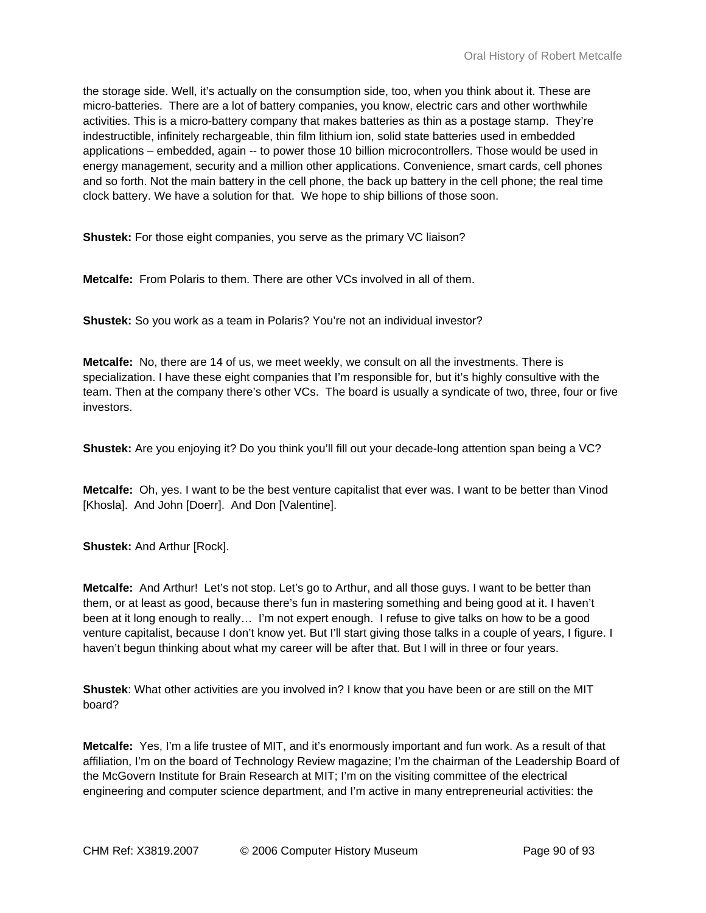the storage side. Well, it's actually on the consumption side, too, when you think about it. These are micro-batteries. There are a lot of battery companies, you know, electric cars and other worthwhile activities. This is a micro-battery company that makes batteries as thin as a postage stamp. They're indestructible, infinitely rechargeable, thin film lithium ion, solid state batteries used in embedded applications – embedded, again -- to power those 10 billion microcontrollers. Those would be used in energy management, security and a million other applications. Convenience, smart cards, cell phones and so forth. Not the main battery in the cell phone, the back up battery in the cell phone; the real time clock battery. We have a solution for that. We hope to ship billions of those soon.

**Shustek:** For those eight companies, you serve as the primary VC liaison?

**Metcalfe:** From Polaris to them. There are other VCs involved in all of them.

**Shustek:** So you work as a team in Polaris? You're not an individual investor?

**Metcalfe:** No, there are 14 of us, we meet weekly, we consult on all the investments. There is specialization. I have these eight companies that I'm responsible for, but it's highly consultive with the team. Then at the company there's other VCs. The board is usually a syndicate of two, three, four or five investors.

**Shustek:** Are you enjoying it? Do you think you'll fill out your decade-long attention span being a VC?

**Metcalfe:** Oh, yes. I want to be the best venture capitalist that ever was. I want to be better than Vinod [Khosla]. And John [Doerr]. And Don [Valentine].

**Shustek:** And Arthur [Rock].

**Metcalfe:** And Arthur! Let's not stop. Let's go to Arthur, and all those guys. I want to be better than them, or at least as good, because there's fun in mastering something and being good at it. I haven't been at it long enough to really… I'm not expert enough. I refuse to give talks on how to be a good venture capitalist, because I don't know yet. But I'll start giving those talks in a couple of years, I figure. I haven't begun thinking about what my career will be after that. But I will in three or four years.

**Shustek**: What other activities are you involved in? I know that you have been or are still on the MIT board?

**Metcalfe:** Yes, I'm a life trustee of MIT, and it's enormously important and fun work. As a result of that affiliation, I'm on the board of Technology Review magazine; I'm the chairman of the Leadership Board of the McGovern Institute for Brain Research at MIT; I'm on the visiting committee of the electrical engineering and computer science department, and I'm active in many entrepreneurial activities: the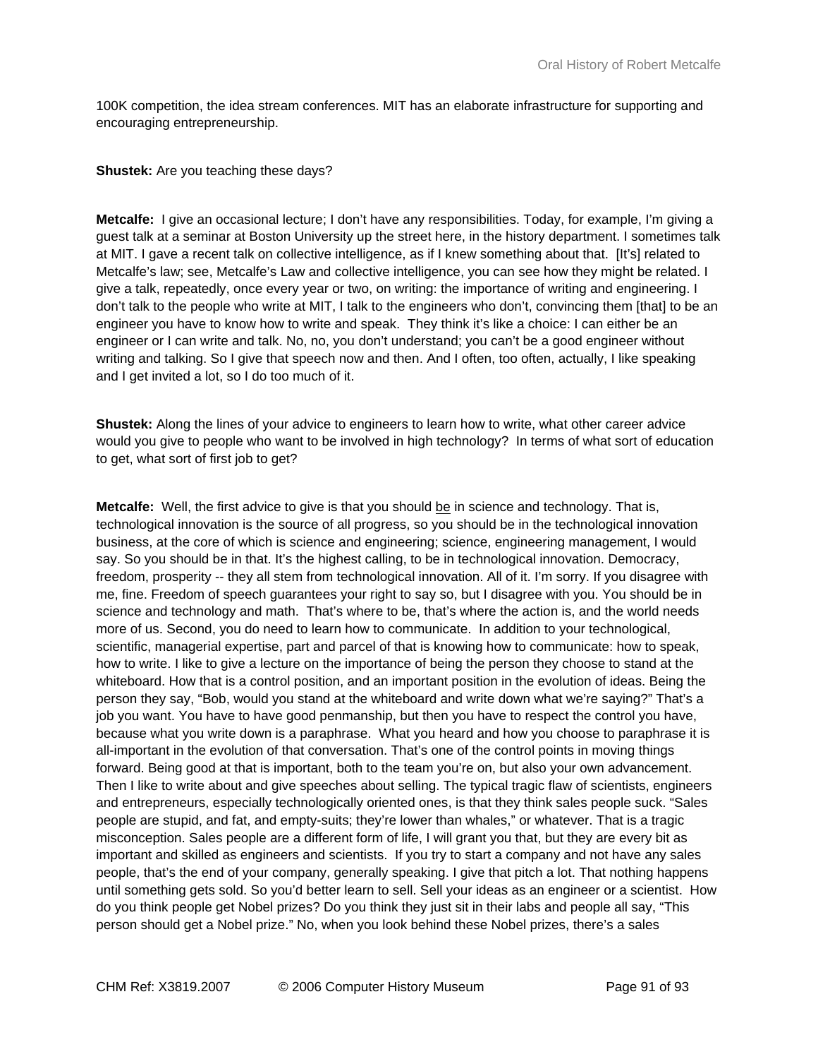100K competition, the idea stream conferences. MIT has an elaborate infrastructure for supporting and encouraging entrepreneurship.

**Shustek:** Are you teaching these days?

**Metcalfe:** I give an occasional lecture; I don't have any responsibilities. Today, for example, I'm giving a guest talk at a seminar at Boston University up the street here, in the history department. I sometimes talk at MIT. I gave a recent talk on collective intelligence, as if I knew something about that. [It's] related to Metcalfe's law; see, Metcalfe's Law and collective intelligence, you can see how they might be related. I give a talk, repeatedly, once every year or two, on writing: the importance of writing and engineering. I don't talk to the people who write at MIT, I talk to the engineers who don't, convincing them [that] to be an engineer you have to know how to write and speak. They think it's like a choice: I can either be an engineer or I can write and talk. No, no, you don't understand; you can't be a good engineer without writing and talking. So I give that speech now and then. And I often, too often, actually, I like speaking and I get invited a lot, so I do too much of it.

**Shustek:** Along the lines of your advice to engineers to learn how to write, what other career advice would you give to people who want to be involved in high technology? In terms of what sort of education to get, what sort of first job to get?

**Metcalfe:** Well, the first advice to give is that you should <u>be</u> in science and technology. That is, technological innovation is the source of all progress, so you should be in the technological innovation business, at the core of which is science and engineering; science, engineering management, I would say. So you should be in that. It's the highest calling, to be in technological innovation. Democracy, freedom, prosperity -- they all stem from technological innovation. All of it. I'm sorry. If you disagree with me, fine. Freedom of speech guarantees your right to say so, but I disagree with you. You should be in science and technology and math. That's where to be, that's where the action is, and the world needs more of us. Second, you do need to learn how to communicate. In addition to your technological, scientific, managerial expertise, part and parcel of that is knowing how to communicate: how to speak, how to write. I like to give a lecture on the importance of being the person they choose to stand at the whiteboard. How that is a control position, and an important position in the evolution of ideas. Being the person they say, "Bob, would you stand at the whiteboard and write down what we're saying?" That's a job you want. You have to have good penmanship, but then you have to respect the control you have, because what you write down is a paraphrase. What you heard and how you choose to paraphrase it is all-important in the evolution of that conversation. That's one of the control points in moving things forward. Being good at that is important, both to the team you're on, but also your own advancement. Then I like to write about and give speeches about selling. The typical tragic flaw of scientists, engineers and entrepreneurs, especially technologically oriented ones, is that they think sales people suck. "Sales people are stupid, and fat, and empty-suits; they're lower than whales," or whatever. That is a tragic misconception. Sales people are a different form of life, I will grant you that, but they are every bit as important and skilled as engineers and scientists. If you try to start a company and not have any sales people, that's the end of your company, generally speaking. I give that pitch a lot. That nothing happens until something gets sold. So you'd better learn to sell. Sell your ideas as an engineer or a scientist. How do you think people get Nobel prizes? Do you think they just sit in their labs and people all say, "This person should get a Nobel prize." No, when you look behind these Nobel prizes, there's a sales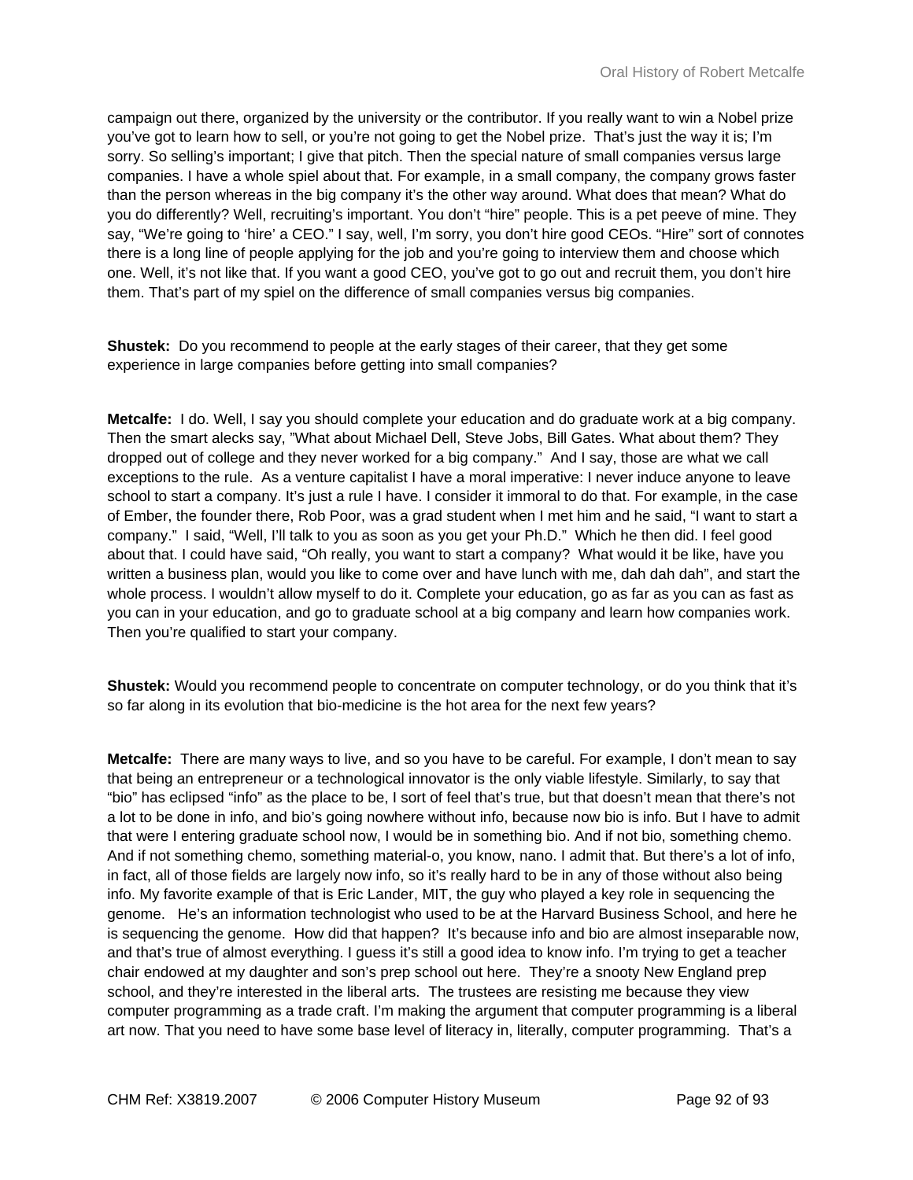campaign out there, organized by the university or the contributor. If you really want to win a Nobel prize you've got to learn how to sell, or you're not going to get the Nobel prize. That's just the way it is; I'm sorry. So selling's important; I give that pitch. Then the special nature of small companies versus large companies. I have a whole spiel about that. For example, in a small company, the company grows faster than the person whereas in the big company it's the other way around. What does that mean? What do you do differently? Well, recruiting's important. You don't "hire" people. This is a pet peeve of mine. They say, "We're going to 'hire' a CEO." I say, well, I'm sorry, you don't hire good CEOs. "Hire" sort of connotes there is a long line of people applying for the job and you're going to interview them and choose which one. Well, it's not like that. If you want a good CEO, you've got to go out and recruit them, you don't hire them. That's part of my spiel on the difference of small companies versus big companies.

**Shustek:** Do you recommend to people at the early stages of their career, that they get some experience in large companies before getting into small companies?

**Metcalfe:** I do. Well, I say you should complete your education and do graduate work at a big company. Then the smart alecks say, "What about Michael Dell, Steve Jobs, Bill Gates. What about them? They dropped out of college and they never worked for a big company." And I say, those are what we call exceptions to the rule. As a venture capitalist I have a moral imperative: I never induce anyone to leave school to start a company. It's just a rule I have. I consider it immoral to do that. For example, in the case of Ember, the founder there, Rob Poor, was a grad student when I met him and he said, "I want to start a company." I said, "Well, I'll talk to you as soon as you get your Ph.D." Which he then did. I feel good about that. I could have said, "Oh really, you want to start a company? What would it be like, have you written a business plan, would you like to come over and have lunch with me, dah dah dah", and start the whole process. I wouldn't allow myself to do it. Complete your education, go as far as you can as fast as you can in your education, and go to graduate school at a big company and learn how companies work. Then you're qualified to start your company.

**Shustek:** Would you recommend people to concentrate on computer technology, or do you think that it's so far along in its evolution that bio-medicine is the hot area for the next few years?

**Metcalfe:** There are many ways to live, and so you have to be careful. For example, I don't mean to say that being an entrepreneur or a technological innovator is the only viable lifestyle. Similarly, to say that "bio" has eclipsed "info" as the place to be, I sort of feel that's true, but that doesn't mean that there's not a lot to be done in info, and bio's going nowhere without info, because now bio is info. But I have to admit that were I entering graduate school now, I would be in something bio. And if not bio, something chemo. And if not something chemo, something material-o, you know, nano. I admit that. But there's a lot of info, in fact, all of those fields are largely now info, so it's really hard to be in any of those without also being info. My favorite example of that is Eric Lander, MIT, the guy who played a key role in sequencing the genome. He's an information technologist who used to be at the Harvard Business School, and here he is sequencing the genome. How did that happen? It's because info and bio are almost inseparable now, and that's true of almost everything. I guess it's still a good idea to know info. I'm trying to get a teacher chair endowed at my daughter and son's prep school out here. They're a snooty New England prep school, and they're interested in the liberal arts. The trustees are resisting me because they view computer programming as a trade craft. I'm making the argument that computer programming is a liberal art now. That you need to have some base level of literacy in, literally, computer programming. That's a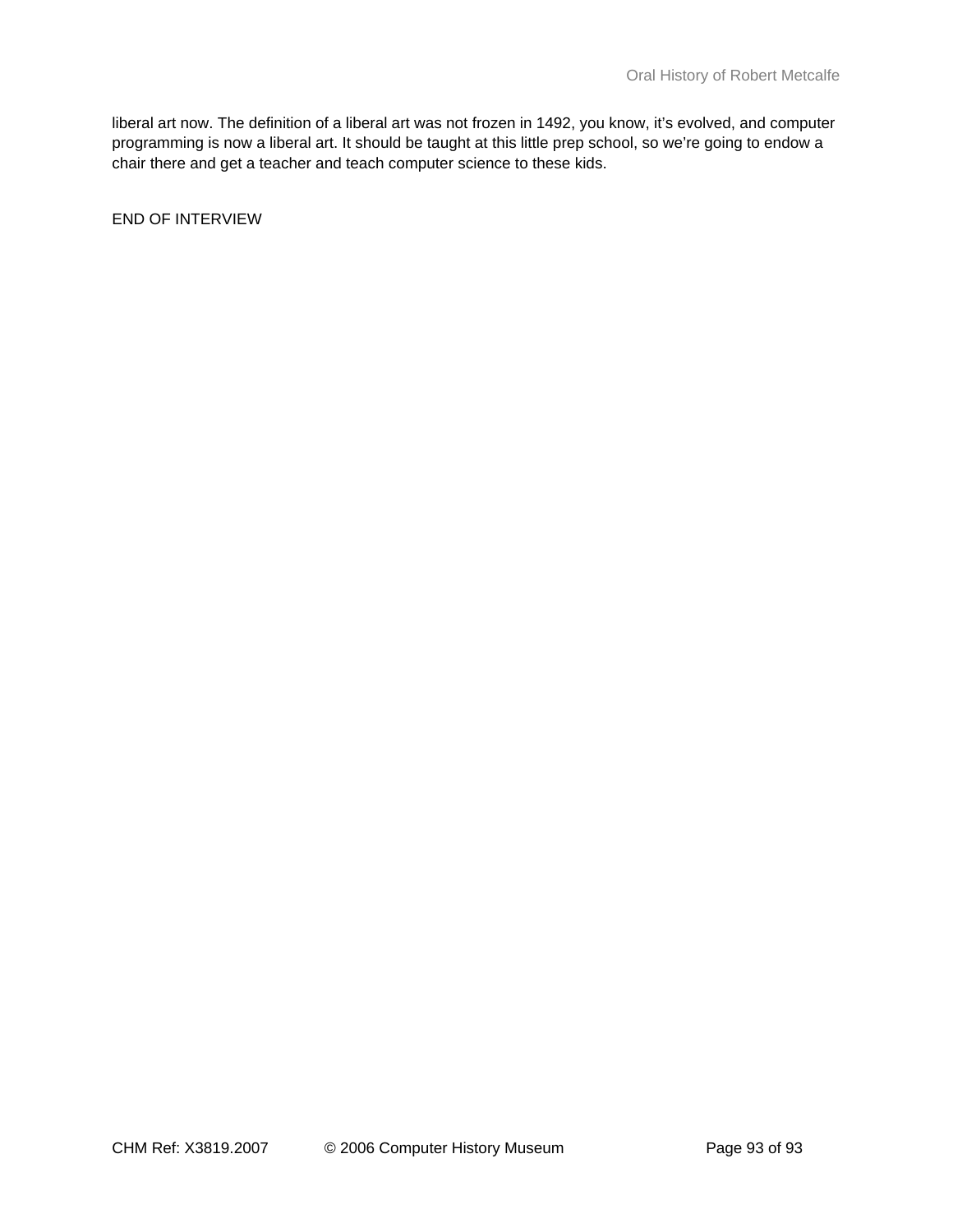liberal art now. The definition of a liberal art was not frozen in 1492, you know, it's evolved, and computer programming is now a liberal art. It should be taught at this little prep school, so we're going to endow a chair there and get a teacher and teach computer science to these kids.

END OF INTERVIEW